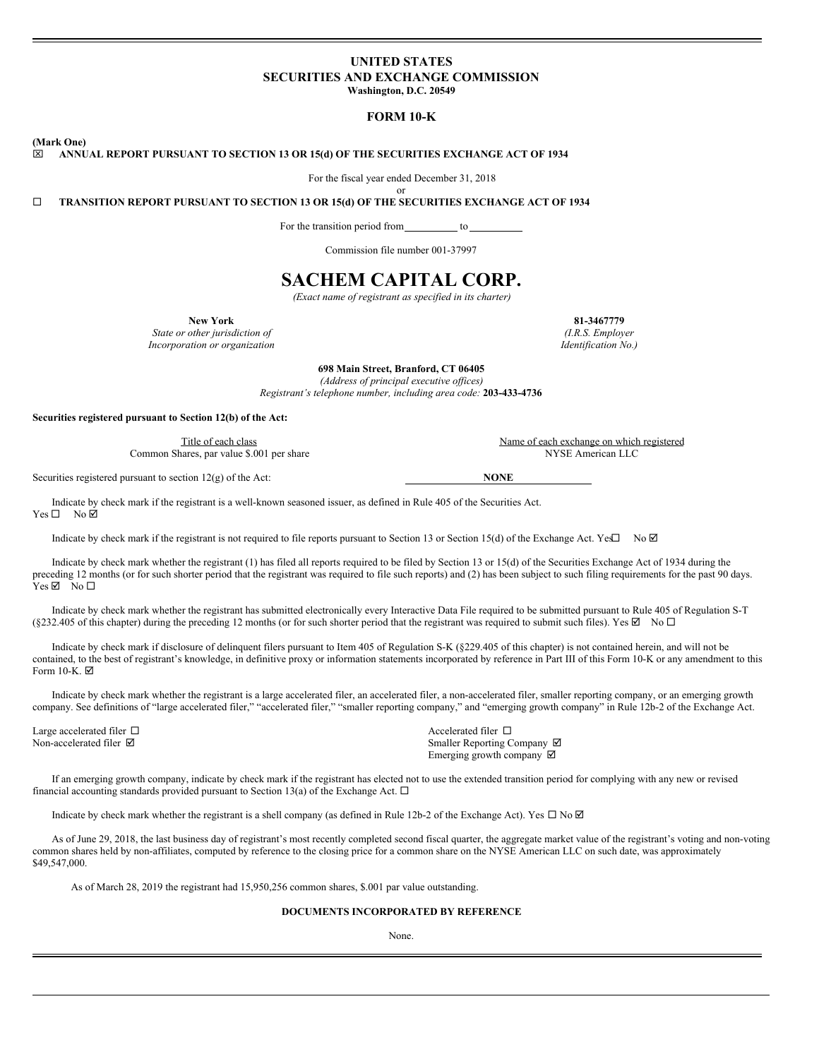# UNITED STATES
# SECURITIES AND EXCHANGE COMMISSION
**Washington, D.C. 20549**

## FORM 10-K

**(Mark One)**

☒ **ANNUAL REPORT PURSUANT TO SECTION 13 OR 15(d) OF THE SECURITIES EXCHANGE ACT OF 1934**

For the fiscal year ended December 31, 2018

or

☐ **TRANSITION REPORT PURSUANT TO SECTION 13 OR 15(d) OF THE SECURITIES EXCHANGE ACT OF 1934**

For the transition period from __________ to __________

Commission file number 001-37997

# SACHEM CAPITAL CORP.

*(Exact name of registrant as specified in its charter)*

| | |
|---|---|
| **New York** | **81-3467779** |
| *State or other jurisdiction of Incorporation or organization* | *(I.R.S. Employer Identification No.)* |

**698 Main Street, Branford, CT 06405**

*(Address of principal executive offices)*

*Registrant's telephone number, including area code:* **203-433-4736**

**Securities registered pursuant to Section 12(b) of the Act:**

| Title of each class | Name of each exchange on which registered |
|---|---|
| Common Shares, par value $.001 per share | NYSE American LLC |

Securities registered pursuant to section 12(g) of the Act: **NONE**

Indicate by check mark if the registrant is a well-known seasoned issuer, as defined in Rule 405 of the Securities Act. Yes ☐ No ☑

Indicate by check mark if the registrant is not required to file reports pursuant to Section 13 or Section 15(d) of the Exchange Act. Yes ☐ No ☑

Indicate by check mark whether the registrant (1) has filed all reports required to be filed by Section 13 or 15(d) of the Securities Exchange Act of 1934 during the preceding 12 months (or for such shorter period that the registrant was required to file such reports) and (2) has been subject to such filing requirements for the past 90 days. Yes ☑ No ☐

Indicate by check mark whether the registrant has submitted electronically every Interactive Data File required to be submitted pursuant to Rule 405 of Regulation S-T (§232.405 of this chapter) during the preceding 12 months (or for such shorter period that the registrant was required to submit such files). Yes ☑ No ☐

Indicate by check mark if disclosure of delinquent filers pursuant to Item 405 of Regulation S-K (§229.405 of this chapter) is not contained herein, and will not be contained, to the best of registrant's knowledge, in definitive proxy or information statements incorporated by reference in Part III of this Form 10-K or any amendment to this Form 10-K. ☑

Indicate by check mark whether the registrant is a large accelerated filer, an accelerated filer, a non-accelerated filer, smaller reporting company, or an emerging growth company. See definitions of "large accelerated filer," "accelerated filer," "smaller reporting company," and "emerging growth company" in Rule 12b-2 of the Exchange Act.

| | |
|---|---|
| Large accelerated filer ☐ | Accelerated filer ☐ |
| Non-accelerated filer ☑ | Smaller Reporting Company ☑ |
| | Emerging growth company ☑ |

If an emerging growth company, indicate by check mark if the registrant has elected not to use the extended transition period for complying with any new or revised financial accounting standards provided pursuant to Section 13(a) of the Exchange Act. ☐

Indicate by check mark whether the registrant is a shell company (as defined in Rule 12b-2 of the Exchange Act). Yes ☐ No ☑

As of June 29, 2018, the last business day of registrant's most recently completed second fiscal quarter, the aggregate market value of the registrant's voting and non-voting common shares held by non-affiliates, computed by reference to the closing price for a common share on the NYSE American LLC on such date, was approximately $49,547,000.

As of March 28, 2019 the registrant had 15,950,256 common shares, $.001 par value outstanding.

**DOCUMENTS INCORPORATED BY REFERENCE**

None.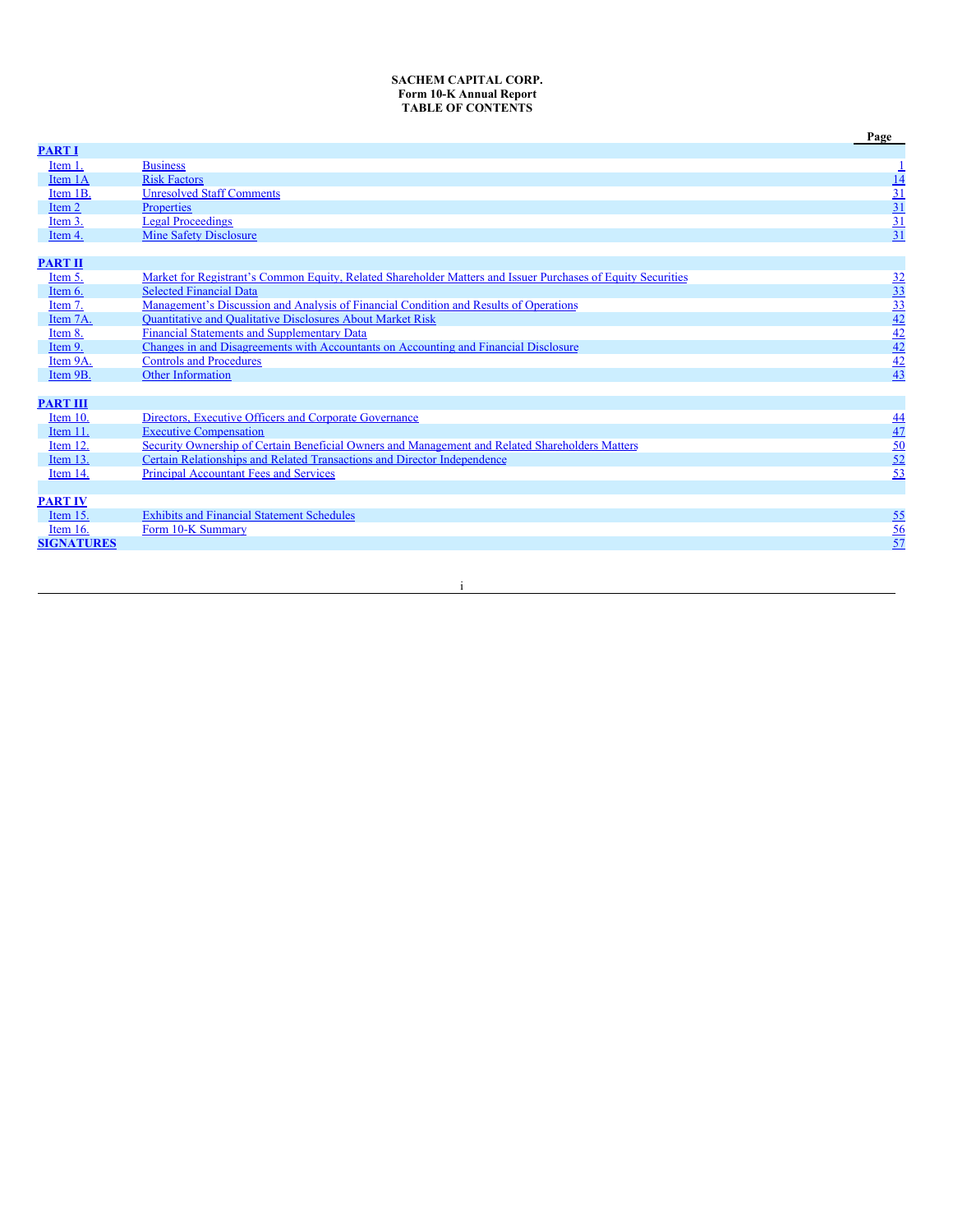**SACHEM CAPITAL CORP.**
**Form 10-K Annual Report**
**TABLE OF CONTENTS**

| | | Page |
|---|---|---|
| **PART I** | | |
| Item 1. | Business | 1 |
| Item 1A | Risk Factors | 14 |
| Item 1B. | Unresolved Staff Comments | 31 |
| Item 2 | Properties | 31 |
| Item 3. | Legal Proceedings | 31 |
| Item 4. | Mine Safety Disclosure | 31 |
| **PART II** | | |
| Item 5. | Market for Registrant's Common Equity, Related Shareholder Matters and Issuer Purchases of Equity Securities | 32 |
| Item 6. | Selected Financial Data | 33 |
| Item 7. | Management's Discussion and Analysis of Financial Condition and Results of Operations | 33 |
| Item 7A. | Quantitative and Qualitative Disclosures About Market Risk | 42 |
| Item 8. | Financial Statements and Supplementary Data | 42 |
| Item 9. | Changes in and Disagreements with Accountants on Accounting and Financial Disclosure | 42 |
| Item 9A. | Controls and Procedures | 42 |
| Item 9B. | Other Information | 43 |
| **PART III** | | |
| Item 10. | Directors, Executive Officers and Corporate Governance | 44 |
| Item 11. | Executive Compensation | 47 |
| Item 12. | Security Ownership of Certain Beneficial Owners and Management and Related Shareholders Matters | 50 |
| Item 13. | Certain Relationships and Related Transactions and Director Independence | 52 |
| Item 14. | Principal Accountant Fees and Services | 53 |
| **PART IV** | | |
| Item 15. | Exhibits and Financial Statement Schedules | 55 |
| Item 16. | Form 10-K Summary | 56 |
| **SIGNATURES** | | 57 |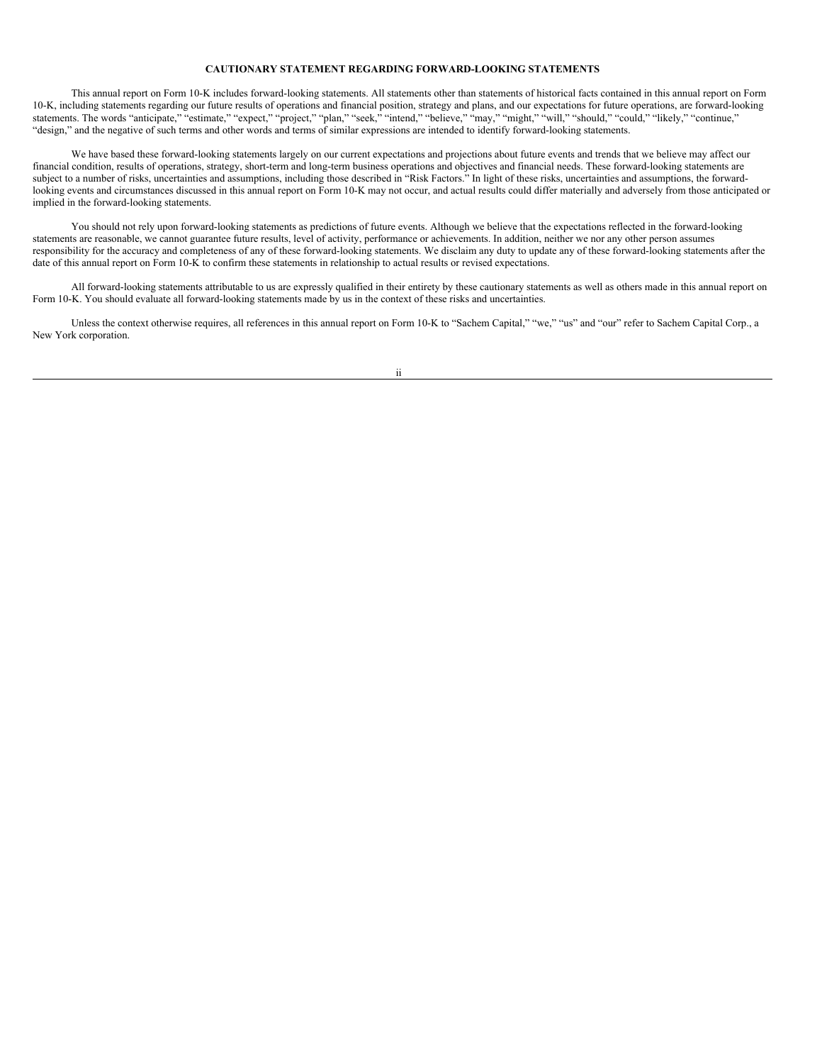## CAUTIONARY STATEMENT REGARDING FORWARD-LOOKING STATEMENTS

This annual report on Form 10-K includes forward-looking statements. All statements other than statements of historical facts contained in this annual report on Form 10-K, including statements regarding our future results of operations and financial position, strategy and plans, and our expectations for future operations, are forward-looking statements. The words "anticipate," "estimate," "expect," "project," "plan," "seek," "intend," "believe," "may," "might," "will," "should," "could," "likely," "continue," "design," and the negative of such terms and other words and terms of similar expressions are intended to identify forward-looking statements.

We have based these forward-looking statements largely on our current expectations and projections about future events and trends that we believe may affect our financial condition, results of operations, strategy, short-term and long-term business operations and objectives and financial needs. These forward-looking statements are subject to a number of risks, uncertainties and assumptions, including those described in "Risk Factors." In light of these risks, uncertainties and assumptions, the forward-looking events and circumstances discussed in this annual report on Form 10-K may not occur, and actual results could differ materially and adversely from those anticipated or implied in the forward-looking statements.

You should not rely upon forward-looking statements as predictions of future events. Although we believe that the expectations reflected in the forward-looking statements are reasonable, we cannot guarantee future results, level of activity, performance or achievements. In addition, neither we nor any other person assumes responsibility for the accuracy and completeness of any of these forward-looking statements. We disclaim any duty to update any of these forward-looking statements after the date of this annual report on Form 10-K to confirm these statements in relationship to actual results or revised expectations.

All forward-looking statements attributable to us are expressly qualified in their entirety by these cautionary statements as well as others made in this annual report on Form 10-K. You should evaluate all forward-looking statements made by us in the context of these risks and uncertainties.

Unless the context otherwise requires, all references in this annual report on Form 10-K to "Sachem Capital," "we," "us" and "our" refer to Sachem Capital Corp., a New York corporation.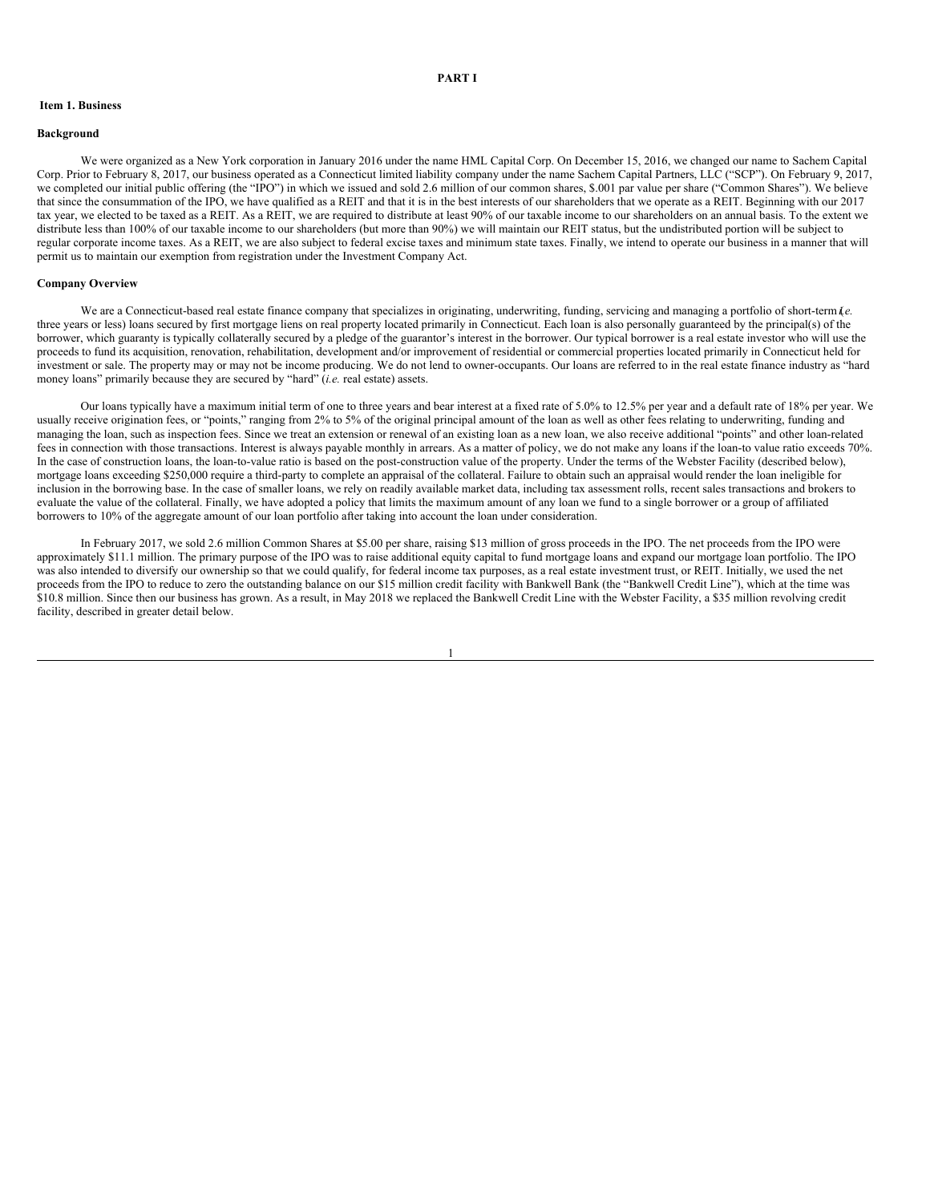# PART I

## Item 1. Business

### Background

We were organized as a New York corporation in January 2016 under the name HML Capital Corp. On December 15, 2016, we changed our name to Sachem Capital Corp. Prior to February 8, 2017, our business operated as a Connecticut limited liability company under the name Sachem Capital Partners, LLC ("SCP"). On February 9, 2017, we completed our initial public offering (the "IPO") in which we issued and sold 2.6 million of our common shares, $.001 par value per share ("Common Shares"). We believe that since the consummation of the IPO, we have qualified as a REIT and that it is in the best interests of our shareholders that we operate as a REIT. Beginning with our 2017 tax year, we elected to be taxed as a REIT. As a REIT, we are required to distribute at least 90% of our taxable income to our shareholders on an annual basis. To the extent we distribute less than 100% of our taxable income to our shareholders (but more than 90%) we will maintain our REIT status, but the undistributed portion will be subject to regular corporate income taxes. As a REIT, we are also subject to federal excise taxes and minimum state taxes. Finally, we intend to operate our business in a manner that will permit us to maintain our exemption from registration under the Investment Company Act.

### Company Overview

We are a Connecticut-based real estate finance company that specializes in originating, underwriting, funding, servicing and managing a portfolio of short-term (*i.e.* three years or less) loans secured by first mortgage liens on real property located primarily in Connecticut. Each loan is also personally guaranteed by the principal(s) of the borrower, which guaranty is typically collaterally secured by a pledge of the guarantor's interest in the borrower. Our typical borrower is a real estate investor who will use the proceeds to fund its acquisition, renovation, rehabilitation, development and/or improvement of residential or commercial properties located primarily in Connecticut held for investment or sale. The property may or may not be income producing. We do not lend to owner-occupants. Our loans are referred to in the real estate finance industry as "hard money loans" primarily because they are secured by "hard" (*i.e.* real estate) assets.

Our loans typically have a maximum initial term of one to three years and bear interest at a fixed rate of 5.0% to 12.5% per year and a default rate of 18% per year. We usually receive origination fees, or "points," ranging from 2% to 5% of the original principal amount of the loan as well as other fees relating to underwriting, funding and managing the loan, such as inspection fees. Since we treat an extension or renewal of an existing loan as a new loan, we also receive additional "points" and other loan-related fees in connection with those transactions. Interest is always payable monthly in arrears. As a matter of policy, we do not make any loans if the loan-to value ratio exceeds 70%. In the case of construction loans, the loan-to-value ratio is based on the post-construction value of the property. Under the terms of the Webster Facility (described below), mortgage loans exceeding $250,000 require a third-party to complete an appraisal of the collateral. Failure to obtain such an appraisal would render the loan ineligible for inclusion in the borrowing base. In the case of smaller loans, we rely on readily available market data, including tax assessment rolls, recent sales transactions and brokers to evaluate the value of the collateral. Finally, we have adopted a policy that limits the maximum amount of any loan we fund to a single borrower or a group of affiliated borrowers to 10% of the aggregate amount of our loan portfolio after taking into account the loan under consideration.

In February 2017, we sold 2.6 million Common Shares at $5.00 per share, raising $13 million of gross proceeds in the IPO. The net proceeds from the IPO were approximately $11.1 million. The primary purpose of the IPO was to raise additional equity capital to fund mortgage loans and expand our mortgage loan portfolio. The IPO was also intended to diversify our ownership so that we could qualify, for federal income tax purposes, as a real estate investment trust, or REIT. Initially, we used the net proceeds from the IPO to reduce to zero the outstanding balance on our $15 million credit facility with Bankwell Bank (the "Bankwell Credit Line"), which at the time was $10.8 million. Since then our business has grown. As a result, in May 2018 we replaced the Bankwell Credit Line with the Webster Facility, a $35 million revolving credit facility, described in greater detail below.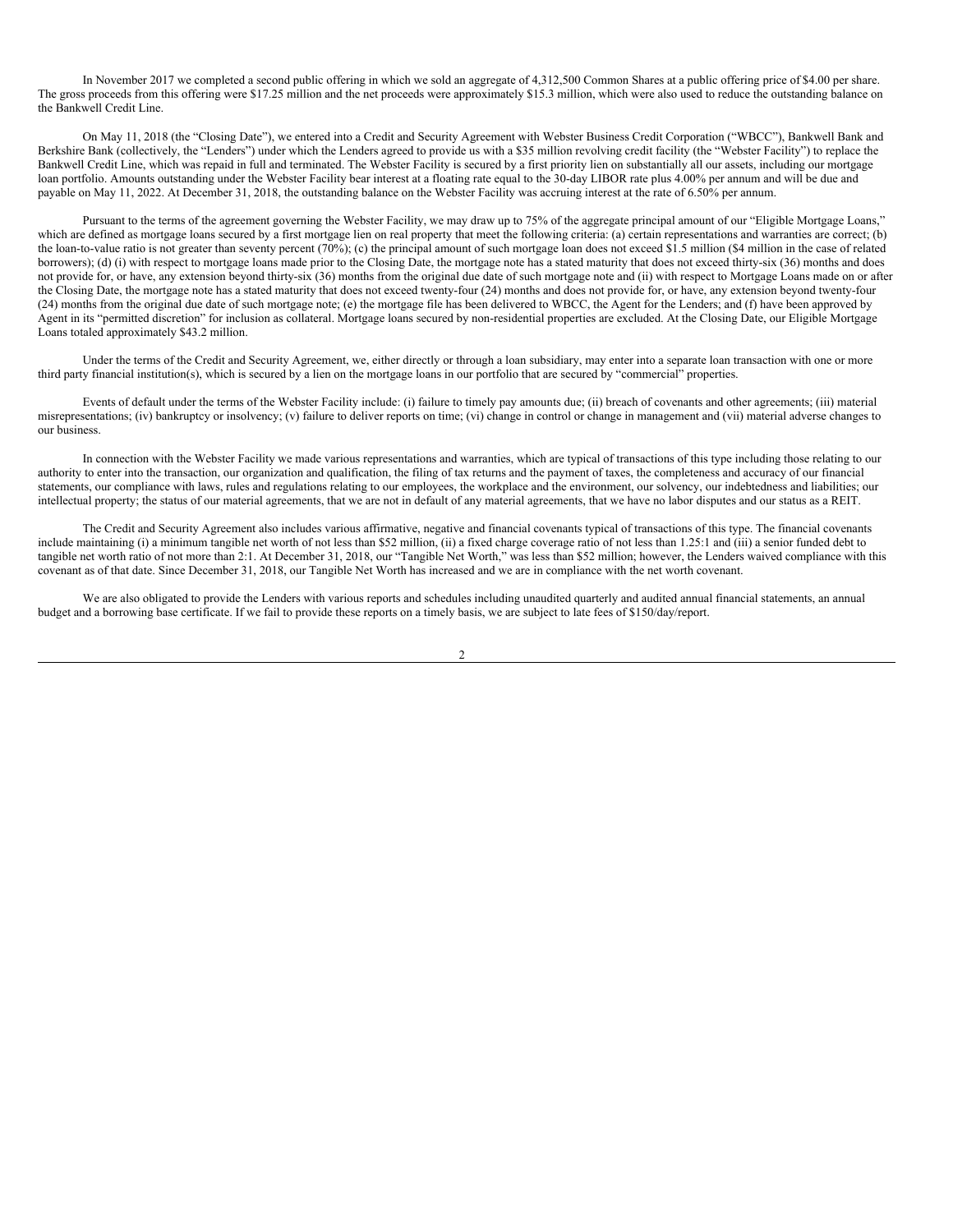In November 2017 we completed a second public offering in which we sold an aggregate of 4,312,500 Common Shares at a public offering price of $4.00 per share. The gross proceeds from this offering were $17.25 million and the net proceeds were approximately $15.3 million, which were also used to reduce the outstanding balance on the Bankwell Credit Line.

On May 11, 2018 (the "Closing Date"), we entered into a Credit and Security Agreement with Webster Business Credit Corporation ("WBCC"), Bankwell Bank and Berkshire Bank (collectively, the "Lenders") under which the Lenders agreed to provide us with a $35 million revolving credit facility (the "Webster Facility") to replace the Bankwell Credit Line, which was repaid in full and terminated. The Webster Facility is secured by a first priority lien on substantially all our assets, including our mortgage loan portfolio. Amounts outstanding under the Webster Facility bear interest at a floating rate equal to the 30-day LIBOR rate plus 4.00% per annum and will be due and payable on May 11, 2022. At December 31, 2018, the outstanding balance on the Webster Facility was accruing interest at the rate of 6.50% per annum.

Pursuant to the terms of the agreement governing the Webster Facility, we may draw up to 75% of the aggregate principal amount of our "Eligible Mortgage Loans," which are defined as mortgage loans secured by a first mortgage lien on real property that meet the following criteria: (a) certain representations and warranties are correct; (b) the loan-to-value ratio is not greater than seventy percent (70%); (c) the principal amount of such mortgage loan does not exceed $1.5 million ($4 million in the case of related borrowers); (d) (i) with respect to mortgage loans made prior to the Closing Date, the mortgage note has a stated maturity that does not exceed thirty-six (36) months and does not provide for, or have, any extension beyond thirty-six (36) months from the original due date of such mortgage note and (ii) with respect to Mortgage Loans made on or after the Closing Date, the mortgage note has a stated maturity that does not exceed twenty-four (24) months and does not provide for, or have, any extension beyond twenty-four (24) months from the original due date of such mortgage note; (e) the mortgage file has been delivered to WBCC, the Agent for the Lenders; and (f) have been approved by Agent in its "permitted discretion" for inclusion as collateral. Mortgage loans secured by non-residential properties are excluded. At the Closing Date, our Eligible Mortgage Loans totaled approximately $43.2 million.

Under the terms of the Credit and Security Agreement, we, either directly or through a loan subsidiary, may enter into a separate loan transaction with one or more third party financial institution(s), which is secured by a lien on the mortgage loans in our portfolio that are secured by "commercial" properties.

Events of default under the terms of the Webster Facility include: (i) failure to timely pay amounts due; (ii) breach of covenants and other agreements; (iii) material misrepresentations; (iv) bankruptcy or insolvency; (v) failure to deliver reports on time; (vi) change in control or change in management and (vii) material adverse changes to our business.

In connection with the Webster Facility we made various representations and warranties, which are typical of transactions of this type including those relating to our authority to enter into the transaction, our organization and qualification, the filing of tax returns and the payment of taxes, the completeness and accuracy of our financial statements, our compliance with laws, rules and regulations relating to our employees, the workplace and the environment, our solvency, our indebtedness and liabilities; our intellectual property; the status of our material agreements, that we are not in default of any material agreements, that we have no labor disputes and our status as a REIT.

The Credit and Security Agreement also includes various affirmative, negative and financial covenants typical of transactions of this type. The financial covenants include maintaining (i) a minimum tangible net worth of not less than $52 million, (ii) a fixed charge coverage ratio of not less than 1.25:1 and (iii) a senior funded debt to tangible net worth ratio of not more than 2:1. At December 31, 2018, our "Tangible Net Worth," was less than $52 million; however, the Lenders waived compliance with this covenant as of that date. Since December 31, 2018, our Tangible Net Worth has increased and we are in compliance with the net worth covenant.

We are also obligated to provide the Lenders with various reports and schedules including unaudited quarterly and audited annual financial statements, an annual budget and a borrowing base certificate. If we fail to provide these reports on a timely basis, we are subject to late fees of $150/day/report.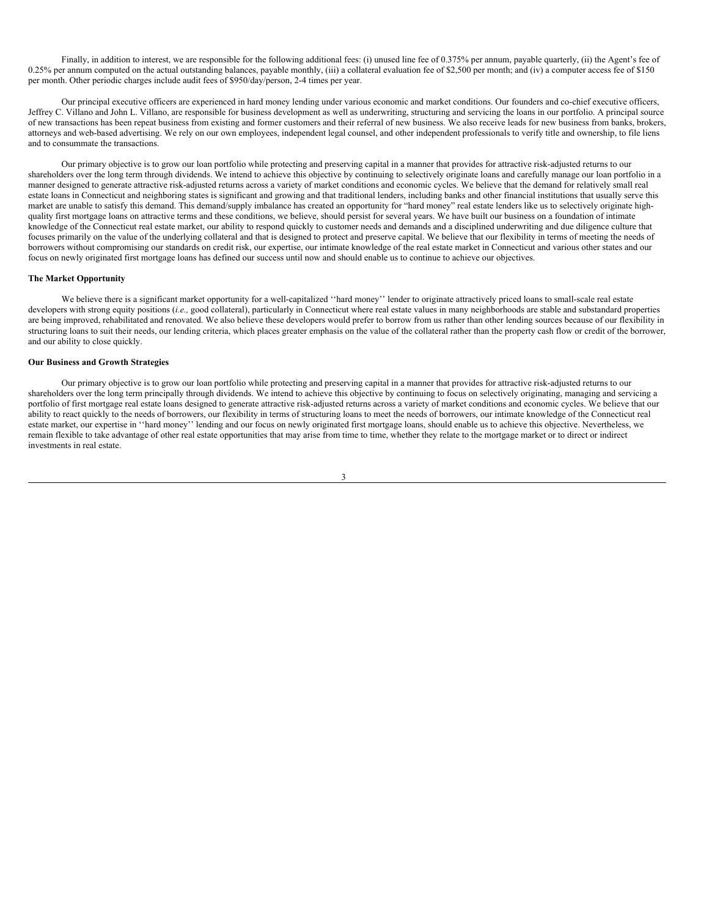Finally, in addition to interest, we are responsible for the following additional fees: (i) unused line fee of 0.375% per annum, payable quarterly, (ii) the Agent's fee of 0.25% per annum computed on the actual outstanding balances, payable monthly, (iii) a collateral evaluation fee of $2,500 per month; and (iv) a computer access fee of $150 per month. Other periodic charges include audit fees of $950/day/person, 2-4 times per year.

Our principal executive officers are experienced in hard money lending under various economic and market conditions. Our founders and co-chief executive officers, Jeffrey C. Villano and John L. Villano, are responsible for business development as well as underwriting, structuring and servicing the loans in our portfolio. A principal source of new transactions has been repeat business from existing and former customers and their referral of new business. We also receive leads for new business from banks, brokers, attorneys and web-based advertising. We rely on our own employees, independent legal counsel, and other independent professionals to verify title and ownership, to file liens and to consummate the transactions.

Our primary objective is to grow our loan portfolio while protecting and preserving capital in a manner that provides for attractive risk-adjusted returns to our shareholders over the long term through dividends. We intend to achieve this objective by continuing to selectively originate loans and carefully manage our loan portfolio in a manner designed to generate attractive risk-adjusted returns across a variety of market conditions and economic cycles. We believe that the demand for relatively small real estate loans in Connecticut and neighboring states is significant and growing and that traditional lenders, including banks and other financial institutions that usually serve this market are unable to satisfy this demand. This demand/supply imbalance has created an opportunity for "hard money" real estate lenders like us to selectively originate high-quality first mortgage loans on attractive terms and these conditions, we believe, should persist for several years. We have built our business on a foundation of intimate knowledge of the Connecticut real estate market, our ability to respond quickly to customer needs and demands and a disciplined underwriting and due diligence culture that focuses primarily on the value of the underlying collateral and that is designed to protect and preserve capital. We believe that our flexibility in terms of meeting the needs of borrowers without compromising our standards on credit risk, our expertise, our intimate knowledge of the real estate market in Connecticut and various other states and our focus on newly originated first mortgage loans has defined our success until now and should enable us to continue to achieve our objectives.

**The Market Opportunity**

We believe there is a significant market opportunity for a well-capitalized ''hard money'' lender to originate attractively priced loans to small-scale real estate developers with strong equity positions (*i.e.,* good collateral), particularly in Connecticut where real estate values in many neighborhoods are stable and substandard properties are being improved, rehabilitated and renovated. We also believe these developers would prefer to borrow from us rather than other lending sources because of our flexibility in structuring loans to suit their needs, our lending criteria, which places greater emphasis on the value of the collateral rather than the property cash flow or credit of the borrower, and our ability to close quickly.

**Our Business and Growth Strategies**

Our primary objective is to grow our loan portfolio while protecting and preserving capital in a manner that provides for attractive risk-adjusted returns to our shareholders over the long term principally through dividends. We intend to achieve this objective by continuing to focus on selectively originating, managing and servicing a portfolio of first mortgage real estate loans designed to generate attractive risk-adjusted returns across a variety of market conditions and economic cycles. We believe that our ability to react quickly to the needs of borrowers, our flexibility in terms of structuring loans to meet the needs of borrowers, our intimate knowledge of the Connecticut real estate market, our expertise in ''hard money'' lending and our focus on newly originated first mortgage loans, should enable us to achieve this objective. Nevertheless, we remain flexible to take advantage of other real estate opportunities that may arise from time to time, whether they relate to the mortgage market or to direct or indirect investments in real estate.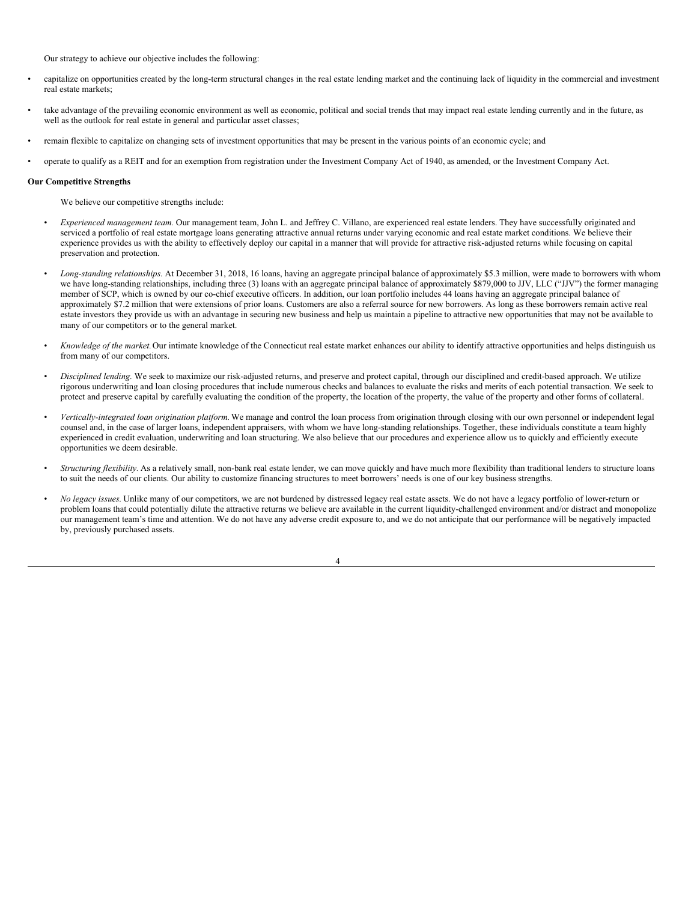Our strategy to achieve our objective includes the following:

- capitalize on opportunities created by the long-term structural changes in the real estate lending market and the continuing lack of liquidity in the commercial and investment real estate markets;
- take advantage of the prevailing economic environment as well as economic, political and social trends that may impact real estate lending currently and in the future, as well as the outlook for real estate in general and particular asset classes;
- remain flexible to capitalize on changing sets of investment opportunities that may be present in the various points of an economic cycle; and
- operate to qualify as a REIT and for an exemption from registration under the Investment Company Act of 1940, as amended, or the Investment Company Act.

**Our Competitive Strengths**

We believe our competitive strengths include:

- *Experienced management team.* Our management team, John L. and Jeffrey C. Villano, are experienced real estate lenders. They have successfully originated and serviced a portfolio of real estate mortgage loans generating attractive annual returns under varying economic and real estate market conditions. We believe their experience provides us with the ability to effectively deploy our capital in a manner that will provide for attractive risk-adjusted returns while focusing on capital preservation and protection.
- *Long-standing relationships.* At December 31, 2018, 16 loans, having an aggregate principal balance of approximately $5.3 million, were made to borrowers with whom we have long-standing relationships, including three (3) loans with an aggregate principal balance of approximately $879,000 to JJV, LLC ("JJV") the former managing member of SCP, which is owned by our co-chief executive officers. In addition, our loan portfolio includes 44 loans having an aggregate principal balance of approximately $7.2 million that were extensions of prior loans. Customers are also a referral source for new borrowers. As long as these borrowers remain active real estate investors they provide us with an advantage in securing new business and help us maintain a pipeline to attractive new opportunities that may not be available to many of our competitors or to the general market.
- *Knowledge of the market.* Our intimate knowledge of the Connecticut real estate market enhances our ability to identify attractive opportunities and helps distinguish us from many of our competitors.
- *Disciplined lending.* We seek to maximize our risk-adjusted returns, and preserve and protect capital, through our disciplined and credit-based approach. We utilize rigorous underwriting and loan closing procedures that include numerous checks and balances to evaluate the risks and merits of each potential transaction. We seek to protect and preserve capital by carefully evaluating the condition of the property, the location of the property, the value of the property and other forms of collateral.
- *Vertically-integrated loan origination platform.* We manage and control the loan process from origination through closing with our own personnel or independent legal counsel and, in the case of larger loans, independent appraisers, with whom we have long-standing relationships. Together, these individuals constitute a team highly experienced in credit evaluation, underwriting and loan structuring. We also believe that our procedures and experience allow us to quickly and efficiently execute opportunities we deem desirable.
- *Structuring flexibility.* As a relatively small, non-bank real estate lender, we can move quickly and have much more flexibility than traditional lenders to structure loans to suit the needs of our clients. Our ability to customize financing structures to meet borrowers' needs is one of our key business strengths.
- *No legacy issues.* Unlike many of our competitors, we are not burdened by distressed legacy real estate assets. We do not have a legacy portfolio of lower-return or problem loans that could potentially dilute the attractive returns we believe are available in the current liquidity-challenged environment and/or distract and monopolize our management team's time and attention. We do not have any adverse credit exposure to, and we do not anticipate that our performance will be negatively impacted by, previously purchased assets.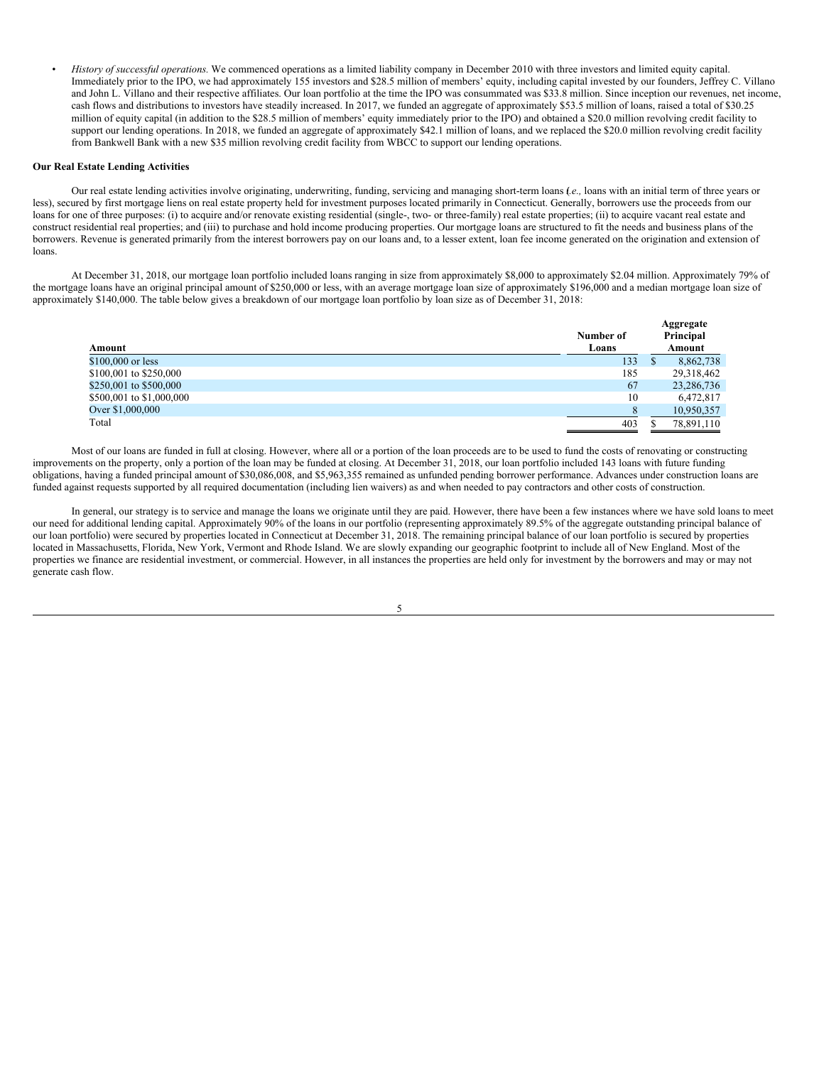- *History of successful operations.* We commenced operations as a limited liability company in December 2010 with three investors and limited equity capital. Immediately prior to the IPO, we had approximately 155 investors and $28.5 million of members' equity, including capital invested by our founders, Jeffrey C. Villano and John L. Villano and their respective affiliates. Our loan portfolio at the time the IPO was consummated was $33.8 million. Since inception our revenues, net income, cash flows and distributions to investors have steadily increased. In 2017, we funded an aggregate of approximately $53.5 million of loans, raised a total of $30.25 million of equity capital (in addition to the $28.5 million of members' equity immediately prior to the IPO) and obtained a $20.0 million revolving credit facility to support our lending operations. In 2018, we funded an aggregate of approximately $42.1 million of loans, and we replaced the $20.0 million revolving credit facility from Bankwell Bank with a new $35 million revolving credit facility from WBCC to support our lending operations.

**Our Real Estate Lending Activities**

Our real estate lending activities involve originating, underwriting, funding, servicing and managing short-term loans (*i.e.,* loans with an initial term of three years or less), secured by first mortgage liens on real estate property held for investment purposes located primarily in Connecticut. Generally, borrowers use the proceeds from our loans for one of three purposes: (i) to acquire and/or renovate existing residential (single-, two- or three-family) real estate properties; (ii) to acquire vacant real estate and construct residential real properties; and (iii) to purchase and hold income producing properties. Our mortgage loans are structured to fit the needs and business plans of the borrowers. Revenue is generated primarily from the interest borrowers pay on our loans and, to a lesser extent, loan fee income generated on the origination and extension of loans.

At December 31, 2018, our mortgage loan portfolio included loans ranging in size from approximately $8,000 to approximately $2.04 million. Approximately 79% of the mortgage loans have an original principal amount of $250,000 or less, with an average mortgage loan size of approximately $196,000 and a median mortgage loan size of approximately $140,000. The table below gives a breakdown of our mortgage loan portfolio by loan size as of December 31, 2018:

| Amount | Number of Loans | Aggregate Principal Amount |
|---|---|---|
| $100,000 or less | 133 | $ 8,862,738 |
| $100,001 to $250,000 | 185 | 29,318,462 |
| $250,001 to $500,000 | 67 | 23,286,736 |
| $500,001 to $1,000,000 | 10 | 6,472,817 |
| Over $1,000,000 | 8 | 10,950,357 |
| Total | 403 | $ 78,891,110 |

Most of our loans are funded in full at closing. However, where all or a portion of the loan proceeds are to be used to fund the costs of renovating or constructing improvements on the property, only a portion of the loan may be funded at closing. At December 31, 2018, our loan portfolio included 143 loans with future funding obligations, having a funded principal amount of $30,086,008, and $5,963,355 remained as unfunded pending borrower performance. Advances under construction loans are funded against requests supported by all required documentation (including lien waivers) as and when needed to pay contractors and other costs of construction.

In general, our strategy is to service and manage the loans we originate until they are paid. However, there have been a few instances where we have sold loans to meet our need for additional lending capital. Approximately 90% of the loans in our portfolio (representing approximately 89.5% of the aggregate outstanding principal balance of our loan portfolio) were secured by properties located in Connecticut at December 31, 2018. The remaining principal balance of our loan portfolio is secured by properties located in Massachusetts, Florida, New York, Vermont and Rhode Island. We are slowly expanding our geographic footprint to include all of New England. Most of the properties we finance are residential investment, or commercial. However, in all instances the properties are held only for investment by the borrowers and may or may not generate cash flow.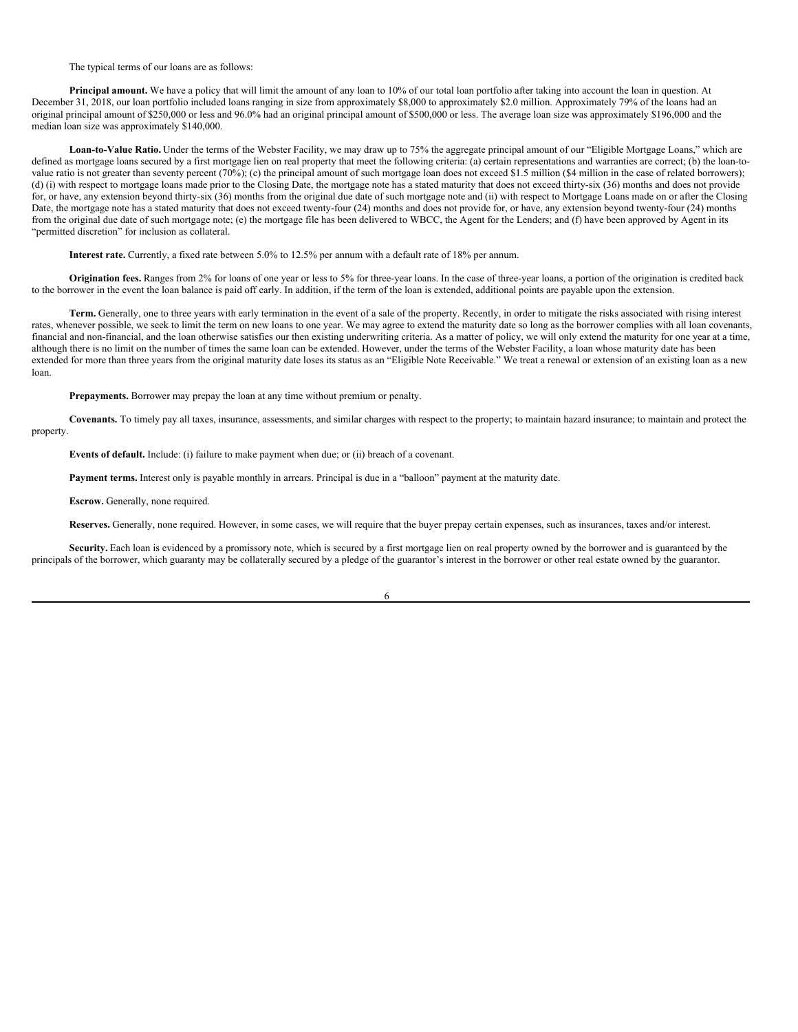The typical terms of our loans are as follows:

**Principal amount.** We have a policy that will limit the amount of any loan to 10% of our total loan portfolio after taking into account the loan in question. At December 31, 2018, our loan portfolio included loans ranging in size from approximately $8,000 to approximately $2.0 million. Approximately 79% of the loans had an original principal amount of $250,000 or less and 96.0% had an original principal amount of $500,000 or less. The average loan size was approximately $196,000 and the median loan size was approximately $140,000.

**Loan-to-Value Ratio.** Under the terms of the Webster Facility, we may draw up to 75% the aggregate principal amount of our "Eligible Mortgage Loans," which are defined as mortgage loans secured by a first mortgage lien on real property that meet the following criteria: (a) certain representations and warranties are correct; (b) the loan-to-value ratio is not greater than seventy percent (70%); (c) the principal amount of such mortgage loan does not exceed $1.5 million ($4 million in the case of related borrowers); (d) (i) with respect to mortgage loans made prior to the Closing Date, the mortgage note has a stated maturity that does not exceed thirty-six (36) months and does not provide for, or have, any extension beyond thirty-six (36) months from the original due date of such mortgage note and (ii) with respect to Mortgage Loans made on or after the Closing Date, the mortgage note has a stated maturity that does not exceed twenty-four (24) months and does not provide for, or have, any extension beyond twenty-four (24) months from the original due date of such mortgage note; (e) the mortgage file has been delivered to WBCC, the Agent for the Lenders; and (f) have been approved by Agent in its "permitted discretion" for inclusion as collateral.

**Interest rate.** Currently, a fixed rate between 5.0% to 12.5% per annum with a default rate of 18% per annum.

**Origination fees.** Ranges from 2% for loans of one year or less to 5% for three-year loans. In the case of three-year loans, a portion of the origination is credited back to the borrower in the event the loan balance is paid off early. In addition, if the term of the loan is extended, additional points are payable upon the extension.

**Term.** Generally, one to three years with early termination in the event of a sale of the property. Recently, in order to mitigate the risks associated with rising interest rates, whenever possible, we seek to limit the term on new loans to one year. We may agree to extend the maturity date so long as the borrower complies with all loan covenants, financial and non-financial, and the loan otherwise satisfies our then existing underwriting criteria. As a matter of policy, we will only extend the maturity for one year at a time, although there is no limit on the number of times the same loan can be extended. However, under the terms of the Webster Facility, a loan whose maturity date has been extended for more than three years from the original maturity date loses its status as an "Eligible Note Receivable." We treat a renewal or extension of an existing loan as a new loan.

**Prepayments.** Borrower may prepay the loan at any time without premium or penalty.

**Covenants.** To timely pay all taxes, insurance, assessments, and similar charges with respect to the property; to maintain hazard insurance; to maintain and protect the property.

**Events of default.** Include: (i) failure to make payment when due; or (ii) breach of a covenant.

**Payment terms.** Interest only is payable monthly in arrears. Principal is due in a "balloon" payment at the maturity date.

**Escrow.** Generally, none required.

**Reserves.** Generally, none required. However, in some cases, we will require that the buyer prepay certain expenses, such as insurances, taxes and/or interest.

**Security.** Each loan is evidenced by a promissory note, which is secured by a first mortgage lien on real property owned by the borrower and is guaranteed by the principals of the borrower, which guaranty may be collaterally secured by a pledge of the guarantor's interest in the borrower or other real estate owned by the guarantor.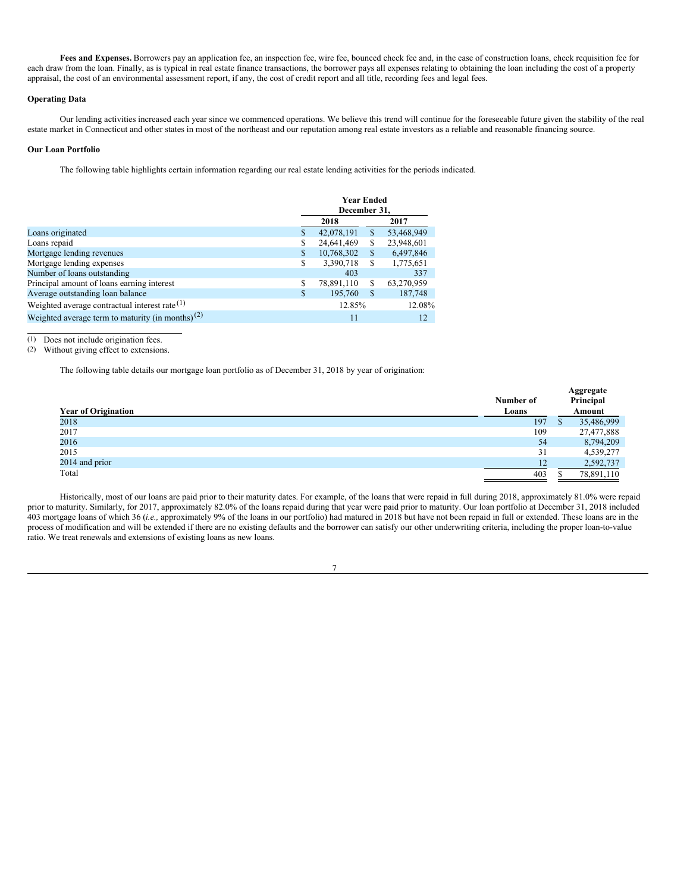**Fees and Expenses.** Borrowers pay an application fee, an inspection fee, wire fee, bounced check fee and, in the case of construction loans, check requisition fee for each draw from the loan. Finally, as is typical in real estate finance transactions, the borrower pays all expenses relating to obtaining the loan including the cost of a property appraisal, the cost of an environmental assessment report, if any, the cost of credit report and all title, recording fees and legal fees.

### Operating Data

Our lending activities increased each year since we commenced operations. We believe this trend will continue for the foreseeable future given the stability of the real estate market in Connecticut and other states in most of the northeast and our reputation among real estate investors as a reliable and reasonable financing source.

### Our Loan Portfolio

The following table highlights certain information regarding our real estate lending activities for the periods indicated.

| | Year Ended December 31, | |
|---|---|---|
| | 2018 | 2017 |
| Loans originated | $ 42,078,191 | $ 53,468,949 |
| Loans repaid | $ 24,641,469 | $ 23,948,601 |
| Mortgage lending revenues | $ 10,768,302 | $ 6,497,846 |
| Mortgage lending expenses | $ 3,390,718 | $ 1,775,651 |
| Number of loans outstanding | 403 | 337 |
| Principal amount of loans earning interest | $ 78,891,110 | $ 63,270,959 |
| Average outstanding loan balance | $ 195,760 | $ 187,748 |
| Weighted average contractual interest rate[(1)] | 12.85% | 12.08% |
| Weighted average term to maturity (in months)[(2)] | 11 | 12 |

(1) Does not include origination fees.

(2) Without giving effect to extensions.

The following table details our mortgage loan portfolio as of December 31, 2018 by year of origination:

| Year of Origination | Number of Loans | Aggregate Principal Amount |
|---|---|---|
| 2018 | 197 | $ 35,486,999 |
| 2017 | 109 | 27,477,888 |
| 2016 | 54 | 8,794,209 |
| 2015 | 31 | 4,539,277 |
| 2014 and prior | 12 | 2,592,737 |
| Total | 403 | $ 78,891,110 |

Historically, most of our loans are paid prior to their maturity dates. For example, of the loans that were repaid in full during 2018, approximately 81.0% were repaid prior to maturity. Similarly, for 2017, approximately 82.0% of the loans repaid during that year were paid prior to maturity. Our loan portfolio at December 31, 2018 included 403 mortgage loans of which 36 (*i.e.,* approximately 9% of the loans in our portfolio) had matured in 2018 but have not been repaid in full or extended. These loans are in the process of modification and will be extended if there are no existing defaults and the borrower can satisfy our other underwriting criteria, including the proper loan-to-value ratio. We treat renewals and extensions of existing loans as new loans.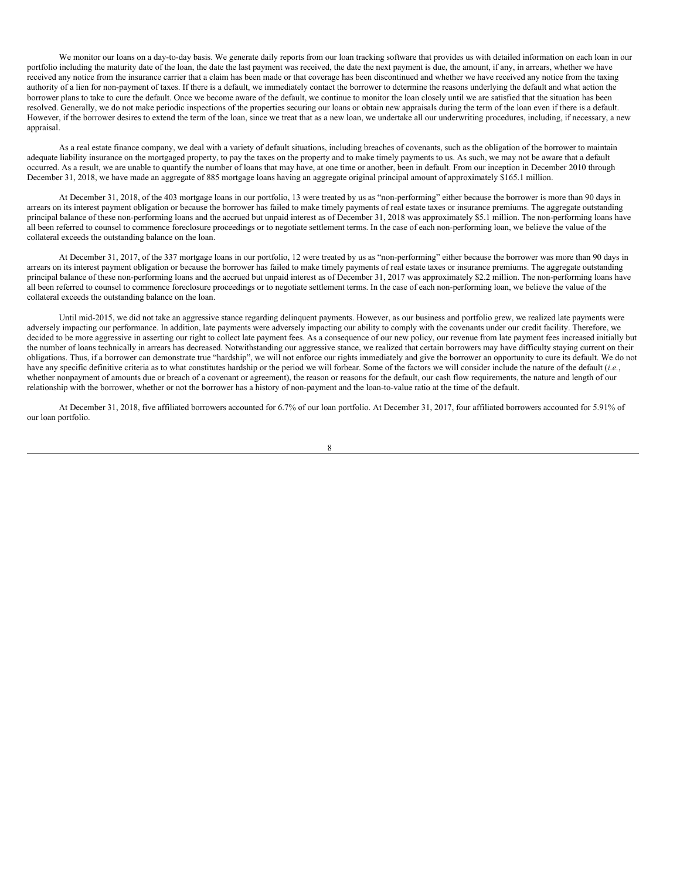We monitor our loans on a day-to-day basis. We generate daily reports from our loan tracking software that provides us with detailed information on each loan in our portfolio including the maturity date of the loan, the date the last payment was received, the date the next payment is due, the amount, if any, in arrears, whether we have received any notice from the insurance carrier that a claim has been made or that coverage has been discontinued and whether we have received any notice from the taxing authority of a lien for non-payment of taxes. If there is a default, we immediately contact the borrower to determine the reasons underlying the default and what action the borrower plans to take to cure the default. Once we become aware of the default, we continue to monitor the loan closely until we are satisfied that the situation has been resolved. Generally, we do not make periodic inspections of the properties securing our loans or obtain new appraisals during the term of the loan even if there is a default. However, if the borrower desires to extend the term of the loan, since we treat that as a new loan, we undertake all our underwriting procedures, including, if necessary, a new appraisal.

As a real estate finance company, we deal with a variety of default situations, including breaches of covenants, such as the obligation of the borrower to maintain adequate liability insurance on the mortgaged property, to pay the taxes on the property and to make timely payments to us. As such, we may not be aware that a default occurred. As a result, we are unable to quantify the number of loans that may have, at one time or another, been in default. From our inception in December 2010 through December 31, 2018, we have made an aggregate of 885 mortgage loans having an aggregate original principal amount of approximately $165.1 million.

At December 31, 2018, of the 403 mortgage loans in our portfolio, 13 were treated by us as "non-performing" either because the borrower is more than 90 days in arrears on its interest payment obligation or because the borrower has failed to make timely payments of real estate taxes or insurance premiums. The aggregate outstanding principal balance of these non-performing loans and the accrued but unpaid interest as of December 31, 2018 was approximately $5.1 million. The non-performing loans have all been referred to counsel to commence foreclosure proceedings or to negotiate settlement terms. In the case of each non-performing loan, we believe the value of the collateral exceeds the outstanding balance on the loan.

At December 31, 2017, of the 337 mortgage loans in our portfolio, 12 were treated by us as "non-performing" either because the borrower was more than 90 days in arrears on its interest payment obligation or because the borrower has failed to make timely payments of real estate taxes or insurance premiums. The aggregate outstanding principal balance of these non-performing loans and the accrued but unpaid interest as of December 31, 2017 was approximately $2.2 million. The non-performing loans have all been referred to counsel to commence foreclosure proceedings or to negotiate settlement terms. In the case of each non-performing loan, we believe the value of the collateral exceeds the outstanding balance on the loan.

Until mid-2015, we did not take an aggressive stance regarding delinquent payments. However, as our business and portfolio grew, we realized late payments were adversely impacting our performance. In addition, late payments were adversely impacting our ability to comply with the covenants under our credit facility. Therefore, we decided to be more aggressive in asserting our right to collect late payment fees. As a consequence of our new policy, our revenue from late payment fees increased initially but the number of loans technically in arrears has decreased. Notwithstanding our aggressive stance, we realized that certain borrowers may have difficulty staying current on their obligations. Thus, if a borrower can demonstrate true "hardship", we will not enforce our rights immediately and give the borrower an opportunity to cure its default. We do not have any specific definitive criteria as to what constitutes hardship or the period we will forbear. Some of the factors we will consider include the nature of the default (*i.e.*, whether nonpayment of amounts due or breach of a covenant or agreement), the reason or reasons for the default, our cash flow requirements, the nature and length of our relationship with the borrower, whether or not the borrower has a history of non-payment and the loan-to-value ratio at the time of the default.

At December 31, 2018, five affiliated borrowers accounted for 6.7% of our loan portfolio. At December 31, 2017, four affiliated borrowers accounted for 5.91% of our loan portfolio.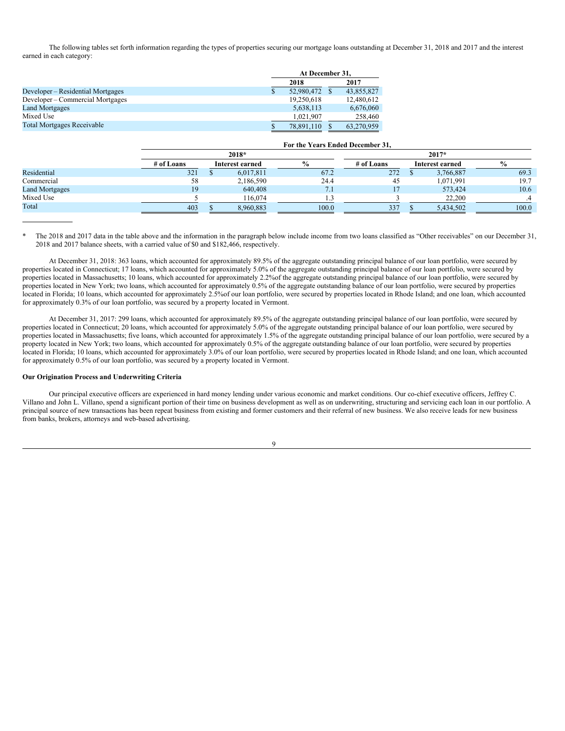The following tables set forth information regarding the types of properties securing our mortgage loans outstanding at December 31, 2018 and 2017 and the interest earned in each category:

| | At December 31, | |
|---|---|---|
| | 2018 | 2017 |
| Developer – Residential Mortgages | $ 52,980,472 | $ 43,855,827 |
| Developer – Commercial Mortgages | 19,250,618 | 12,480,612 |
| Land Mortgages | 5,638,113 | 6,676,060 |
| Mixed Use | 1,021,907 | 258,460 |
| Total Mortgages Receivable | $ 78,891,110 | $ 63,270,959 |

| | For the Years Ended December 31, | | | | | |
|---|---|---|---|---|---|---|
| | 2018* | | | 2017* | | |
| | # of Loans | Interest earned | % | # of Loans | Interest earned | % |
| Residential | 321 | $ 6,017,811 | 67.2 | 272 | $ 3,766,887 | 69.3 |
| Commercial | 58 | 2,186,590 | 24.4 | 45 | 1,071,991 | 19.7 |
| Land Mortgages | 19 | 640,408 | 7.1 | 17 | 573,424 | 10.6 |
| Mixed Use | 5 | 116,074 | 1.3 | 3 | 22,200 | .4 |
| Total | 403 | $ 8,960,883 | 100.0 | 337 | $ 5,434,502 | 100.0 |

\* The 2018 and 2017 data in the table above and the information in the paragraph below include income from two loans classified as "Other receivables" on our December 31, 2018 and 2017 balance sheets, with a carried value of $0 and $182,466, respectively.

At December 31, 2018: 363 loans, which accounted for approximately 89.5% of the aggregate outstanding principal balance of our loan portfolio, were secured by properties located in Connecticut; 17 loans, which accounted for approximately 5.0% of the aggregate outstanding principal balance of our loan portfolio, were secured by properties located in Massachusetts; 10 loans, which accounted for approximately 2.2%of the aggregate outstanding principal balance of our loan portfolio, were secured by properties located in New York; two loans, which accounted for approximately 0.5% of the aggregate outstanding balance of our loan portfolio, were secured by properties located in Florida; 10 loans, which accounted for approximately 2.5%of our loan portfolio, were secured by properties located in Rhode Island; and one loan, which accounted for approximately 0.3% of our loan portfolio, was secured by a property located in Vermont.

At December 31, 2017: 299 loans, which accounted for approximately 89.5% of the aggregate outstanding principal balance of our loan portfolio, were secured by properties located in Connecticut; 20 loans, which accounted for approximately 5.0% of the aggregate outstanding principal balance of our loan portfolio, were secured by properties located in Massachusetts; five loans, which accounted for approximately 1.5% of the aggregate outstanding principal balance of our loan portfolio, were secured by a property located in New York; two loans, which accounted for approximately 0.5% of the aggregate outstanding balance of our loan portfolio, were secured by properties located in Florida; 10 loans, which accounted for approximately 3.0% of our loan portfolio, were secured by properties located in Rhode Island; and one loan, which accounted for approximately 0.5% of our loan portfolio, was secured by a property located in Vermont.

**Our Origination Process and Underwriting Criteria**

Our principal executive officers are experienced in hard money lending under various economic and market conditions. Our co-chief executive officers, Jeffrey C. Villano and John L. Villano, spend a significant portion of their time on business development as well as on underwriting, structuring and servicing each loan in our portfolio. A principal source of new transactions has been repeat business from existing and former customers and their referral of new business. We also receive leads for new business from banks, brokers, attorneys and web-based advertising.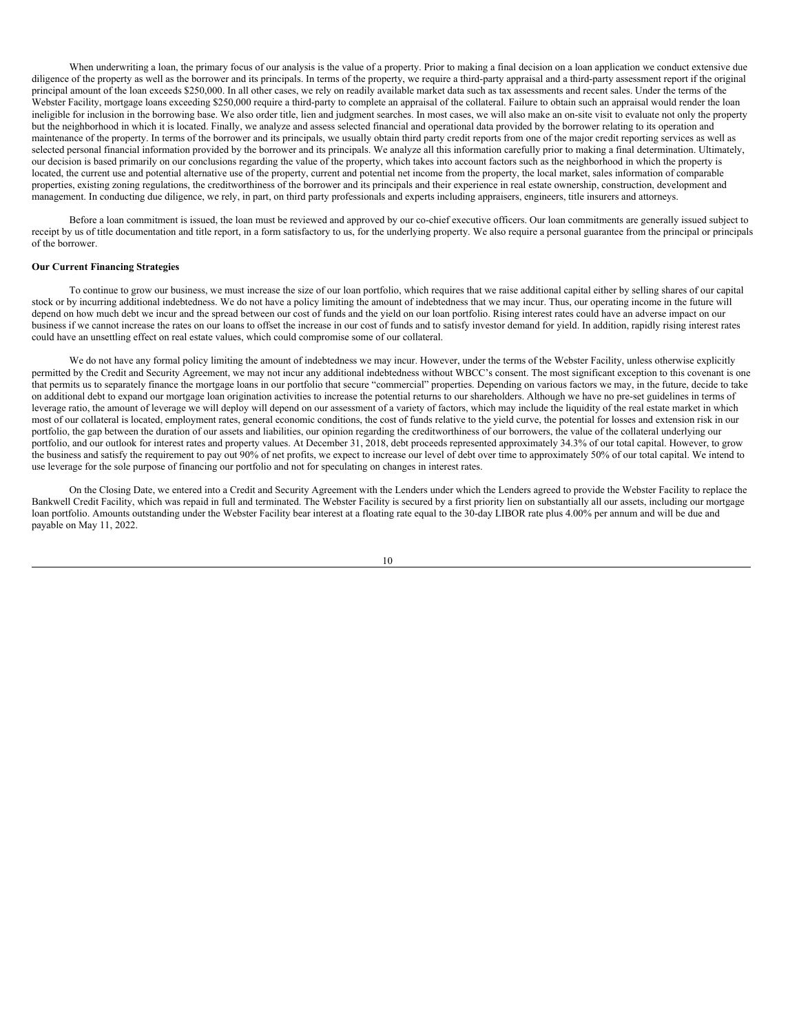When underwriting a loan, the primary focus of our analysis is the value of a property. Prior to making a final decision on a loan application we conduct extensive due diligence of the property as well as the borrower and its principals. In terms of the property, we require a third-party appraisal and a third-party assessment report if the original principal amount of the loan exceeds $250,000. In all other cases, we rely on readily available market data such as tax assessments and recent sales. Under the terms of the Webster Facility, mortgage loans exceeding $250,000 require a third-party to complete an appraisal of the collateral. Failure to obtain such an appraisal would render the loan ineligible for inclusion in the borrowing base. We also order title, lien and judgment searches. In most cases, we will also make an on-site visit to evaluate not only the property but the neighborhood in which it is located. Finally, we analyze and assess selected financial and operational data provided by the borrower relating to its operation and maintenance of the property. In terms of the borrower and its principals, we usually obtain third party credit reports from one of the major credit reporting services as well as selected personal financial information provided by the borrower and its principals. We analyze all this information carefully prior to making a final determination. Ultimately, our decision is based primarily on our conclusions regarding the value of the property, which takes into account factors such as the neighborhood in which the property is located, the current use and potential alternative use of the property, current and potential net income from the property, the local market, sales information of comparable properties, existing zoning regulations, the creditworthiness of the borrower and its principals and their experience in real estate ownership, construction, development and management. In conducting due diligence, we rely, in part, on third party professionals and experts including appraisers, engineers, title insurers and attorneys.

Before a loan commitment is issued, the loan must be reviewed and approved by our co-chief executive officers. Our loan commitments are generally issued subject to receipt by us of title documentation and title report, in a form satisfactory to us, for the underlying property. We also require a personal guarantee from the principal or principals of the borrower.

**Our Current Financing Strategies**

To continue to grow our business, we must increase the size of our loan portfolio, which requires that we raise additional capital either by selling shares of our capital stock or by incurring additional indebtedness. We do not have a policy limiting the amount of indebtedness that we may incur. Thus, our operating income in the future will depend on how much debt we incur and the spread between our cost of funds and the yield on our loan portfolio. Rising interest rates could have an adverse impact on our business if we cannot increase the rates on our loans to offset the increase in our cost of funds and to satisfy investor demand for yield. In addition, rapidly rising interest rates could have an unsettling effect on real estate values, which could compromise some of our collateral.

We do not have any formal policy limiting the amount of indebtedness we may incur. However, under the terms of the Webster Facility, unless otherwise explicitly permitted by the Credit and Security Agreement, we may not incur any additional indebtedness without WBCC's consent. The most significant exception to this covenant is one that permits us to separately finance the mortgage loans in our portfolio that secure "commercial" properties. Depending on various factors we may, in the future, decide to take on additional debt to expand our mortgage loan origination activities to increase the potential returns to our shareholders. Although we have no pre-set guidelines in terms of leverage ratio, the amount of leverage we will deploy will depend on our assessment of a variety of factors, which may include the liquidity of the real estate market in which most of our collateral is located, employment rates, general economic conditions, the cost of funds relative to the yield curve, the potential for losses and extension risk in our portfolio, the gap between the duration of our assets and liabilities, our opinion regarding the creditworthiness of our borrowers, the value of the collateral underlying our portfolio, and our outlook for interest rates and property values. At December 31, 2018, debt proceeds represented approximately 34.3% of our total capital. However, to grow the business and satisfy the requirement to pay out 90% of net profits, we expect to increase our level of debt over time to approximately 50% of our total capital. We intend to use leverage for the sole purpose of financing our portfolio and not for speculating on changes in interest rates.

On the Closing Date, we entered into a Credit and Security Agreement with the Lenders under which the Lenders agreed to provide the Webster Facility to replace the Bankwell Credit Facility, which was repaid in full and terminated. The Webster Facility is secured by a first priority lien on substantially all our assets, including our mortgage loan portfolio. Amounts outstanding under the Webster Facility bear interest at a floating rate equal to the 30-day LIBOR rate plus 4.00% per annum and will be due and payable on May 11, 2022.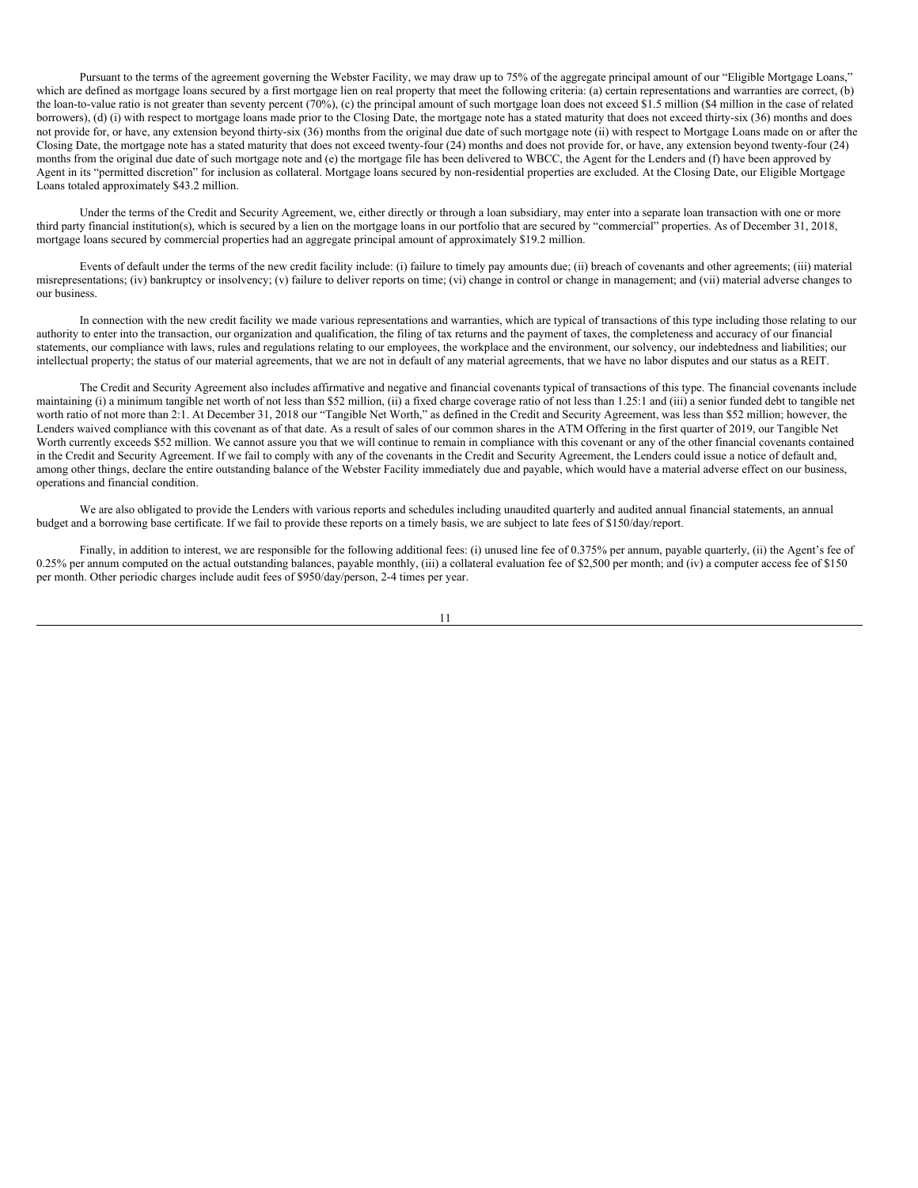Pursuant to the terms of the agreement governing the Webster Facility, we may draw up to 75% of the aggregate principal amount of our "Eligible Mortgage Loans," which are defined as mortgage loans secured by a first mortgage lien on real property that meet the following criteria: (a) certain representations and warranties are correct, (b) the loan-to-value ratio is not greater than seventy percent (70%), (c) the principal amount of such mortgage loan does not exceed $1.5 million ($4 million in the case of related borrowers), (d) (i) with respect to mortgage loans made prior to the Closing Date, the mortgage note has a stated maturity that does not exceed thirty-six (36) months and does not provide for, or have, any extension beyond thirty-six (36) months from the original due date of such mortgage note (ii) with respect to Mortgage Loans made on or after the Closing Date, the mortgage note has a stated maturity that does not exceed twenty-four (24) months and does not provide for, or have, any extension beyond twenty-four (24) months from the original due date of such mortgage note and (e) the mortgage file has been delivered to WBCC, the Agent for the Lenders and (f) have been approved by Agent in its "permitted discretion" for inclusion as collateral. Mortgage loans secured by non-residential properties are excluded. At the Closing Date, our Eligible Mortgage Loans totaled approximately $43.2 million.

Under the terms of the Credit and Security Agreement, we, either directly or through a loan subsidiary, may enter into a separate loan transaction with one or more third party financial institution(s), which is secured by a lien on the mortgage loans in our portfolio that are secured by "commercial" properties. As of December 31, 2018, mortgage loans secured by commercial properties had an aggregate principal amount of approximately $19.2 million.

Events of default under the terms of the new credit facility include: (i) failure to timely pay amounts due; (ii) breach of covenants and other agreements; (iii) material misrepresentations; (iv) bankruptcy or insolvency; (v) failure to deliver reports on time; (vi) change in control or change in management; and (vii) material adverse changes to our business.

In connection with the new credit facility we made various representations and warranties, which are typical of transactions of this type including those relating to our authority to enter into the transaction, our organization and qualification, the filing of tax returns and the payment of taxes, the completeness and accuracy of our financial statements, our compliance with laws, rules and regulations relating to our employees, the workplace and the environment, our solvency, our indebtedness and liabilities; our intellectual property; the status of our material agreements, that we are not in default of any material agreements, that we have no labor disputes and our status as a REIT.

The Credit and Security Agreement also includes affirmative and negative and financial covenants typical of transactions of this type. The financial covenants include maintaining (i) a minimum tangible net worth of not less than $52 million, (ii) a fixed charge coverage ratio of not less than 1.25:1 and (iii) a senior funded debt to tangible net worth ratio of not more than 2:1. At December 31, 2018 our "Tangible Net Worth," as defined in the Credit and Security Agreement, was less than $52 million; however, the Lenders waived compliance with this covenant as of that date. As a result of sales of our common shares in the ATM Offering in the first quarter of 2019, our Tangible Net Worth currently exceeds $52 million. We cannot assure you that we will continue to remain in compliance with this covenant or any of the other financial covenants contained in the Credit and Security Agreement. If we fail to comply with any of the covenants in the Credit and Security Agreement, the Lenders could issue a notice of default and, among other things, declare the entire outstanding balance of the Webster Facility immediately due and payable, which would have a material adverse effect on our business, operations and financial condition.

We are also obligated to provide the Lenders with various reports and schedules including unaudited quarterly and audited annual financial statements, an annual budget and a borrowing base certificate. If we fail to provide these reports on a timely basis, we are subject to late fees of $150/day/report.

Finally, in addition to interest, we are responsible for the following additional fees: (i) unused line fee of 0.375% per annum, payable quarterly, (ii) the Agent's fee of 0.25% per annum computed on the actual outstanding balances, payable monthly, (iii) a collateral evaluation fee of $2,500 per month; and (iv) a computer access fee of $150 per month. Other periodic charges include audit fees of $950/day/person, 2-4 times per year.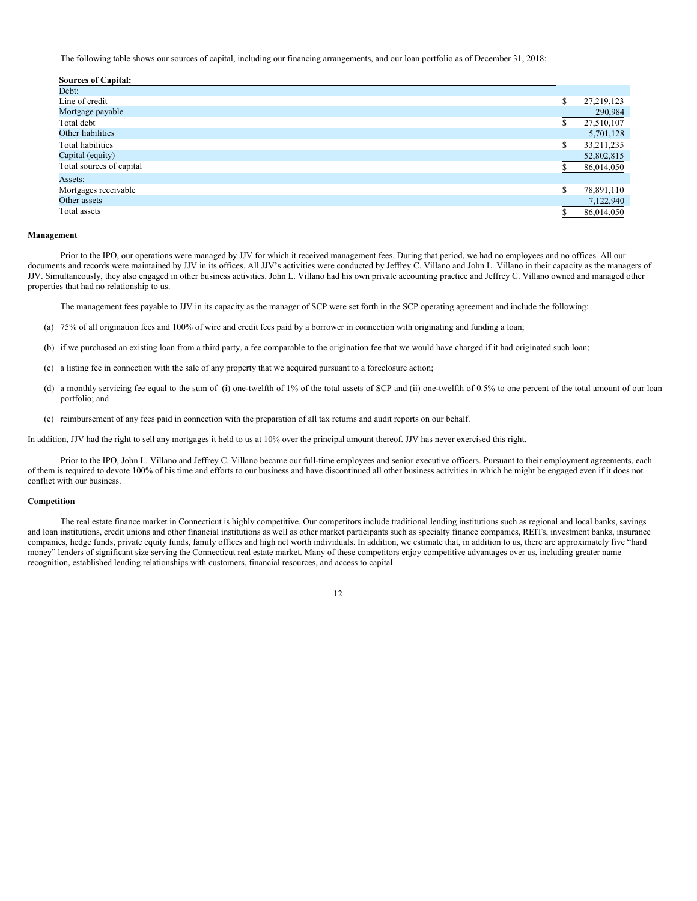The following table shows our sources of capital, including our financing arrangements, and our loan portfolio as of December 31, 2018:

| **Sources of Capital:** | |
|---|---|
| Debt: | |
| Line of credit | $ 27,219,123 |
| Mortgage payable | 290,984 |
| Total debt | $ 27,510,107 |
| Other liabilities | 5,701,128 |
| Total liabilities | $ 33,211,235 |
| Capital (equity) | 52,802,815 |
| Total sources of capital | $ 86,014,050 |
| Assets: | |
| Mortgages receivable | $ 78,891,110 |
| Other assets | 7,122,940 |
| Total assets | $ 86,014,050 |

**Management**

Prior to the IPO, our operations were managed by JJV for which it received management fees. During that period, we had no employees and no offices. All our documents and records were maintained by JJV in its offices. All JJV's activities were conducted by Jeffrey C. Villano and John L. Villano in their capacity as the managers of JJV. Simultaneously, they also engaged in other business activities. John L. Villano had his own private accounting practice and Jeffrey C. Villano owned and managed other properties that had no relationship to us.

The management fees payable to JJV in its capacity as the manager of SCP were set forth in the SCP operating agreement and include the following:

(a) 75% of all origination fees and 100% of wire and credit fees paid by a borrower in connection with originating and funding a loan;

(b) if we purchased an existing loan from a third party, a fee comparable to the origination fee that we would have charged if it had originated such loan;

(c) a listing fee in connection with the sale of any property that we acquired pursuant to a foreclosure action;

(d) a monthly servicing fee equal to the sum of (i) one-twelfth of 1% of the total assets of SCP and (ii) one-twelfth of 0.5% to one percent of the total amount of our loan portfolio; and

(e) reimbursement of any fees paid in connection with the preparation of all tax returns and audit reports on our behalf.

In addition, JJV had the right to sell any mortgages it held to us at 10% over the principal amount thereof. JJV has never exercised this right.

Prior to the IPO, John L. Villano and Jeffrey C. Villano became our full-time employees and senior executive officers. Pursuant to their employment agreements, each of them is required to devote 100% of his time and efforts to our business and have discontinued all other business activities in which he might be engaged even if it does not conflict with our business.

**Competition**

The real estate finance market in Connecticut is highly competitive. Our competitors include traditional lending institutions such as regional and local banks, savings and loan institutions, credit unions and other financial institutions as well as other market participants such as specialty finance companies, REITs, investment banks, insurance companies, hedge funds, private equity funds, family offices and high net worth individuals. In addition, we estimate that, in addition to us, there are approximately five "hard money" lenders of significant size serving the Connecticut real estate market. Many of these competitors enjoy competitive advantages over us, including greater name recognition, established lending relationships with customers, financial resources, and access to capital.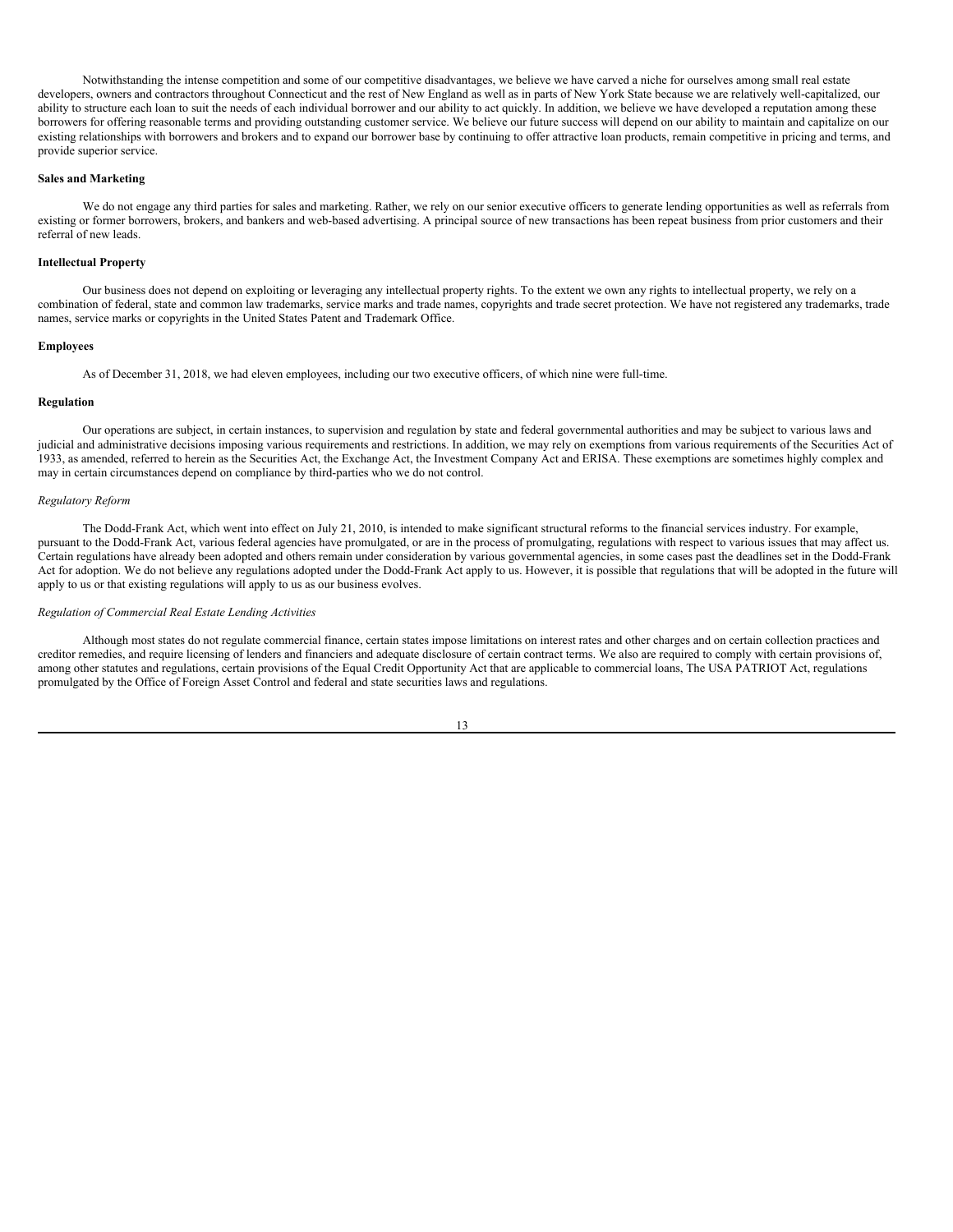Notwithstanding the intense competition and some of our competitive disadvantages, we believe we have carved a niche for ourselves among small real estate developers, owners and contractors throughout Connecticut and the rest of New England as well as in parts of New York State because we are relatively well-capitalized, our ability to structure each loan to suit the needs of each individual borrower and our ability to act quickly. In addition, we believe we have developed a reputation among these borrowers for offering reasonable terms and providing outstanding customer service. We believe our future success will depend on our ability to maintain and capitalize on our existing relationships with borrowers and brokers and to expand our borrower base by continuing to offer attractive loan products, remain competitive in pricing and terms, and provide superior service.

**Sales and Marketing**

We do not engage any third parties for sales and marketing. Rather, we rely on our senior executive officers to generate lending opportunities as well as referrals from existing or former borrowers, brokers, and bankers and web-based advertising. A principal source of new transactions has been repeat business from prior customers and their referral of new leads.

**Intellectual Property**

Our business does not depend on exploiting or leveraging any intellectual property rights. To the extent we own any rights to intellectual property, we rely on a combination of federal, state and common law trademarks, service marks and trade names, copyrights and trade secret protection. We have not registered any trademarks, trade names, service marks or copyrights in the United States Patent and Trademark Office.

**Employees**

As of December 31, 2018, we had eleven employees, including our two executive officers, of which nine were full-time.

**Regulation**

Our operations are subject, in certain instances, to supervision and regulation by state and federal governmental authorities and may be subject to various laws and judicial and administrative decisions imposing various requirements and restrictions. In addition, we may rely on exemptions from various requirements of the Securities Act of 1933, as amended, referred to herein as the Securities Act, the Exchange Act, the Investment Company Act and ERISA. These exemptions are sometimes highly complex and may in certain circumstances depend on compliance by third-parties who we do not control.

*Regulatory Reform*

The Dodd-Frank Act, which went into effect on July 21, 2010, is intended to make significant structural reforms to the financial services industry. For example, pursuant to the Dodd-Frank Act, various federal agencies have promulgated, or are in the process of promulgating, regulations with respect to various issues that may affect us. Certain regulations have already been adopted and others remain under consideration by various governmental agencies, in some cases past the deadlines set in the Dodd-Frank Act for adoption. We do not believe any regulations adopted under the Dodd-Frank Act apply to us. However, it is possible that regulations that will be adopted in the future will apply to us or that existing regulations will apply to us as our business evolves.

*Regulation of Commercial Real Estate Lending Activities*

Although most states do not regulate commercial finance, certain states impose limitations on interest rates and other charges and on certain collection practices and creditor remedies, and require licensing of lenders and financiers and adequate disclosure of certain contract terms. We also are required to comply with certain provisions of, among other statutes and regulations, certain provisions of the Equal Credit Opportunity Act that are applicable to commercial loans, The USA PATRIOT Act, regulations promulgated by the Office of Foreign Asset Control and federal and state securities laws and regulations.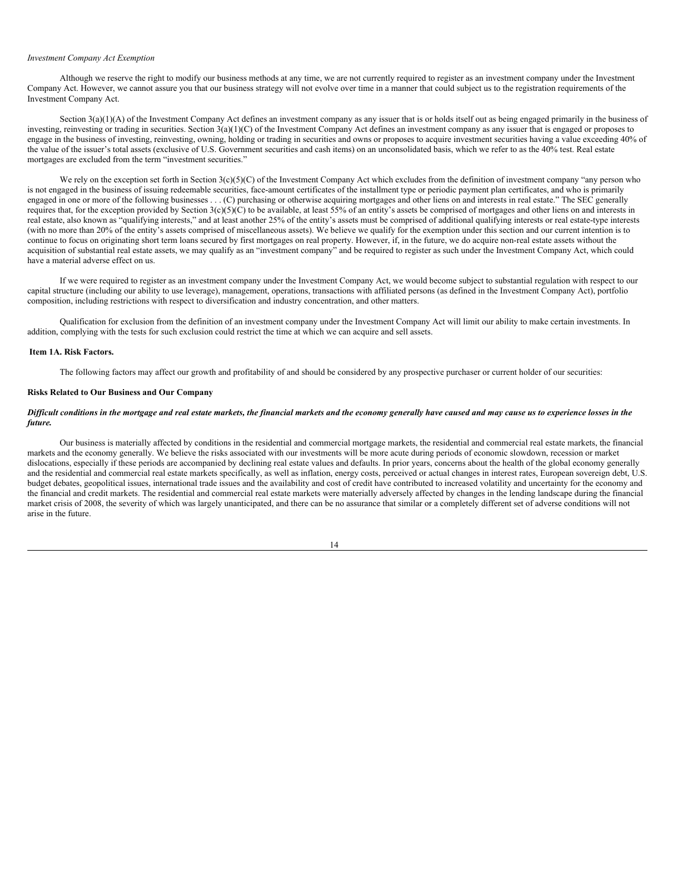*Investment Company Act Exemption*

Although we reserve the right to modify our business methods at any time, we are not currently required to register as an investment company under the Investment Company Act. However, we cannot assure you that our business strategy will not evolve over time in a manner that could subject us to the registration requirements of the Investment Company Act.

Section 3(a)(1)(A) of the Investment Company Act defines an investment company as any issuer that is or holds itself out as being engaged primarily in the business of investing, reinvesting or trading in securities. Section 3(a)(1)(C) of the Investment Company Act defines an investment company as any issuer that is engaged or proposes to engage in the business of investing, reinvesting, owning, holding or trading in securities and owns or proposes to acquire investment securities having a value exceeding 40% of the value of the issuer's total assets (exclusive of U.S. Government securities and cash items) on an unconsolidated basis, which we refer to as the 40% test. Real estate mortgages are excluded from the term "investment securities."

We rely on the exception set forth in Section 3(c)(5)(C) of the Investment Company Act which excludes from the definition of investment company "any person who is not engaged in the business of issuing redeemable securities, face-amount certificates of the installment type or periodic payment plan certificates, and who is primarily engaged in one or more of the following businesses . . . (C) purchasing or otherwise acquiring mortgages and other liens on and interests in real estate." The SEC generally requires that, for the exception provided by Section 3(c)(5)(C) to be available, at least 55% of an entity's assets be comprised of mortgages and other liens on and interests in real estate, also known as "qualifying interests," and at least another 25% of the entity's assets must be comprised of additional qualifying interests or real estate-type interests (with no more than 20% of the entity's assets comprised of miscellaneous assets). We believe we qualify for the exemption under this section and our current intention is to continue to focus on originating short term loans secured by first mortgages on real property. However, if, in the future, we do acquire non-real estate assets without the acquisition of substantial real estate assets, we may qualify as an "investment company" and be required to register as such under the Investment Company Act, which could have a material adverse effect on us.

If we were required to register as an investment company under the Investment Company Act, we would become subject to substantial regulation with respect to our capital structure (including our ability to use leverage), management, operations, transactions with affiliated persons (as defined in the Investment Company Act), portfolio composition, including restrictions with respect to diversification and industry concentration, and other matters.

Qualification for exclusion from the definition of an investment company under the Investment Company Act will limit our ability to make certain investments. In addition, complying with the tests for such exclusion could restrict the time at which we can acquire and sell assets.

## Item 1A. Risk Factors.

The following factors may affect our growth and profitability of and should be considered by any prospective purchaser or current holder of our securities:

### Risks Related to Our Business and Our Company

***Difficult conditions in the mortgage and real estate markets, the financial markets and the economy generally have caused and may cause us to experience losses in the future.***

Our business is materially affected by conditions in the residential and commercial mortgage markets, the residential and commercial real estate markets, the financial markets and the economy generally. We believe the risks associated with our investments will be more acute during periods of economic slowdown, recession or market dislocations, especially if these periods are accompanied by declining real estate values and defaults. In prior years, concerns about the health of the global economy generally and the residential and commercial real estate markets specifically, as well as inflation, energy costs, perceived or actual changes in interest rates, European sovereign debt, U.S. budget debates, geopolitical issues, international trade issues and the availability and cost of credit have contributed to increased volatility and uncertainty for the economy and the financial and credit markets. The residential and commercial real estate markets were materially adversely affected by changes in the lending landscape during the financial market crisis of 2008, the severity of which was largely unanticipated, and there can be no assurance that similar or a completely different set of adverse conditions will not arise in the future.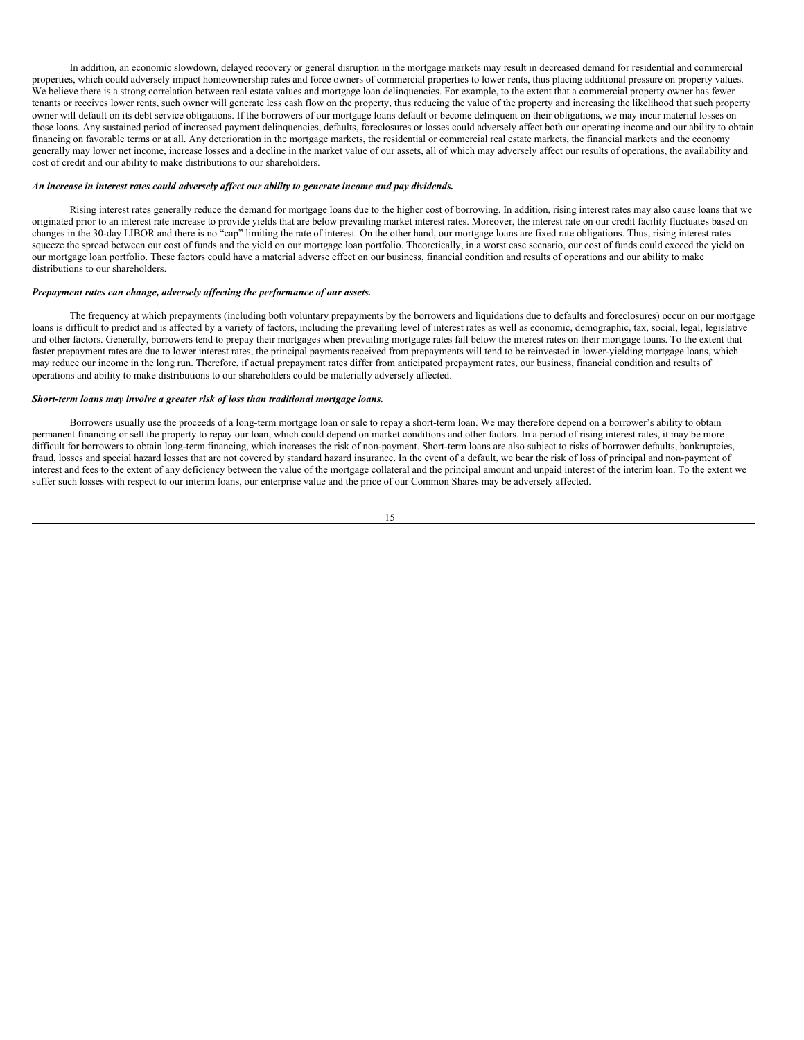In addition, an economic slowdown, delayed recovery or general disruption in the mortgage markets may result in decreased demand for residential and commercial properties, which could adversely impact homeownership rates and force owners of commercial properties to lower rents, thus placing additional pressure on property values. We believe there is a strong correlation between real estate values and mortgage loan delinquencies. For example, to the extent that a commercial property owner has fewer tenants or receives lower rents, such owner will generate less cash flow on the property, thus reducing the value of the property and increasing the likelihood that such property owner will default on its debt service obligations. If the borrowers of our mortgage loans default or become delinquent on their obligations, we may incur material losses on those loans. Any sustained period of increased payment delinquencies, defaults, foreclosures or losses could adversely affect both our operating income and our ability to obtain financing on favorable terms or at all. Any deterioration in the mortgage markets, the residential or commercial real estate markets, the financial markets and the economy generally may lower net income, increase losses and a decline in the market value of our assets, all of which may adversely affect our results of operations, the availability and cost of credit and our ability to make distributions to our shareholders.

***An increase in interest rates could adversely affect our ability to generate income and pay dividends.***

Rising interest rates generally reduce the demand for mortgage loans due to the higher cost of borrowing. In addition, rising interest rates may also cause loans that we originated prior to an interest rate increase to provide yields that are below prevailing market interest rates. Moreover, the interest rate on our credit facility fluctuates based on changes in the 30-day LIBOR and there is no "cap" limiting the rate of interest. On the other hand, our mortgage loans are fixed rate obligations. Thus, rising interest rates squeeze the spread between our cost of funds and the yield on our mortgage loan portfolio. Theoretically, in a worst case scenario, our cost of funds could exceed the yield on our mortgage loan portfolio. These factors could have a material adverse effect on our business, financial condition and results of operations and our ability to make distributions to our shareholders.

***Prepayment rates can change, adversely affecting the performance of our assets.***

The frequency at which prepayments (including both voluntary prepayments by the borrowers and liquidations due to defaults and foreclosures) occur on our mortgage loans is difficult to predict and is affected by a variety of factors, including the prevailing level of interest rates as well as economic, demographic, tax, social, legal, legislative and other factors. Generally, borrowers tend to prepay their mortgages when prevailing mortgage rates fall below the interest rates on their mortgage loans. To the extent that faster prepayment rates are due to lower interest rates, the principal payments received from prepayments will tend to be reinvested in lower-yielding mortgage loans, which may reduce our income in the long run. Therefore, if actual prepayment rates differ from anticipated prepayment rates, our business, financial condition and results of operations and ability to make distributions to our shareholders could be materially adversely affected.

***Short-term loans may involve a greater risk of loss than traditional mortgage loans.***

Borrowers usually use the proceeds of a long-term mortgage loan or sale to repay a short-term loan. We may therefore depend on a borrower's ability to obtain permanent financing or sell the property to repay our loan, which could depend on market conditions and other factors. In a period of rising interest rates, it may be more difficult for borrowers to obtain long-term financing, which increases the risk of non-payment. Short-term loans are also subject to risks of borrower defaults, bankruptcies, fraud, losses and special hazard losses that are not covered by standard hazard insurance. In the event of a default, we bear the risk of loss of principal and non-payment of interest and fees to the extent of any deficiency between the value of the mortgage collateral and the principal amount and unpaid interest of the interim loan. To the extent we suffer such losses with respect to our interim loans, our enterprise value and the price of our Common Shares may be adversely affected.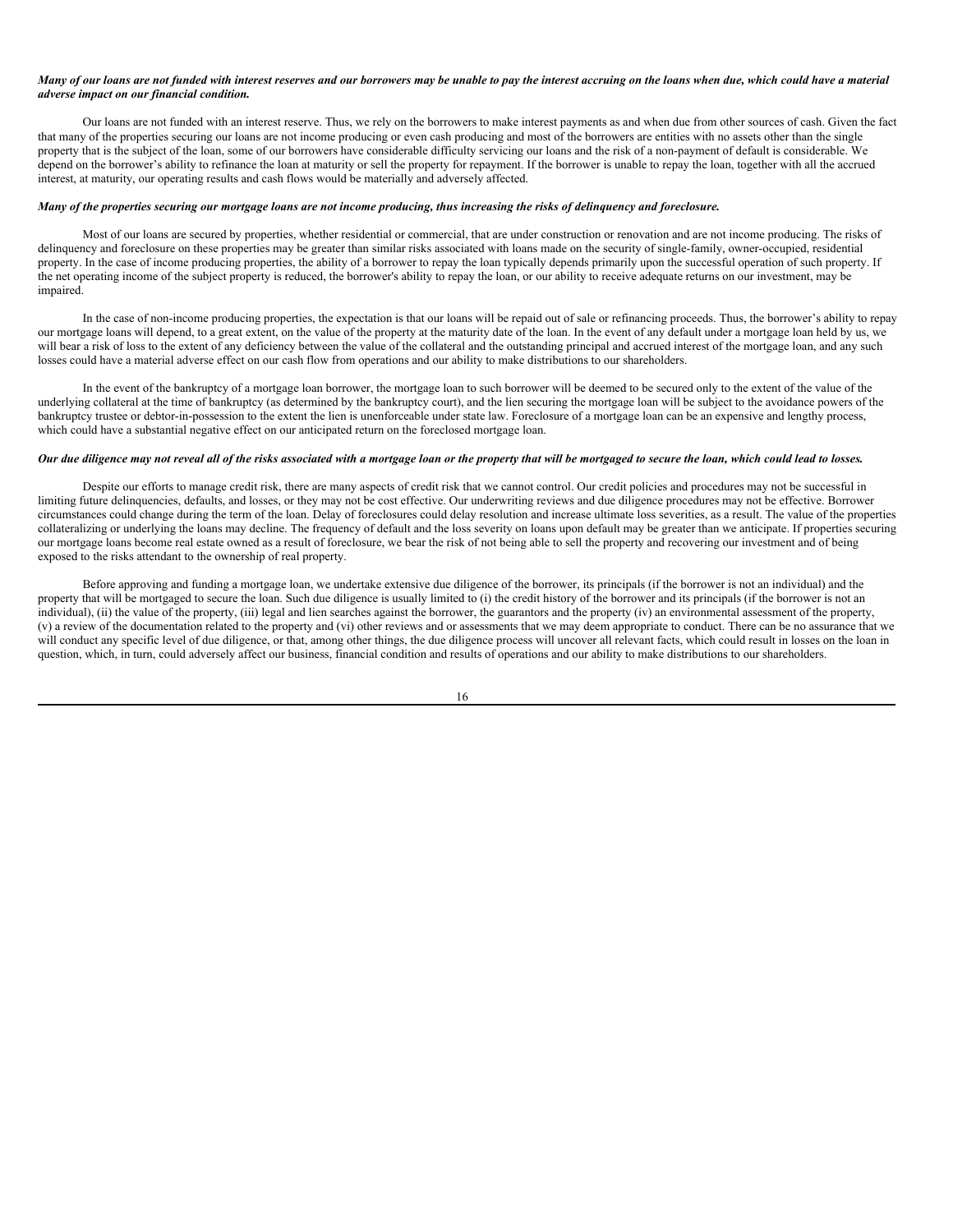***Many of our loans are not funded with interest reserves and our borrowers may be unable to pay the interest accruing on the loans when due, which could have a material adverse impact on our financial condition.***

Our loans are not funded with an interest reserve. Thus, we rely on the borrowers to make interest payments as and when due from other sources of cash. Given the fact that many of the properties securing our loans are not income producing or even cash producing and most of the borrowers are entities with no assets other than the single property that is the subject of the loan, some of our borrowers have considerable difficulty servicing our loans and the risk of a non-payment of default is considerable. We depend on the borrower's ability to refinance the loan at maturity or sell the property for repayment. If the borrower is unable to repay the loan, together with all the accrued interest, at maturity, our operating results and cash flows would be materially and adversely affected.

***Many of the properties securing our mortgage loans are not income producing, thus increasing the risks of delinquency and foreclosure.***

Most of our loans are secured by properties, whether residential or commercial, that are under construction or renovation and are not income producing. The risks of delinquency and foreclosure on these properties may be greater than similar risks associated with loans made on the security of single-family, owner-occupied, residential property. In the case of income producing properties, the ability of a borrower to repay the loan typically depends primarily upon the successful operation of such property. If the net operating income of the subject property is reduced, the borrower's ability to repay the loan, or our ability to receive adequate returns on our investment, may be impaired.

In the case of non-income producing properties, the expectation is that our loans will be repaid out of sale or refinancing proceeds. Thus, the borrower's ability to repay our mortgage loans will depend, to a great extent, on the value of the property at the maturity date of the loan. In the event of any default under a mortgage loan held by us, we will bear a risk of loss to the extent of any deficiency between the value of the collateral and the outstanding principal and accrued interest of the mortgage loan, and any such losses could have a material adverse effect on our cash flow from operations and our ability to make distributions to our shareholders.

In the event of the bankruptcy of a mortgage loan borrower, the mortgage loan to such borrower will be deemed to be secured only to the extent of the value of the underlying collateral at the time of bankruptcy (as determined by the bankruptcy court), and the lien securing the mortgage loan will be subject to the avoidance powers of the bankruptcy trustee or debtor-in-possession to the extent the lien is unenforceable under state law. Foreclosure of a mortgage loan can be an expensive and lengthy process, which could have a substantial negative effect on our anticipated return on the foreclosed mortgage loan.

***Our due diligence may not reveal all of the risks associated with a mortgage loan or the property that will be mortgaged to secure the loan, which could lead to losses.***

Despite our efforts to manage credit risk, there are many aspects of credit risk that we cannot control. Our credit policies and procedures may not be successful in limiting future delinquencies, defaults, and losses, or they may not be cost effective. Our underwriting reviews and due diligence procedures may not be effective. Borrower circumstances could change during the term of the loan. Delay of foreclosures could delay resolution and increase ultimate loss severities, as a result. The value of the properties collateralizing or underlying the loans may decline. The frequency of default and the loss severity on loans upon default may be greater than we anticipate. If properties securing our mortgage loans become real estate owned as a result of foreclosure, we bear the risk of not being able to sell the property and recovering our investment and of being exposed to the risks attendant to the ownership of real property.

Before approving and funding a mortgage loan, we undertake extensive due diligence of the borrower, its principals (if the borrower is not an individual) and the property that will be mortgaged to secure the loan. Such due diligence is usually limited to (i) the credit history of the borrower and its principals (if the borrower is not an individual), (ii) the value of the property, (iii) legal and lien searches against the borrower, the guarantors and the property (iv) an environmental assessment of the property, (v) a review of the documentation related to the property and (vi) other reviews and or assessments that we may deem appropriate to conduct. There can be no assurance that we will conduct any specific level of due diligence, or that, among other things, the due diligence process will uncover all relevant facts, which could result in losses on the loan in question, which, in turn, could adversely affect our business, financial condition and results of operations and our ability to make distributions to our shareholders.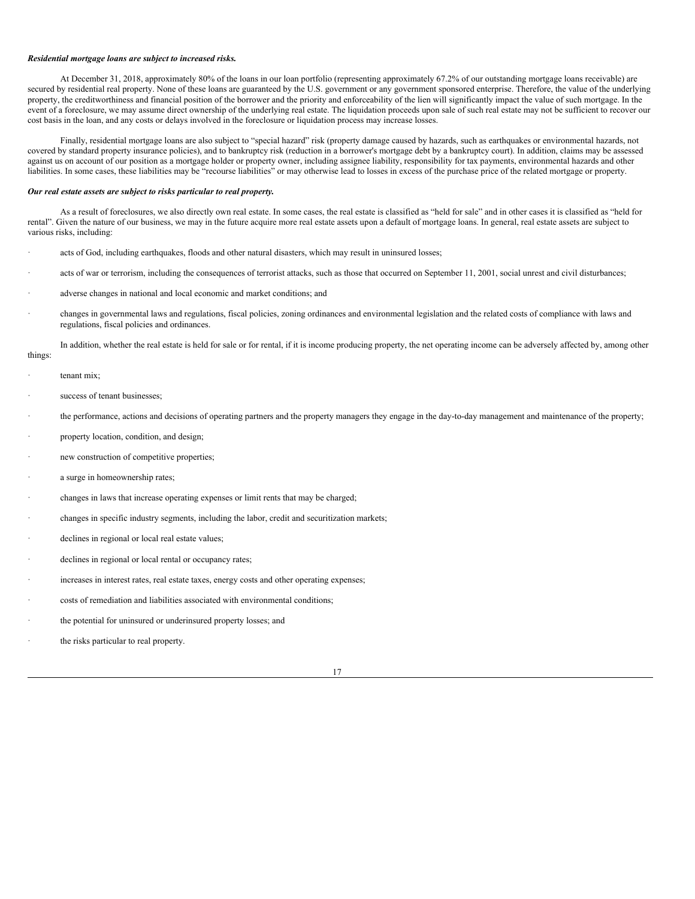***Residential mortgage loans are subject to increased risks.***

At December 31, 2018, approximately 80% of the loans in our loan portfolio (representing approximately 67.2% of our outstanding mortgage loans receivable) are secured by residential real property. None of these loans are guaranteed by the U.S. government or any government sponsored enterprise. Therefore, the value of the underlying property, the creditworthiness and financial position of the borrower and the priority and enforceability of the lien will significantly impact the value of such mortgage. In the event of a foreclosure, we may assume direct ownership of the underlying real estate. The liquidation proceeds upon sale of such real estate may not be sufficient to recover our cost basis in the loan, and any costs or delays involved in the foreclosure or liquidation process may increase losses.

Finally, residential mortgage loans are also subject to "special hazard" risk (property damage caused by hazards, such as earthquakes or environmental hazards, not covered by standard property insurance policies), and to bankruptcy risk (reduction in a borrower's mortgage debt by a bankruptcy court). In addition, claims may be assessed against us on account of our position as a mortgage holder or property owner, including assignee liability, responsibility for tax payments, environmental hazards and other liabilities. In some cases, these liabilities may be "recourse liabilities" or may otherwise lead to losses in excess of the purchase price of the related mortgage or property.

***Our real estate assets are subject to risks particular to real property.***

As a result of foreclosures, we also directly own real estate. In some cases, the real estate is classified as "held for sale" and in other cases it is classified as "held for rental". Given the nature of our business, we may in the future acquire more real estate assets upon a default of mortgage loans. In general, real estate assets are subject to various risks, including:

- acts of God, including earthquakes, floods and other natural disasters, which may result in uninsured losses;
- acts of war or terrorism, including the consequences of terrorist attacks, such as those that occurred on September 11, 2001, social unrest and civil disturbances;
- adverse changes in national and local economic and market conditions; and
- changes in governmental laws and regulations, fiscal policies, zoning ordinances and environmental legislation and the related costs of compliance with laws and regulations, fiscal policies and ordinances.

In addition, whether the real estate is held for sale or for rental, if it is income producing property, the net operating income can be adversely affected by, among other things:

- tenant mix;
- success of tenant businesses;
- the performance, actions and decisions of operating partners and the property managers they engage in the day-to-day management and maintenance of the property;
- property location, condition, and design;
- new construction of competitive properties;
- a surge in homeownership rates;
- changes in laws that increase operating expenses or limit rents that may be charged;
- changes in specific industry segments, including the labor, credit and securitization markets;
- declines in regional or local real estate values;
- declines in regional or local rental or occupancy rates;
- increases in interest rates, real estate taxes, energy costs and other operating expenses;
- costs of remediation and liabilities associated with environmental conditions;
- the potential for uninsured or underinsured property losses; and
- the risks particular to real property.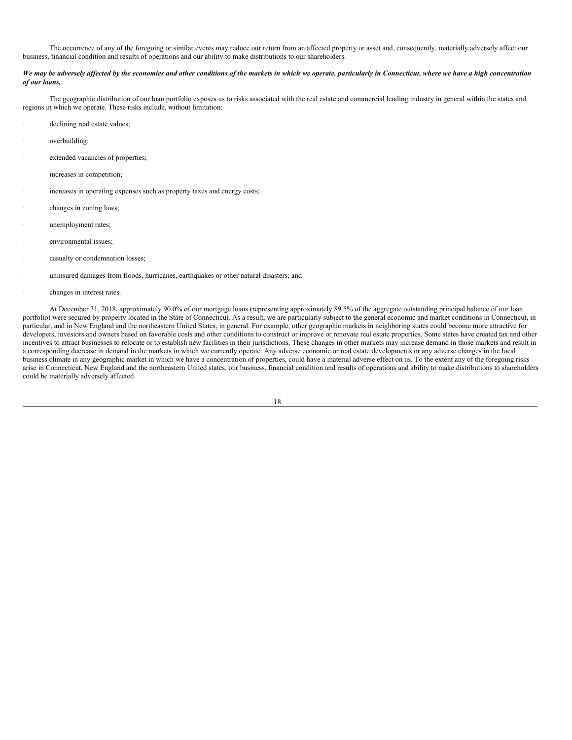The occurrence of any of the foregoing or similar events may reduce our return from an affected property or asset and, consequently, materially adversely affect our business, financial condition and results of operations and our ability to make distributions to our shareholders.

***We may be adversely affected by the economies and other conditions of the markets in which we operate, particularly in Connecticut, where we have a high concentration of our loans.***

The geographic distribution of our loan portfolio exposes us to risks associated with the real estate and commercial lending industry in general within the states and regions in which we operate. These risks include, without limitation:

- declining real estate values;
- overbuilding;
- extended vacancies of properties;
- increases in competition;
- increases in operating expenses such as property taxes and energy costs;
- changes in zoning laws;
- unemployment rates;
- environmental issues;
- casualty or condemnation losses;
- uninsured damages from floods, hurricanes, earthquakes or other natural disasters; and
- changes in interest rates.

At December 31, 2018, approximately 90.0% of our mortgage loans (representing approximately 89.5% of the aggregate outstanding principal balance of our loan portfolio) were secured by property located in the State of Connecticut. As a result, we are particularly subject to the general economic and market conditions in Connecticut, in particular, and in New England and the northeastern United States, in general. For example, other geographic markets in neighboring states could become more attractive for developers, investors and owners based on favorable costs and other conditions to construct or improve or renovate real estate properties. Some states have created tax and other incentives to attract businesses to relocate or to establish new facilities in their jurisdictions. These changes in other markets may increase demand in those markets and result in a corresponding decrease in demand in the markets in which we currently operate. Any adverse economic or real estate developments or any adverse changes in the local business climate in any geographic market in which we have a concentration of properties, could have a material adverse effect on us. To the extent any of the foregoing risks arise in Connecticut, New England and the northeastern United states, our business, financial condition and results of operations and ability to make distributions to shareholders could be materially adversely affected.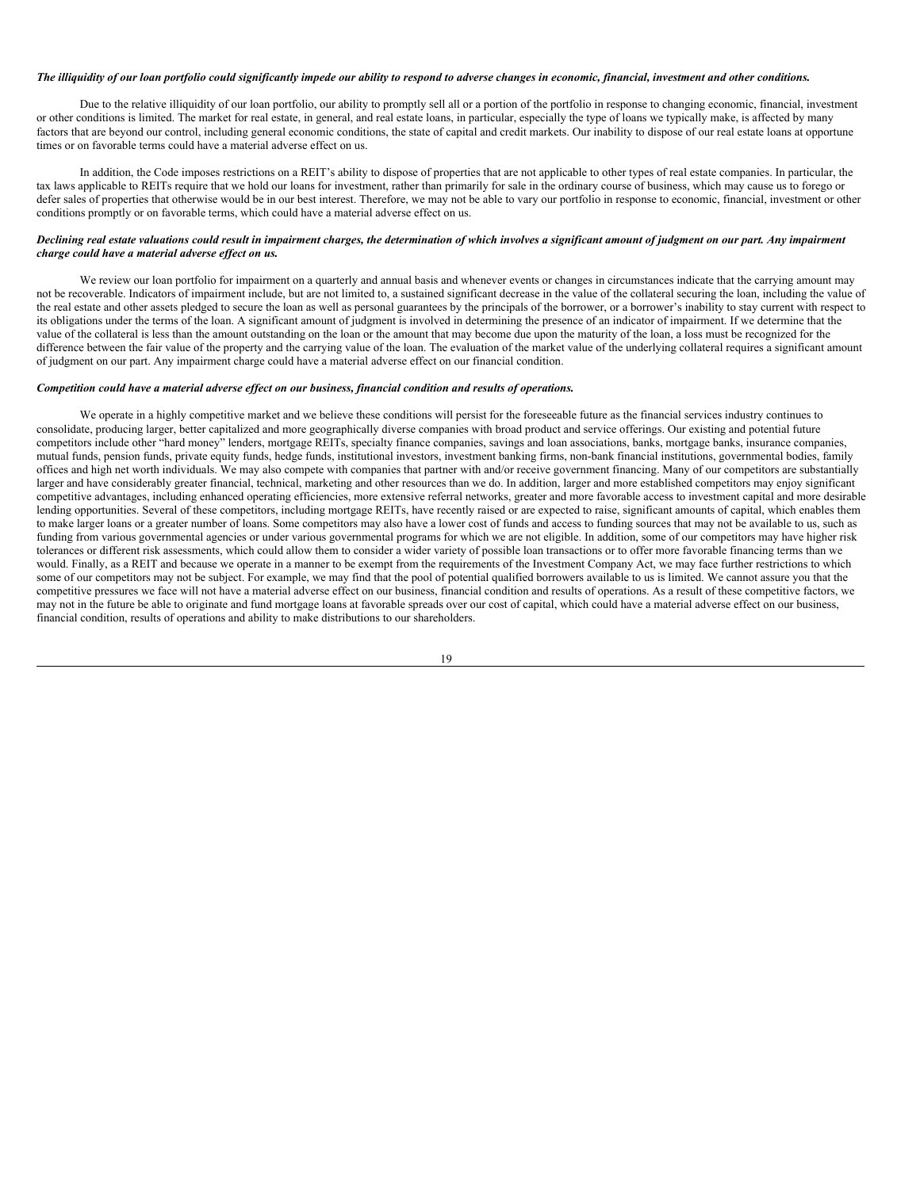***The illiquidity of our loan portfolio could significantly impede our ability to respond to adverse changes in economic, financial, investment and other conditions.***

Due to the relative illiquidity of our loan portfolio, our ability to promptly sell all or a portion of the portfolio in response to changing economic, financial, investment or other conditions is limited. The market for real estate, in general, and real estate loans, in particular, especially the type of loans we typically make, is affected by many factors that are beyond our control, including general economic conditions, the state of capital and credit markets. Our inability to dispose of our real estate loans at opportune times or on favorable terms could have a material adverse effect on us.

In addition, the Code imposes restrictions on a REIT's ability to dispose of properties that are not applicable to other types of real estate companies. In particular, the tax laws applicable to REITs require that we hold our loans for investment, rather than primarily for sale in the ordinary course of business, which may cause us to forego or defer sales of properties that otherwise would be in our best interest. Therefore, we may not be able to vary our portfolio in response to economic, financial, investment or other conditions promptly or on favorable terms, which could have a material adverse effect on us.

***Declining real estate valuations could result in impairment charges, the determination of which involves a significant amount of judgment on our part. Any impairment charge could have a material adverse effect on us.***

We review our loan portfolio for impairment on a quarterly and annual basis and whenever events or changes in circumstances indicate that the carrying amount may not be recoverable. Indicators of impairment include, but are not limited to, a sustained significant decrease in the value of the collateral securing the loan, including the value of the real estate and other assets pledged to secure the loan as well as personal guarantees by the principals of the borrower, or a borrower's inability to stay current with respect to its obligations under the terms of the loan. A significant amount of judgment is involved in determining the presence of an indicator of impairment. If we determine that the value of the collateral is less than the amount outstanding on the loan or the amount that may become due upon the maturity of the loan, a loss must be recognized for the difference between the fair value of the property and the carrying value of the loan. The evaluation of the market value of the underlying collateral requires a significant amount of judgment on our part. Any impairment charge could have a material adverse effect on our financial condition.

***Competition could have a material adverse effect on our business, financial condition and results of operations.***

We operate in a highly competitive market and we believe these conditions will persist for the foreseeable future as the financial services industry continues to consolidate, producing larger, better capitalized and more geographically diverse companies with broad product and service offerings. Our existing and potential future competitors include other "hard money" lenders, mortgage REITs, specialty finance companies, savings and loan associations, banks, mortgage banks, insurance companies, mutual funds, pension funds, private equity funds, hedge funds, institutional investors, investment banking firms, non-bank financial institutions, governmental bodies, family offices and high net worth individuals. We may also compete with companies that partner with and/or receive government financing. Many of our competitors are substantially larger and have considerably greater financial, technical, marketing and other resources than we do. In addition, larger and more established competitors may enjoy significant competitive advantages, including enhanced operating efficiencies, more extensive referral networks, greater and more favorable access to investment capital and more desirable lending opportunities. Several of these competitors, including mortgage REITs, have recently raised or are expected to raise, significant amounts of capital, which enables them to make larger loans or a greater number of loans. Some competitors may also have a lower cost of funds and access to funding sources that may not be available to us, such as funding from various governmental agencies or under various governmental programs for which we are not eligible. In addition, some of our competitors may have higher risk tolerances or different risk assessments, which could allow them to consider a wider variety of possible loan transactions or to offer more favorable financing terms than we would. Finally, as a REIT and because we operate in a manner to be exempt from the requirements of the Investment Company Act, we may face further restrictions to which some of our competitors may not be subject. For example, we may find that the pool of potential qualified borrowers available to us is limited. We cannot assure you that the competitive pressures we face will not have a material adverse effect on our business, financial condition and results of operations. As a result of these competitive factors, we may not in the future be able to originate and fund mortgage loans at favorable spreads over our cost of capital, which could have a material adverse effect on our business, financial condition, results of operations and ability to make distributions to our shareholders.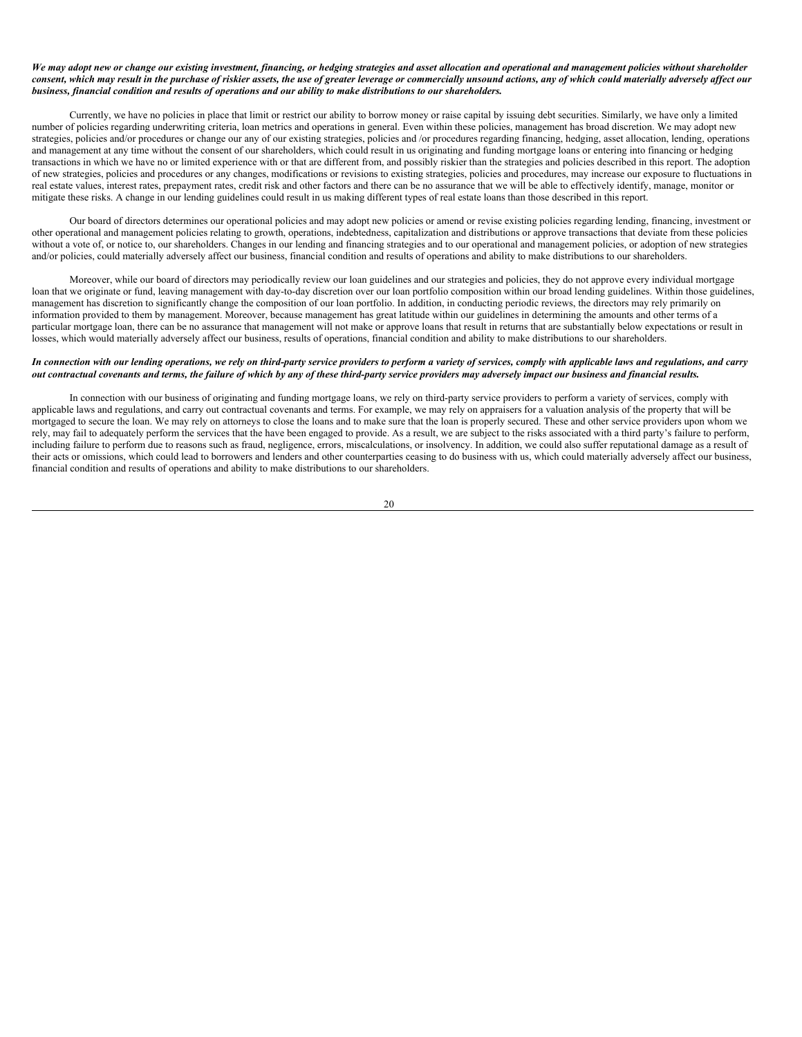***We may adopt new or change our existing investment, financing, or hedging strategies and asset allocation and operational and management policies without shareholder consent, which may result in the purchase of riskier assets, the use of greater leverage or commercially unsound actions, any of which could materially adversely affect our business, financial condition and results of operations and our ability to make distributions to our shareholders.***

Currently, we have no policies in place that limit or restrict our ability to borrow money or raise capital by issuing debt securities. Similarly, we have only a limited number of policies regarding underwriting criteria, loan metrics and operations in general. Even within these policies, management has broad discretion. We may adopt new strategies, policies and/or procedures or change our any of our existing strategies, policies and /or procedures regarding financing, hedging, asset allocation, lending, operations and management at any time without the consent of our shareholders, which could result in us originating and funding mortgage loans or entering into financing or hedging transactions in which we have no or limited experience with or that are different from, and possibly riskier than the strategies and policies described in this report. The adoption of new strategies, policies and procedures or any changes, modifications or revisions to existing strategies, policies and procedures, may increase our exposure to fluctuations in real estate values, interest rates, prepayment rates, credit risk and other factors and there can be no assurance that we will be able to effectively identify, manage, monitor or mitigate these risks. A change in our lending guidelines could result in us making different types of real estate loans than those described in this report.

Our board of directors determines our operational policies and may adopt new policies or amend or revise existing policies regarding lending, financing, investment or other operational and management policies relating to growth, operations, indebtedness, capitalization and distributions or approve transactions that deviate from these policies without a vote of, or notice to, our shareholders. Changes in our lending and financing strategies and to our operational and management policies, or adoption of new strategies and/or policies, could materially adversely affect our business, financial condition and results of operations and ability to make distributions to our shareholders.

Moreover, while our board of directors may periodically review our loan guidelines and our strategies and policies, they do not approve every individual mortgage loan that we originate or fund, leaving management with day-to-day discretion over our loan portfolio composition within our broad lending guidelines. Within those guidelines, management has discretion to significantly change the composition of our loan portfolio. In addition, in conducting periodic reviews, the directors may rely primarily on information provided to them by management. Moreover, because management has great latitude within our guidelines in determining the amounts and other terms of a particular mortgage loan, there can be no assurance that management will not make or approve loans that result in returns that are substantially below expectations or result in losses, which would materially adversely affect our business, results of operations, financial condition and ability to make distributions to our shareholders.

***In connection with our lending operations, we rely on third-party service providers to perform a variety of services, comply with applicable laws and regulations, and carry out contractual covenants and terms, the failure of which by any of these third-party service providers may adversely impact our business and financial results.***

In connection with our business of originating and funding mortgage loans, we rely on third-party service providers to perform a variety of services, comply with applicable laws and regulations, and carry out contractual covenants and terms. For example, we may rely on appraisers for a valuation analysis of the property that will be mortgaged to secure the loan. We may rely on attorneys to close the loans and to make sure that the loan is properly secured. These and other service providers upon whom we rely, may fail to adequately perform the services that the have been engaged to provide. As a result, we are subject to the risks associated with a third party's failure to perform, including failure to perform due to reasons such as fraud, negligence, errors, miscalculations, or insolvency. In addition, we could also suffer reputational damage as a result of their acts or omissions, which could lead to borrowers and lenders and other counterparties ceasing to do business with us, which could materially adversely affect our business, financial condition and results of operations and ability to make distributions to our shareholders.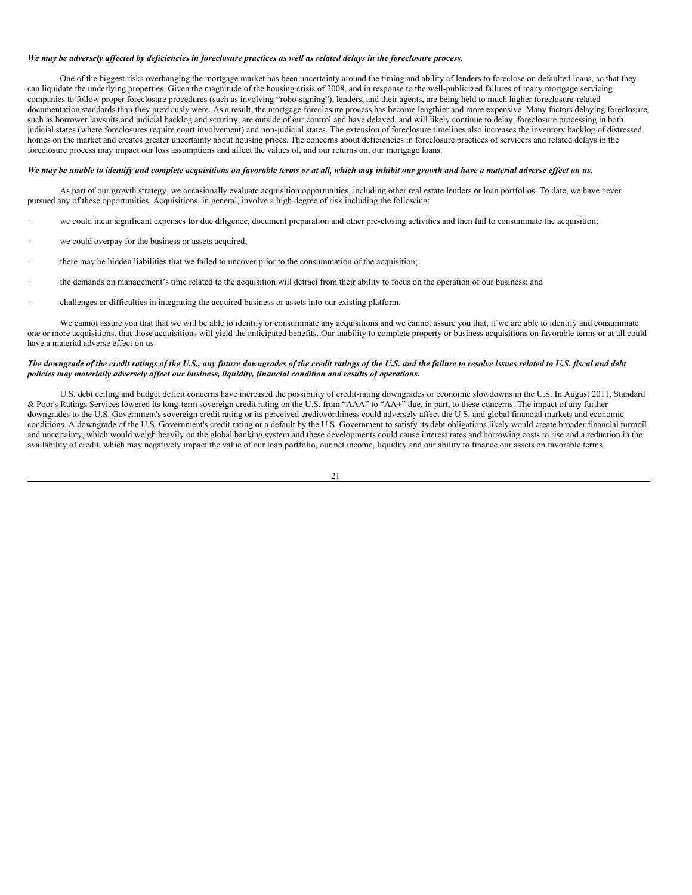***We may be adversely affected by deficiencies in foreclosure practices as well as related delays in the foreclosure process.***

One of the biggest risks overhanging the mortgage market has been uncertainty around the timing and ability of lenders to foreclose on defaulted loans, so that they can liquidate the underlying properties. Given the magnitude of the housing crisis of 2008, and in response to the well-publicized failures of many mortgage servicing companies to follow proper foreclosure procedures (such as involving "robo-signing"), lenders, and their agents, are being held to much higher foreclosure-related documentation standards than they previously were. As a result, the mortgage foreclosure process has become lengthier and more expensive. Many factors delaying foreclosure, such as borrower lawsuits and judicial backlog and scrutiny, are outside of our control and have delayed, and will likely continue to delay, foreclosure processing in both judicial states (where foreclosures require court involvement) and non-judicial states. The extension of foreclosure timelines also increases the inventory backlog of distressed homes on the market and creates greater uncertainty about housing prices. The concerns about deficiencies in foreclosure practices of servicers and related delays in the foreclosure process may impact our loss assumptions and affect the values of, and our returns on, our mortgage loans.

***We may be unable to identify and complete acquisitions on favorable terms or at all, which may inhibit our growth and have a material adverse effect on us.***

As part of our growth strategy, we occasionally evaluate acquisition opportunities, including other real estate lenders or loan portfolios. To date, we have never pursued any of these opportunities. Acquisitions, in general, involve a high degree of risk including the following:

- we could incur significant expenses for due diligence, document preparation and other pre-closing activities and then fail to consummate the acquisition;
- we could overpay for the business or assets acquired;
- there may be hidden liabilities that we failed to uncover prior to the consummation of the acquisition;
- the demands on management's time related to the acquisition will detract from their ability to focus on the operation of our business; and
- challenges or difficulties in integrating the acquired business or assets into our existing platform.

We cannot assure you that that we will be able to identify or consummate any acquisitions and we cannot assure you that, if we are able to identify and consummate one or more acquisitions, that those acquisitions will yield the anticipated benefits. Our inability to complete property or business acquisitions on favorable terms or at all could have a material adverse effect on us.

***The downgrade of the credit ratings of the U.S., any future downgrades of the credit ratings of the U.S. and the failure to resolve issues related to U.S. fiscal and debt policies may materially adversely affect our business, liquidity, financial condition and results of operations.***

U.S. debt ceiling and budget deficit concerns have increased the possibility of credit-rating downgrades or economic slowdowns in the U.S. In August 2011, Standard & Poor's Ratings Services lowered its long-term sovereign credit rating on the U.S. from "AAA" to "AA+" due, in part, to these concerns. The impact of any further downgrades to the U.S. Government's sovereign credit rating or its perceived creditworthiness could adversely affect the U.S. and global financial markets and economic conditions. A downgrade of the U.S. Government's credit rating or a default by the U.S. Government to satisfy its debt obligations likely would create broader financial turmoil and uncertainty, which would weigh heavily on the global banking system and these developments could cause interest rates and borrowing costs to rise and a reduction in the availability of credit, which may negatively impact the value of our loan portfolio, our net income, liquidity and our ability to finance our assets on favorable terms.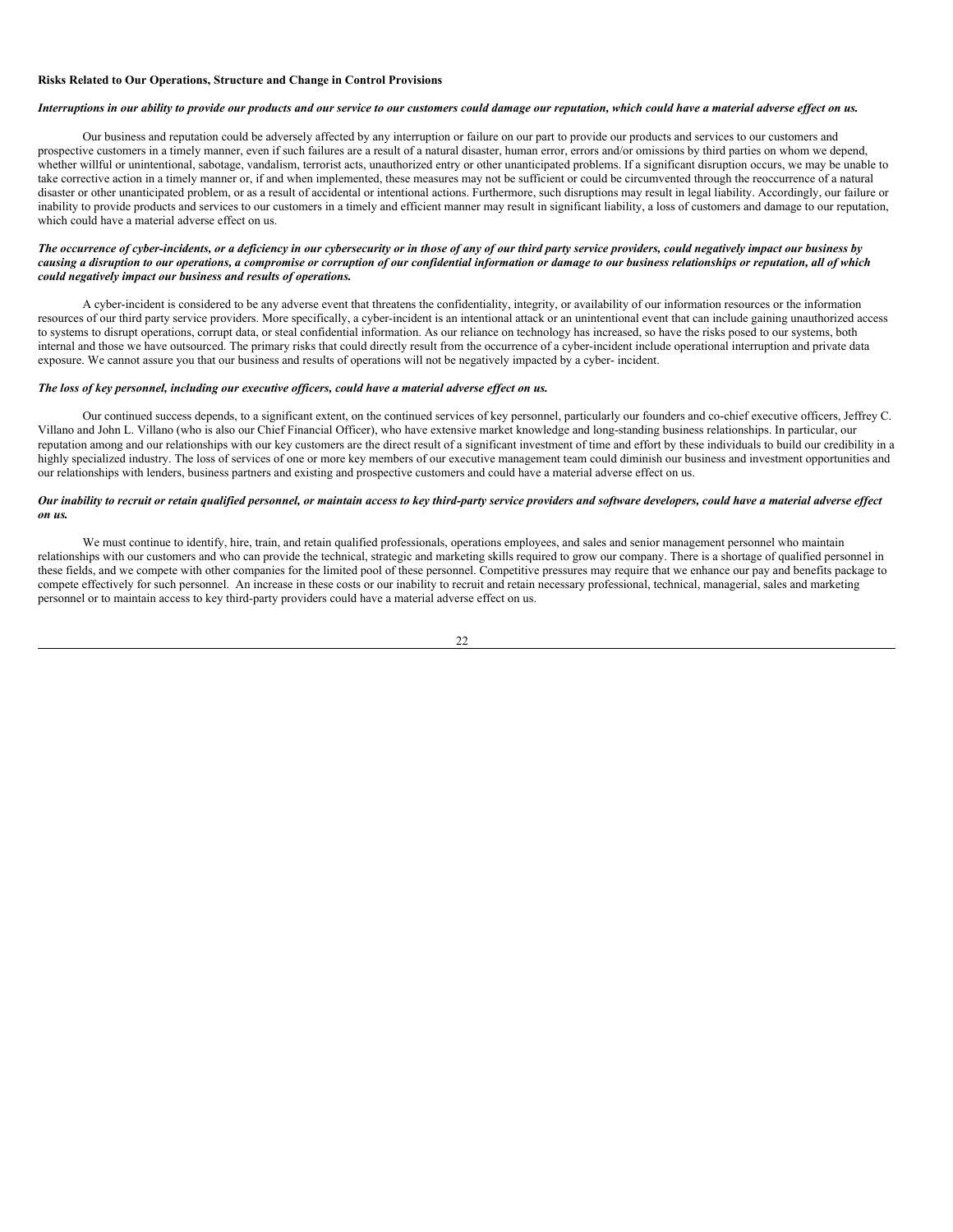**Risks Related to Our Operations, Structure and Change in Control Provisions**

***Interruptions in our ability to provide our products and our service to our customers could damage our reputation, which could have a material adverse effect on us.***

Our business and reputation could be adversely affected by any interruption or failure on our part to provide our products and services to our customers and prospective customers in a timely manner, even if such failures are a result of a natural disaster, human error, errors and/or omissions by third parties on whom we depend, whether willful or unintentional, sabotage, vandalism, terrorist acts, unauthorized entry or other unanticipated problems. If a significant disruption occurs, we may be unable to take corrective action in a timely manner or, if and when implemented, these measures may not be sufficient or could be circumvented through the reoccurrence of a natural disaster or other unanticipated problem, or as a result of accidental or intentional actions. Furthermore, such disruptions may result in legal liability. Accordingly, our failure or inability to provide products and services to our customers in a timely and efficient manner may result in significant liability, a loss of customers and damage to our reputation, which could have a material adverse effect on us.

***The occurrence of cyber-incidents, or a deficiency in our cybersecurity or in those of any of our third party service providers, could negatively impact our business by causing a disruption to our operations, a compromise or corruption of our confidential information or damage to our business relationships or reputation, all of which could negatively impact our business and results of operations.***

A cyber-incident is considered to be any adverse event that threatens the confidentiality, integrity, or availability of our information resources or the information resources of our third party service providers. More specifically, a cyber-incident is an intentional attack or an unintentional event that can include gaining unauthorized access to systems to disrupt operations, corrupt data, or steal confidential information. As our reliance on technology has increased, so have the risks posed to our systems, both internal and those we have outsourced. The primary risks that could directly result from the occurrence of a cyber-incident include operational interruption and private data exposure. We cannot assure you that our business and results of operations will not be negatively impacted by a cyber- incident.

***The loss of key personnel, including our executive officers, could have a material adverse effect on us.***

Our continued success depends, to a significant extent, on the continued services of key personnel, particularly our founders and co-chief executive officers, Jeffrey C. Villano and John L. Villano (who is also our Chief Financial Officer), who have extensive market knowledge and long-standing business relationships. In particular, our reputation among and our relationships with our key customers are the direct result of a significant investment of time and effort by these individuals to build our credibility in a highly specialized industry. The loss of services of one or more key members of our executive management team could diminish our business and investment opportunities and our relationships with lenders, business partners and existing and prospective customers and could have a material adverse effect on us.

***Our inability to recruit or retain qualified personnel, or maintain access to key third-party service providers and software developers, could have a material adverse effect on us.***

We must continue to identify, hire, train, and retain qualified professionals, operations employees, and sales and senior management personnel who maintain relationships with our customers and who can provide the technical, strategic and marketing skills required to grow our company. There is a shortage of qualified personnel in these fields, and we compete with other companies for the limited pool of these personnel. Competitive pressures may require that we enhance our pay and benefits package to compete effectively for such personnel. An increase in these costs or our inability to recruit and retain necessary professional, technical, managerial, sales and marketing personnel or to maintain access to key third-party providers could have a material adverse effect on us.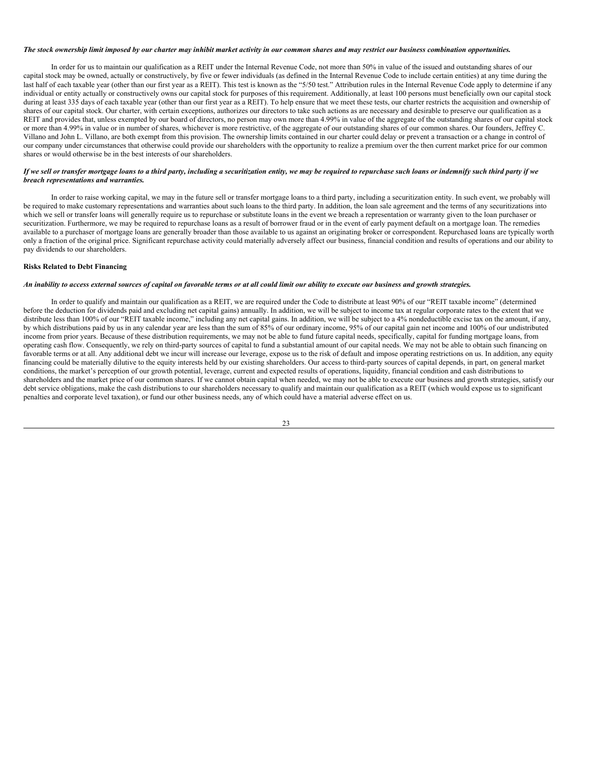***The stock ownership limit imposed by our charter may inhibit market activity in our common shares and may restrict our business combination opportunities.***

In order for us to maintain our qualification as a REIT under the Internal Revenue Code, not more than 50% in value of the issued and outstanding shares of our capital stock may be owned, actually or constructively, by five or fewer individuals (as defined in the Internal Revenue Code to include certain entities) at any time during the last half of each taxable year (other than our first year as a REIT). This test is known as the "5/50 test." Attribution rules in the Internal Revenue Code apply to determine if any individual or entity actually or constructively owns our capital stock for purposes of this requirement. Additionally, at least 100 persons must beneficially own our capital stock during at least 335 days of each taxable year (other than our first year as a REIT). To help ensure that we meet these tests, our charter restricts the acquisition and ownership of shares of our capital stock. Our charter, with certain exceptions, authorizes our directors to take such actions as are necessary and desirable to preserve our qualification as a REIT and provides that, unless exempted by our board of directors, no person may own more than 4.99% in value of the aggregate of the outstanding shares of our capital stock or more than 4.99% in value or in number of shares, whichever is more restrictive, of the aggregate of our outstanding shares of our common shares. Our founders, Jeffrey C. Villano and John L. Villano, are both exempt from this provision. The ownership limits contained in our charter could delay or prevent a transaction or a change in control of our company under circumstances that otherwise could provide our shareholders with the opportunity to realize a premium over the then current market price for our common shares or would otherwise be in the best interests of our shareholders.

***If we sell or transfer mortgage loans to a third party, including a securitization entity, we may be required to repurchase such loans or indemnify such third party if we breach representations and warranties.***

In order to raise working capital, we may in the future sell or transfer mortgage loans to a third party, including a securitization entity. In such event, we probably will be required to make customary representations and warranties about such loans to the third party. In addition, the loan sale agreement and the terms of any securitizations into which we sell or transfer loans will generally require us to repurchase or substitute loans in the event we breach a representation or warranty given to the loan purchaser or securitization. Furthermore, we may be required to repurchase loans as a result of borrower fraud or in the event of early payment default on a mortgage loan. The remedies available to a purchaser of mortgage loans are generally broader than those available to us against an originating broker or correspondent. Repurchased loans are typically worth only a fraction of the original price. Significant repurchase activity could materially adversely affect our business, financial condition and results of operations and our ability to pay dividends to our shareholders.

**Risks Related to Debt Financing**

***An inability to access external sources of capital on favorable terms or at all could limit our ability to execute our business and growth strategies.***

In order to qualify and maintain our qualification as a REIT, we are required under the Code to distribute at least 90% of our "REIT taxable income" (determined before the deduction for dividends paid and excluding net capital gains) annually. In addition, we will be subject to income tax at regular corporate rates to the extent that we distribute less than 100% of our "REIT taxable income," including any net capital gains. In addition, we will be subject to a 4% nondeductible excise tax on the amount, if any, by which distributions paid by us in any calendar year are less than the sum of 85% of our ordinary income, 95% of our capital gain net income and 100% of our undistributed income from prior years. Because of these distribution requirements, we may not be able to fund future capital needs, specifically, capital for funding mortgage loans, from operating cash flow. Consequently, we rely on third-party sources of capital to fund a substantial amount of our capital needs. We may not be able to obtain such financing on favorable terms or at all. Any additional debt we incur will increase our leverage, expose us to the risk of default and impose operating restrictions on us. In addition, any equity financing could be materially dilutive to the equity interests held by our existing shareholders. Our access to third-party sources of capital depends, in part, on general market conditions, the market's perception of our growth potential, leverage, current and expected results of operations, liquidity, financial condition and cash distributions to shareholders and the market price of our common shares. If we cannot obtain capital when needed, we may not be able to execute our business and growth strategies, satisfy our debt service obligations, make the cash distributions to our shareholders necessary to qualify and maintain our qualification as a REIT (which would expose us to significant penalties and corporate level taxation), or fund our other business needs, any of which could have a material adverse effect on us.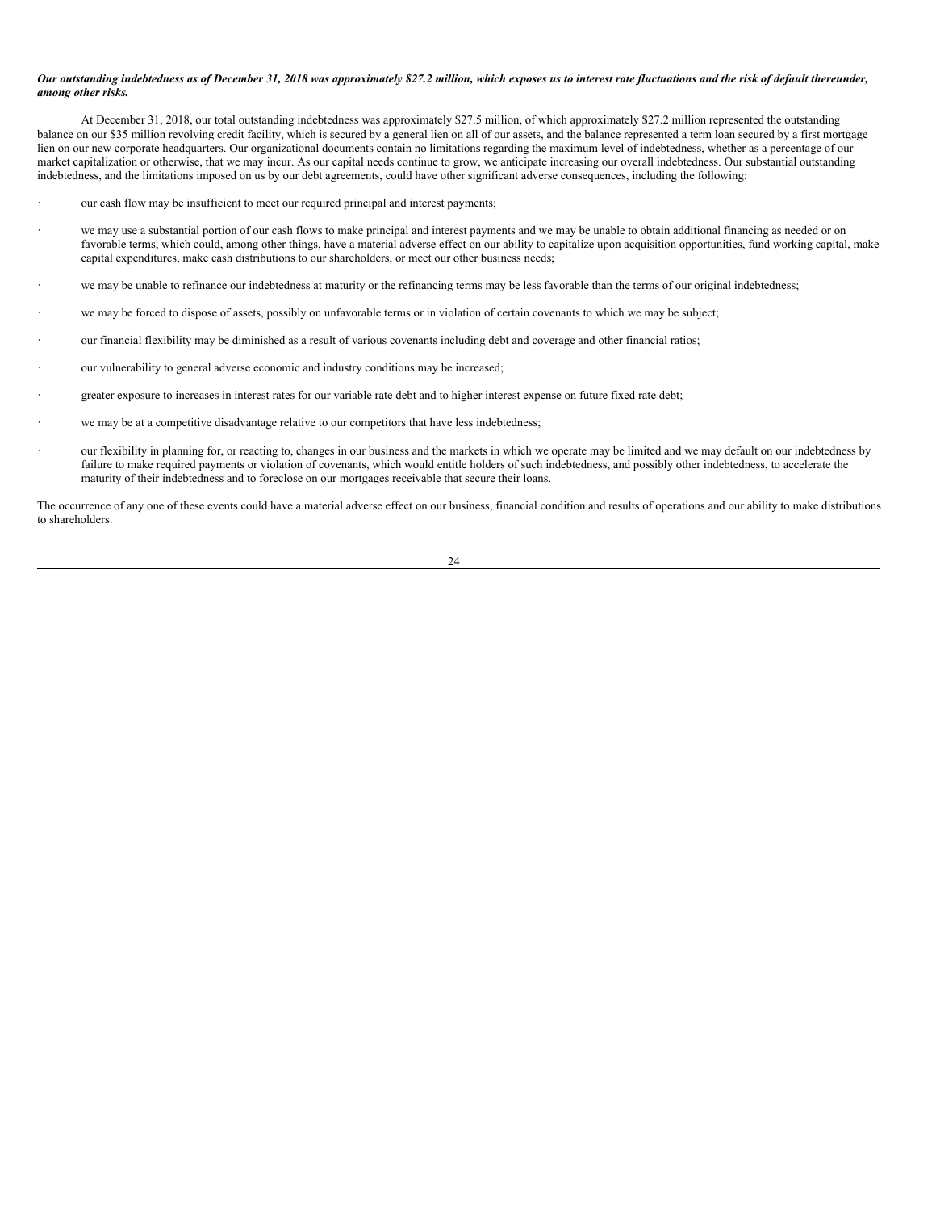***Our outstanding indebtedness as of December 31, 2018 was approximately $27.2 million, which exposes us to interest rate fluctuations and the risk of default thereunder, among other risks.***

At December 31, 2018, our total outstanding indebtedness was approximately $27.5 million, of which approximately $27.2 million represented the outstanding balance on our $35 million revolving credit facility, which is secured by a general lien on all of our assets, and the balance represented a term loan secured by a first mortgage lien on our new corporate headquarters. Our organizational documents contain no limitations regarding the maximum level of indebtedness, whether as a percentage of our market capitalization or otherwise, that we may incur. As our capital needs continue to grow, we anticipate increasing our overall indebtedness. Our substantial outstanding indebtedness, and the limitations imposed on us by our debt agreements, could have other significant adverse consequences, including the following:

- our cash flow may be insufficient to meet our required principal and interest payments;
- we may use a substantial portion of our cash flows to make principal and interest payments and we may be unable to obtain additional financing as needed or on favorable terms, which could, among other things, have a material adverse effect on our ability to capitalize upon acquisition opportunities, fund working capital, make capital expenditures, make cash distributions to our shareholders, or meet our other business needs;
- we may be unable to refinance our indebtedness at maturity or the refinancing terms may be less favorable than the terms of our original indebtedness;
- we may be forced to dispose of assets, possibly on unfavorable terms or in violation of certain covenants to which we may be subject;
- our financial flexibility may be diminished as a result of various covenants including debt and coverage and other financial ratios;
- our vulnerability to general adverse economic and industry conditions may be increased;
- greater exposure to increases in interest rates for our variable rate debt and to higher interest expense on future fixed rate debt;
- we may be at a competitive disadvantage relative to our competitors that have less indebtedness;
- our flexibility in planning for, or reacting to, changes in our business and the markets in which we operate may be limited and we may default on our indebtedness by failure to make required payments or violation of covenants, which would entitle holders of such indebtedness, and possibly other indebtedness, to accelerate the maturity of their indebtedness and to foreclose on our mortgages receivable that secure their loans.

The occurrence of any one of these events could have a material adverse effect on our business, financial condition and results of operations and our ability to make distributions to shareholders.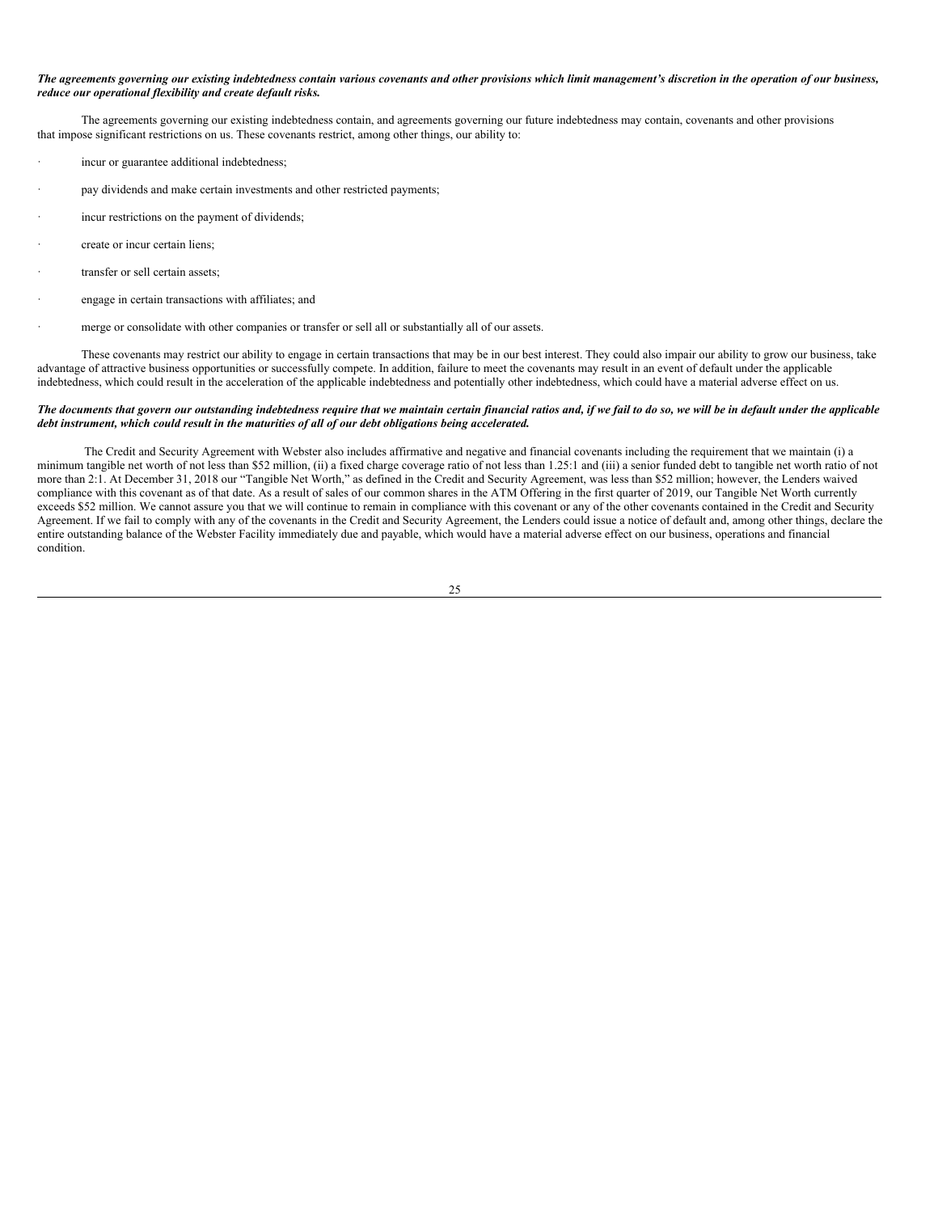***The agreements governing our existing indebtedness contain various covenants and other provisions which limit management's discretion in the operation of our business, reduce our operational flexibility and create default risks.***

The agreements governing our existing indebtedness contain, and agreements governing our future indebtedness may contain, covenants and other provisions that impose significant restrictions on us. These covenants restrict, among other things, our ability to:

- incur or guarantee additional indebtedness;
- pay dividends and make certain investments and other restricted payments;
- incur restrictions on the payment of dividends;
- create or incur certain liens;
- transfer or sell certain assets;
- engage in certain transactions with affiliates; and
- merge or consolidate with other companies or transfer or sell all or substantially all of our assets.

These covenants may restrict our ability to engage in certain transactions that may be in our best interest. They could also impair our ability to grow our business, take advantage of attractive business opportunities or successfully compete. In addition, failure to meet the covenants may result in an event of default under the applicable indebtedness, which could result in the acceleration of the applicable indebtedness and potentially other indebtedness, which could have a material adverse effect on us.

***The documents that govern our outstanding indebtedness require that we maintain certain financial ratios and, if we fail to do so, we will be in default under the applicable debt instrument, which could result in the maturities of all of our debt obligations being accelerated.***

The Credit and Security Agreement with Webster also includes affirmative and negative and financial covenants including the requirement that we maintain (i) a minimum tangible net worth of not less than $52 million, (ii) a fixed charge coverage ratio of not less than 1.25:1 and (iii) a senior funded debt to tangible net worth ratio of not more than 2:1. At December 31, 2018 our "Tangible Net Worth," as defined in the Credit and Security Agreement, was less than $52 million; however, the Lenders waived compliance with this covenant as of that date. As a result of sales of our common shares in the ATM Offering in the first quarter of 2019, our Tangible Net Worth currently exceeds $52 million. We cannot assure you that we will continue to remain in compliance with this covenant or any of the other covenants contained in the Credit and Security Agreement. If we fail to comply with any of the covenants in the Credit and Security Agreement, the Lenders could issue a notice of default and, among other things, declare the entire outstanding balance of the Webster Facility immediately due and payable, which would have a material adverse effect on our business, operations and financial condition.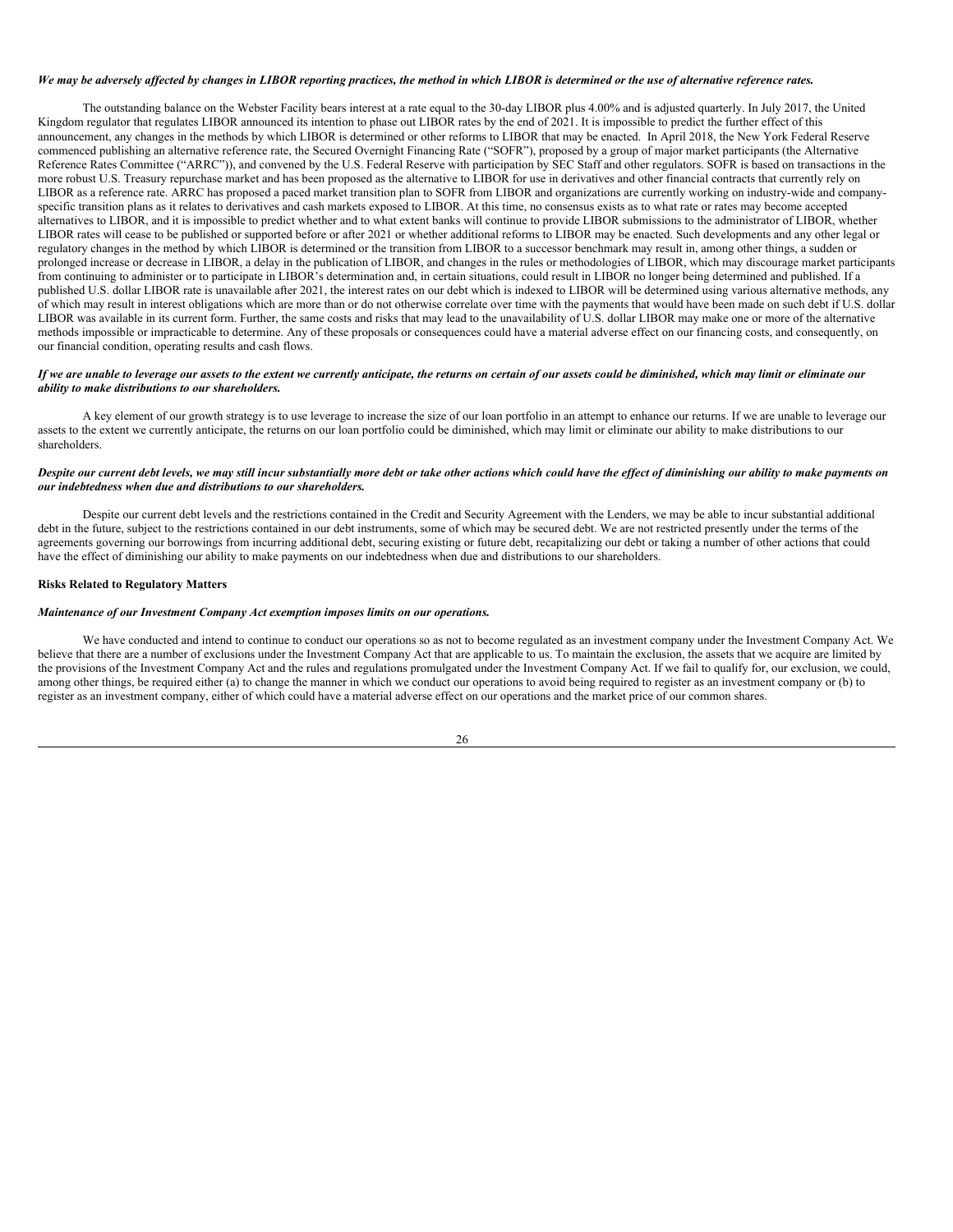*We may be adversely affected by changes in LIBOR reporting practices, the method in which LIBOR is determined or the use of alternative reference rates.*

The outstanding balance on the Webster Facility bears interest at a rate equal to the 30-day LIBOR plus 4.00% and is adjusted quarterly. In July 2017, the United Kingdom regulator that regulates LIBOR announced its intention to phase out LIBOR rates by the end of 2021. It is impossible to predict the further effect of this announcement, any changes in the methods by which LIBOR is determined or other reforms to LIBOR that may be enacted. In April 2018, the New York Federal Reserve commenced publishing an alternative reference rate, the Secured Overnight Financing Rate ("SOFR"), proposed by a group of major market participants (the Alternative Reference Rates Committee ("ARRC")), and convened by the U.S. Federal Reserve with participation by SEC Staff and other regulators. SOFR is based on transactions in the more robust U.S. Treasury repurchase market and has been proposed as the alternative to LIBOR for use in derivatives and other financial contracts that currently rely on LIBOR as a reference rate. ARRC has proposed a paced market transition plan to SOFR from LIBOR and organizations are currently working on industry-wide and company-specific transition plans as it relates to derivatives and cash markets exposed to LIBOR. At this time, no consensus exists as to what rate or rates may become accepted alternatives to LIBOR, and it is impossible to predict whether and to what extent banks will continue to provide LIBOR submissions to the administrator of LIBOR, whether LIBOR rates will cease to be published or supported before or after 2021 or whether additional reforms to LIBOR may be enacted. Such developments and any other legal or regulatory changes in the method by which LIBOR is determined or the transition from LIBOR to a successor benchmark may result in, among other things, a sudden or prolonged increase or decrease in LIBOR, a delay in the publication of LIBOR, and changes in the rules or methodologies of LIBOR, which may discourage market participants from continuing to administer or to participate in LIBOR's determination and, in certain situations, could result in LIBOR no longer being determined and published. If a published U.S. dollar LIBOR rate is unavailable after 2021, the interest rates on our debt which is indexed to LIBOR will be determined using various alternative methods, any of which may result in interest obligations which are more than or do not otherwise correlate over time with the payments that would have been made on such debt if U.S. dollar LIBOR was available in its current form. Further, the same costs and risks that may lead to the unavailability of U.S. dollar LIBOR may make one or more of the alternative methods impossible or impracticable to determine. Any of these proposals or consequences could have a material adverse effect on our financing costs, and consequently, on our financial condition, operating results and cash flows.

*If we are unable to leverage our assets to the extent we currently anticipate, the returns on certain of our assets could be diminished, which may limit or eliminate our ability to make distributions to our shareholders.*

A key element of our growth strategy is to use leverage to increase the size of our loan portfolio in an attempt to enhance our returns. If we are unable to leverage our assets to the extent we currently anticipate, the returns on our loan portfolio could be diminished, which may limit or eliminate our ability to make distributions to our shareholders.

*Despite our current debt levels, we may still incur substantially more debt or take other actions which could have the effect of diminishing our ability to make payments on our indebtedness when due and distributions to our shareholders.*

Despite our current debt levels and the restrictions contained in the Credit and Security Agreement with the Lenders, we may be able to incur substantial additional debt in the future, subject to the restrictions contained in our debt instruments, some of which may be secured debt. We are not restricted presently under the terms of the agreements governing our borrowings from incurring additional debt, securing existing or future debt, recapitalizing our debt or taking a number of other actions that could have the effect of diminishing our ability to make payments on our indebtedness when due and distributions to our shareholders.

**Risks Related to Regulatory Matters**

*Maintenance of our Investment Company Act exemption imposes limits on our operations.*

We have conducted and intend to continue to conduct our operations so as not to become regulated as an investment company under the Investment Company Act. We believe that there are a number of exclusions under the Investment Company Act that are applicable to us. To maintain the exclusion, the assets that we acquire are limited by the provisions of the Investment Company Act and the rules and regulations promulgated under the Investment Company Act. If we fail to qualify for, our exclusion, we could, among other things, be required either (a) to change the manner in which we conduct our operations to avoid being required to register as an investment company or (b) to register as an investment company, either of which could have a material adverse effect on our operations and the market price of our common shares.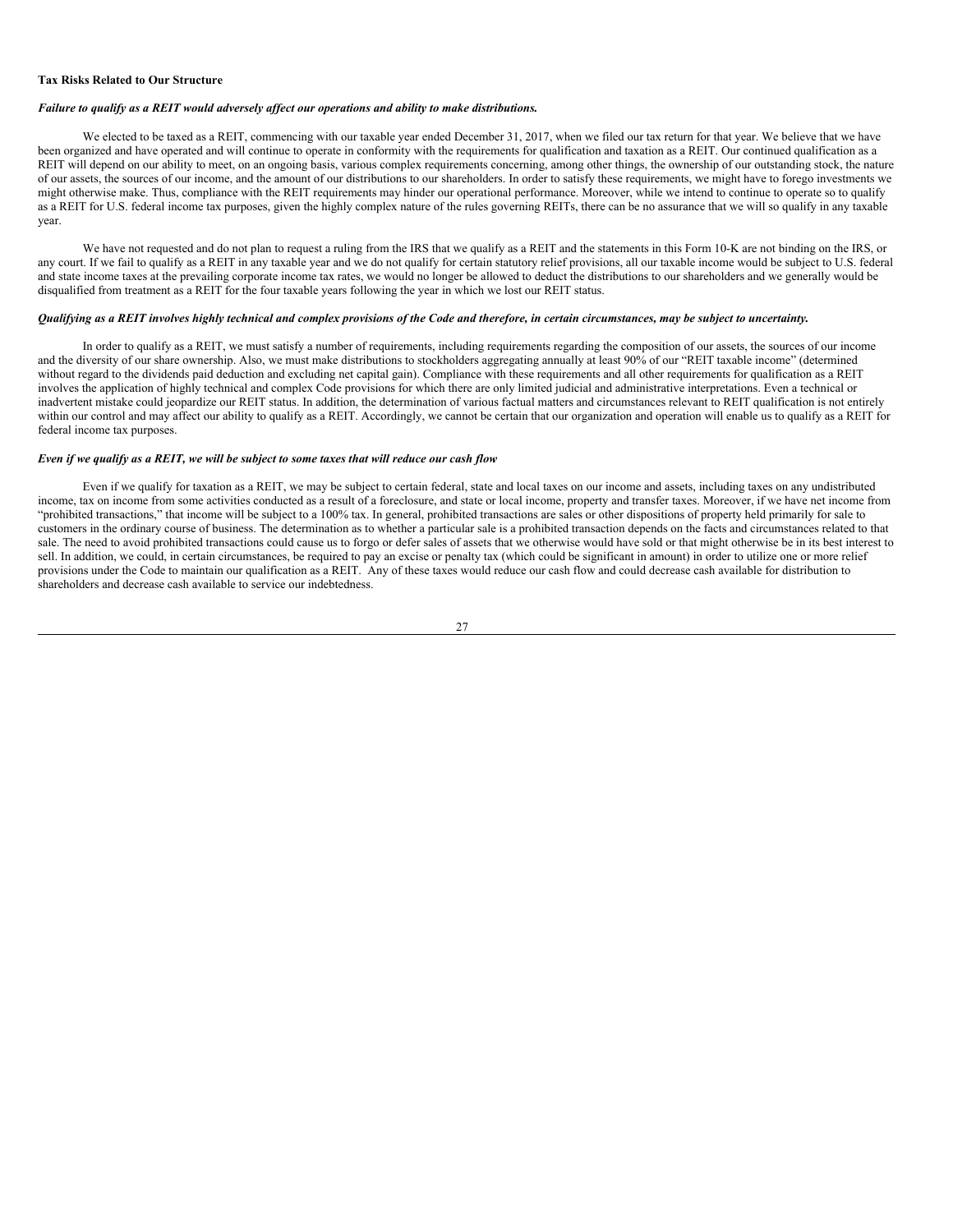**Tax Risks Related to Our Structure**

***Failure to qualify as a REIT would adversely affect our operations and ability to make distributions.***

We elected to be taxed as a REIT, commencing with our taxable year ended December 31, 2017, when we filed our tax return for that year. We believe that we have been organized and have operated and will continue to operate in conformity with the requirements for qualification and taxation as a REIT. Our continued qualification as a REIT will depend on our ability to meet, on an ongoing basis, various complex requirements concerning, among other things, the ownership of our outstanding stock, the nature of our assets, the sources of our income, and the amount of our distributions to our shareholders. In order to satisfy these requirements, we might have to forego investments we might otherwise make. Thus, compliance with the REIT requirements may hinder our operational performance. Moreover, while we intend to continue to operate so to qualify as a REIT for U.S. federal income tax purposes, given the highly complex nature of the rules governing REITs, there can be no assurance that we will so qualify in any taxable year.

We have not requested and do not plan to request a ruling from the IRS that we qualify as a REIT and the statements in this Form 10-K are not binding on the IRS, or any court. If we fail to qualify as a REIT in any taxable year and we do not qualify for certain statutory relief provisions, all our taxable income would be subject to U.S. federal and state income taxes at the prevailing corporate income tax rates, we would no longer be allowed to deduct the distributions to our shareholders and we generally would be disqualified from treatment as a REIT for the four taxable years following the year in which we lost our REIT status.

***Qualifying as a REIT involves highly technical and complex provisions of the Code and therefore, in certain circumstances, may be subject to uncertainty.***

In order to qualify as a REIT, we must satisfy a number of requirements, including requirements regarding the composition of our assets, the sources of our income and the diversity of our share ownership. Also, we must make distributions to stockholders aggregating annually at least 90% of our "REIT taxable income" (determined without regard to the dividends paid deduction and excluding net capital gain). Compliance with these requirements and all other requirements for qualification as a REIT involves the application of highly technical and complex Code provisions for which there are only limited judicial and administrative interpretations. Even a technical or inadvertent mistake could jeopardize our REIT status. In addition, the determination of various factual matters and circumstances relevant to REIT qualification is not entirely within our control and may affect our ability to qualify as a REIT. Accordingly, we cannot be certain that our organization and operation will enable us to qualify as a REIT for federal income tax purposes.

***Even if we qualify as a REIT, we will be subject to some taxes that will reduce our cash flow***

Even if we qualify for taxation as a REIT, we may be subject to certain federal, state and local taxes on our income and assets, including taxes on any undistributed income, tax on income from some activities conducted as a result of a foreclosure, and state or local income, property and transfer taxes. Moreover, if we have net income from "prohibited transactions," that income will be subject to a 100% tax. In general, prohibited transactions are sales or other dispositions of property held primarily for sale to customers in the ordinary course of business. The determination as to whether a particular sale is a prohibited transaction depends on the facts and circumstances related to that sale. The need to avoid prohibited transactions could cause us to forgo or defer sales of assets that we otherwise would have sold or that might otherwise be in its best interest to sell. In addition, we could, in certain circumstances, be required to pay an excise or penalty tax (which could be significant in amount) in order to utilize one or more relief provisions under the Code to maintain our qualification as a REIT. Any of these taxes would reduce our cash flow and could decrease cash available for distribution to shareholders and decrease cash available to service our indebtedness.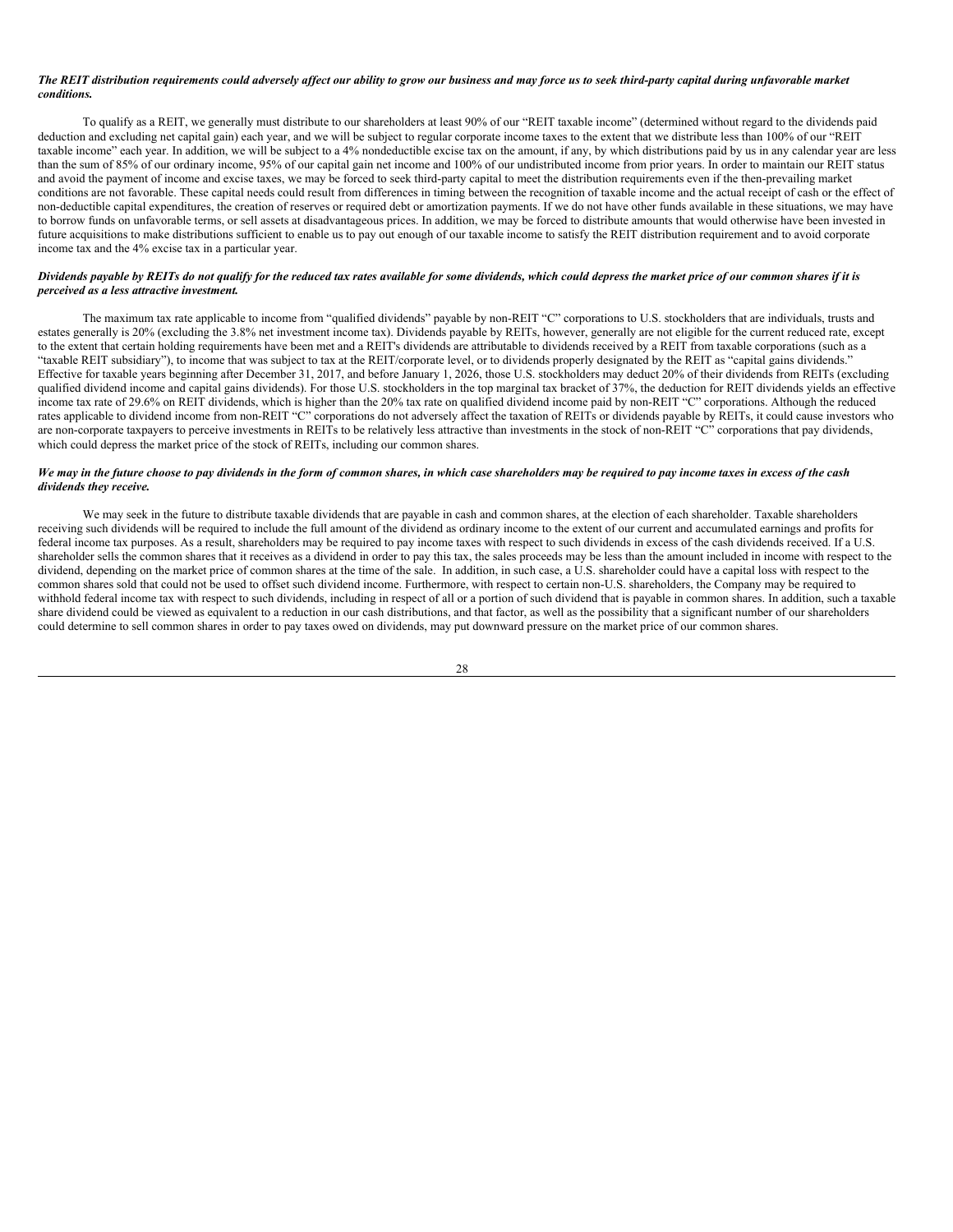***The REIT distribution requirements could adversely affect our ability to grow our business and may force us to seek third-party capital during unfavorable market conditions.***

To qualify as a REIT, we generally must distribute to our shareholders at least 90% of our "REIT taxable income" (determined without regard to the dividends paid deduction and excluding net capital gain) each year, and we will be subject to regular corporate income taxes to the extent that we distribute less than 100% of our "REIT taxable income" each year. In addition, we will be subject to a 4% nondeductible excise tax on the amount, if any, by which distributions paid by us in any calendar year are less than the sum of 85% of our ordinary income, 95% of our capital gain net income and 100% of our undistributed income from prior years. In order to maintain our REIT status and avoid the payment of income and excise taxes, we may be forced to seek third-party capital to meet the distribution requirements even if the then-prevailing market conditions are not favorable. These capital needs could result from differences in timing between the recognition of taxable income and the actual receipt of cash or the effect of non-deductible capital expenditures, the creation of reserves or required debt or amortization payments. If we do not have other funds available in these situations, we may have to borrow funds on unfavorable terms, or sell assets at disadvantageous prices. In addition, we may be forced to distribute amounts that would otherwise have been invested in future acquisitions to make distributions sufficient to enable us to pay out enough of our taxable income to satisfy the REIT distribution requirement and to avoid corporate income tax and the 4% excise tax in a particular year.

***Dividends payable by REITs do not qualify for the reduced tax rates available for some dividends, which could depress the market price of our common shares if it is perceived as a less attractive investment.***

The maximum tax rate applicable to income from "qualified dividends" payable by non-REIT "C" corporations to U.S. stockholders that are individuals, trusts and estates generally is 20% (excluding the 3.8% net investment income tax). Dividends payable by REITs, however, generally are not eligible for the current reduced rate, except to the extent that certain holding requirements have been met and a REIT's dividends are attributable to dividends received by a REIT from taxable corporations (such as a "taxable REIT subsidiary"), to income that was subject to tax at the REIT/corporate level, or to dividends properly designated by the REIT as "capital gains dividends." Effective for taxable years beginning after December 31, 2017, and before January 1, 2026, those U.S. stockholders may deduct 20% of their dividends from REITs (excluding qualified dividend income and capital gains dividends). For those U.S. stockholders in the top marginal tax bracket of 37%, the deduction for REIT dividends yields an effective income tax rate of 29.6% on REIT dividends, which is higher than the 20% tax rate on qualified dividend income paid by non-REIT "C" corporations. Although the reduced rates applicable to dividend income from non-REIT "C" corporations do not adversely affect the taxation of REITs or dividends payable by REITs, it could cause investors who are non-corporate taxpayers to perceive investments in REITs to be relatively less attractive than investments in the stock of non-REIT "C" corporations that pay dividends, which could depress the market price of the stock of REITs, including our common shares.

***We may in the future choose to pay dividends in the form of common shares, in which case shareholders may be required to pay income taxes in excess of the cash dividends they receive.***

We may seek in the future to distribute taxable dividends that are payable in cash and common shares, at the election of each shareholder. Taxable shareholders receiving such dividends will be required to include the full amount of the dividend as ordinary income to the extent of our current and accumulated earnings and profits for federal income tax purposes. As a result, shareholders may be required to pay income taxes with respect to such dividends in excess of the cash dividends received. If a U.S. shareholder sells the common shares that it receives as a dividend in order to pay this tax, the sales proceeds may be less than the amount included in income with respect to the dividend, depending on the market price of common shares at the time of the sale. In addition, in such case, a U.S. shareholder could have a capital loss with respect to the common shares sold that could not be used to offset such dividend income. Furthermore, with respect to certain non-U.S. shareholders, the Company may be required to withhold federal income tax with respect to such dividends, including in respect of all or a portion of such dividend that is payable in common shares. In addition, such a taxable share dividend could be viewed as equivalent to a reduction in our cash distributions, and that factor, as well as the possibility that a significant number of our shareholders could determine to sell common shares in order to pay taxes owed on dividends, may put downward pressure on the market price of our common shares.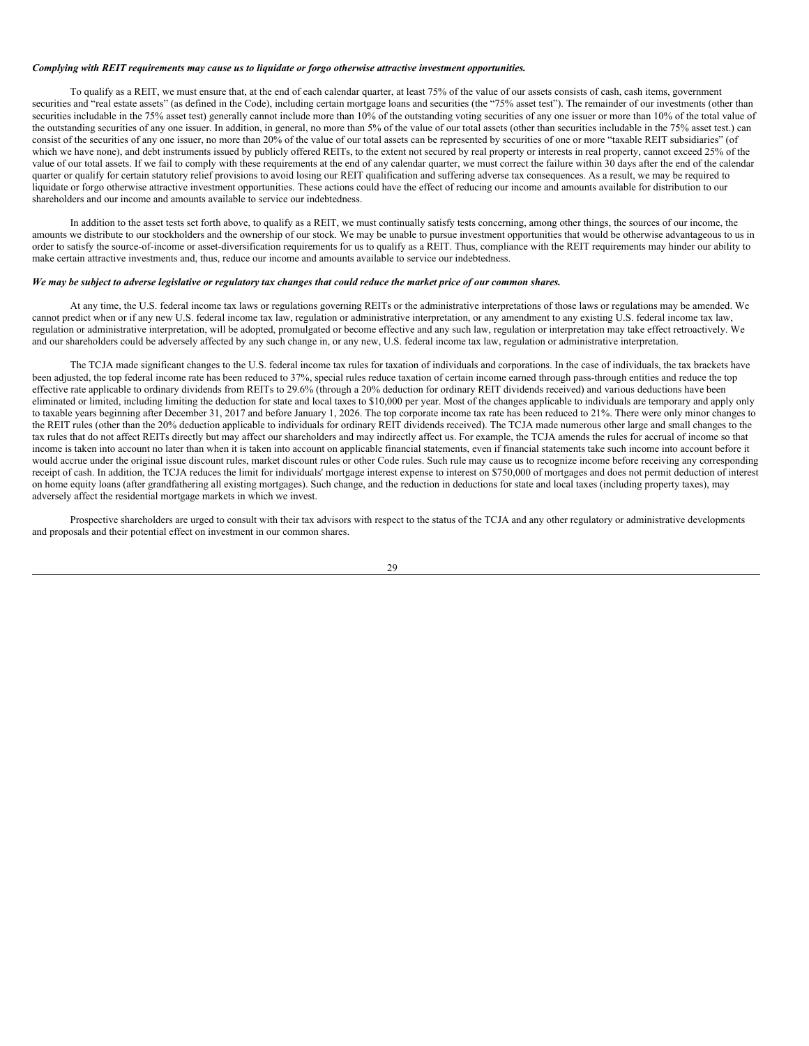***Complying with REIT requirements may cause us to liquidate or forgo otherwise attractive investment opportunities.***

To qualify as a REIT, we must ensure that, at the end of each calendar quarter, at least 75% of the value of our assets consists of cash, cash items, government securities and "real estate assets" (as defined in the Code), including certain mortgage loans and securities (the "75% asset test"). The remainder of our investments (other than securities includable in the 75% asset test) generally cannot include more than 10% of the outstanding voting securities of any one issuer or more than 10% of the total value of the outstanding securities of any one issuer. In addition, in general, no more than 5% of the value of our total assets (other than securities includable in the 75% asset test.) can consist of the securities of any one issuer, no more than 20% of the value of our total assets can be represented by securities of one or more "taxable REIT subsidiaries" (of which we have none), and debt instruments issued by publicly offered REITs, to the extent not secured by real property or interests in real property, cannot exceed 25% of the value of our total assets. If we fail to comply with these requirements at the end of any calendar quarter, we must correct the failure within 30 days after the end of the calendar quarter or qualify for certain statutory relief provisions to avoid losing our REIT qualification and suffering adverse tax consequences. As a result, we may be required to liquidate or forgo otherwise attractive investment opportunities. These actions could have the effect of reducing our income and amounts available for distribution to our shareholders and our income and amounts available to service our indebtedness.

In addition to the asset tests set forth above, to qualify as a REIT, we must continually satisfy tests concerning, among other things, the sources of our income, the amounts we distribute to our stockholders and the ownership of our stock. We may be unable to pursue investment opportunities that would be otherwise advantageous to us in order to satisfy the source-of-income or asset-diversification requirements for us to qualify as a REIT. Thus, compliance with the REIT requirements may hinder our ability to make certain attractive investments and, thus, reduce our income and amounts available to service our indebtedness.

***We may be subject to adverse legislative or regulatory tax changes that could reduce the market price of our common shares.***

At any time, the U.S. federal income tax laws or regulations governing REITs or the administrative interpretations of those laws or regulations may be amended. We cannot predict when or if any new U.S. federal income tax law, regulation or administrative interpretation, or any amendment to any existing U.S. federal income tax law, regulation or administrative interpretation, will be adopted, promulgated or become effective and any such law, regulation or interpretation may take effect retroactively. We and our shareholders could be adversely affected by any such change in, or any new, U.S. federal income tax law, regulation or administrative interpretation.

The TCJA made significant changes to the U.S. federal income tax rules for taxation of individuals and corporations. In the case of individuals, the tax brackets have been adjusted, the top federal income rate has been reduced to 37%, special rules reduce taxation of certain income earned through pass-through entities and reduce the top effective rate applicable to ordinary dividends from REITs to 29.6% (through a 20% deduction for ordinary REIT dividends received) and various deductions have been eliminated or limited, including limiting the deduction for state and local taxes to $10,000 per year. Most of the changes applicable to individuals are temporary and apply only to taxable years beginning after December 31, 2017 and before January 1, 2026. The top corporate income tax rate has been reduced to 21%. There were only minor changes to the REIT rules (other than the 20% deduction applicable to individuals for ordinary REIT dividends received). The TCJA made numerous other large and small changes to the tax rules that do not affect REITs directly but may affect our shareholders and may indirectly affect us. For example, the TCJA amends the rules for accrual of income so that income is taken into account no later than when it is taken into account on applicable financial statements, even if financial statements take such income into account before it would accrue under the original issue discount rules, market discount rules or other Code rules. Such rule may cause us to recognize income before receiving any corresponding receipt of cash. In addition, the TCJA reduces the limit for individuals' mortgage interest expense to interest on $750,000 of mortgages and does not permit deduction of interest on home equity loans (after grandfathering all existing mortgages). Such change, and the reduction in deductions for state and local taxes (including property taxes), may adversely affect the residential mortgage markets in which we invest.

Prospective shareholders are urged to consult with their tax advisors with respect to the status of the TCJA and any other regulatory or administrative developments and proposals and their potential effect on investment in our common shares.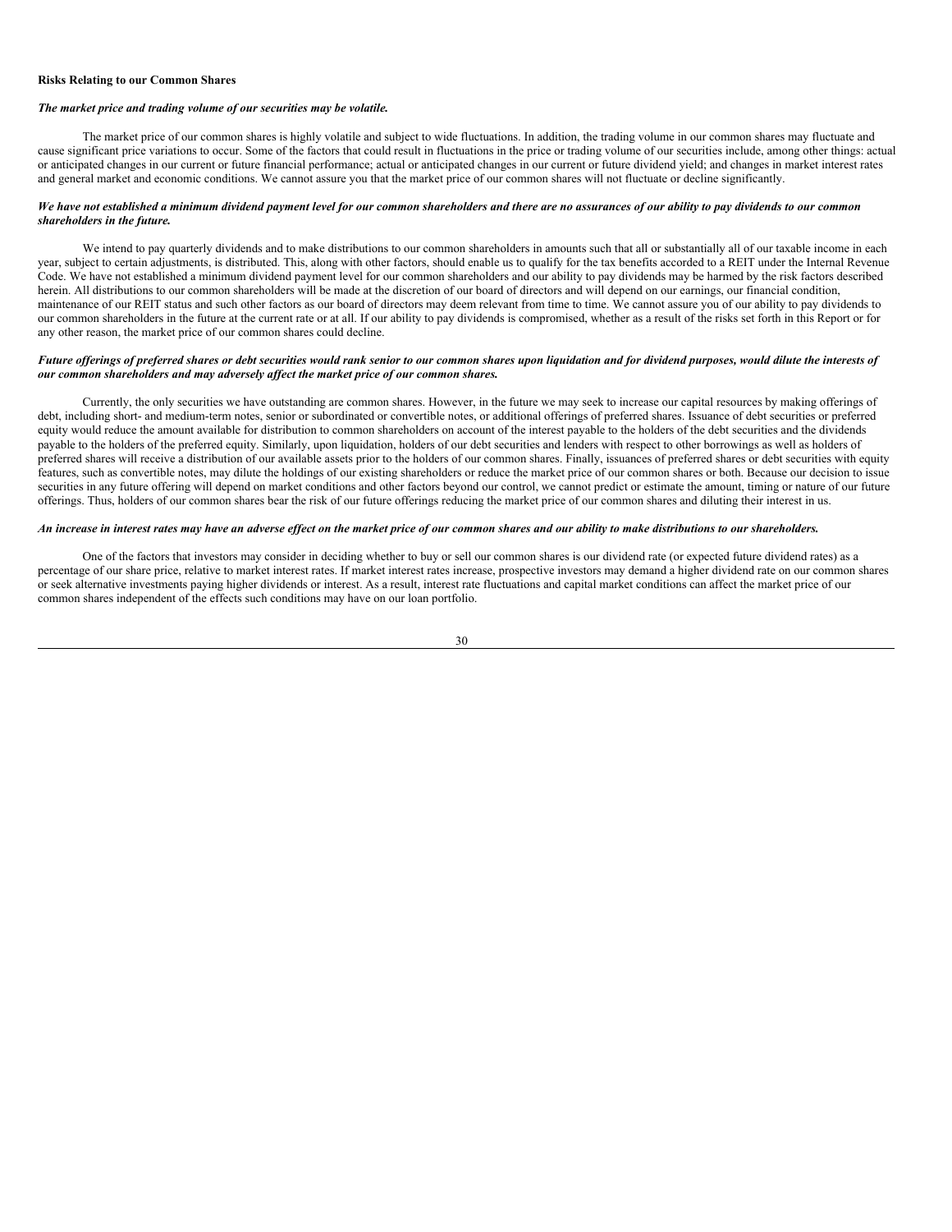**Risks Relating to our Common Shares**

***The market price and trading volume of our securities may be volatile.***

The market price of our common shares is highly volatile and subject to wide fluctuations. In addition, the trading volume in our common shares may fluctuate and cause significant price variations to occur. Some of the factors that could result in fluctuations in the price or trading volume of our securities include, among other things: actual or anticipated changes in our current or future financial performance; actual or anticipated changes in our current or future dividend yield; and changes in market interest rates and general market and economic conditions. We cannot assure you that the market price of our common shares will not fluctuate or decline significantly.

***We have not established a minimum dividend payment level for our common shareholders and there are no assurances of our ability to pay dividends to our common shareholders in the future.***

We intend to pay quarterly dividends and to make distributions to our common shareholders in amounts such that all or substantially all of our taxable income in each year, subject to certain adjustments, is distributed. This, along with other factors, should enable us to qualify for the tax benefits accorded to a REIT under the Internal Revenue Code. We have not established a minimum dividend payment level for our common shareholders and our ability to pay dividends may be harmed by the risk factors described herein. All distributions to our common shareholders will be made at the discretion of our board of directors and will depend on our earnings, our financial condition, maintenance of our REIT status and such other factors as our board of directors may deem relevant from time to time. We cannot assure you of our ability to pay dividends to our common shareholders in the future at the current rate or at all. If our ability to pay dividends is compromised, whether as a result of the risks set forth in this Report or for any other reason, the market price of our common shares could decline.

***Future offerings of preferred shares or debt securities would rank senior to our common shares upon liquidation and for dividend purposes, would dilute the interests of our common shareholders and may adversely affect the market price of our common shares.***

Currently, the only securities we have outstanding are common shares. However, in the future we may seek to increase our capital resources by making offerings of debt, including short- and medium-term notes, senior or subordinated or convertible notes, or additional offerings of preferred shares. Issuance of debt securities or preferred equity would reduce the amount available for distribution to common shareholders on account of the interest payable to the holders of the debt securities and the dividends payable to the holders of the preferred equity. Similarly, upon liquidation, holders of our debt securities and lenders with respect to other borrowings as well as holders of preferred shares will receive a distribution of our available assets prior to the holders of our common shares. Finally, issuances of preferred shares or debt securities with equity features, such as convertible notes, may dilute the holdings of our existing shareholders or reduce the market price of our common shares or both. Because our decision to issue securities in any future offering will depend on market conditions and other factors beyond our control, we cannot predict or estimate the amount, timing or nature of our future offerings. Thus, holders of our common shares bear the risk of our future offerings reducing the market price of our common shares and diluting their interest in us.

***An increase in interest rates may have an adverse effect on the market price of our common shares and our ability to make distributions to our shareholders.***

One of the factors that investors may consider in deciding whether to buy or sell our common shares is our dividend rate (or expected future dividend rates) as a percentage of our share price, relative to market interest rates. If market interest rates increase, prospective investors may demand a higher dividend rate on our common shares or seek alternative investments paying higher dividends or interest. As a result, interest rate fluctuations and capital market conditions can affect the market price of our common shares independent of the effects such conditions may have on our loan portfolio.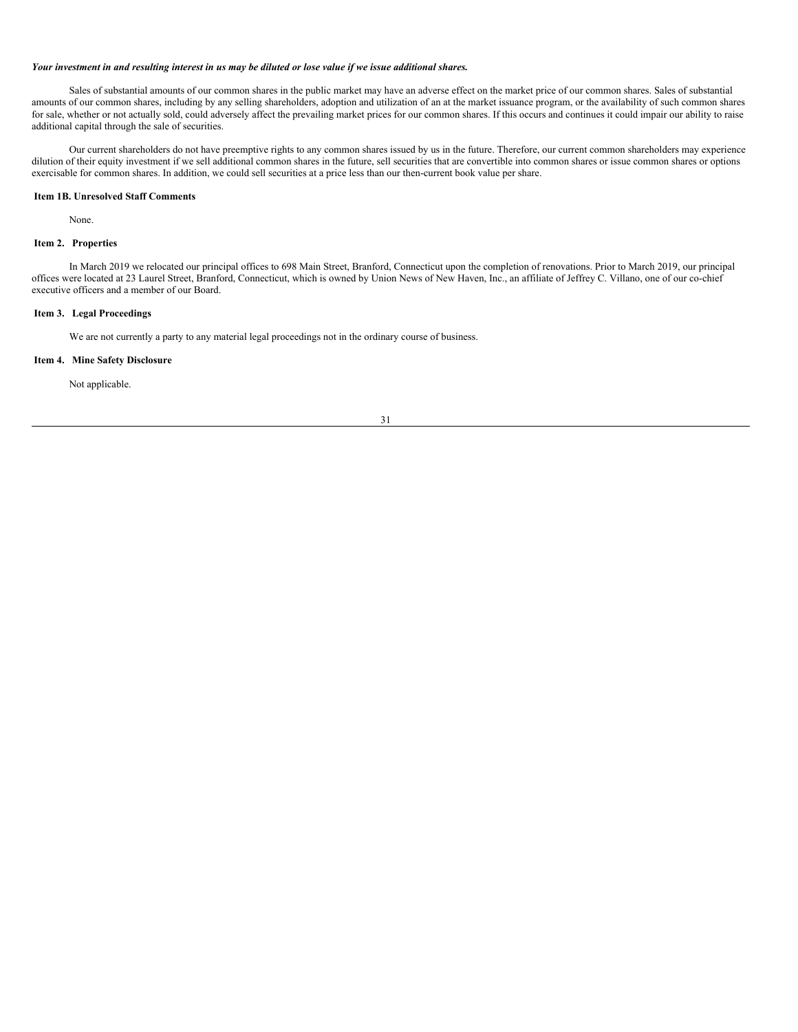***Your investment in and resulting interest in us may be diluted or lose value if we issue additional shares.***

Sales of substantial amounts of our common shares in the public market may have an adverse effect on the market price of our common shares. Sales of substantial amounts of our common shares, including by any selling shareholders, adoption and utilization of an at the market issuance program, or the availability of such common shares for sale, whether or not actually sold, could adversely affect the prevailing market prices for our common shares. If this occurs and continues it could impair our ability to raise additional capital through the sale of securities.

Our current shareholders do not have preemptive rights to any common shares issued by us in the future. Therefore, our current common shareholders may experience dilution of their equity investment if we sell additional common shares in the future, sell securities that are convertible into common shares or issue common shares or options exercisable for common shares. In addition, we could sell securities at a price less than our then-current book value per share.

**Item 1B. Unresolved Staff Comments**

None.

**Item 2. Properties**

In March 2019 we relocated our principal offices to 698 Main Street, Branford, Connecticut upon the completion of renovations. Prior to March 2019, our principal offices were located at 23 Laurel Street, Branford, Connecticut, which is owned by Union News of New Haven, Inc., an affiliate of Jeffrey C. Villano, one of our co-chief executive officers and a member of our Board.

**Item 3. Legal Proceedings**

We are not currently a party to any material legal proceedings not in the ordinary course of business.

**Item 4. Mine Safety Disclosure**

Not applicable.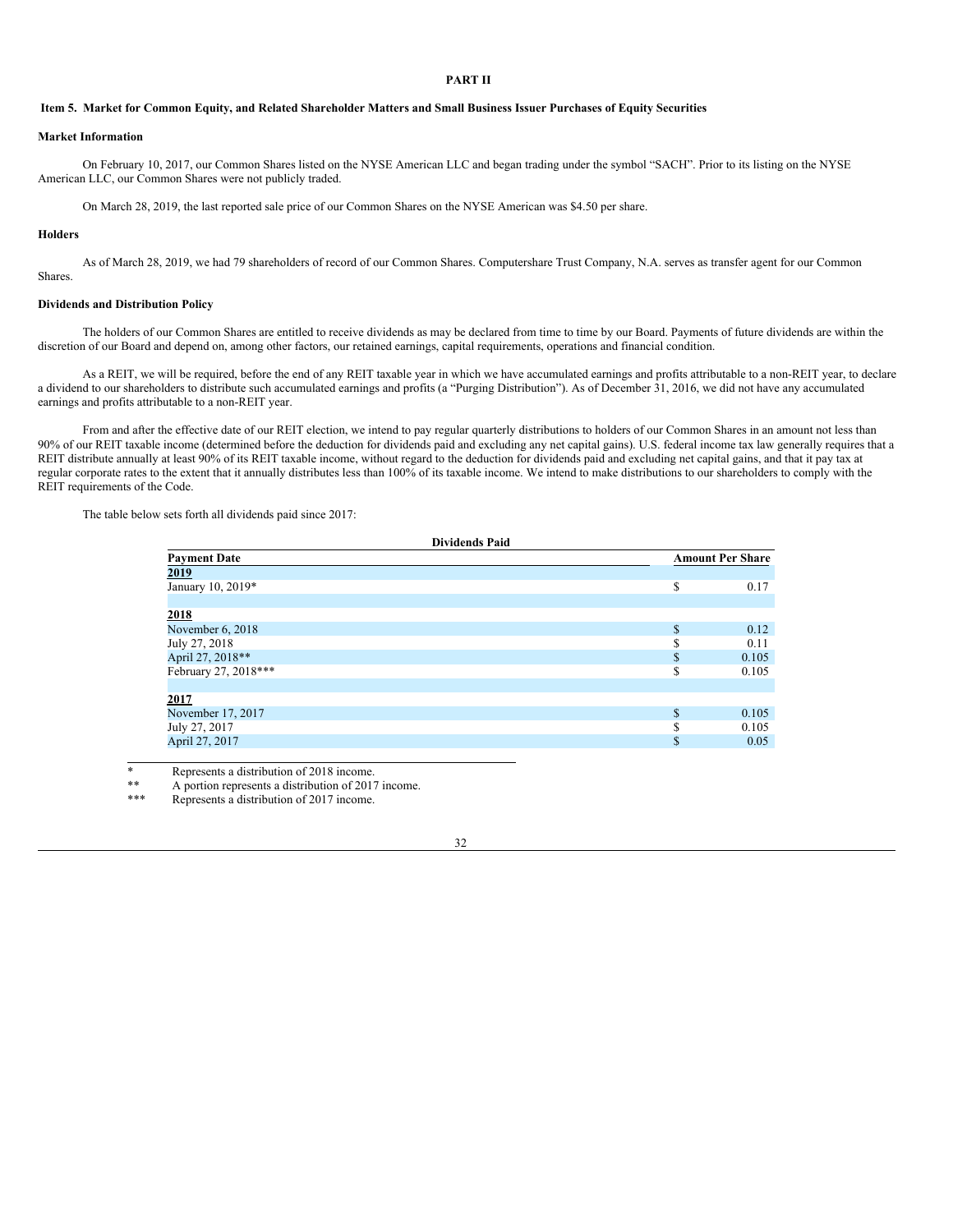# PART II

## Item 5. Market for Common Equity, and Related Shareholder Matters and Small Business Issuer Purchases of Equity Securities

### Market Information

On February 10, 2017, our Common Shares listed on the NYSE American LLC and began trading under the symbol "SACH". Prior to its listing on the NYSE American LLC, our Common Shares were not publicly traded.

On March 28, 2019, the last reported sale price of our Common Shares on the NYSE American was $4.50 per share.

### Holders

As of March 28, 2019, we had 79 shareholders of record of our Common Shares. Computershare Trust Company, N.A. serves as transfer agent for our Common Shares.

### Dividends and Distribution Policy

The holders of our Common Shares are entitled to receive dividends as may be declared from time to time by our Board. Payments of future dividends are within the discretion of our Board and depend on, among other factors, our retained earnings, capital requirements, operations and financial condition.

As a REIT, we will be required, before the end of any REIT taxable year in which we have accumulated earnings and profits attributable to a non-REIT year, to declare a dividend to our shareholders to distribute such accumulated earnings and profits (a "Purging Distribution"). As of December 31, 2016, we did not have any accumulated earnings and profits attributable to a non-REIT year.

From and after the effective date of our REIT election, we intend to pay regular quarterly distributions to holders of our Common Shares in an amount not less than 90% of our REIT taxable income (determined before the deduction for dividends paid and excluding any net capital gains). U.S. federal income tax law generally requires that a REIT distribute annually at least 90% of its REIT taxable income, without regard to the deduction for dividends paid and excluding net capital gains, and that it pay tax at regular corporate rates to the extent that it annually distributes less than 100% of its taxable income. We intend to make distributions to our shareholders to comply with the REIT requirements of the Code.

The table below sets forth all dividends paid since 2017:

**Dividends Paid**

| Payment Date | Amount Per Share |
|---|---|
| **2019** | |
| January 10, 2019* | $ 0.17 |
| | |
| **2018** | |
| November 6, 2018 | $ 0.12 |
| July 27, 2018 | $ 0.11 |
| April 27, 2018** | $ 0.105 |
| February 27, 2018*** | $ 0.105 |
| | |
| **2017** | |
| November 17, 2017 | $ 0.105 |
| July 27, 2017 | $ 0.105 |
| April 27, 2017 | $ 0.05 |

\* Represents a distribution of 2018 income.

** A portion represents a distribution of 2017 income.

*** Represents a distribution of 2017 income.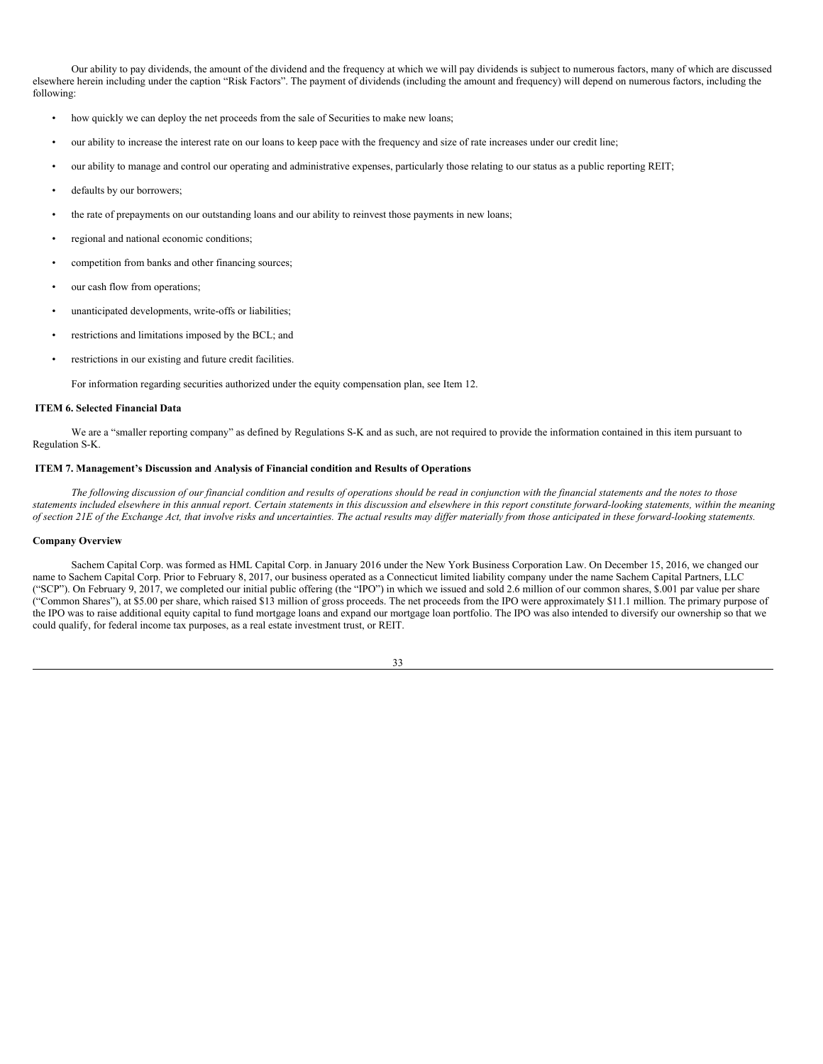Our ability to pay dividends, the amount of the dividend and the frequency at which we will pay dividends is subject to numerous factors, many of which are discussed elsewhere herein including under the caption "Risk Factors". The payment of dividends (including the amount and frequency) will depend on numerous factors, including the following:

- how quickly we can deploy the net proceeds from the sale of Securities to make new loans;
- our ability to increase the interest rate on our loans to keep pace with the frequency and size of rate increases under our credit line;
- our ability to manage and control our operating and administrative expenses, particularly those relating to our status as a public reporting REIT;
- defaults by our borrowers;
- the rate of prepayments on our outstanding loans and our ability to reinvest those payments in new loans;
- regional and national economic conditions;
- competition from banks and other financing sources;
- our cash flow from operations;
- unanticipated developments, write-offs or liabilities;
- restrictions and limitations imposed by the BCL; and
- restrictions in our existing and future credit facilities.

For information regarding securities authorized under the equity compensation plan, see Item 12.

**ITEM 6. Selected Financial Data**

We are a "smaller reporting company" as defined by Regulations S-K and as such, are not required to provide the information contained in this item pursuant to Regulation S-K.

**ITEM 7. Management's Discussion and Analysis of Financial condition and Results of Operations**

*The following discussion of our financial condition and results of operations should be read in conjunction with the financial statements and the notes to those statements included elsewhere in this annual report. Certain statements in this discussion and elsewhere in this report constitute forward-looking statements, within the meaning of section 21E of the Exchange Act, that involve risks and uncertainties. The actual results may differ materially from those anticipated in these forward-looking statements.*

**Company Overview**

Sachem Capital Corp. was formed as HML Capital Corp. in January 2016 under the New York Business Corporation Law. On December 15, 2016, we changed our name to Sachem Capital Corp. Prior to February 8, 2017, our business operated as a Connecticut limited liability company under the name Sachem Capital Partners, LLC ("SCP"). On February 9, 2017, we completed our initial public offering (the "IPO") in which we issued and sold 2.6 million of our common shares, $.001 par value per share ("Common Shares"), at $5.00 per share, which raised $13 million of gross proceeds. The net proceeds from the IPO were approximately $11.1 million. The primary purpose of the IPO was to raise additional equity capital to fund mortgage loans and expand our mortgage loan portfolio. The IPO was also intended to diversify our ownership so that we could qualify, for federal income tax purposes, as a real estate investment trust, or REIT.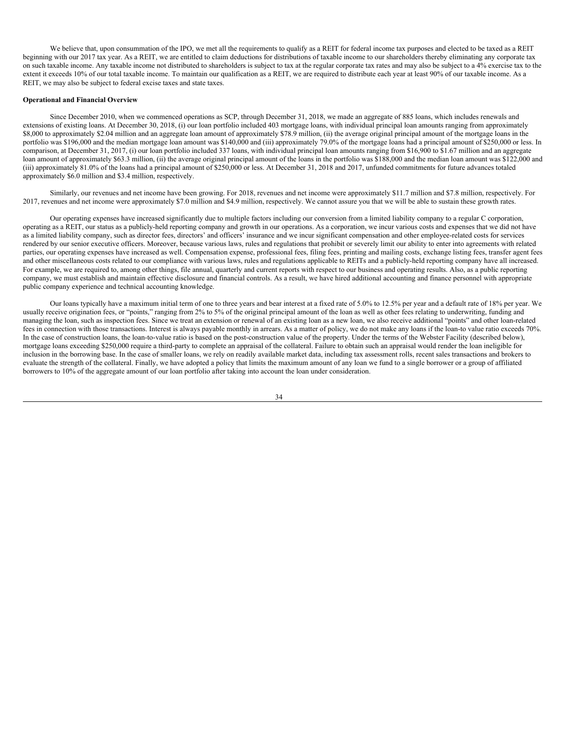We believe that, upon consummation of the IPO, we met all the requirements to qualify as a REIT for federal income tax purposes and elected to be taxed as a REIT beginning with our 2017 tax year. As a REIT, we are entitled to claim deductions for distributions of taxable income to our shareholders thereby eliminating any corporate tax on such taxable income. Any taxable income not distributed to shareholders is subject to tax at the regular corporate tax rates and may also be subject to a 4% exercise tax to the extent it exceeds 10% of our total taxable income. To maintain our qualification as a REIT, we are required to distribute each year at least 90% of our taxable income. As a REIT, we may also be subject to federal excise taxes and state taxes.

**Operational and Financial Overview**

Since December 2010, when we commenced operations as SCP, through December 31, 2018, we made an aggregate of 885 loans, which includes renewals and extensions of existing loans. At December 30, 2018, (i) our loan portfolio included 403 mortgage loans, with individual principal loan amounts ranging from approximately $8,000 to approximately $2.04 million and an aggregate loan amount of approximately $78.9 million, (ii) the average original principal amount of the mortgage loans in the portfolio was $196,000 and the median mortgage loan amount was $140,000 and (iii) approximately 79.0% of the mortgage loans had a principal amount of $250,000 or less. In comparison, at December 31, 2017, (i) our loan portfolio included 337 loans, with individual principal loan amounts ranging from $16,900 to $1.67 million and an aggregate loan amount of approximately $63.3 million, (ii) the average original principal amount of the loans in the portfolio was $188,000 and the median loan amount was $122,000 and (iii) approximately 81.0% of the loans had a principal amount of $250,000 or less. At December 31, 2018 and 2017, unfunded commitments for future advances totaled approximately $6.0 million and $3.4 million, respectively.

Similarly, our revenues and net income have been growing. For 2018, revenues and net income were approximately $11.7 million and $7.8 million, respectively. For 2017, revenues and net income were approximately $7.0 million and $4.9 million, respectively. We cannot assure you that we will be able to sustain these growth rates.

Our operating expenses have increased significantly due to multiple factors including our conversion from a limited liability company to a regular C corporation, operating as a REIT, our status as a publicly-held reporting company and growth in our operations. As a corporation, we incur various costs and expenses that we did not have as a limited liability company, such as director fees, directors' and officers' insurance and we incur significant compensation and other employee-related costs for services rendered by our senior executive officers. Moreover, because various laws, rules and regulations that prohibit or severely limit our ability to enter into agreements with related parties, our operating expenses have increased as well. Compensation expense, professional fees, filing fees, printing and mailing costs, exchange listing fees, transfer agent fees and other miscellaneous costs related to our compliance with various laws, rules and regulations applicable to REITs and a publicly-held reporting company have all increased. For example, we are required to, among other things, file annual, quarterly and current reports with respect to our business and operating results. Also, as a public reporting company, we must establish and maintain effective disclosure and financial controls. As a result, we have hired additional accounting and finance personnel with appropriate public company experience and technical accounting knowledge.

Our loans typically have a maximum initial term of one to three years and bear interest at a fixed rate of 5.0% to 12.5% per year and a default rate of 18% per year. We usually receive origination fees, or "points," ranging from 2% to 5% of the original principal amount of the loan as well as other fees relating to underwriting, funding and managing the loan, such as inspection fees. Since we treat an extension or renewal of an existing loan as a new loan, we also receive additional "points" and other loan-related fees in connection with those transactions. Interest is always payable monthly in arrears. As a matter of policy, we do not make any loans if the loan-to value ratio exceeds 70%. In the case of construction loans, the loan-to-value ratio is based on the post-construction value of the property. Under the terms of the Webster Facility (described below), mortgage loans exceeding $250,000 require a third-party to complete an appraisal of the collateral. Failure to obtain such an appraisal would render the loan ineligible for inclusion in the borrowing base. In the case of smaller loans, we rely on readily available market data, including tax assessment rolls, recent sales transactions and brokers to evaluate the strength of the collateral. Finally, we have adopted a policy that limits the maximum amount of any loan we fund to a single borrower or a group of affiliated borrowers to 10% of the aggregate amount of our loan portfolio after taking into account the loan under consideration.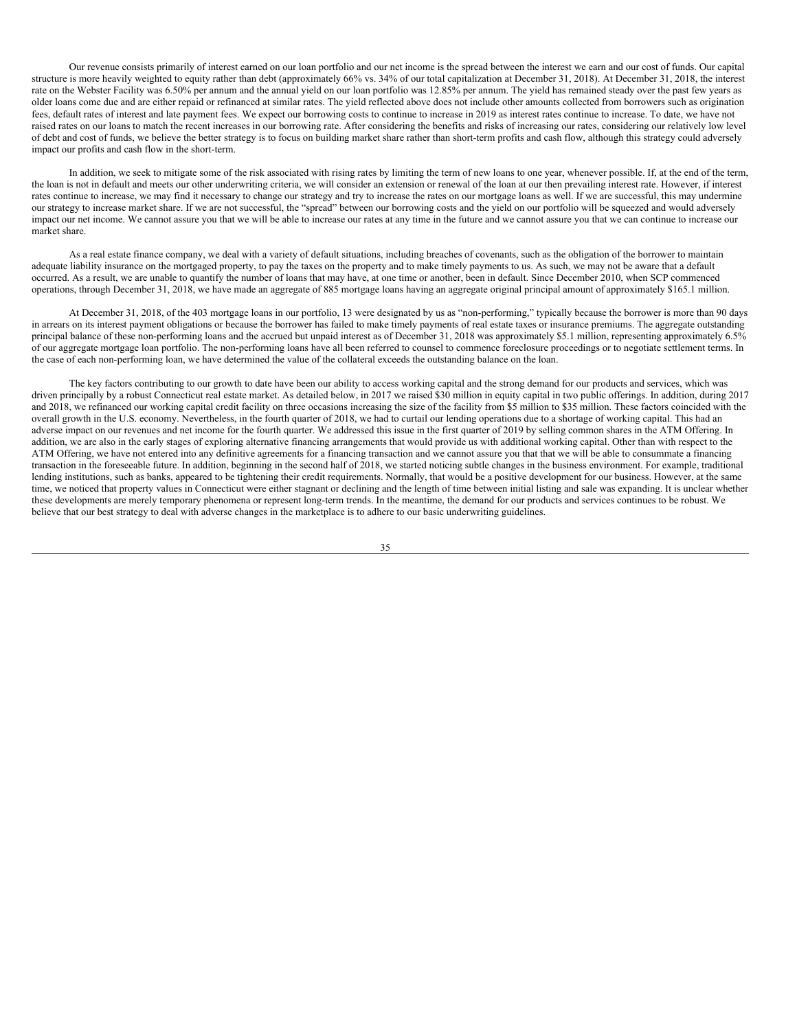Our revenue consists primarily of interest earned on our loan portfolio and our net income is the spread between the interest we earn and our cost of funds. Our capital structure is more heavily weighted to equity rather than debt (approximately 66% vs. 34% of our total capitalization at December 31, 2018). At December 31, 2018, the interest rate on the Webster Facility was 6.50% per annum and the annual yield on our loan portfolio was 12.85% per annum. The yield has remained steady over the past few years as older loans come due and are either repaid or refinanced at similar rates. The yield reflected above does not include other amounts collected from borrowers such as origination fees, default rates of interest and late payment fees. We expect our borrowing costs to continue to increase in 2019 as interest rates continue to increase. To date, we have not raised rates on our loans to match the recent increases in our borrowing rate. After considering the benefits and risks of increasing our rates, considering our relatively low level of debt and cost of funds, we believe the better strategy is to focus on building market share rather than short-term profits and cash flow, although this strategy could adversely impact our profits and cash flow in the short-term.

In addition, we seek to mitigate some of the risk associated with rising rates by limiting the term of new loans to one year, whenever possible. If, at the end of the term, the loan is not in default and meets our other underwriting criteria, we will consider an extension or renewal of the loan at our then prevailing interest rate. However, if interest rates continue to increase, we may find it necessary to change our strategy and try to increase the rates on our mortgage loans as well. If we are successful, this may undermine our strategy to increase market share. If we are not successful, the "spread" between our borrowing costs and the yield on our portfolio will be squeezed and would adversely impact our net income. We cannot assure you that we will be able to increase our rates at any time in the future and we cannot assure you that we can continue to increase our market share.

As a real estate finance company, we deal with a variety of default situations, including breaches of covenants, such as the obligation of the borrower to maintain adequate liability insurance on the mortgaged property, to pay the taxes on the property and to make timely payments to us. As such, we may not be aware that a default occurred. As a result, we are unable to quantify the number of loans that may have, at one time or another, been in default. Since December 2010, when SCP commenced operations, through December 31, 2018, we have made an aggregate of 885 mortgage loans having an aggregate original principal amount of approximately $165.1 million.

At December 31, 2018, of the 403 mortgage loans in our portfolio, 13 were designated by us as "non-performing," typically because the borrower is more than 90 days in arrears on its interest payment obligations or because the borrower has failed to make timely payments of real estate taxes or insurance premiums. The aggregate outstanding principal balance of these non-performing loans and the accrued but unpaid interest as of December 31, 2018 was approximately $5.1 million, representing approximately 6.5% of our aggregate mortgage loan portfolio. The non-performing loans have all been referred to counsel to commence foreclosure proceedings or to negotiate settlement terms. In the case of each non-performing loan, we have determined the value of the collateral exceeds the outstanding balance on the loan.

The key factors contributing to our growth to date have been our ability to access working capital and the strong demand for our products and services, which was driven principally by a robust Connecticut real estate market. As detailed below, in 2017 we raised $30 million in equity capital in two public offerings. In addition, during 2017 and 2018, we refinanced our working capital credit facility on three occasions increasing the size of the facility from $5 million to $35 million. These factors coincided with the overall growth in the U.S. economy. Nevertheless, in the fourth quarter of 2018, we had to curtail our lending operations due to a shortage of working capital. This had an adverse impact on our revenues and net income for the fourth quarter. We addressed this issue in the first quarter of 2019 by selling common shares in the ATM Offering. In addition, we are also in the early stages of exploring alternative financing arrangements that would provide us with additional working capital. Other than with respect to the ATM Offering, we have not entered into any definitive agreements for a financing transaction and we cannot assure you that that we will be able to consummate a financing transaction in the foreseeable future. In addition, beginning in the second half of 2018, we started noticing subtle changes in the business environment. For example, traditional lending institutions, such as banks, appeared to be tightening their credit requirements. Normally, that would be a positive development for our business. However, at the same time, we noticed that property values in Connecticut were either stagnant or declining and the length of time between initial listing and sale was expanding. It is unclear whether these developments are merely temporary phenomena or represent long-term trends. In the meantime, the demand for our products and services continues to be robust. We believe that our best strategy to deal with adverse changes in the marketplace is to adhere to our basic underwriting guidelines.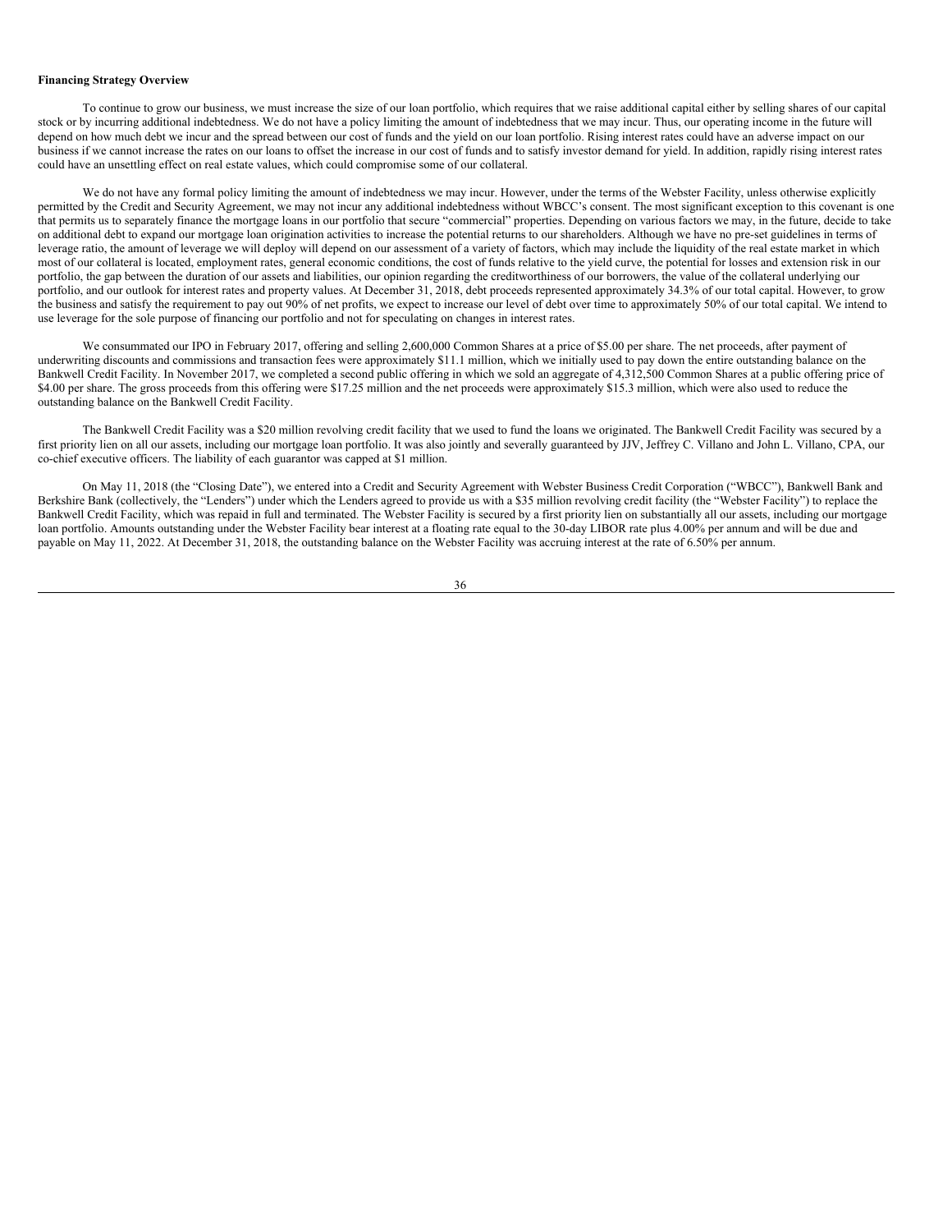**Financing Strategy Overview**

To continue to grow our business, we must increase the size of our loan portfolio, which requires that we raise additional capital either by selling shares of our capital stock or by incurring additional indebtedness. We do not have a policy limiting the amount of indebtedness that we may incur. Thus, our operating income in the future will depend on how much debt we incur and the spread between our cost of funds and the yield on our loan portfolio. Rising interest rates could have an adverse impact on our business if we cannot increase the rates on our loans to offset the increase in our cost of funds and to satisfy investor demand for yield. In addition, rapidly rising interest rates could have an unsettling effect on real estate values, which could compromise some of our collateral.

We do not have any formal policy limiting the amount of indebtedness we may incur. However, under the terms of the Webster Facility, unless otherwise explicitly permitted by the Credit and Security Agreement, we may not incur any additional indebtedness without WBCC's consent. The most significant exception to this covenant is one that permits us to separately finance the mortgage loans in our portfolio that secure "commercial" properties. Depending on various factors we may, in the future, decide to take on additional debt to expand our mortgage loan origination activities to increase the potential returns to our shareholders. Although we have no pre-set guidelines in terms of leverage ratio, the amount of leverage we will deploy will depend on our assessment of a variety of factors, which may include the liquidity of the real estate market in which most of our collateral is located, employment rates, general economic conditions, the cost of funds relative to the yield curve, the potential for losses and extension risk in our portfolio, the gap between the duration of our assets and liabilities, our opinion regarding the creditworthiness of our borrowers, the value of the collateral underlying our portfolio, and our outlook for interest rates and property values. At December 31, 2018, debt proceeds represented approximately 34.3% of our total capital. However, to grow the business and satisfy the requirement to pay out 90% of net profits, we expect to increase our level of debt over time to approximately 50% of our total capital. We intend to use leverage for the sole purpose of financing our portfolio and not for speculating on changes in interest rates.

We consummated our IPO in February 2017, offering and selling 2,600,000 Common Shares at a price of $5.00 per share. The net proceeds, after payment of underwriting discounts and commissions and transaction fees were approximately $11.1 million, which we initially used to pay down the entire outstanding balance on the Bankwell Credit Facility. In November 2017, we completed a second public offering in which we sold an aggregate of 4,312,500 Common Shares at a public offering price of $4.00 per share. The gross proceeds from this offering were $17.25 million and the net proceeds were approximately $15.3 million, which were also used to reduce the outstanding balance on the Bankwell Credit Facility.

The Bankwell Credit Facility was a $20 million revolving credit facility that we used to fund the loans we originated. The Bankwell Credit Facility was secured by a first priority lien on all our assets, including our mortgage loan portfolio. It was also jointly and severally guaranteed by JJV, Jeffrey C. Villano and John L. Villano, CPA, our co-chief executive officers. The liability of each guarantor was capped at $1 million.

On May 11, 2018 (the "Closing Date"), we entered into a Credit and Security Agreement with Webster Business Credit Corporation ("WBCC"), Bankwell Bank and Berkshire Bank (collectively, the "Lenders") under which the Lenders agreed to provide us with a $35 million revolving credit facility (the "Webster Facility") to replace the Bankwell Credit Facility, which was repaid in full and terminated. The Webster Facility is secured by a first priority lien on substantially all our assets, including our mortgage loan portfolio. Amounts outstanding under the Webster Facility bear interest at a floating rate equal to the 30-day LIBOR rate plus 4.00% per annum and will be due and payable on May 11, 2022. At December 31, 2018, the outstanding balance on the Webster Facility was accruing interest at the rate of 6.50% per annum.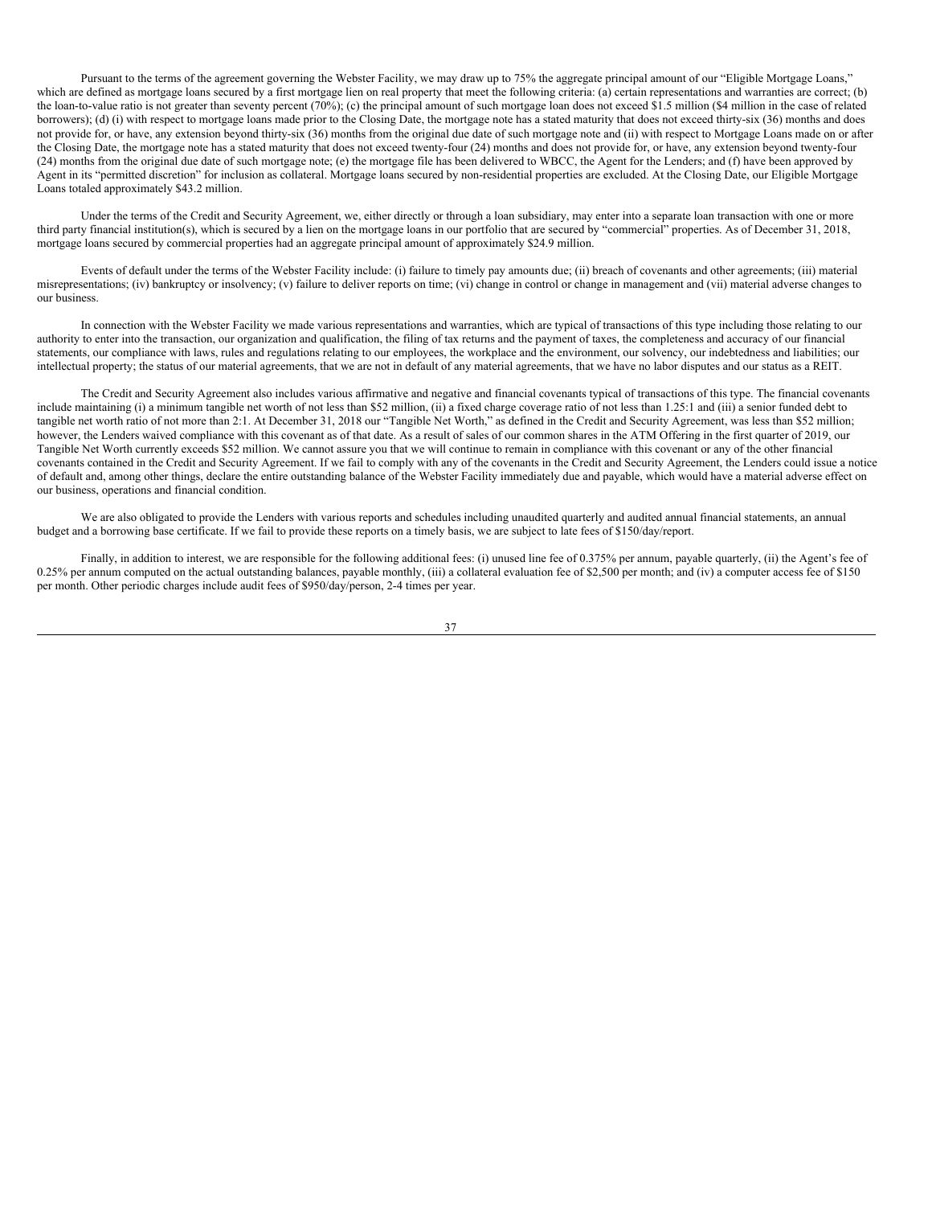Pursuant to the terms of the agreement governing the Webster Facility, we may draw up to 75% the aggregate principal amount of our "Eligible Mortgage Loans," which are defined as mortgage loans secured by a first mortgage lien on real property that meet the following criteria: (a) certain representations and warranties are correct; (b) the loan-to-value ratio is not greater than seventy percent (70%); (c) the principal amount of such mortgage loan does not exceed $1.5 million ($4 million in the case of related borrowers); (d) (i) with respect to mortgage loans made prior to the Closing Date, the mortgage note has a stated maturity that does not exceed thirty-six (36) months and does not provide for, or have, any extension beyond thirty-six (36) months from the original due date of such mortgage note and (ii) with respect to Mortgage Loans made on or after the Closing Date, the mortgage note has a stated maturity that does not exceed twenty-four (24) months and does not provide for, or have, any extension beyond twenty-four (24) months from the original due date of such mortgage note; (e) the mortgage file has been delivered to WBCC, the Agent for the Lenders; and (f) have been approved by Agent in its "permitted discretion" for inclusion as collateral. Mortgage loans secured by non-residential properties are excluded. At the Closing Date, our Eligible Mortgage Loans totaled approximately $43.2 million.

Under the terms of the Credit and Security Agreement, we, either directly or through a loan subsidiary, may enter into a separate loan transaction with one or more third party financial institution(s), which is secured by a lien on the mortgage loans in our portfolio that are secured by "commercial" properties. As of December 31, 2018, mortgage loans secured by commercial properties had an aggregate principal amount of approximately $24.9 million.

Events of default under the terms of the Webster Facility include: (i) failure to timely pay amounts due; (ii) breach of covenants and other agreements; (iii) material misrepresentations; (iv) bankruptcy or insolvency; (v) failure to deliver reports on time; (vi) change in control or change in management and (vii) material adverse changes to our business.

In connection with the Webster Facility we made various representations and warranties, which are typical of transactions of this type including those relating to our authority to enter into the transaction, our organization and qualification, the filing of tax returns and the payment of taxes, the completeness and accuracy of our financial statements, our compliance with laws, rules and regulations relating to our employees, the workplace and the environment, our solvency, our indebtedness and liabilities; our intellectual property; the status of our material agreements, that we are not in default of any material agreements, that we have no labor disputes and our status as a REIT.

The Credit and Security Agreement also includes various affirmative and negative and financial covenants typical of transactions of this type. The financial covenants include maintaining (i) a minimum tangible net worth of not less than $52 million, (ii) a fixed charge coverage ratio of not less than 1.25:1 and (iii) a senior funded debt to tangible net worth ratio of not more than 2:1. At December 31, 2018 our "Tangible Net Worth," as defined in the Credit and Security Agreement, was less than $52 million; however, the Lenders waived compliance with this covenant as of that date. As a result of sales of our common shares in the ATM Offering in the first quarter of 2019, our Tangible Net Worth currently exceeds $52 million. We cannot assure you that we will continue to remain in compliance with this covenant or any of the other financial covenants contained in the Credit and Security Agreement. If we fail to comply with any of the covenants in the Credit and Security Agreement, the Lenders could issue a notice of default and, among other things, declare the entire outstanding balance of the Webster Facility immediately due and payable, which would have a material adverse effect on our business, operations and financial condition.

We are also obligated to provide the Lenders with various reports and schedules including unaudited quarterly and audited annual financial statements, an annual budget and a borrowing base certificate. If we fail to provide these reports on a timely basis, we are subject to late fees of $150/day/report.

Finally, in addition to interest, we are responsible for the following additional fees: (i) unused line fee of 0.375% per annum, payable quarterly, (ii) the Agent's fee of 0.25% per annum computed on the actual outstanding balances, payable monthly, (iii) a collateral evaluation fee of $2,500 per month; and (iv) a computer access fee of $150 per month. Other periodic charges include audit fees of $950/day/person, 2-4 times per year.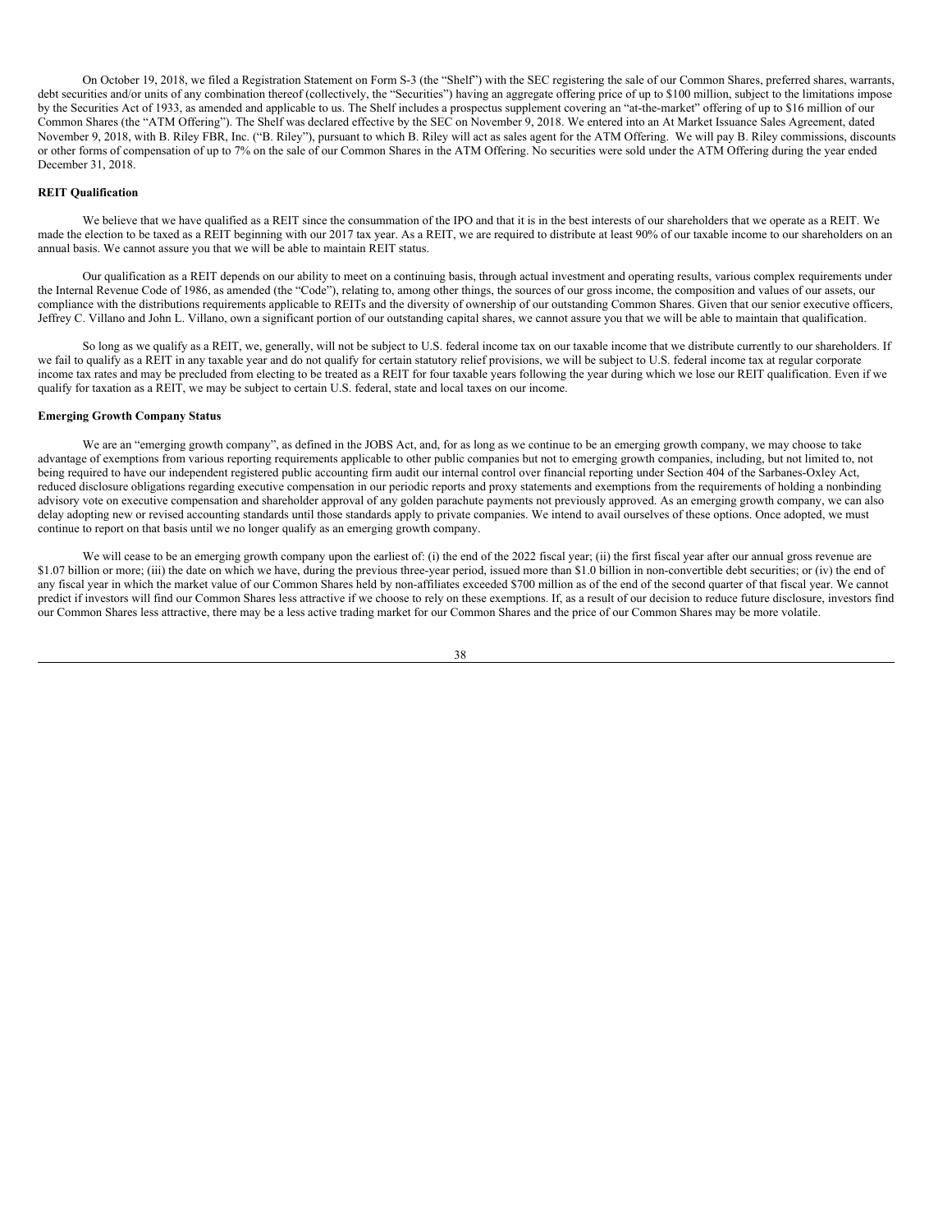On October 19, 2018, we filed a Registration Statement on Form S-3 (the "Shelf") with the SEC registering the sale of our Common Shares, preferred shares, warrants, debt securities and/or units of any combination thereof (collectively, the "Securities") having an aggregate offering price of up to $100 million, subject to the limitations impose by the Securities Act of 1933, as amended and applicable to us. The Shelf includes a prospectus supplement covering an "at-the-market" offering of up to $16 million of our Common Shares (the "ATM Offering"). The Shelf was declared effective by the SEC on November 9, 2018. We entered into an At Market Issuance Sales Agreement, dated November 9, 2018, with B. Riley FBR, Inc. ("B. Riley"), pursuant to which B. Riley will act as sales agent for the ATM Offering. We will pay B. Riley commissions, discounts or other forms of compensation of up to 7% on the sale of our Common Shares in the ATM Offering. No securities were sold under the ATM Offering during the year ended December 31, 2018.

**REIT Qualification**

We believe that we have qualified as a REIT since the consummation of the IPO and that it is in the best interests of our shareholders that we operate as a REIT. We made the election to be taxed as a REIT beginning with our 2017 tax year. As a REIT, we are required to distribute at least 90% of our taxable income to our shareholders on an annual basis. We cannot assure you that we will be able to maintain REIT status.

Our qualification as a REIT depends on our ability to meet on a continuing basis, through actual investment and operating results, various complex requirements under the Internal Revenue Code of 1986, as amended (the "Code"), relating to, among other things, the sources of our gross income, the composition and values of our assets, our compliance with the distributions requirements applicable to REITs and the diversity of ownership of our outstanding Common Shares. Given that our senior executive officers, Jeffrey C. Villano and John L. Villano, own a significant portion of our outstanding capital shares, we cannot assure you that we will be able to maintain that qualification.

So long as we qualify as a REIT, we, generally, will not be subject to U.S. federal income tax on our taxable income that we distribute currently to our shareholders. If we fail to qualify as a REIT in any taxable year and do not qualify for certain statutory relief provisions, we will be subject to U.S. federal income tax at regular corporate income tax rates and may be precluded from electing to be treated as a REIT for four taxable years following the year during which we lose our REIT qualification. Even if we qualify for taxation as a REIT, we may be subject to certain U.S. federal, state and local taxes on our income.

**Emerging Growth Company Status**

We are an "emerging growth company", as defined in the JOBS Act, and, for as long as we continue to be an emerging growth company, we may choose to take advantage of exemptions from various reporting requirements applicable to other public companies but not to emerging growth companies, including, but not limited to, not being required to have our independent registered public accounting firm audit our internal control over financial reporting under Section 404 of the Sarbanes-Oxley Act, reduced disclosure obligations regarding executive compensation in our periodic reports and proxy statements and exemptions from the requirements of holding a nonbinding advisory vote on executive compensation and shareholder approval of any golden parachute payments not previously approved. As an emerging growth company, we can also delay adopting new or revised accounting standards until those standards apply to private companies. We intend to avail ourselves of these options. Once adopted, we must continue to report on that basis until we no longer qualify as an emerging growth company.

We will cease to be an emerging growth company upon the earliest of: (i) the end of the 2022 fiscal year; (ii) the first fiscal year after our annual gross revenue are $1.07 billion or more; (iii) the date on which we have, during the previous three-year period, issued more than $1.0 billion in non-convertible debt securities; or (iv) the end of any fiscal year in which the market value of our Common Shares held by non-affiliates exceeded $700 million as of the end of the second quarter of that fiscal year. We cannot predict if investors will find our Common Shares less attractive if we choose to rely on these exemptions. If, as a result of our decision to reduce future disclosure, investors find our Common Shares less attractive, there may be a less active trading market for our Common Shares and the price of our Common Shares may be more volatile.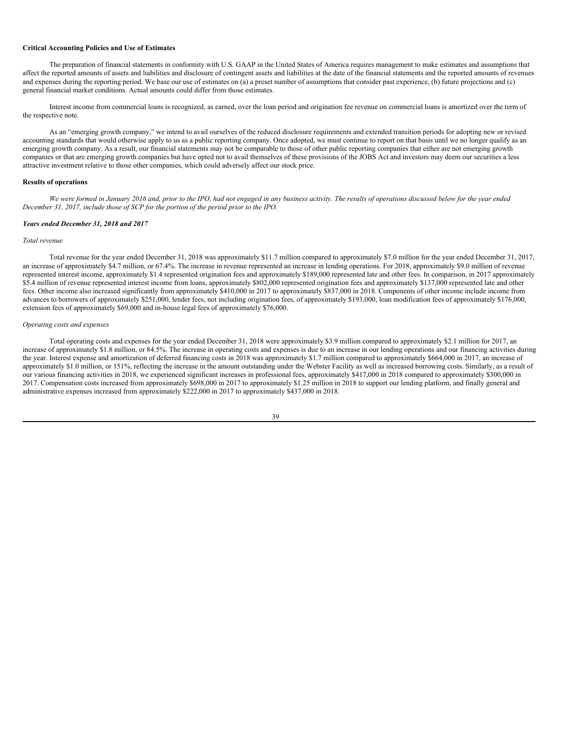**Critical Accounting Policies and Use of Estimates**

The preparation of financial statements in conformity with U.S. GAAP in the United States of America requires management to make estimates and assumptions that affect the reported amounts of assets and liabilities and disclosure of contingent assets and liabilities at the date of the financial statements and the reported amounts of revenues and expenses during the reporting period. We base our use of estimates on (a) a preset number of assumptions that consider past experience, (b) future projections and (c) general financial market conditions. Actual amounts could differ from those estimates.

Interest income from commercial loans is recognized, as earned, over the loan period and origination fee revenue on commercial loans is amortized over the term of the respective note.

As an "emerging growth company," we intend to avail ourselves of the reduced disclosure requirements and extended transition periods for adopting new or revised accounting standards that would otherwise apply to us as a public reporting company. Once adopted, we must continue to report on that basis until we no longer qualify as an emerging growth company. As a result, our financial statements may not be comparable to those of other public reporting companies that either are not emerging growth companies or that are emerging growth companies but have opted not to avail themselves of these provisions of the JOBS Act and investors may deem our securities a less attractive investment relative to those other companies, which could adversely affect our stock price.

**Results of operations**

*We were formed in January 2016 and, prior to the IPO, had not engaged in any business activity. The results of operations discussed below for the year ended December 31, 2017, include those of SCP for the portion of the period prior to the IPO.*

***Years ended December 31, 2018 and 2017***

*Total revenue*

Total revenue for the year ended December 31, 2018 was approximately $11.7 million compared to approximately $7.0 million for the year ended December 31, 2017, an increase of approximately $4.7 million, or 67.4%. The increase in revenue represented an increase in lending operations. For 2018, approximately $9.0 million of revenue represented interest income, approximately $1.4 represented origination fees and approximately $189,000 represented late and other fees. In comparison, in 2017 approximately $5.4 million of revenue represented interest income from loans, approximately $802,000 represented origination fees and approximately $137,000 represented late and other fees. Other income also increased significantly from approximately $410,000 in 2017 to approximately $837,000 in 2018. Components of other income include income from advances to borrowers of approximately $251,000, lender fees, not including origination fees, of approximately $193,000, loan modification fees of approximately $176,000, extension fees of approximately $69,000 and in-house legal fees of approximately $76,000.

*Operating costs and expenses*

Total operating costs and expenses for the year ended December 31, 2018 were approximately $3.9 million compared to approximately $2.1 million for 2017, an increase of approximately $1.8 million, or 84.5%. The increase in operating costs and expenses is due to an increase in our lending operations and our financing activities during the year. Interest expense and amortization of deferred financing costs in 2018 was approximately $1.7 million compared to approximately $664,000 in 2017, an increase of approximately $1.0 million, or 151%, reflecting the increase in the amount outstanding under the Webster Facility as well as increased borrowing costs. Similarly, as a result of our various financing activities in 2018, we experienced significant increases in professional fees, approximately $417,000 in 2018 compared to approximately $300,000 in 2017. Compensation costs increased from approximately $698,000 in 2017 to approximately $1.25 million in 2018 to support our lending platform, and finally general and administrative expenses increased from approximately $222,000 in 2017 to approximately $437,000 in 2018.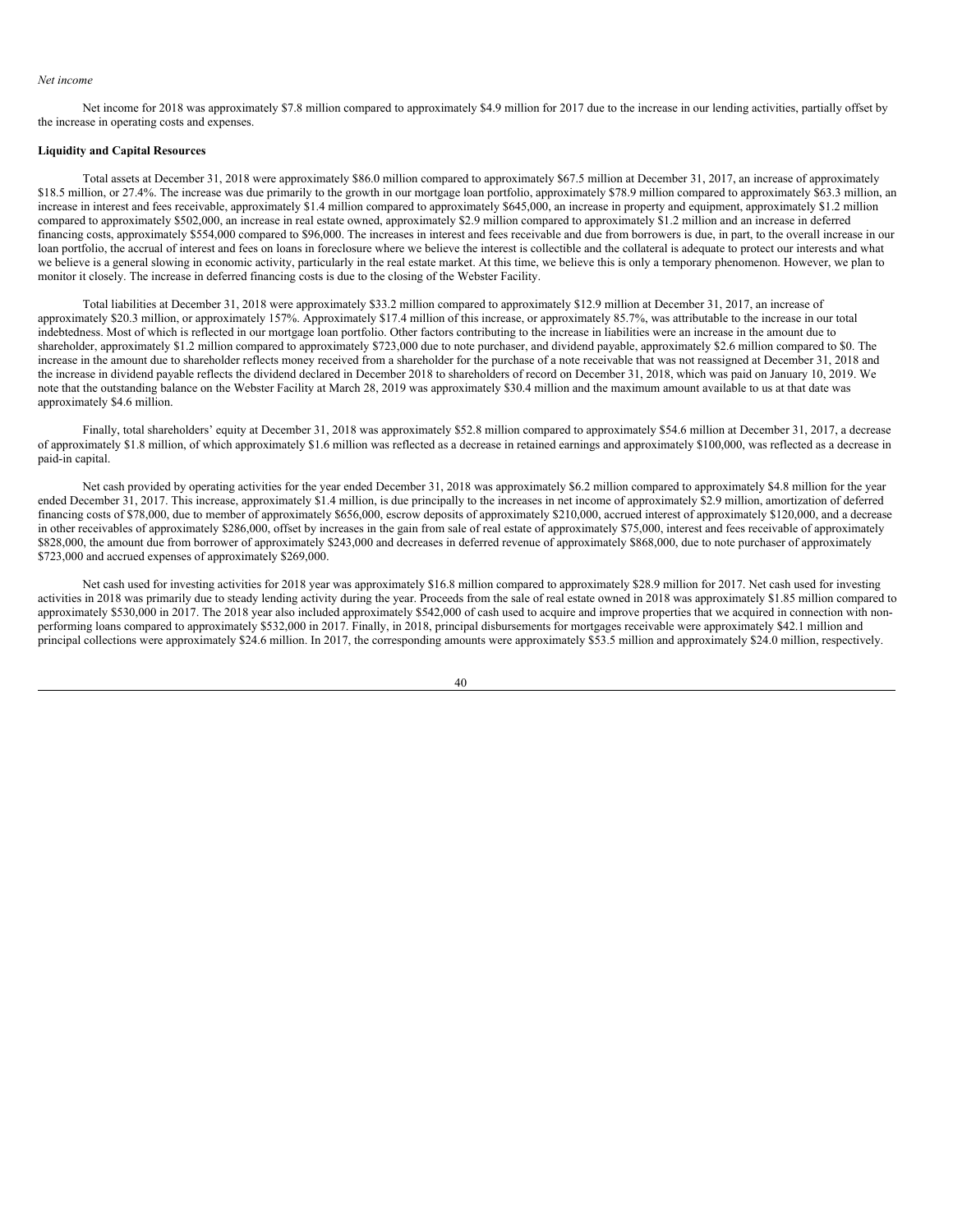*Net income*

Net income for 2018 was approximately $7.8 million compared to approximately $4.9 million for 2017 due to the increase in our lending activities, partially offset by the increase in operating costs and expenses.

**Liquidity and Capital Resources**

Total assets at December 31, 2018 were approximately $86.0 million compared to approximately $67.5 million at December 31, 2017, an increase of approximately $18.5 million, or 27.4%. The increase was due primarily to the growth in our mortgage loan portfolio, approximately $78.9 million compared to approximately $63.3 million, an increase in interest and fees receivable, approximately $1.4 million compared to approximately $645,000, an increase in property and equipment, approximately $1.2 million compared to approximately $502,000, an increase in real estate owned, approximately $2.9 million compared to approximately $1.2 million and an increase in deferred financing costs, approximately $554,000 compared to $96,000. The increases in interest and fees receivable and due from borrowers is due, in part, to the overall increase in our loan portfolio, the accrual of interest and fees on loans in foreclosure where we believe the interest is collectible and the collateral is adequate to protect our interests and what we believe is a general slowing in economic activity, particularly in the real estate market. At this time, we believe this is only a temporary phenomenon. However, we plan to monitor it closely. The increase in deferred financing costs is due to the closing of the Webster Facility.

Total liabilities at December 31, 2018 were approximately $33.2 million compared to approximately $12.9 million at December 31, 2017, an increase of approximately $20.3 million, or approximately 157%. Approximately $17.4 million of this increase, or approximately 85.7%, was attributable to the increase in our total indebtedness. Most of which is reflected in our mortgage loan portfolio. Other factors contributing to the increase in liabilities were an increase in the amount due to shareholder, approximately $1.2 million compared to approximately $723,000 due to note purchaser, and dividend payable, approximately $2.6 million compared to $0. The increase in the amount due to shareholder reflects money received from a shareholder for the purchase of a note receivable that was not reassigned at December 31, 2018 and the increase in dividend payable reflects the dividend declared in December 2018 to shareholders of record on December 31, 2018, which was paid on January 10, 2019. We note that the outstanding balance on the Webster Facility at March 28, 2019 was approximately $30.4 million and the maximum amount available to us at that date was approximately $4.6 million.

Finally, total shareholders' equity at December 31, 2018 was approximately $52.8 million compared to approximately $54.6 million at December 31, 2017, a decrease of approximately $1.8 million, of which approximately $1.6 million was reflected as a decrease in retained earnings and approximately $100,000, was reflected as a decrease in paid-in capital.

Net cash provided by operating activities for the year ended December 31, 2018 was approximately $6.2 million compared to approximately $4.8 million for the year ended December 31, 2017. This increase, approximately $1.4 million, is due principally to the increases in net income of approximately $2.9 million, amortization of deferred financing costs of $78,000, due to member of approximately $656,000, escrow deposits of approximately $210,000, accrued interest of approximately $120,000, and a decrease in other receivables of approximately $286,000, offset by increases in the gain from sale of real estate of approximately $75,000, interest and fees receivable of approximately $828,000, the amount due from borrower of approximately $243,000 and decreases in deferred revenue of approximately $868,000, due to note purchaser of approximately $723,000 and accrued expenses of approximately $269,000.

Net cash used for investing activities for 2018 year was approximately $16.8 million compared to approximately $28.9 million for 2017. Net cash used for investing activities in 2018 was primarily due to steady lending activity during the year. Proceeds from the sale of real estate owned in 2018 was approximately $1.85 million compared to approximately $530,000 in 2017. The 2018 year also included approximately $542,000 of cash used to acquire and improve properties that we acquired in connection with non-performing loans compared to approximately $532,000 in 2017. Finally, in 2018, principal disbursements for mortgages receivable were approximately $42.1 million and principal collections were approximately $24.6 million. In 2017, the corresponding amounts were approximately $53.5 million and approximately $24.0 million, respectively.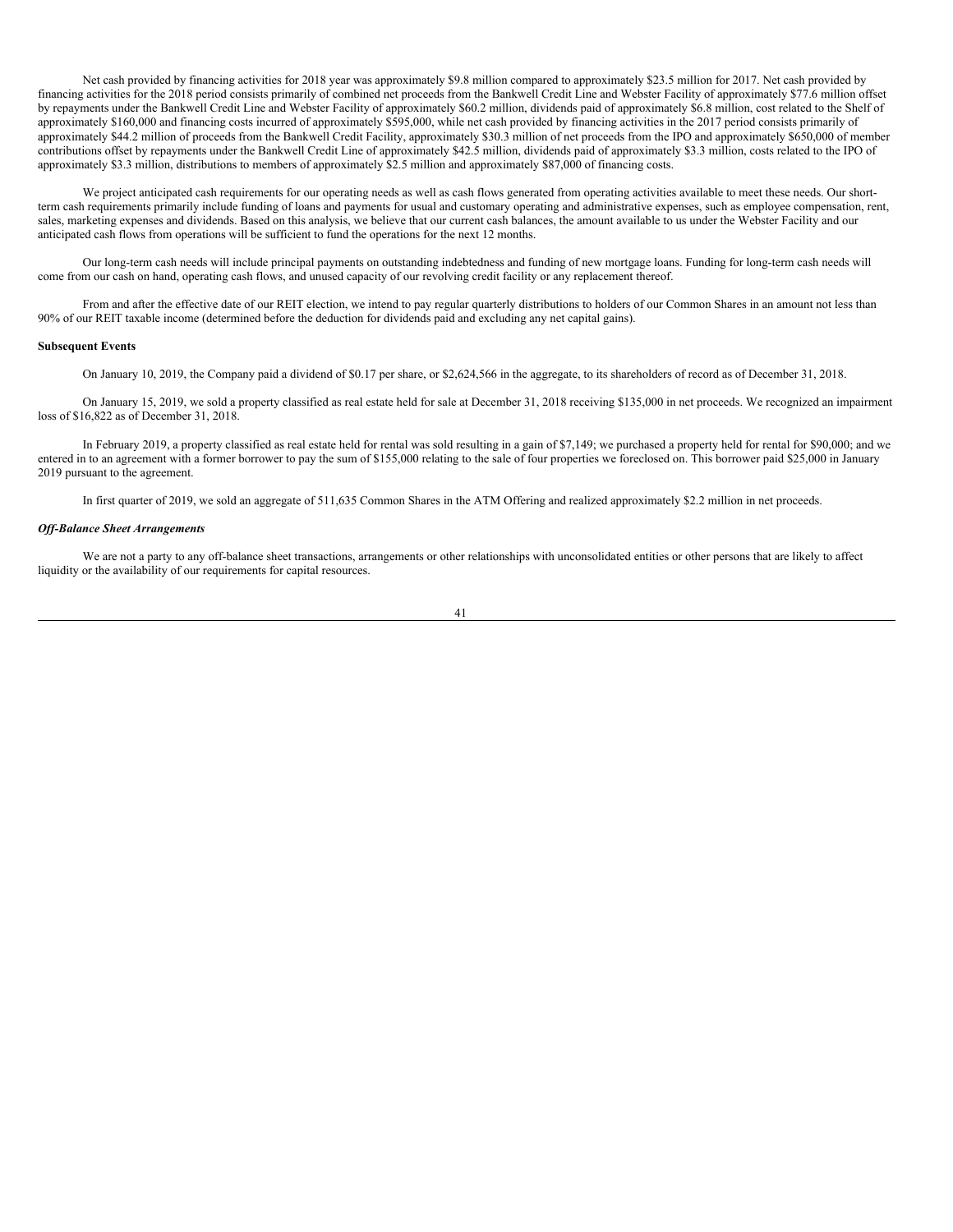Net cash provided by financing activities for 2018 year was approximately $9.8 million compared to approximately $23.5 million for 2017. Net cash provided by financing activities for the 2018 period consists primarily of combined net proceeds from the Bankwell Credit Line and Webster Facility of approximately $77.6 million offset by repayments under the Bankwell Credit Line and Webster Facility of approximately $60.2 million, dividends paid of approximately $6.8 million, cost related to the Shelf of approximately $160,000 and financing costs incurred of approximately $595,000, while net cash provided by financing activities in the 2017 period consists primarily of approximately $44.2 million of proceeds from the Bankwell Credit Facility, approximately $30.3 million of net proceeds from the IPO and approximately $650,000 of member contributions offset by repayments under the Bankwell Credit Line of approximately $42.5 million, dividends paid of approximately $3.3 million, costs related to the IPO of approximately $3.3 million, distributions to members of approximately $2.5 million and approximately $87,000 of financing costs.

We project anticipated cash requirements for our operating needs as well as cash flows generated from operating activities available to meet these needs. Our short-term cash requirements primarily include funding of loans and payments for usual and customary operating and administrative expenses, such as employee compensation, rent, sales, marketing expenses and dividends. Based on this analysis, we believe that our current cash balances, the amount available to us under the Webster Facility and our anticipated cash flows from operations will be sufficient to fund the operations for the next 12 months.

Our long-term cash needs will include principal payments on outstanding indebtedness and funding of new mortgage loans. Funding for long-term cash needs will come from our cash on hand, operating cash flows, and unused capacity of our revolving credit facility or any replacement thereof.

From and after the effective date of our REIT election, we intend to pay regular quarterly distributions to holders of our Common Shares in an amount not less than 90% of our REIT taxable income (determined before the deduction for dividends paid and excluding any net capital gains).

**Subsequent Events**

On January 10, 2019, the Company paid a dividend of $0.17 per share, or $2,624,566 in the aggregate, to its shareholders of record as of December 31, 2018.

On January 15, 2019, we sold a property classified as real estate held for sale at December 31, 2018 receiving $135,000 in net proceeds. We recognized an impairment loss of $16,822 as of December 31, 2018.

In February 2019, a property classified as real estate held for rental was sold resulting in a gain of $7,149; we purchased a property held for rental for $90,000; and we entered in to an agreement with a former borrower to pay the sum of $155,000 relating to the sale of four properties we foreclosed on. This borrower paid $25,000 in January 2019 pursuant to the agreement.

In first quarter of 2019, we sold an aggregate of 511,635 Common Shares in the ATM Offering and realized approximately $2.2 million in net proceeds.

***Off-Balance Sheet Arrangements***

We are not a party to any off-balance sheet transactions, arrangements or other relationships with unconsolidated entities or other persons that are likely to affect liquidity or the availability of our requirements for capital resources.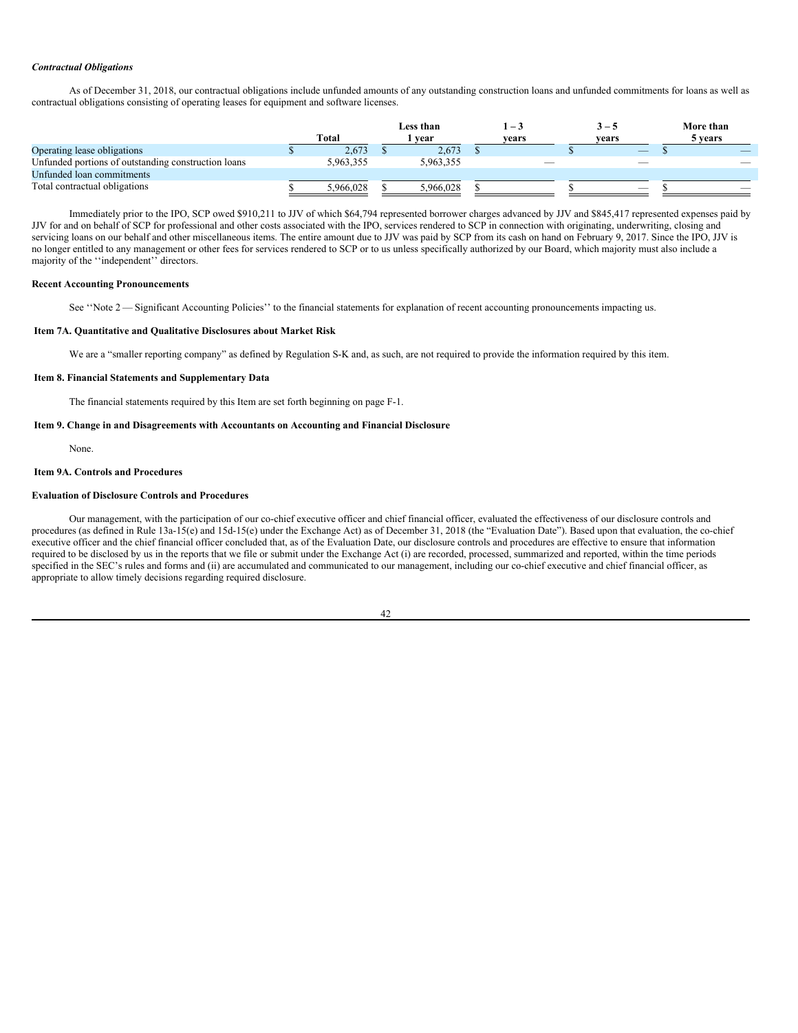***Contractual Obligations***

As of December 31, 2018, our contractual obligations include unfunded amounts of any outstanding construction loans and unfunded commitments for loans as well as contractual obligations consisting of operating leases for equipment and software licenses.

| | Total | Less than 1 year | 1 – 3 years | 3 – 5 years | More than 5 years |
|---|---|---|---|---|---|
| Operating lease obligations | $ 2,673 | $ 2,673 | $ | $ — | $ — |
| Unfunded portions of outstanding construction loans | 5,963,355 | 5,963,355 | — | — | — |
| Unfunded loan commitments | | | | | |
| Total contractual obligations | $ 5,966,028 | $ 5,966,028 | $ | $ — | $ — |

Immediately prior to the IPO, SCP owed $910,211 to JJV of which $64,794 represented borrower charges advanced by JJV and $845,417 represented expenses paid by JJV for and on behalf of SCP for professional and other costs associated with the IPO, services rendered to SCP in connection with originating, underwriting, closing and servicing loans on our behalf and other miscellaneous items. The entire amount due to JJV was paid by SCP from its cash on hand on February 9, 2017. Since the IPO, JJV is no longer entitled to any management or other fees for services rendered to SCP or to us unless specifically authorized by our Board, which majority must also include a majority of the ''independent'' directors.

**Recent Accounting Pronouncements**

See ''Note 2 — Significant Accounting Policies'' to the financial statements for explanation of recent accounting pronouncements impacting us.

**Item 7A. Quantitative and Qualitative Disclosures about Market Risk**

We are a "smaller reporting company" as defined by Regulation S-K and, as such, are not required to provide the information required by this item.

**Item 8. Financial Statements and Supplementary Data**

The financial statements required by this Item are set forth beginning on page F-1.

**Item 9. Change in and Disagreements with Accountants on Accounting and Financial Disclosure**

None.

**Item 9A. Controls and Procedures**

**Evaluation of Disclosure Controls and Procedures**

Our management, with the participation of our co-chief executive officer and chief financial officer, evaluated the effectiveness of our disclosure controls and procedures (as defined in Rule 13a-15(e) and 15d-15(e) under the Exchange Act) as of December 31, 2018 (the "Evaluation Date"). Based upon that evaluation, the co-chief executive officer and the chief financial officer concluded that, as of the Evaluation Date, our disclosure controls and procedures are effective to ensure that information required to be disclosed by us in the reports that we file or submit under the Exchange Act (i) are recorded, processed, summarized and reported, within the time periods specified in the SEC's rules and forms and (ii) are accumulated and communicated to our management, including our co-chief executive and chief financial officer, as appropriate to allow timely decisions regarding required disclosure.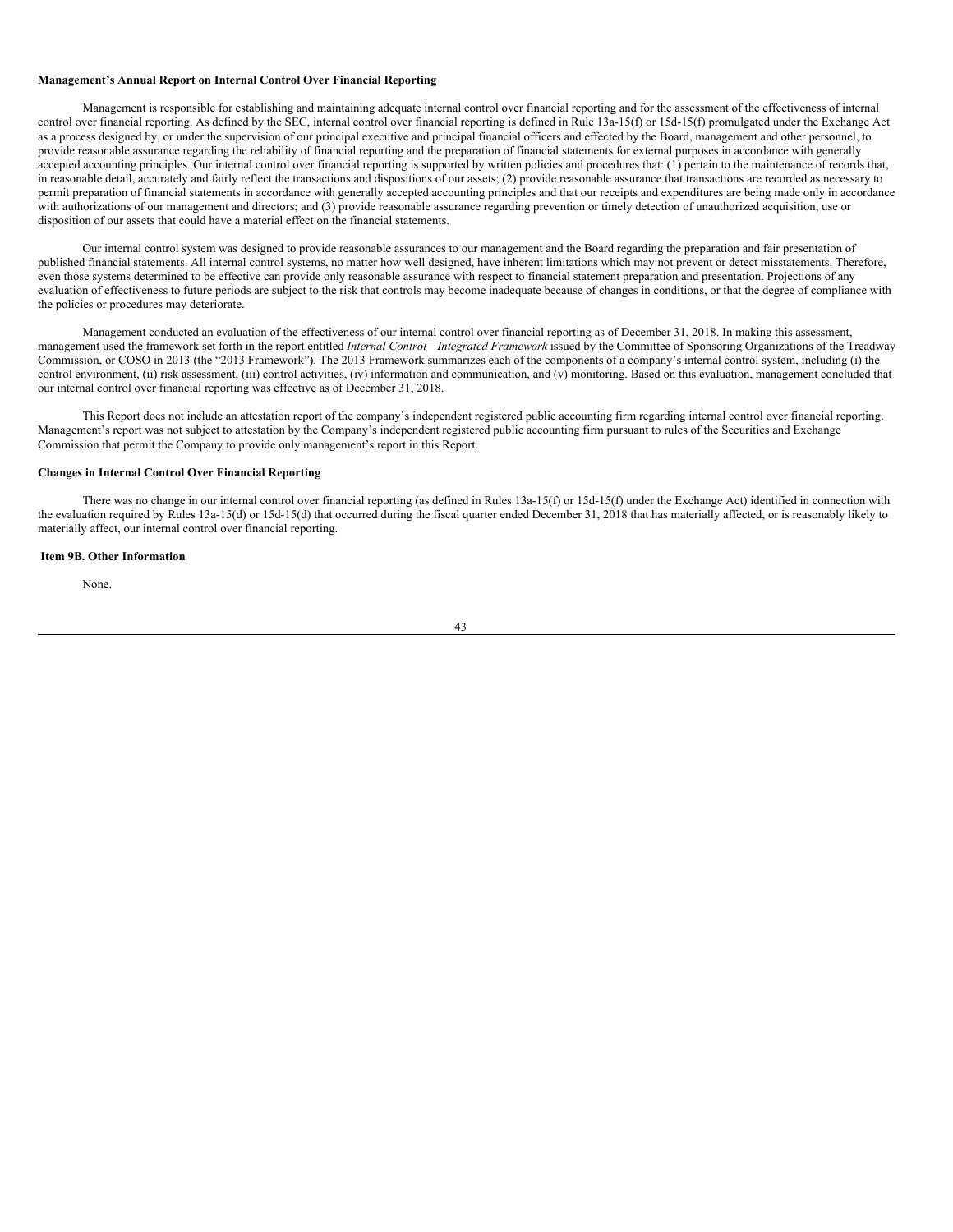**Management's Annual Report on Internal Control Over Financial Reporting**

Management is responsible for establishing and maintaining adequate internal control over financial reporting and for the assessment of the effectiveness of internal control over financial reporting. As defined by the SEC, internal control over financial reporting is defined in Rule 13a-15(f) or 15d-15(f) promulgated under the Exchange Act as a process designed by, or under the supervision of our principal executive and principal financial officers and effected by the Board, management and other personnel, to provide reasonable assurance regarding the reliability of financial reporting and the preparation of financial statements for external purposes in accordance with generally accepted accounting principles. Our internal control over financial reporting is supported by written policies and procedures that: (1) pertain to the maintenance of records that, in reasonable detail, accurately and fairly reflect the transactions and dispositions of our assets; (2) provide reasonable assurance that transactions are recorded as necessary to permit preparation of financial statements in accordance with generally accepted accounting principles and that our receipts and expenditures are being made only in accordance with authorizations of our management and directors; and (3) provide reasonable assurance regarding prevention or timely detection of unauthorized acquisition, use or disposition of our assets that could have a material effect on the financial statements.

Our internal control system was designed to provide reasonable assurances to our management and the Board regarding the preparation and fair presentation of published financial statements. All internal control systems, no matter how well designed, have inherent limitations which may not prevent or detect misstatements. Therefore, even those systems determined to be effective can provide only reasonable assurance with respect to financial statement preparation and presentation. Projections of any evaluation of effectiveness to future periods are subject to the risk that controls may become inadequate because of changes in conditions, or that the degree of compliance with the policies or procedures may deteriorate.

Management conducted an evaluation of the effectiveness of our internal control over financial reporting as of December 31, 2018. In making this assessment, management used the framework set forth in the report entitled *Internal Control—Integrated Framework* issued by the Committee of Sponsoring Organizations of the Treadway Commission, or COSO in 2013 (the "2013 Framework"). The 2013 Framework summarizes each of the components of a company's internal control system, including (i) the control environment, (ii) risk assessment, (iii) control activities, (iv) information and communication, and (v) monitoring. Based on this evaluation, management concluded that our internal control over financial reporting was effective as of December 31, 2018.

This Report does not include an attestation report of the company's independent registered public accounting firm regarding internal control over financial reporting. Management's report was not subject to attestation by the Company's independent registered public accounting firm pursuant to rules of the Securities and Exchange Commission that permit the Company to provide only management's report in this Report.

**Changes in Internal Control Over Financial Reporting**

There was no change in our internal control over financial reporting (as defined in Rules 13a-15(f) or 15d-15(f) under the Exchange Act) identified in connection with the evaluation required by Rules 13a-15(d) or 15d-15(d) that occurred during the fiscal quarter ended December 31, 2018 that has materially affected, or is reasonably likely to materially affect, our internal control over financial reporting.

**Item 9B. Other Information**

None.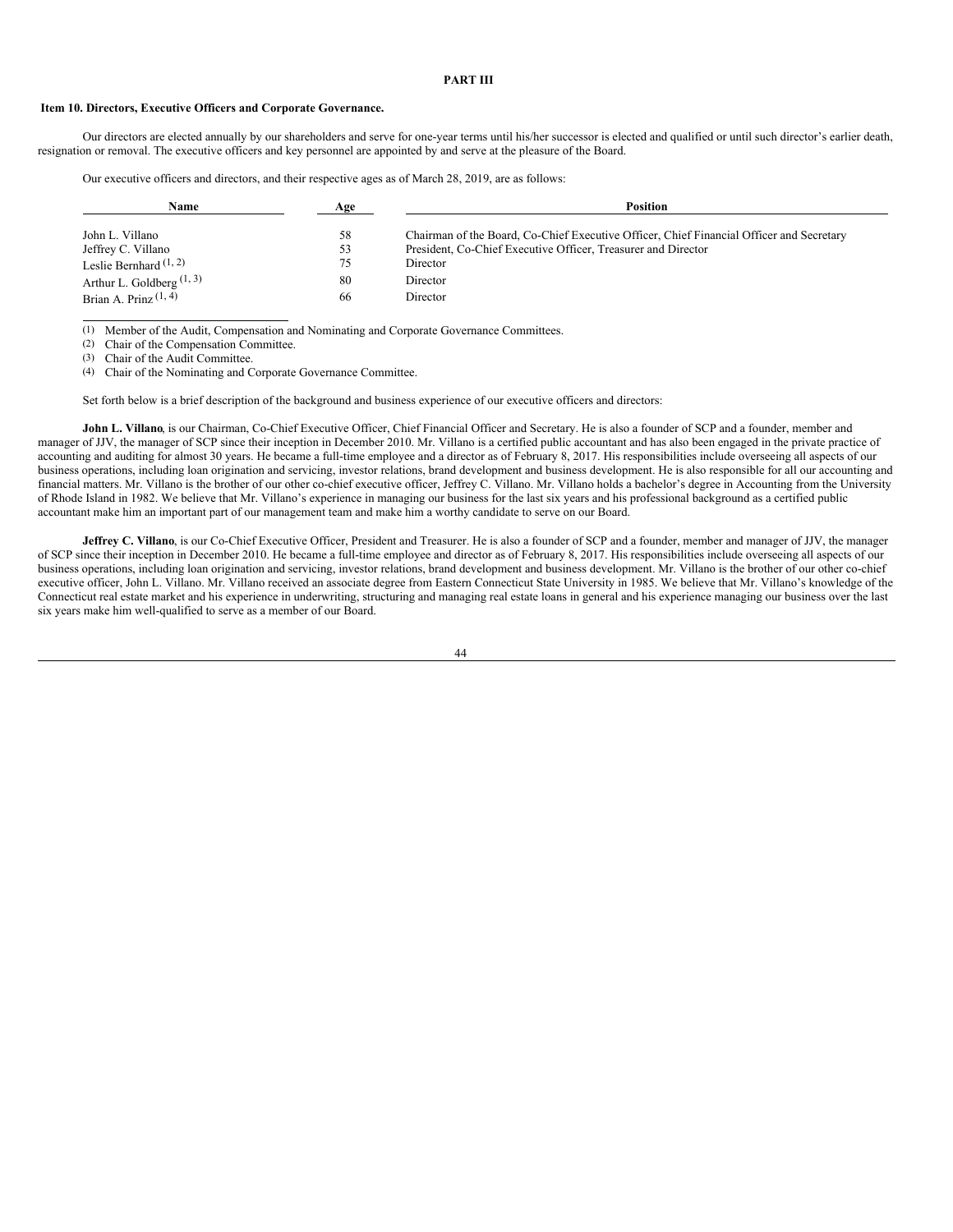## PART III

### Item 10. Directors, Executive Officers and Corporate Governance.

Our directors are elected annually by our shareholders and serve for one-year terms until his/her successor is elected and qualified or until such director's earlier death, resignation or removal. The executive officers and key personnel are appointed by and serve at the pleasure of the Board.

Our executive officers and directors, and their respective ages as of March 28, 2019, are as follows:

| Name | Age | Position |
|---|---|---|
| John L. Villano | 58 | Chairman of the Board, Co-Chief Executive Officer, Chief Financial Officer and Secretary |
| Jeffrey C. Villano | 53 | President, Co-Chief Executive Officer, Treasurer and Director |
| Leslie Bernhard (1, 2) | 75 | Director |
| Arthur L. Goldberg (1, 3) | 80 | Director |
| Brian A. Prinz (1, 4) | 66 | Director |

(1) Member of the Audit, Compensation and Nominating and Corporate Governance Committees.

(2) Chair of the Compensation Committee.

(3) Chair of the Audit Committee.

(4) Chair of the Nominating and Corporate Governance Committee.

Set forth below is a brief description of the background and business experience of our executive officers and directors:

**John L. Villano**, is our Chairman, Co-Chief Executive Officer, Chief Financial Officer and Secretary. He is also a founder of SCP and a founder, member and manager of JJV, the manager of SCP since their inception in December 2010. Mr. Villano is a certified public accountant and has also been engaged in the private practice of accounting and auditing for almost 30 years. He became a full-time employee and a director as of February 8, 2017. His responsibilities include overseeing all aspects of our business operations, including loan origination and servicing, investor relations, brand development and business development. He is also responsible for all our accounting and financial matters. Mr. Villano is the brother of our other co-chief executive officer, Jeffrey C. Villano. Mr. Villano holds a bachelor's degree in Accounting from the University of Rhode Island in 1982. We believe that Mr. Villano's experience in managing our business for the last six years and his professional background as a certified public accountant make him an important part of our management team and make him a worthy candidate to serve on our Board.

**Jeffrey C. Villano**, is our Co-Chief Executive Officer, President and Treasurer. He is also a founder of SCP and a founder, member and manager of JJV, the manager of SCP since their inception in December 2010. He became a full-time employee and director as of February 8, 2017. His responsibilities include overseeing all aspects of our business operations, including loan origination and servicing, investor relations, brand development and business development. Mr. Villano is the brother of our other co-chief executive officer, John L. Villano. Mr. Villano received an associate degree from Eastern Connecticut State University in 1985. We believe that Mr. Villano's knowledge of the Connecticut real estate market and his experience in underwriting, structuring and managing real estate loans in general and his experience managing our business over the last six years make him well-qualified to serve as a member of our Board.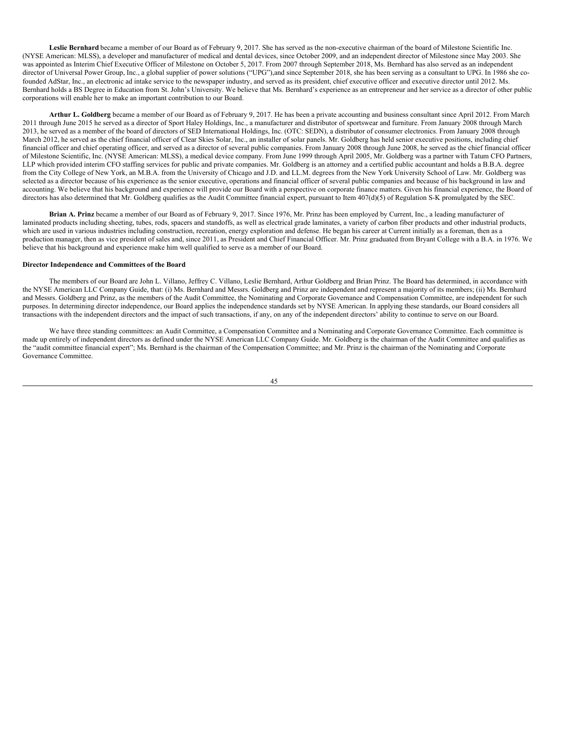**Leslie Bernhard** became a member of our Board as of February 9, 2017. She has served as the non-executive chairman of the board of Milestone Scientific Inc. (NYSE American: MLSS), a developer and manufacturer of medical and dental devices, since October 2009, and an independent director of Milestone since May 2003. She was appointed as Interim Chief Executive Officer of Milestone on October 5, 2017. From 2007 through September 2018, Ms. Bernhard has also served as an independent director of Universal Power Group, Inc., a global supplier of power solutions ("UPG"),and since September 2018, she has been serving as a consultant to UPG. In 1986 she co-founded AdStar, Inc., an electronic ad intake service to the newspaper industry, and served as its president, chief executive officer and executive director until 2012. Ms. Bernhard holds a BS Degree in Education from St. John's University. We believe that Ms. Bernhard's experience as an entrepreneur and her service as a director of other public corporations will enable her to make an important contribution to our Board.

**Arthur L. Goldberg** became a member of our Board as of February 9, 2017. He has been a private accounting and business consultant since April 2012. From March 2011 through June 2015 he served as a director of Sport Haley Holdings, Inc., a manufacturer and distributor of sportswear and furniture. From January 2008 through March 2013, he served as a member of the board of directors of SED International Holdings, Inc. (OTC: SEDN), a distributor of consumer electronics. From January 2008 through March 2012, he served as the chief financial officer of Clear Skies Solar, Inc., an installer of solar panels. Mr. Goldberg has held senior executive positions, including chief financial officer and chief operating officer, and served as a director of several public companies. From January 2008 through June 2008, he served as the chief financial officer of Milestone Scientific, Inc. (NYSE American: MLSS), a medical device company. From June 1999 through April 2005, Mr. Goldberg was a partner with Tatum CFO Partners, LLP which provided interim CFO staffing services for public and private companies. Mr. Goldberg is an attorney and a certified public accountant and holds a B.B.A. degree from the City College of New York, an M.B.A. from the University of Chicago and J.D. and LL.M. degrees from the New York University School of Law. Mr. Goldberg was selected as a director because of his experience as the senior executive, operations and financial officer of several public companies and because of his background in law and accounting. We believe that his background and experience will provide our Board with a perspective on corporate finance matters. Given his financial experience, the Board of directors has also determined that Mr. Goldberg qualifies as the Audit Committee financial expert, pursuant to Item 407(d)(5) of Regulation S-K promulgated by the SEC.

**Brian A. Prinz** became a member of our Board as of February 9, 2017. Since 1976, Mr. Prinz has been employed by Current, Inc., a leading manufacturer of laminated products including sheeting, tubes, rods, spacers and standoffs, as well as electrical grade laminates, a variety of carbon fiber products and other industrial products, which are used in various industries including construction, recreation, energy exploration and defense. He began his career at Current initially as a foreman, then as a production manager, then as vice president of sales and, since 2011, as President and Chief Financial Officer. Mr. Prinz graduated from Bryant College with a B.A. in 1976. We believe that his background and experience make him well qualified to serve as a member of our Board.

**Director Independence and Committees of the Board**

The members of our Board are John L. Villano, Jeffrey C. Villano, Leslie Bernhard, Arthur Goldberg and Brian Prinz. The Board has determined, in accordance with the NYSE American LLC Company Guide, that: (i) Ms. Bernhard and Messrs. Goldberg and Prinz are independent and represent a majority of its members; (ii) Ms. Bernhard and Messrs. Goldberg and Prinz, as the members of the Audit Committee, the Nominating and Corporate Governance and Compensation Committee, are independent for such purposes. In determining director independence, our Board applies the independence standards set by NYSE American. In applying these standards, our Board considers all transactions with the independent directors and the impact of such transactions, if any, on any of the independent directors' ability to continue to serve on our Board.

We have three standing committees: an Audit Committee, a Compensation Committee and a Nominating and Corporate Governance Committee. Each committee is made up entirely of independent directors as defined under the NYSE American LLC Company Guide. Mr. Goldberg is the chairman of the Audit Committee and qualifies as the "audit committee financial expert"; Ms. Bernhard is the chairman of the Compensation Committee; and Mr. Prinz is the chairman of the Nominating and Corporate Governance Committee.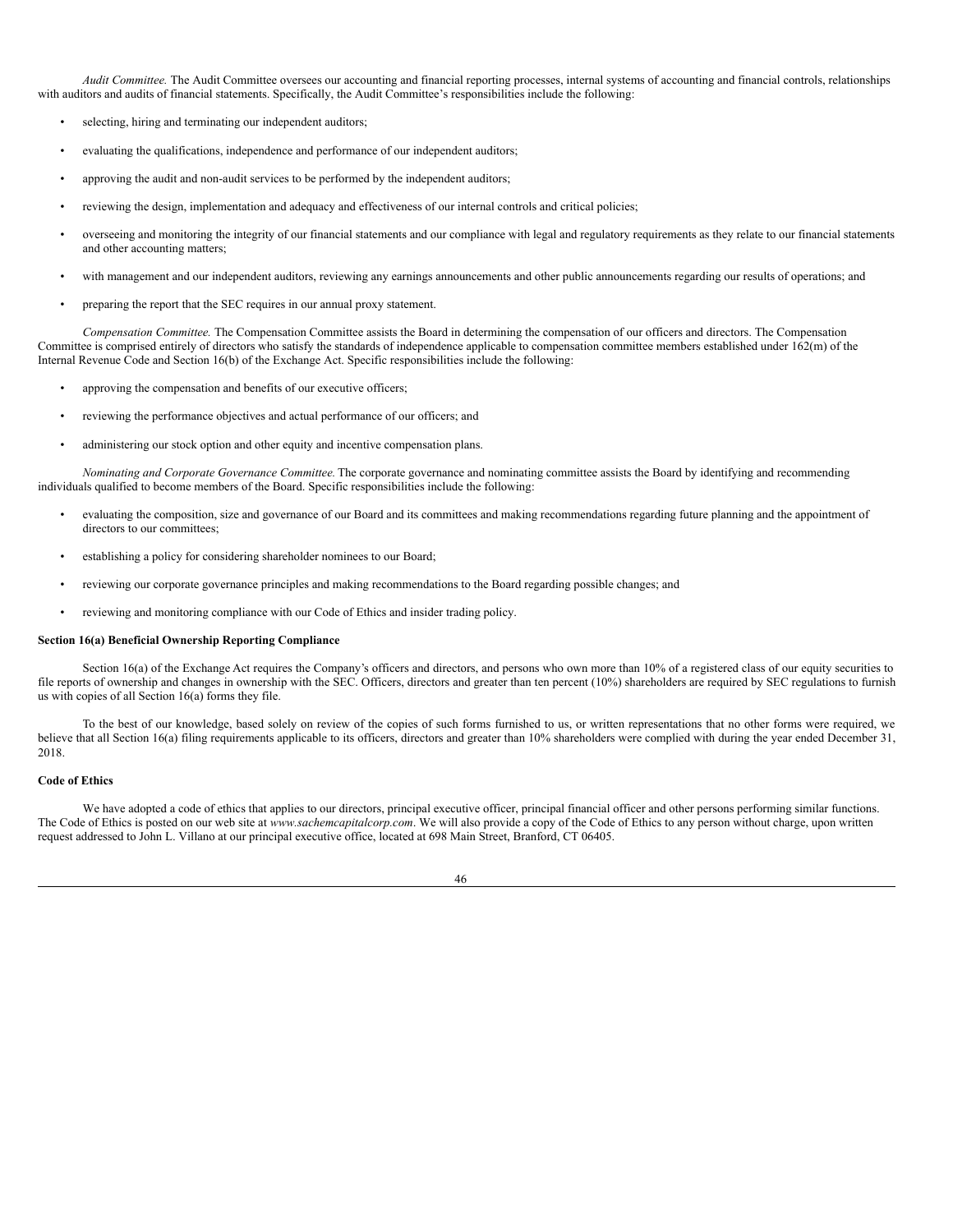*Audit Committee.* The Audit Committee oversees our accounting and financial reporting processes, internal systems of accounting and financial controls, relationships with auditors and audits of financial statements. Specifically, the Audit Committee's responsibilities include the following:

- selecting, hiring and terminating our independent auditors;
- evaluating the qualifications, independence and performance of our independent auditors;
- approving the audit and non-audit services to be performed by the independent auditors;
- reviewing the design, implementation and adequacy and effectiveness of our internal controls and critical policies;
- overseeing and monitoring the integrity of our financial statements and our compliance with legal and regulatory requirements as they relate to our financial statements and other accounting matters;
- with management and our independent auditors, reviewing any earnings announcements and other public announcements regarding our results of operations; and
- preparing the report that the SEC requires in our annual proxy statement.

*Compensation Committee.* The Compensation Committee assists the Board in determining the compensation of our officers and directors. The Compensation Committee is comprised entirely of directors who satisfy the standards of independence applicable to compensation committee members established under 162(m) of the Internal Revenue Code and Section 16(b) of the Exchange Act. Specific responsibilities include the following:

- approving the compensation and benefits of our executive officers;
- reviewing the performance objectives and actual performance of our officers; and
- administering our stock option and other equity and incentive compensation plans.

*Nominating and Corporate Governance Committee.* The corporate governance and nominating committee assists the Board by identifying and recommending individuals qualified to become members of the Board. Specific responsibilities include the following:

- evaluating the composition, size and governance of our Board and its committees and making recommendations regarding future planning and the appointment of directors to our committees;
- establishing a policy for considering shareholder nominees to our Board;
- reviewing our corporate governance principles and making recommendations to the Board regarding possible changes; and
- reviewing and monitoring compliance with our Code of Ethics and insider trading policy.

**Section 16(a) Beneficial Ownership Reporting Compliance**

Section 16(a) of the Exchange Act requires the Company's officers and directors, and persons who own more than 10% of a registered class of our equity securities to file reports of ownership and changes in ownership with the SEC. Officers, directors and greater than ten percent (10%) shareholders are required by SEC regulations to furnish us with copies of all Section 16(a) forms they file.

To the best of our knowledge, based solely on review of the copies of such forms furnished to us, or written representations that no other forms were required, we believe that all Section 16(a) filing requirements applicable to its officers, directors and greater than 10% shareholders were complied with during the year ended December 31, 2018.

**Code of Ethics**

We have adopted a code of ethics that applies to our directors, principal executive officer, principal financial officer and other persons performing similar functions. The Code of Ethics is posted on our web site at *www.sachemcapitalcorp.com*. We will also provide a copy of the Code of Ethics to any person without charge, upon written request addressed to John L. Villano at our principal executive office, located at 698 Main Street, Branford, CT 06405.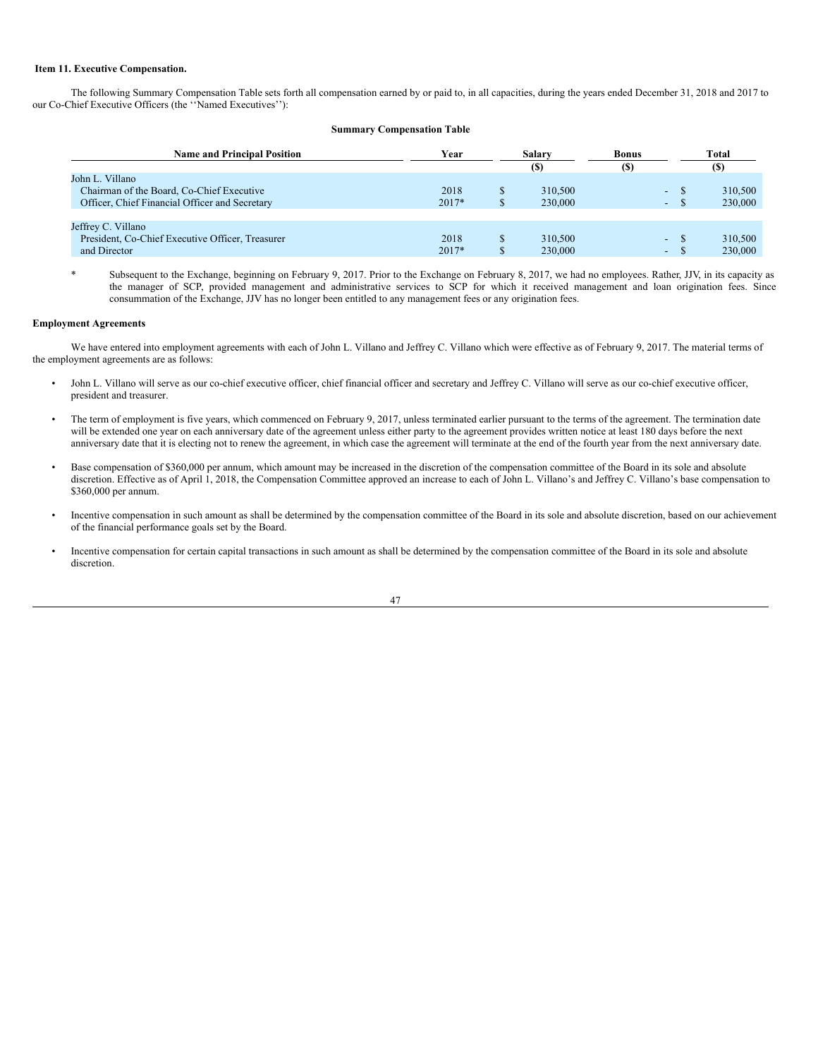**Item 11. Executive Compensation.**

The following Summary Compensation Table sets forth all compensation earned by or paid to, in all capacities, during the years ended December 31, 2018 and 2017 to our Co-Chief Executive Officers (the ''Named Executives''):

**Summary Compensation Table**

| Name and Principal Position | Year | Salary ($) | Bonus ($) | Total ($) |
|---|---|---|---|---|
| John L. Villano | | | | |
| Chairman of the Board, Co-Chief Executive | 2018 | $ 310,500 | - | $ 310,500 |
| Officer, Chief Financial Officer and Secretary | 2017* | $ 230,000 | - | $ 230,000 |
| Jeffrey C. Villano | | | | |
| President, Co-Chief Executive Officer, Treasurer | 2018 | $ 310,500 | - | $ 310,500 |
| and Director | 2017* | $ 230,000 | - | $ 230,000 |

\* Subsequent to the Exchange, beginning on February 9, 2017. Prior to the Exchange on February 8, 2017, we had no employees. Rather, JJV, in its capacity as the manager of SCP, provided management and administrative services to SCP for which it received management and loan origination fees. Since consummation of the Exchange, JJV has no longer been entitled to any management fees or any origination fees.

**Employment Agreements**

We have entered into employment agreements with each of John L. Villano and Jeffrey C. Villano which were effective as of February 9, 2017. The material terms of the employment agreements are as follows:

- John L. Villano will serve as our co-chief executive officer, chief financial officer and secretary and Jeffrey C. Villano will serve as our co-chief executive officer, president and treasurer.
- The term of employment is five years, which commenced on February 9, 2017, unless terminated earlier pursuant to the terms of the agreement. The termination date will be extended one year on each anniversary date of the agreement unless either party to the agreement provides written notice at least 180 days before the next anniversary date that it is electing not to renew the agreement, in which case the agreement will terminate at the end of the fourth year from the next anniversary date.
- Base compensation of $360,000 per annum, which amount may be increased in the discretion of the compensation committee of the Board in its sole and absolute discretion. Effective as of April 1, 2018, the Compensation Committee approved an increase to each of John L. Villano's and Jeffrey C. Villano's base compensation to $360,000 per annum.
- Incentive compensation in such amount as shall be determined by the compensation committee of the Board in its sole and absolute discretion, based on our achievement of the financial performance goals set by the Board.
- Incentive compensation for certain capital transactions in such amount as shall be determined by the compensation committee of the Board in its sole and absolute discretion.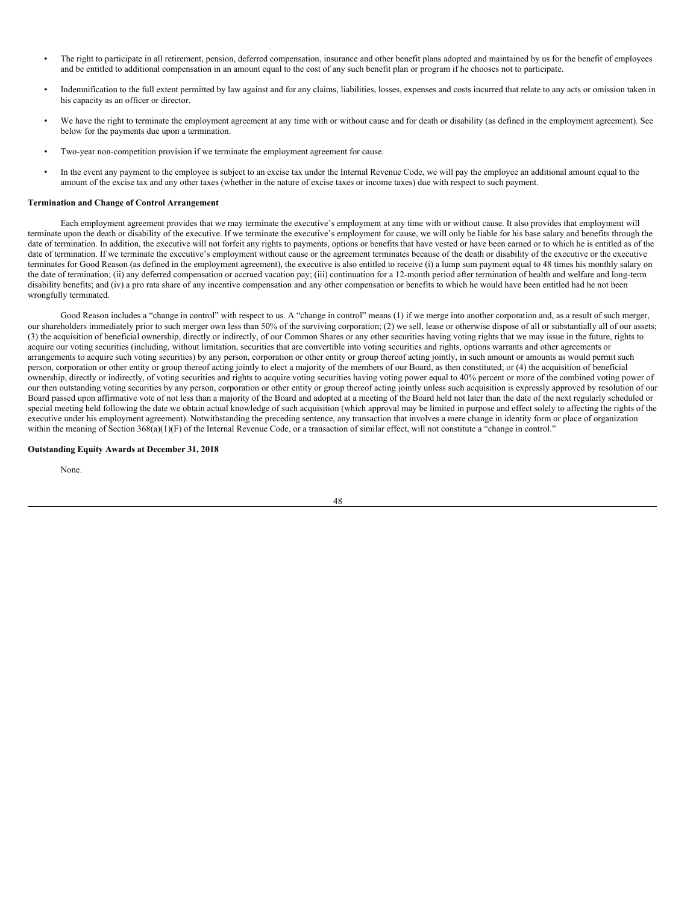- The right to participate in all retirement, pension, deferred compensation, insurance and other benefit plans adopted and maintained by us for the benefit of employees and be entitled to additional compensation in an amount equal to the cost of any such benefit plan or program if he chooses not to participate.
- Indemnification to the full extent permitted by law against and for any claims, liabilities, losses, expenses and costs incurred that relate to any acts or omission taken in his capacity as an officer or director.
- We have the right to terminate the employment agreement at any time with or without cause and for death or disability (as defined in the employment agreement). See below for the payments due upon a termination.
- Two-year non-competition provision if we terminate the employment agreement for cause.
- In the event any payment to the employee is subject to an excise tax under the Internal Revenue Code, we will pay the employee an additional amount equal to the amount of the excise tax and any other taxes (whether in the nature of excise taxes or income taxes) due with respect to such payment.

**Termination and Change of Control Arrangement**

Each employment agreement provides that we may terminate the executive's employment at any time with or without cause. It also provides that employment will terminate upon the death or disability of the executive. If we terminate the executive's employment for cause, we will only be liable for his base salary and benefits through the date of termination. In addition, the executive will not forfeit any rights to payments, options or benefits that have vested or have been earned or to which he is entitled as of the date of termination. If we terminate the executive's employment without cause or the agreement terminates because of the death or disability of the executive or the executive terminates for Good Reason (as defined in the employment agreement), the executive is also entitled to receive (i) a lump sum payment equal to 48 times his monthly salary on the date of termination; (ii) any deferred compensation or accrued vacation pay; (iii) continuation for a 12-month period after termination of health and welfare and long-term disability benefits; and (iv) a pro rata share of any incentive compensation and any other compensation or benefits to which he would have been entitled had he not been wrongfully terminated.

Good Reason includes a "change in control" with respect to us. A "change in control" means (1) if we merge into another corporation and, as a result of such merger, our shareholders immediately prior to such merger own less than 50% of the surviving corporation; (2) we sell, lease or otherwise dispose of all or substantially all of our assets; (3) the acquisition of beneficial ownership, directly or indirectly, of our Common Shares or any other securities having voting rights that we may issue in the future, rights to acquire our voting securities (including, without limitation, securities that are convertible into voting securities and rights, options warrants and other agreements or arrangements to acquire such voting securities) by any person, corporation or other entity or group thereof acting jointly, in such amount or amounts as would permit such person, corporation or other entity or group thereof acting jointly to elect a majority of the members of our Board, as then constituted; or (4) the acquisition of beneficial ownership, directly or indirectly, of voting securities and rights to acquire voting securities having voting power equal to 40% percent or more of the combined voting power of our then outstanding voting securities by any person, corporation or other entity or group thereof acting jointly unless such acquisition is expressly approved by resolution of our Board passed upon affirmative vote of not less than a majority of the Board and adopted at a meeting of the Board held not later than the date of the next regularly scheduled or special meeting held following the date we obtain actual knowledge of such acquisition (which approval may be limited in purpose and effect solely to affecting the rights of the executive under his employment agreement). Notwithstanding the preceding sentence, any transaction that involves a mere change in identity form or place of organization within the meaning of Section 368(a)(1)(F) of the Internal Revenue Code, or a transaction of similar effect, will not constitute a "change in control."

**Outstanding Equity Awards at December 31, 2018**

None.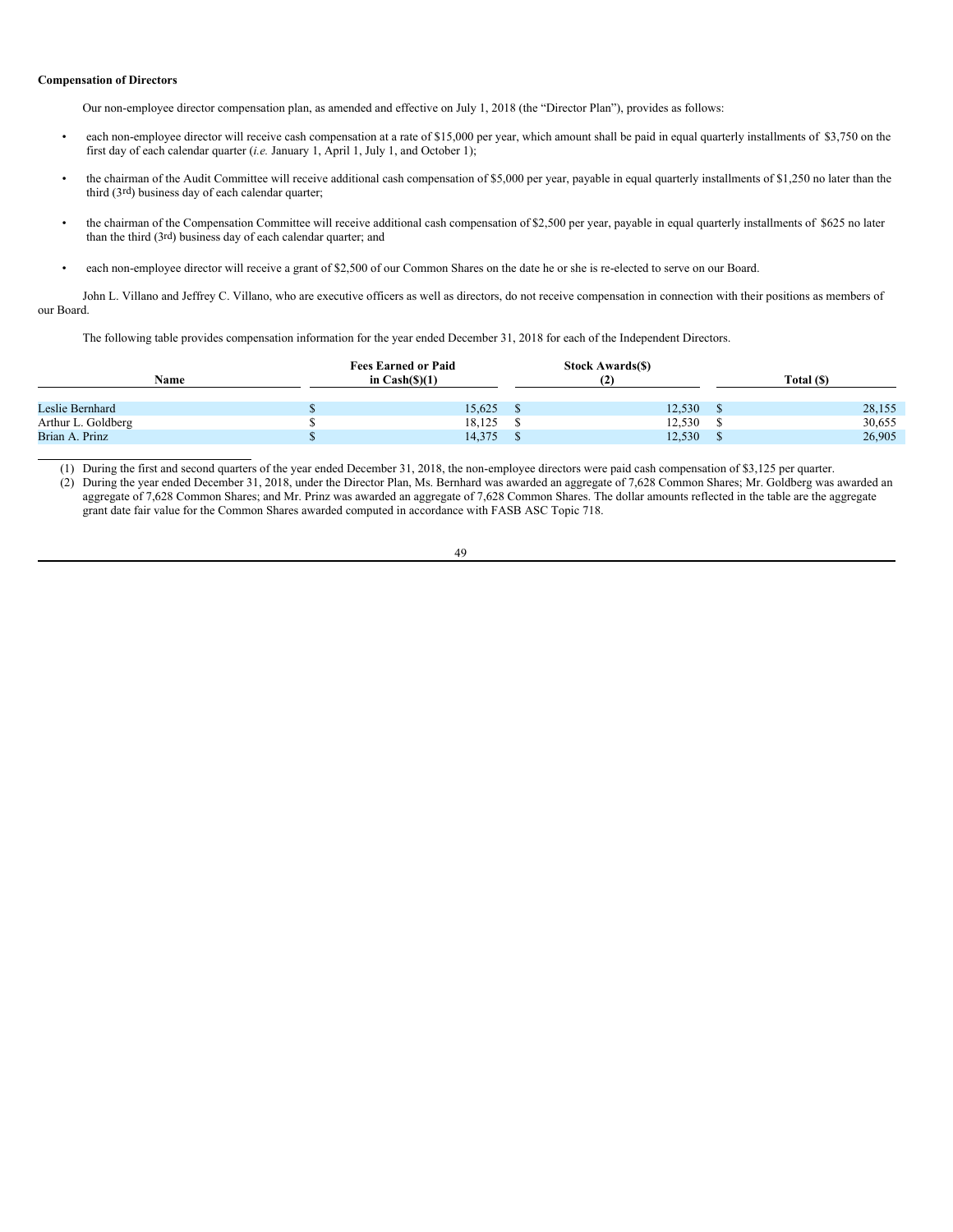**Compensation of Directors**

Our non-employee director compensation plan, as amended and effective on July 1, 2018 (the "Director Plan"), provides as follows:

- each non-employee director will receive cash compensation at a rate of $15,000 per year, which amount shall be paid in equal quarterly installments of $3,750 on the first day of each calendar quarter (*i.e.* January 1, April 1, July 1, and October 1);
- the chairman of the Audit Committee will receive additional cash compensation of $5,000 per year, payable in equal quarterly installments of $1,250 no later than the third (3rd) business day of each calendar quarter;
- the chairman of the Compensation Committee will receive additional cash compensation of $2,500 per year, payable in equal quarterly installments of $625 no later than the third (3rd) business day of each calendar quarter; and
- each non-employee director will receive a grant of $2,500 of our Common Shares on the date he or she is re-elected to serve on our Board.

John L. Villano and Jeffrey C. Villano, who are executive officers as well as directors, do not receive compensation in connection with their positions as members of our Board.

The following table provides compensation information for the year ended December 31, 2018 for each of the Independent Directors.

| Name | Fees Earned or Paid in Cash($)(1) | Stock Awards($) (2) | Total ($) |
|---|---|---|---|
| Leslie Bernhard | $ 15,625 | $ 12,530 | $ 28,155 |
| Arthur L. Goldberg | $ 18,125 | $ 12,530 | $ 30,655 |
| Brian A. Prinz | $ 14,375 | $ 12,530 | $ 26,905 |

(1) During the first and second quarters of the year ended December 31, 2018, the non-employee directors were paid cash compensation of $3,125 per quarter.

(2) During the year ended December 31, 2018, under the Director Plan, Ms. Bernhard was awarded an aggregate of 7,628 Common Shares; Mr. Goldberg was awarded an aggregate of 7,628 Common Shares; and Mr. Prinz was awarded an aggregate of 7,628 Common Shares. The dollar amounts reflected in the table are the aggregate grant date fair value for the Common Shares awarded computed in accordance with FASB ASC Topic 718.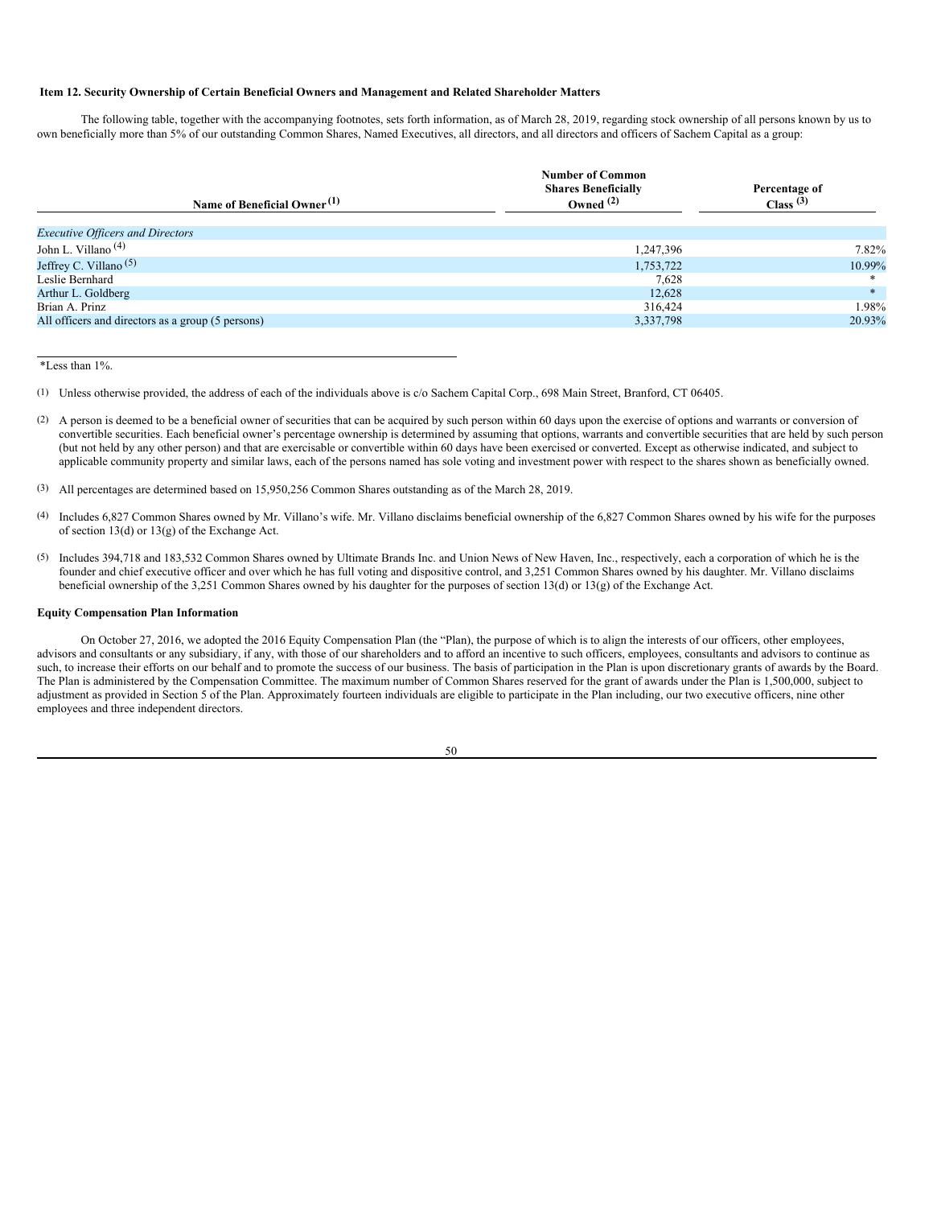### Item 12. Security Ownership of Certain Beneficial Owners and Management and Related Shareholder Matters

The following table, together with the accompanying footnotes, sets forth information, as of March 28, 2019, regarding stock ownership of all persons known by us to own beneficially more than 5% of our outstanding Common Shares, Named Executives, all directors, and all directors and officers of Sachem Capital as a group:

| Name of Beneficial Owner [(1)] | Number of Common Shares Beneficially Owned [(2)] | Percentage of Class [(3)] |
|---|---|---|
| *Executive Officers and Directors* | | |
| John L. Villano [(4)] | 1,247,396 | 7.82% |
| Jeffrey C. Villano [(5)] | 1,753,722 | 10.99% |
| Leslie Bernhard | 7,628 | * |
| Arthur L. Goldberg | 12,628 | * |
| Brian A. Prinz | 316,424 | 1.98% |
| All officers and directors as a group (5 persons) | 3,337,798 | 20.93% |

*Less than 1%.

(1) Unless otherwise provided, the address of each of the individuals above is c/o Sachem Capital Corp., 698 Main Street, Branford, CT 06405.

(2) A person is deemed to be a beneficial owner of securities that can be acquired by such person within 60 days upon the exercise of options and warrants or conversion of convertible securities. Each beneficial owner's percentage ownership is determined by assuming that options, warrants and convertible securities that are held by such person (but not held by any other person) and that are exercisable or convertible within 60 days have been exercised or converted. Except as otherwise indicated, and subject to applicable community property and similar laws, each of the persons named has sole voting and investment power with respect to the shares shown as beneficially owned.

(3) All percentages are determined based on 15,950,256 Common Shares outstanding as of the March 28, 2019.

(4) Includes 6,827 Common Shares owned by Mr. Villano's wife. Mr. Villano disclaims beneficial ownership of the 6,827 Common Shares owned by his wife for the purposes of section 13(d) or 13(g) of the Exchange Act.

(5) Includes 394,718 and 183,532 Common Shares owned by Ultimate Brands Inc. and Union News of New Haven, Inc., respectively, each a corporation of which he is the founder and chief executive officer and over which he has full voting and dispositive control, and 3,251 Common Shares owned by his daughter. Mr. Villano disclaims beneficial ownership of the 3,251 Common Shares owned by his daughter for the purposes of section 13(d) or 13(g) of the Exchange Act.

**Equity Compensation Plan Information**

On October 27, 2016, we adopted the 2016 Equity Compensation Plan (the "Plan), the purpose of which is to align the interests of our officers, other employees, advisors and consultants or any subsidiary, if any, with those of our shareholders and to afford an incentive to such officers, employees, consultants and advisors to continue as such, to increase their efforts on our behalf and to promote the success of our business. The basis of participation in the Plan is upon discretionary grants of awards by the Board. The Plan is administered by the Compensation Committee. The maximum number of Common Shares reserved for the grant of awards under the Plan is 1,500,000, subject to adjustment as provided in Section 5 of the Plan. Approximately fourteen individuals are eligible to participate in the Plan including, our two executive officers, nine other employees and three independent directors.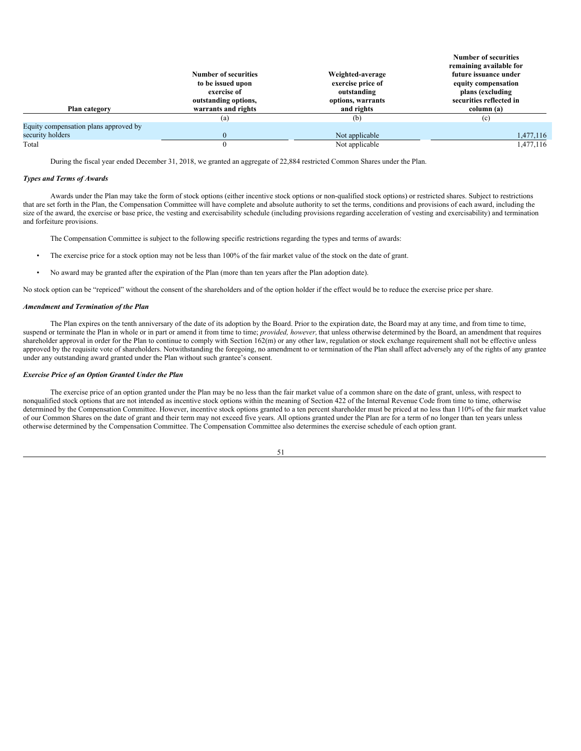| Plan category | Number of securities to be issued upon exercise of outstanding options, warrants and rights | Weighted-average exercise price of outstanding options, warrants and rights | Number of securities remaining available for future issuance under equity compensation plans (excluding securities reflected in column (a) |
| --- | --- | --- | --- |
| | (a) | (b) | (c) |
| Equity compensation plans approved by security holders | 0 | Not applicable | 1,477,116 |
| Total | 0 | Not applicable | 1,477,116 |

During the fiscal year ended December 31, 2018, we granted an aggregate of 22,884 restricted Common Shares under the Plan.

***Types and Terms of Awards***

Awards under the Plan may take the form of stock options (either incentive stock options or non-qualified stock options) or restricted shares. Subject to restrictions that are set forth in the Plan, the Compensation Committee will have complete and absolute authority to set the terms, conditions and provisions of each award, including the size of the award, the exercise or base price, the vesting and exercisability schedule (including provisions regarding acceleration of vesting and exercisability) and termination and forfeiture provisions.

The Compensation Committee is subject to the following specific restrictions regarding the types and terms of awards:

- The exercise price for a stock option may not be less than 100% of the fair market value of the stock on the date of grant.
- No award may be granted after the expiration of the Plan (more than ten years after the Plan adoption date).

No stock option can be "repriced" without the consent of the shareholders and of the option holder if the effect would be to reduce the exercise price per share.

***Amendment and Termination of the Plan***

The Plan expires on the tenth anniversary of the date of its adoption by the Board. Prior to the expiration date, the Board may at any time, and from time to time, suspend or terminate the Plan in whole or in part or amend it from time to time; *provided, however,* that unless otherwise determined by the Board, an amendment that requires shareholder approval in order for the Plan to continue to comply with Section 162(m) or any other law, regulation or stock exchange requirement shall not be effective unless approved by the requisite vote of shareholders. Notwithstanding the foregoing, no amendment to or termination of the Plan shall affect adversely any of the rights of any grantee under any outstanding award granted under the Plan without such grantee's consent.

***Exercise Price of an Option Granted Under the Plan***

The exercise price of an option granted under the Plan may be no less than the fair market value of a common share on the date of grant, unless, with respect to nonqualified stock options that are not intended as incentive stock options within the meaning of Section 422 of the Internal Revenue Code from time to time, otherwise determined by the Compensation Committee. However, incentive stock options granted to a ten percent shareholder must be priced at no less than 110% of the fair market value of our Common Shares on the date of grant and their term may not exceed five years. All options granted under the Plan are for a term of no longer than ten years unless otherwise determined by the Compensation Committee. The Compensation Committee also determines the exercise schedule of each option grant.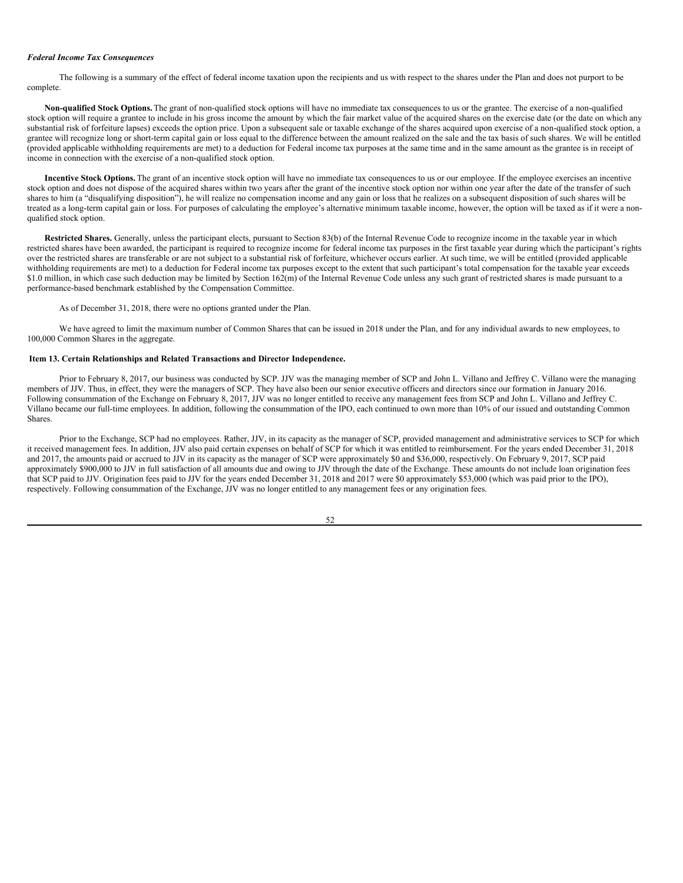*Federal Income Tax Consequences*

The following is a summary of the effect of federal income taxation upon the recipients and us with respect to the shares under the Plan and does not purport to be complete.

**Non-qualified Stock Options.** The grant of non-qualified stock options will have no immediate tax consequences to us or the grantee. The exercise of a non-qualified stock option will require a grantee to include in his gross income the amount by which the fair market value of the acquired shares on the exercise date (or the date on which any substantial risk of forfeiture lapses) exceeds the option price. Upon a subsequent sale or taxable exchange of the shares acquired upon exercise of a non-qualified stock option, a grantee will recognize long or short-term capital gain or loss equal to the difference between the amount realized on the sale and the tax basis of such shares. We will be entitled (provided applicable withholding requirements are met) to a deduction for Federal income tax purposes at the same time and in the same amount as the grantee is in receipt of income in connection with the exercise of a non-qualified stock option.

**Incentive Stock Options.** The grant of an incentive stock option will have no immediate tax consequences to us or our employee. If the employee exercises an incentive stock option and does not dispose of the acquired shares within two years after the grant of the incentive stock option nor within one year after the date of the transfer of such shares to him (a "disqualifying disposition"), he will realize no compensation income and any gain or loss that he realizes on a subsequent disposition of such shares will be treated as a long-term capital gain or loss. For purposes of calculating the employee's alternative minimum taxable income, however, the option will be taxed as if it were a non-qualified stock option.

**Restricted Shares.** Generally, unless the participant elects, pursuant to Section 83(b) of the Internal Revenue Code to recognize income in the taxable year in which restricted shares have been awarded, the participant is required to recognize income for federal income tax purposes in the first taxable year during which the participant's rights over the restricted shares are transferable or are not subject to a substantial risk of forfeiture, whichever occurs earlier. At such time, we will be entitled (provided applicable withholding requirements are met) to a deduction for Federal income tax purposes except to the extent that such participant's total compensation for the taxable year exceeds $1.0 million, in which case such deduction may be limited by Section 162(m) of the Internal Revenue Code unless any such grant of restricted shares is made pursuant to a performance-based benchmark established by the Compensation Committee.

As of December 31, 2018, there were no options granted under the Plan.

We have agreed to limit the maximum number of Common Shares that can be issued in 2018 under the Plan, and for any individual awards to new employees, to 100,000 Common Shares in the aggregate.

**Item 13. Certain Relationships and Related Transactions and Director Independence.**

Prior to February 8, 2017, our business was conducted by SCP. JJV was the managing member of SCP and John L. Villano and Jeffrey C. Villano were the managing members of JJV. Thus, in effect, they were the managers of SCP. They have also been our senior executive officers and directors since our formation in January 2016. Following consummation of the Exchange on February 8, 2017, JJV was no longer entitled to receive any management fees from SCP and John L. Villano and Jeffrey C. Villano became our full-time employees. In addition, following the consummation of the IPO, each continued to own more than 10% of our issued and outstanding Common Shares.

Prior to the Exchange, SCP had no employees. Rather, JJV, in its capacity as the manager of SCP, provided management and administrative services to SCP for which it received management fees. In addition, JJV also paid certain expenses on behalf of SCP for which it was entitled to reimbursement. For the years ended December 31, 2018 and 2017, the amounts paid or accrued to JJV in its capacity as the manager of SCP were approximately $0 and $36,000, respectively. On February 9, 2017, SCP paid approximately $900,000 to JJV in full satisfaction of all amounts due and owing to JJV through the date of the Exchange. These amounts do not include loan origination fees that SCP paid to JJV. Origination fees paid to JJV for the years ended December 31, 2018 and 2017 were $0 approximately $53,000 (which was paid prior to the IPO), respectively. Following consummation of the Exchange, JJV was no longer entitled to any management fees or any origination fees.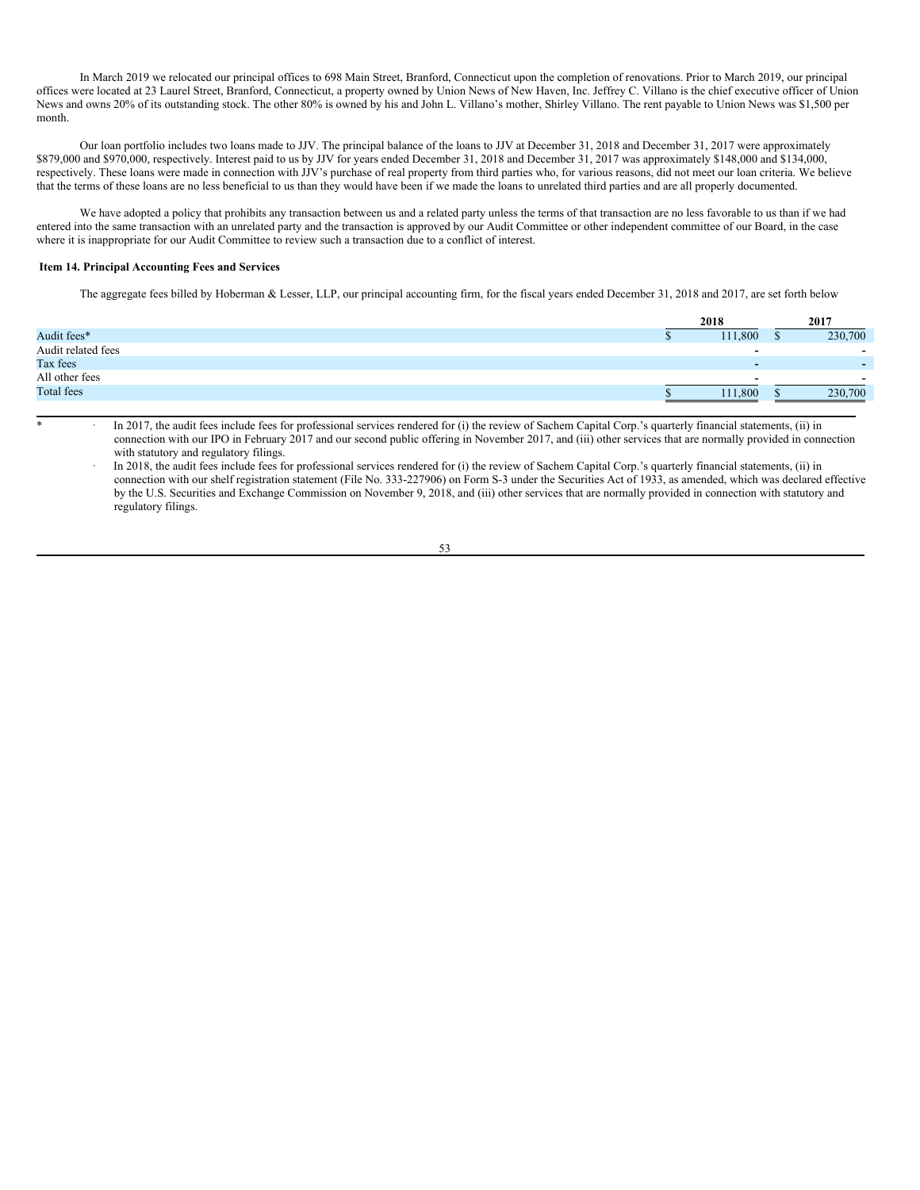In March 2019 we relocated our principal offices to 698 Main Street, Branford, Connecticut upon the completion of renovations. Prior to March 2019, our principal offices were located at 23 Laurel Street, Branford, Connecticut, a property owned by Union News of New Haven, Inc. Jeffrey C. Villano is the chief executive officer of Union News and owns 20% of its outstanding stock. The other 80% is owned by his and John L. Villano's mother, Shirley Villano. The rent payable to Union News was $1,500 per month.

Our loan portfolio includes two loans made to JJV. The principal balance of the loans to JJV at December 31, 2018 and December 31, 2017 were approximately $879,000 and $970,000, respectively. Interest paid to us by JJV for years ended December 31, 2018 and December 31, 2017 was approximately $148,000 and $134,000, respectively. These loans were made in connection with JJV's purchase of real property from third parties who, for various reasons, did not meet our loan criteria. We believe that the terms of these loans are no less beneficial to us than they would have been if we made the loans to unrelated third parties and are all properly documented.

We have adopted a policy that prohibits any transaction between us and a related party unless the terms of that transaction are no less favorable to us than if we had entered into the same transaction with an unrelated party and the transaction is approved by our Audit Committee or other independent committee of our Board, in the case where it is inappropriate for our Audit Committee to review such a transaction due to a conflict of interest.

**Item 14. Principal Accounting Fees and Services**

The aggregate fees billed by Hoberman & Lesser, LLP, our principal accounting firm, for the fiscal years ended December 31, 2018 and 2017, are set forth below

| | 2018 | 2017 |
|---|---|---|
| Audit fees* | $ 111,800 | $ 230,700 |
| Audit related fees | - | - |
| Tax fees | - | - |
| All other fees | - | - |
| Total fees | $ 111,800 | $ 230,700 |

\* 
- In 2017, the audit fees include fees for professional services rendered for (i) the review of Sachem Capital Corp.'s quarterly financial statements, (ii) in connection with our IPO in February 2017 and our second public offering in November 2017, and (iii) other services that are normally provided in connection with statutory and regulatory filings.
- In 2018, the audit fees include fees for professional services rendered for (i) the review of Sachem Capital Corp.'s quarterly financial statements, (ii) in connection with our shelf registration statement (File No. 333-227906) on Form S-3 under the Securities Act of 1933, as amended, which was declared effective by the U.S. Securities and Exchange Commission on November 9, 2018, and (iii) other services that are normally provided in connection with statutory and regulatory filings.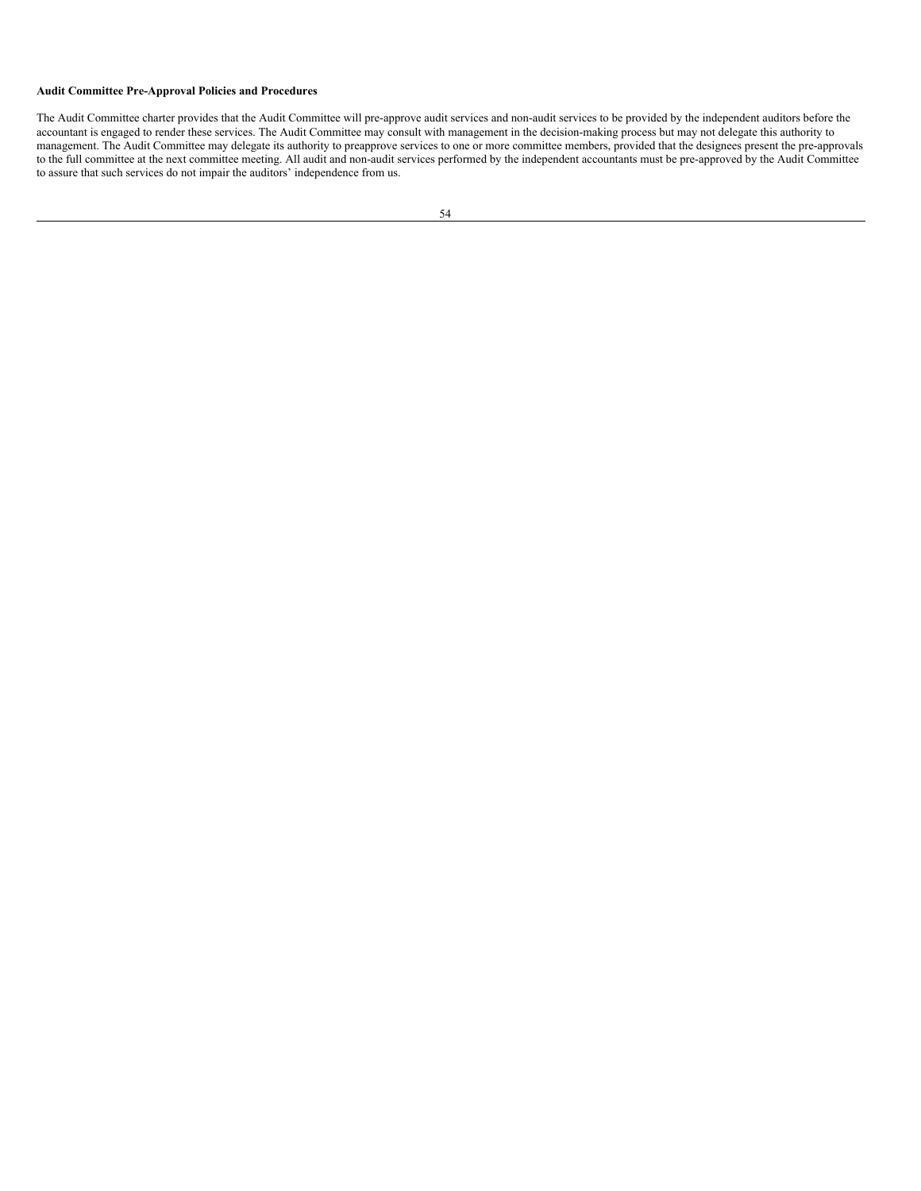**Audit Committee Pre-Approval Policies and Procedures**

The Audit Committee charter provides that the Audit Committee will pre-approve audit services and non-audit services to be provided by the independent auditors before the accountant is engaged to render these services. The Audit Committee may consult with management in the decision-making process but may not delegate this authority to management. The Audit Committee may delegate its authority to preapprove services to one or more committee members, provided that the designees present the pre-approvals to the full committee at the next committee meeting. All audit and non-audit services performed by the independent accountants must be pre-approved by the Audit Committee to assure that such services do not impair the auditors' independence from us.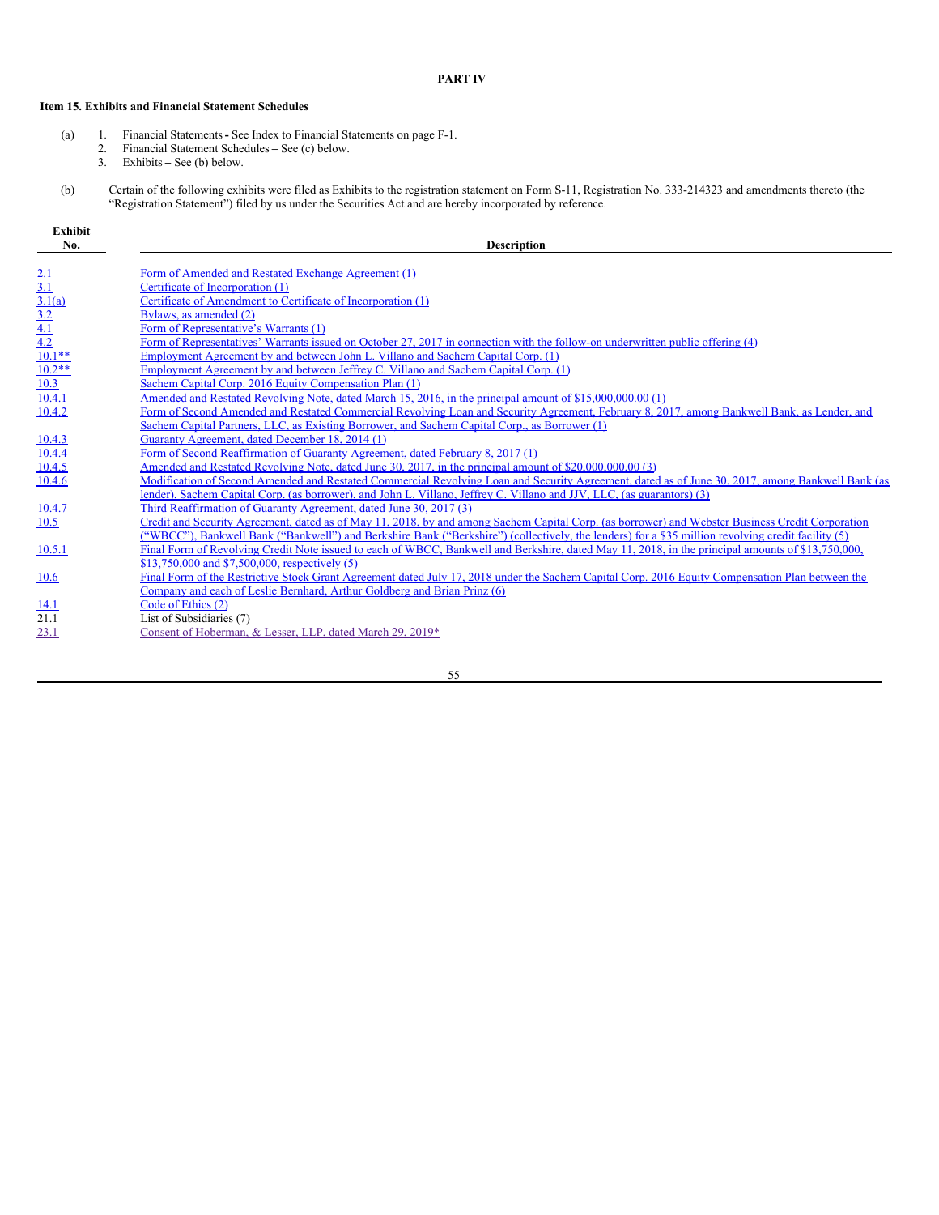## PART IV

### Item 15. Exhibits and Financial Statement Schedules

(a) 1. Financial Statements - See Index to Financial Statements on page F-1.
2. Financial Statement Schedules – See (c) below.
3. Exhibits – See (b) below.

(b) Certain of the following exhibits were filed as Exhibits to the registration statement on Form S-11, Registration No. 333-214323 and amendments thereto (the "Registration Statement") filed by us under the Securities Act and are hereby incorporated by reference.

| Exhibit No. | Description |
|---|---|
| 2.1 | Form of Amended and Restated Exchange Agreement (1) |
| 3.1 | Certificate of Incorporation (1) |
| 3.1(a) | Certificate of Amendment to Certificate of Incorporation (1) |
| 3.2 | Bylaws, as amended (2) |
| 4.1 | Form of Representative's Warrants (1) |
| 4.2 | Form of Representatives' Warrants issued on October 27, 2017 in connection with the follow-on underwritten public offering (4) |
| 10.1** | Employment Agreement by and between John L. Villano and Sachem Capital Corp. (1) |
| 10.2** | Employment Agreement by and between Jeffrey C. Villano and Sachem Capital Corp. (1) |
| 10.3 | Sachem Capital Corp. 2016 Equity Compensation Plan (1) |
| 10.4.1 | Amended and Restated Revolving Note, dated March 15, 2016, in the principal amount of $15,000,000.00 (1) |
| 10.4.2 | Form of Second Amended and Restated Commercial Revolving Loan and Security Agreement, February 8, 2017, among Bankwell Bank, as Lender, and Sachem Capital Partners, LLC, as Existing Borrower, and Sachem Capital Corp., as Borrower (1) |
| 10.4.3 | Guaranty Agreement, dated December 18, 2014 (1) |
| 10.4.4 | Form of Second Reaffirmation of Guaranty Agreement, dated February 8, 2017 (1) |
| 10.4.5 | Amended and Restated Revolving Note, dated June 30, 2017, in the principal amount of $20,000,000.00 (3) |
| 10.4.6 | Modification of Second Amended and Restated Commercial Revolving Loan and Security Agreement, dated as of June 30, 2017, among Bankwell Bank (as lender), Sachem Capital Corp. (as borrower), and John L. Villano, Jeffrey C. Villano and JJV, LLC, (as guarantors) (3) |
| 10.4.7 | Third Reaffirmation of Guaranty Agreement, dated June 30, 2017 (3) |
| 10.5 | Credit and Security Agreement, dated as of May 11, 2018, by and among Sachem Capital Corp. (as borrower) and Webster Business Credit Corporation ("WBCC"), Bankwell Bank ("Bankwell") and Berkshire Bank ("Berkshire") (collectively, the lenders) for a $35 million revolving credit facility (5) |
| 10.5.1 | Final Form of Revolving Credit Note issued to each of WBCC, Bankwell and Berkshire, dated May 11, 2018, in the principal amounts of $13,750,000, $13,750,000 and $7,500,000, respectively (5) |
| 10.6 | Final Form of the Restrictive Stock Grant Agreement dated July 17, 2018 under the Sachem Capital Corp. 2016 Equity Compensation Plan between the Company and each of Leslie Bernhard, Arthur Goldberg and Brian Prinz (6) |
| 14.1 | Code of Ethics (2) |
| 21.1 | List of Subsidiaries (7) |
| 23.1 | Consent of Hoberman, & Lesser, LLP, dated March 29, 2019* |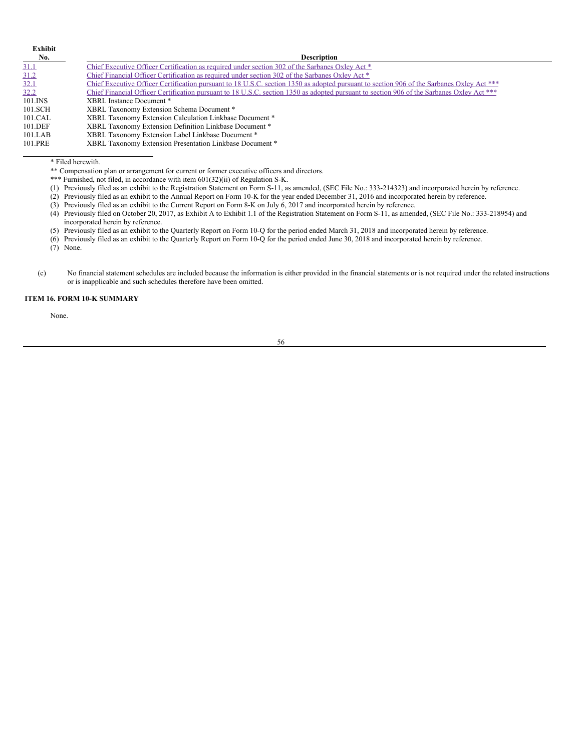| Exhibit No. | Description |
|---|---|
| 31.1 | Chief Executive Officer Certification as required under section 302 of the Sarbanes Oxley Act * |
| 31.2 | Chief Financial Officer Certification as required under section 302 of the Sarbanes Oxley Act * |
| 32.1 | Chief Executive Officer Certification pursuant to 18 U.S.C. section 1350 as adopted pursuant to section 906 of the Sarbanes Oxley Act *** |
| 32.2 | Chief Financial Officer Certification pursuant to 18 U.S.C. section 1350 as adopted pursuant to section 906 of the Sarbanes Oxley Act *** |
| 101.INS | XBRL Instance Document * |
| 101.SCH | XBRL Taxonomy Extension Schema Document * |
| 101.CAL | XBRL Taxonomy Extension Calculation Linkbase Document * |
| 101.DEF | XBRL Taxonomy Extension Definition Linkbase Document * |
| 101.LAB | XBRL Taxonomy Extension Label Linkbase Document * |
| 101.PRE | XBRL Taxonomy Extension Presentation Linkbase Document * |

* Filed herewith.

** Compensation plan or arrangement for current or former executive officers and directors.

*** Furnished, not filed, in accordance with item 601(32)(ii) of Regulation S-K.

(1) Previously filed as an exhibit to the Registration Statement on Form S-11, as amended, (SEC File No.: 333-214323) and incorporated herein by reference.

(2) Previously filed as an exhibit to the Annual Report on Form 10-K for the year ended December 31, 2016 and incorporated herein by reference.

(3) Previously filed as an exhibit to the Current Report on Form 8-K on July 6, 2017 and incorporated herein by reference.

(4) Previously filed on October 20, 2017, as Exhibit A to Exhibit 1.1 of the Registration Statement on Form S-11, as amended, (SEC File No.: 333-218954) and incorporated herein by reference.

(5) Previously filed as an exhibit to the Quarterly Report on Form 10-Q for the period ended March 31, 2018 and incorporated herein by reference.

(6) Previously filed as an exhibit to the Quarterly Report on Form 10-Q for the period ended June 30, 2018 and incorporated herein by reference.

(7) None.

(c) No financial statement schedules are included because the information is either provided in the financial statements or is not required under the related instructions or is inapplicable and such schedules therefore have been omitted.

## ITEM 16. FORM 10-K SUMMARY

None.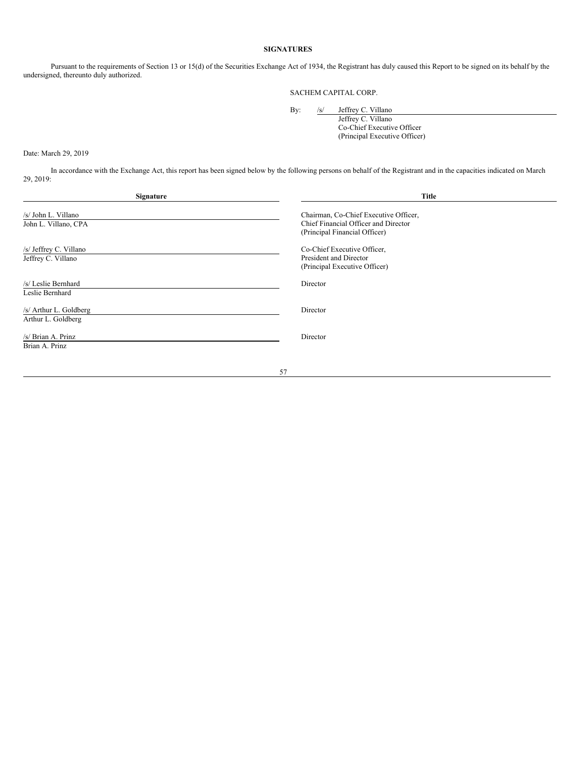## SIGNATURES

Pursuant to the requirements of Section 13 or 15(d) of the Securities Exchange Act of 1934, the Registrant has duly caused this Report to be signed on its behalf by the undersigned, thereunto duly authorized.

SACHEM CAPITAL CORP.

By: /s/ Jeffrey C. Villano
Jeffrey C. Villano
Co-Chief Executive Officer
(Principal Executive Officer)

Date: March 29, 2019

In accordance with the Exchange Act, this report has been signed below by the following persons on behalf of the Registrant and in the capacities indicated on March 29, 2019:

| Signature | Title |
| --- | --- |
| /s/ John L. Villano<br>John L. Villano, CPA | Chairman, Co-Chief Executive Officer, Chief Financial Officer and Director (Principal Financial Officer) |
| /s/ Jeffrey C. Villano<br>Jeffrey C. Villano | Co-Chief Executive Officer, President and Director (Principal Executive Officer) |
| /s/ Leslie Bernhard<br>Leslie Bernhard | Director |
| /s/ Arthur L. Goldberg<br>Arthur L. Goldberg | Director |
| /s/ Brian A. Prinz<br>Brian A. Prinz | Director |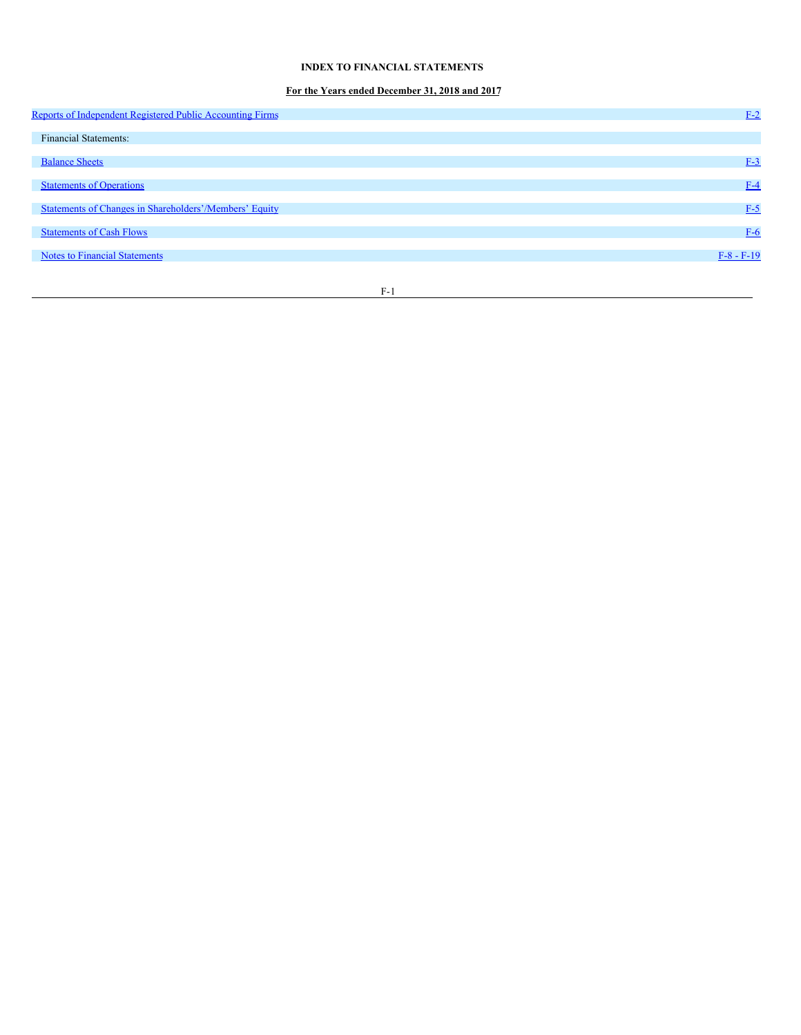**INDEX TO FINANCIAL STATEMENTS**

**For the Years ended December 31, 2018 and 2017**

| | |
|---|---|
| Reports of Independent Registered Public Accounting Firms | F-2 |
| Financial Statements: | |
| Balance Sheets | F-3 |
| Statements of Operations | F-4 |
| Statements of Changes in Shareholders'/Members' Equity | F-5 |
| Statements of Cash Flows | F-6 |
| Notes to Financial Statements | F-8 - F-19 |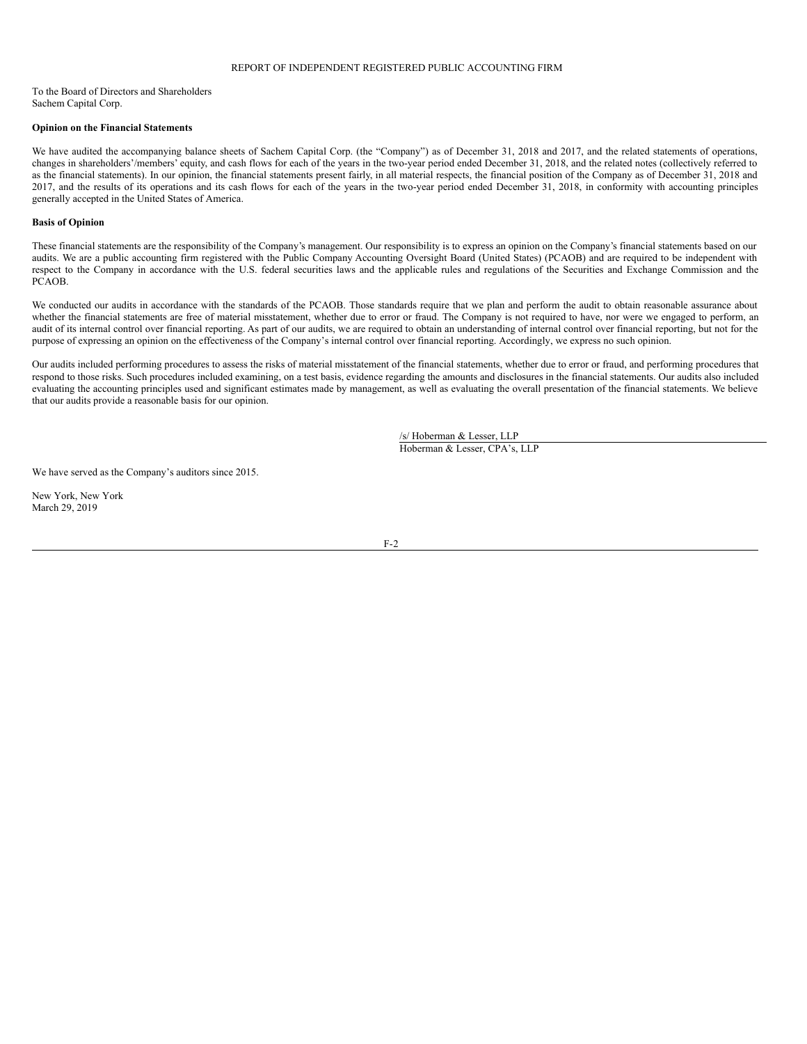# REPORT OF INDEPENDENT REGISTERED PUBLIC ACCOUNTING FIRM

To the Board of Directors and Shareholders
Sachem Capital Corp.

**Opinion on the Financial Statements**

We have audited the accompanying balance sheets of Sachem Capital Corp. (the "Company") as of December 31, 2018 and 2017, and the related statements of operations, changes in shareholders'/members' equity, and cash flows for each of the years in the two-year period ended December 31, 2018, and the related notes (collectively referred to as the financial statements). In our opinion, the financial statements present fairly, in all material respects, the financial position of the Company as of December 31, 2018 and 2017, and the results of its operations and its cash flows for each of the years in the two-year period ended December 31, 2018, in conformity with accounting principles generally accepted in the United States of America.

**Basis of Opinion**

These financial statements are the responsibility of the Company's management. Our responsibility is to express an opinion on the Company's financial statements based on our audits. We are a public accounting firm registered with the Public Company Accounting Oversight Board (United States) (PCAOB) and are required to be independent with respect to the Company in accordance with the U.S. federal securities laws and the applicable rules and regulations of the Securities and Exchange Commission and the PCAOB.

We conducted our audits in accordance with the standards of the PCAOB. Those standards require that we plan and perform the audit to obtain reasonable assurance about whether the financial statements are free of material misstatement, whether due to error or fraud. The Company is not required to have, nor were we engaged to perform, an audit of its internal control over financial reporting. As part of our audits, we are required to obtain an understanding of internal control over financial reporting, but not for the purpose of expressing an opinion on the effectiveness of the Company's internal control over financial reporting. Accordingly, we express no such opinion.

Our audits included performing procedures to assess the risks of material misstatement of the financial statements, whether due to error or fraud, and performing procedures that respond to those risks. Such procedures included examining, on a test basis, evidence regarding the amounts and disclosures in the financial statements. Our audits also included evaluating the accounting principles used and significant estimates made by management, as well as evaluating the overall presentation of the financial statements. We believe that our audits provide a reasonable basis for our opinion.

/s/ Hoberman & Lesser, LLP
Hoberman & Lesser, CPA's, LLP

We have served as the Company's auditors since 2015.

New York, New York
March 29, 2019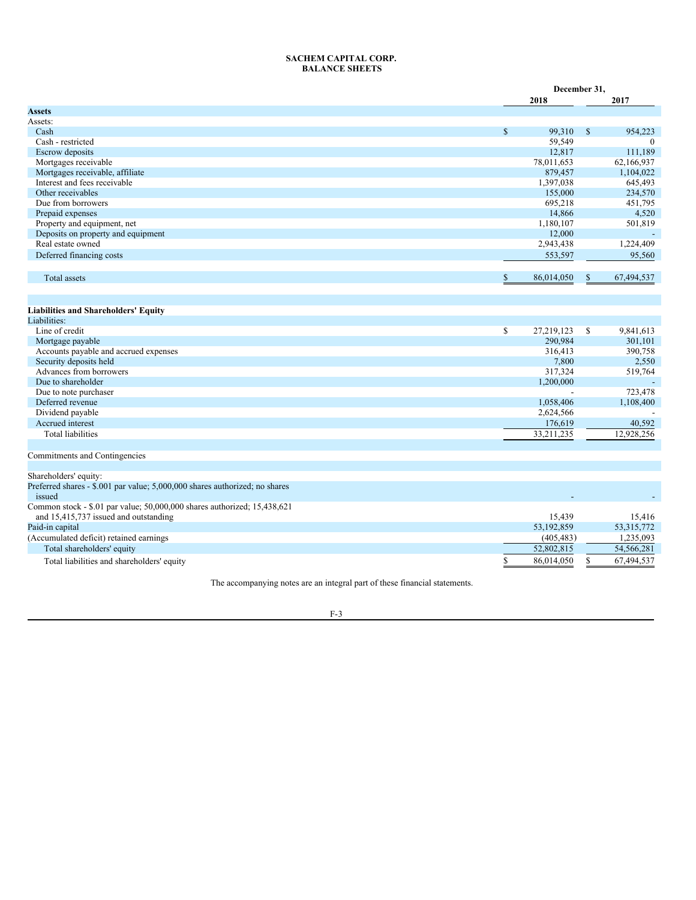**SACHEM CAPITAL CORP.**
**BALANCE SHEETS**

| | December 31, 2018 | December 31, 2017 |
|---|---|---|
| **Assets** | | |
| Assets: | | |
| Cash | $ 99,310 | $ 954,223 |
| Cash - restricted | 59,549 | 0 |
| Escrow deposits | 12,817 | 111,189 |
| Mortgages receivable | 78,011,653 | 62,166,937 |
| Mortgages receivable, affiliate | 879,457 | 1,104,022 |
| Interest and fees receivable | 1,397,038 | 645,493 |
| Other receivables | 155,000 | 234,570 |
| Due from borrowers | 695,218 | 451,795 |
| Prepaid expenses | 14,866 | 4,520 |
| Property and equipment, net | 1,180,107 | 501,819 |
| Deposits on property and equipment | 12,000 | - |
| Real estate owned | 2,943,438 | 1,224,409 |
| Deferred financing costs | 553,597 | 95,560 |
| Total assets | $ 86,014,050 | $ 67,494,537 |
| **Liabilities and Shareholders' Equity** | | |
| Liabilities: | | |
| Line of credit | $ 27,219,123 | $ 9,841,613 |
| Mortgage payable | 290,984 | 301,101 |
| Accounts payable and accrued expenses | 316,413 | 390,758 |
| Security deposits held | 7,800 | 2,550 |
| Advances from borrowers | 317,324 | 519,764 |
| Due to shareholder | 1,200,000 | - |
| Due to note purchaser | - | 723,478 |
| Deferred revenue | 1,058,406 | 1,108,400 |
| Dividend payable | 2,624,566 | - |
| Accrued interest | 176,619 | 40,592 |
| Total liabilities | 33,211,235 | 12,928,256 |
| Commitments and Contingencies | | |
| Shareholders' equity: | | |
| Preferred shares - $.001 par value; 5,000,000 shares authorized; no shares issued | - | - |
| Common stock - $.01 par value; 50,000,000 shares authorized; 15,438,621 and 15,415,737 issued and outstanding | 15,439 | 15,416 |
| Paid-in capital | 53,192,859 | 53,315,772 |
| (Accumulated deficit) retained earnings | (405,483) | 1,235,093 |
| Total shareholders' equity | 52,802,815 | 54,566,281 |
| Total liabilities and shareholders' equity | $ 86,014,050 | $ 67,494,537 |

The accompanying notes are an integral part of these financial statements.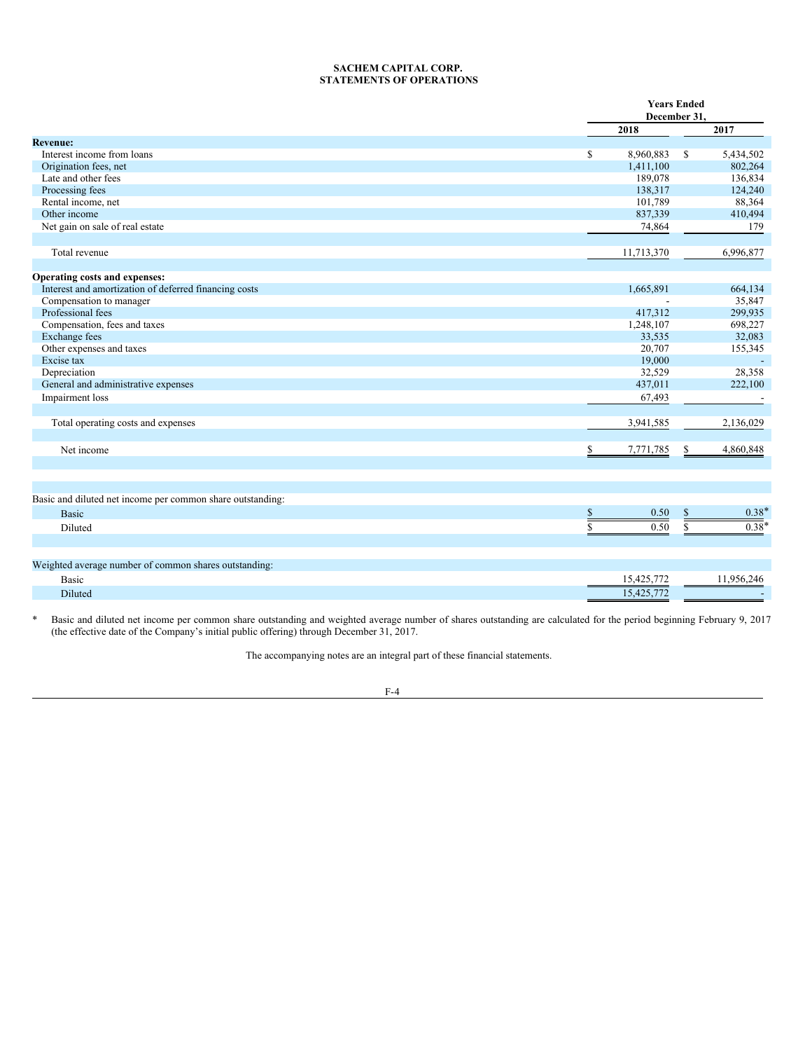**SACHEM CAPITAL CORP.**
**STATEMENTS OF OPERATIONS**

| | Years Ended December 31, | |
|---|---|---|
| | 2018 | 2017 |
| **Revenue:** | | |
| Interest income from loans | $ 8,960,883 | $ 5,434,502 |
| Origination fees, net | 1,411,100 | 802,264 |
| Late and other fees | 189,078 | 136,834 |
| Processing fees | 138,317 | 124,240 |
| Rental income, net | 101,789 | 88,364 |
| Other income | 837,339 | 410,494 |
| Net gain on sale of real estate | 74,864 | 179 |
| Total revenue | 11,713,370 | 6,996,877 |
| **Operating costs and expenses:** | | |
| Interest and amortization of deferred financing costs | 1,665,891 | 664,134 |
| Compensation to manager | - | 35,847 |
| Professional fees | 417,312 | 299,935 |
| Compensation, fees and taxes | 1,248,107 | 698,227 |
| Exchange fees | 33,535 | 32,083 |
| Other expenses and taxes | 20,707 | 155,345 |
| Excise tax | 19,000 | - |
| Depreciation | 32,529 | 28,358 |
| General and administrative expenses | 437,011 | 222,100 |
| Impairment loss | 67,493 | - |
| Total operating costs and expenses | 3,941,585 | 2,136,029 |
| Net income | $ 7,771,785 | $ 4,860,848 |
| Basic and diluted net income per common share outstanding: | | |
| Basic | $ 0.50 | $ 0.38* |
| Diluted | $ 0.50 | $ 0.38* |
| Weighted average number of common shares outstanding: | | |
| Basic | 15,425,772 | 11,956,246 |
| Diluted | 15,425,772 | - |

\* Basic and diluted net income per common share outstanding and weighted average number of shares outstanding are calculated for the period beginning February 9, 2017 (the effective date of the Company's initial public offering) through December 31, 2017.

The accompanying notes are an integral part of these financial statements.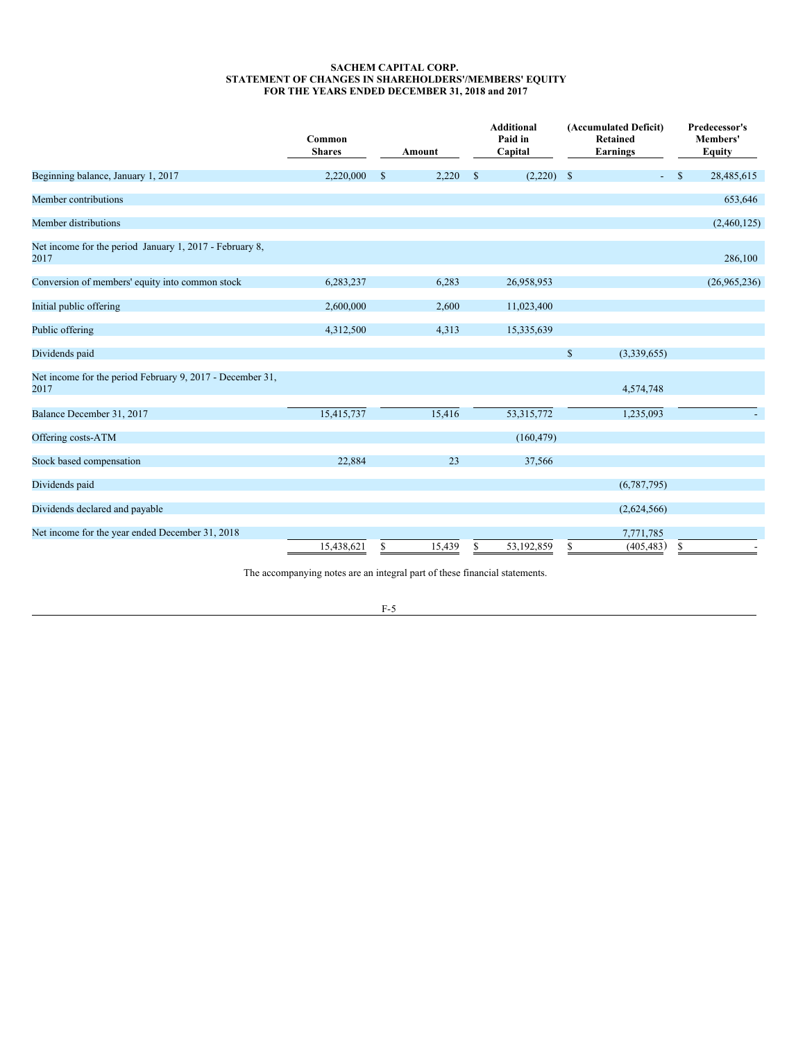**SACHEM CAPITAL CORP.**
**STATEMENT OF CHANGES IN SHAREHOLDERS'/MEMBERS' EQUITY**
**FOR THE YEARS ENDED DECEMBER 31, 2018 and 2017**

| | Common Shares | Amount | Additional Paid in Capital | (Accumulated Deficit) Retained Earnings | Predecessor's Members' Equity |
|---|---|---|---|---|---|
| Beginning balance, January 1, 2017 | 2,220,000 | $ 2,220 | $ (2,220) | $ - | $ 28,485,615 |
| Member contributions | | | | | 653,646 |
| Member distributions | | | | | (2,460,125) |
| Net income for the period January 1, 2017 - February 8, 2017 | | | | | 286,100 |
| Conversion of members' equity into common stock | 6,283,237 | 6,283 | 26,958,953 | | (26,965,236) |
| Initial public offering | 2,600,000 | 2,600 | 11,023,400 | | |
| Public offering | 4,312,500 | 4,313 | 15,335,639 | | |
| Dividends paid | | | | $ (3,339,655) | |
| Net income for the period February 9, 2017 - December 31, 2017 | | | | 4,574,748 | |
| Balance December 31, 2017 | 15,415,737 | 15,416 | 53,315,772 | 1,235,093 | - |
| Offering costs-ATM | | | (160,479) | | |
| Stock based compensation | 22,884 | 23 | 37,566 | | |
| Dividends paid | | | | (6,787,795) | |
| Dividends declared and payable | | | | (2,624,566) | |
| Net income for the year ended December 31, 2018 | | | | 7,771,785 | |
| | 15,438,621 | $ 15,439 | $ 53,192,859 | $ (405,483) | $ - |

The accompanying notes are an integral part of these financial statements.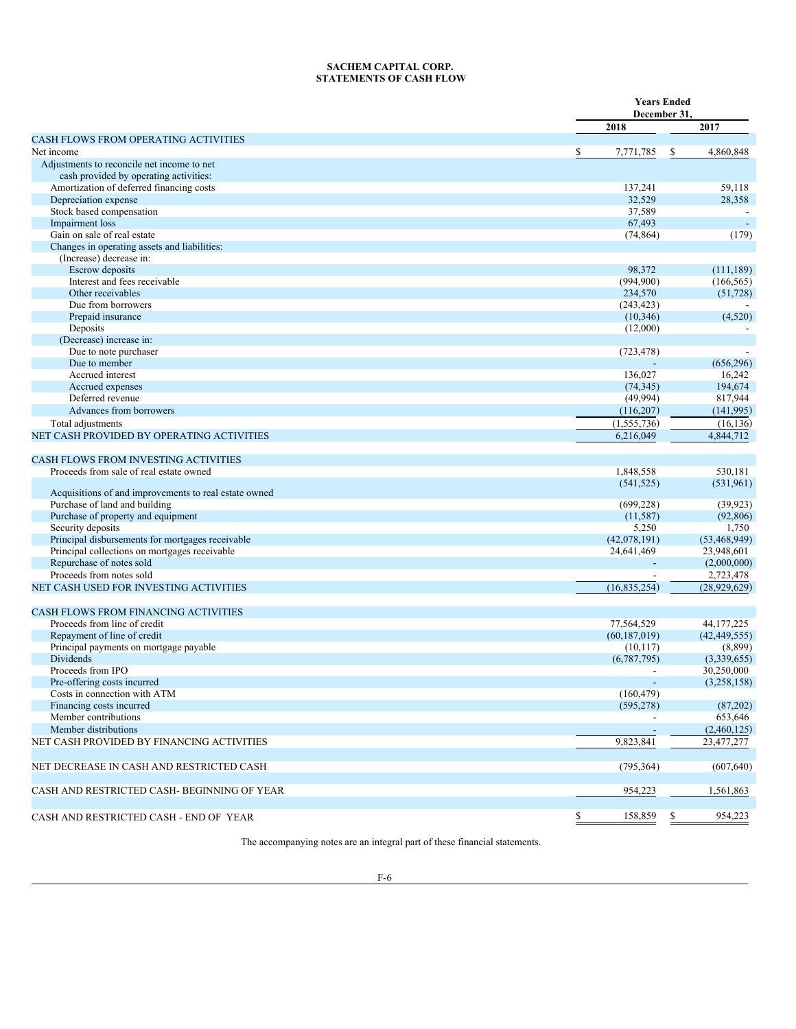**SACHEM CAPITAL CORP.**
**STATEMENTS OF CASH FLOW**

| | Years Ended December 31, | |
|---|---|---|
| | 2018 | 2017 |
| CASH FLOWS FROM OPERATING ACTIVITIES | | |
| Net income | $ 7,771,785 | $ 4,860,848 |
| Adjustments to reconcile net income to net cash provided by operating activities: | | |
| Amortization of deferred financing costs | 137,241 | 59,118 |
| Depreciation expense | 32,529 | 28,358 |
| Stock based compensation | 37,589 | - |
| Impairment loss | 67,493 | - |
| Gain on sale of real estate | (74,864) | (179) |
| Changes in operating assets and liabilities: | | |
| (Increase) decrease in: | | |
| Escrow deposits | 98,372 | (111,189) |
| Interest and fees receivable | (994,900) | (166,565) |
| Other receivables | 234,570 | (51,728) |
| Due from borrowers | (243,423) | - |
| Prepaid insurance | (10,346) | (4,520) |
| Deposits | (12,000) | - |
| (Decrease) increase in: | | |
| Due to note purchaser | (723,478) | - |
| Due to member | - | (656,296) |
| Accrued interest | 136,027 | 16,242 |
| Accrued expenses | (74,345) | 194,674 |
| Deferred revenue | (49,994) | 817,944 |
| Advances from borrowers | (116,207) | (141,995) |
| Total adjustments | (1,555,736) | (16,136) |
| NET CASH PROVIDED BY OPERATING ACTIVITIES | 6,216,049 | 4,844,712 |
| | | |
| CASH FLOWS FROM INVESTING ACTIVITIES | | |
| Proceeds from sale of real estate owned | 1,848,558 | 530,181 |
| Acquisitions of and improvements to real estate owned | (541,525) | (531,961) |
| Purchase of land and building | (699,228) | (39,923) |
| Purchase of property and equipment | (11,587) | (92,806) |
| Security deposits | 5,250 | 1,750 |
| Principal disbursements for mortgages receivable | (42,078,191) | (53,468,949) |
| Principal collections on mortgages receivable | 24,641,469 | 23,948,601 |
| Repurchase of notes sold | - | (2,000,000) |
| Proceeds from notes sold | - | 2,723,478 |
| NET CASH USED FOR INVESTING ACTIVITIES | (16,835,254) | (28,929,629) |
| | | |
| CASH FLOWS FROM FINANCING ACTIVITIES | | |
| Proceeds from line of credit | 77,564,529 | 44,177,225 |
| Repayment of line of credit | (60,187,019) | (42,449,555) |
| Principal payments on mortgage payable | (10,117) | (8,899) |
| Dividends | (6,787,795) | (3,339,655) |
| Proceeds from IPO | - | 30,250,000 |
| Pre-offering costs incurred | - | (3,258,158) |
| Costs in connection with ATM | (160,479) | |
| Financing costs incurred | (595,278) | (87,202) |
| Member contributions | - | 653,646 |
| Member distributions | - | (2,460,125) |
| NET CASH PROVIDED BY FINANCING ACTIVITIES | 9,823,841 | 23,477,277 |
| | | |
| NET DECREASE IN CASH AND RESTRICTED CASH | (795,364) | (607,640) |
| | | |
| CASH AND RESTRICTED CASH- BEGINNING OF YEAR | 954,223 | 1,561,863 |
| | | |
| CASH AND RESTRICTED CASH - END OF YEAR | $ 158,859 | $ 954,223 |

The accompanying notes are an integral part of these financial statements.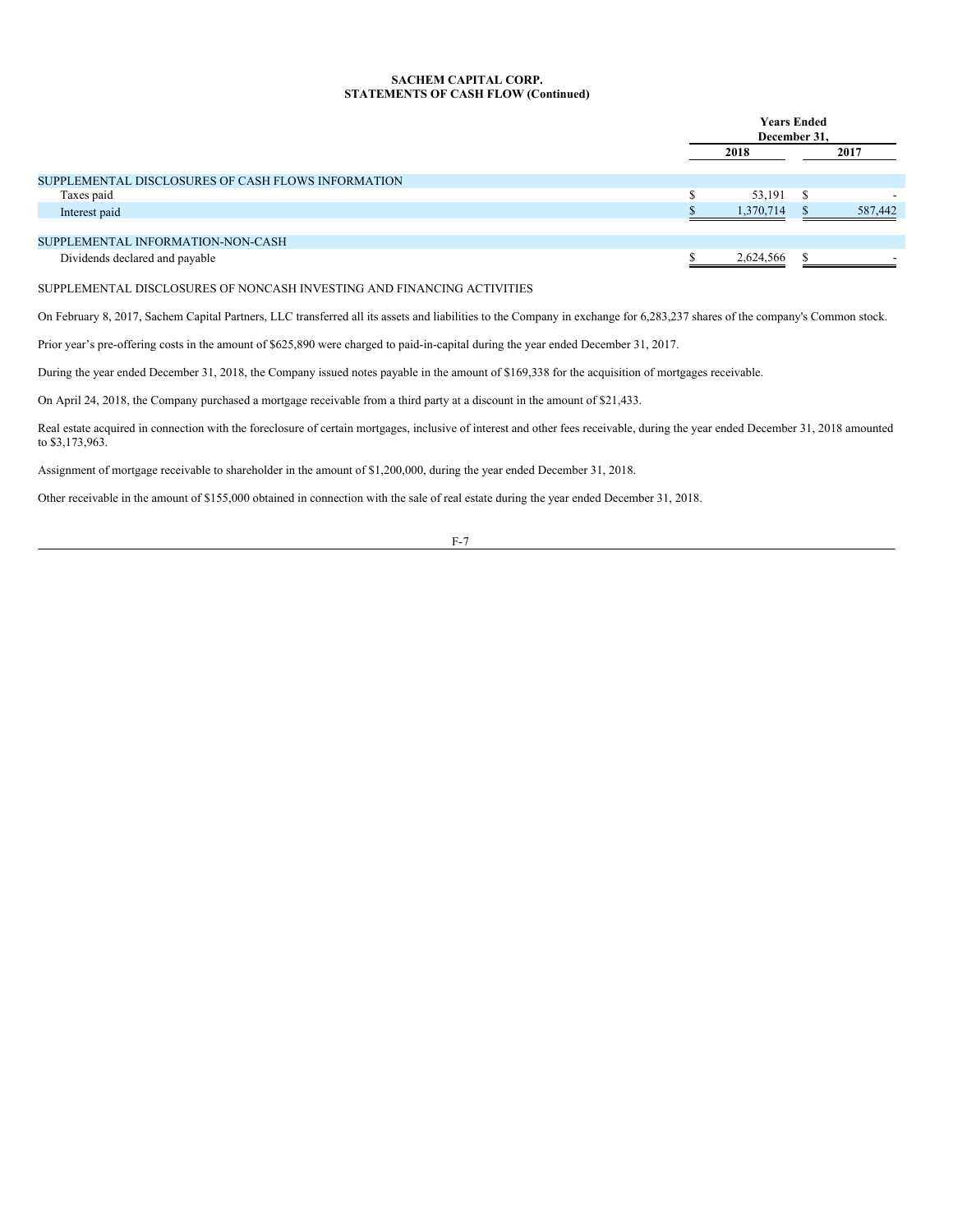**SACHEM CAPITAL CORP.**
**STATEMENTS OF CASH FLOW (Continued)**

| | Years Ended December 31, | |
|---|---|---|
| | 2018 | 2017 |
| SUPPLEMENTAL DISCLOSURES OF CASH FLOWS INFORMATION | | |
| Taxes paid | $ 53,191 | $ - |
| Interest paid | $ 1,370,714 | $ 587,442 |
| SUPPLEMENTAL INFORMATION-NON-CASH | | |
| Dividends declared and payable | $ 2,624,566 | $ - |

SUPPLEMENTAL DISCLOSURES OF NONCASH INVESTING AND FINANCING ACTIVITIES

On February 8, 2017, Sachem Capital Partners, LLC transferred all its assets and liabilities to the Company in exchange for 6,283,237 shares of the company's Common stock.

Prior year's pre-offering costs in the amount of $625,890 were charged to paid-in-capital during the year ended December 31, 2017.

During the year ended December 31, 2018, the Company issued notes payable in the amount of $169,338 for the acquisition of mortgages receivable.

On April 24, 2018, the Company purchased a mortgage receivable from a third party at a discount in the amount of $21,433.

Real estate acquired in connection with the foreclosure of certain mortgages, inclusive of interest and other fees receivable, during the year ended December 31, 2018 amounted to $3,173,963.

Assignment of mortgage receivable to shareholder in the amount of $1,200,000, during the year ended December 31, 2018.

Other receivable in the amount of $155,000 obtained in connection with the sale of real estate during the year ended December 31, 2018.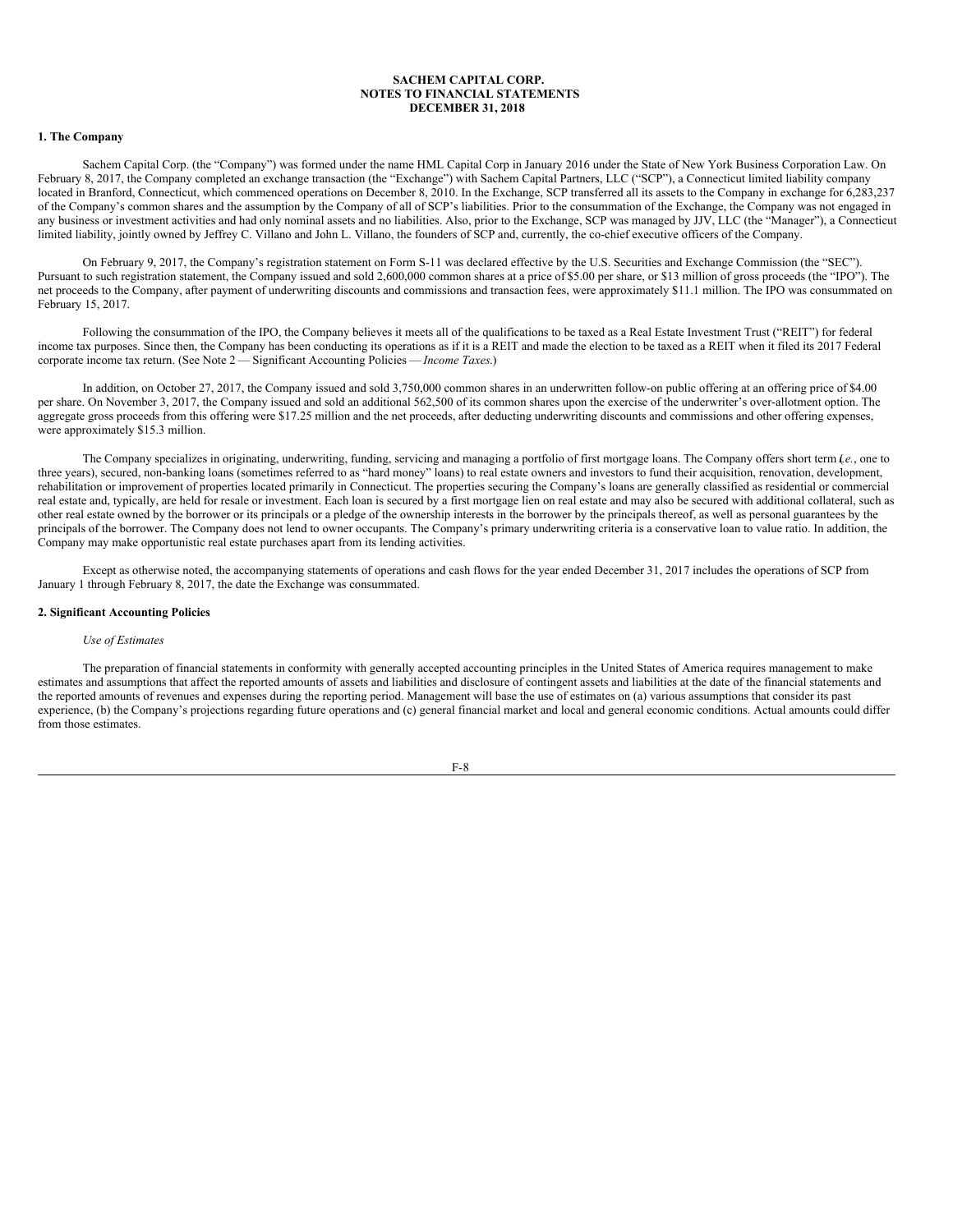**SACHEM CAPITAL CORP.**
**NOTES TO FINANCIAL STATEMENTS**
**DECEMBER 31, 2018**

**1. The Company**

Sachem Capital Corp. (the "Company") was formed under the name HML Capital Corp in January 2016 under the State of New York Business Corporation Law. On February 8, 2017, the Company completed an exchange transaction (the "Exchange") with Sachem Capital Partners, LLC ("SCP"), a Connecticut limited liability company located in Branford, Connecticut, which commenced operations on December 8, 2010. In the Exchange, SCP transferred all its assets to the Company in exchange for 6,283,237 of the Company's common shares and the assumption by the Company of all of SCP's liabilities. Prior to the consummation of the Exchange, the Company was not engaged in any business or investment activities and had only nominal assets and no liabilities. Also, prior to the Exchange, SCP was managed by JJV, LLC (the "Manager"), a Connecticut limited liability, jointly owned by Jeffrey C. Villano and John L. Villano, the founders of SCP and, currently, the co-chief executive officers of the Company.

On February 9, 2017, the Company's registration statement on Form S-11 was declared effective by the U.S. Securities and Exchange Commission (the "SEC"). Pursuant to such registration statement, the Company issued and sold 2,600,000 common shares at a price of $5.00 per share, or $13 million of gross proceeds (the "IPO"). The net proceeds to the Company, after payment of underwriting discounts and commissions and transaction fees, were approximately $11.1 million. The IPO was consummated on February 15, 2017.

Following the consummation of the IPO, the Company believes it meets all of the qualifications to be taxed as a Real Estate Investment Trust ("REIT") for federal income tax purposes. Since then, the Company has been conducting its operations as if it is a REIT and made the election to be taxed as a REIT when it filed its 2017 Federal corporate income tax return. (See Note 2 — Significant Accounting Policies — *Income Taxes.*)

In addition, on October 27, 2017, the Company issued and sold 3,750,000 common shares in an underwritten follow-on public offering at an offering price of $4.00 per share. On November 3, 2017, the Company issued and sold an additional 562,500 of its common shares upon the exercise of the underwriter's over-allotment option. The aggregate gross proceeds from this offering were $17.25 million and the net proceeds, after deducting underwriting discounts and commissions and other offering expenses, were approximately $15.3 million.

The Company specializes in originating, underwriting, funding, servicing and managing a portfolio of first mortgage loans. The Company offers short term (*i.e.*, one to three years), secured, non-banking loans (sometimes referred to as "hard money" loans) to real estate owners and investors to fund their acquisition, renovation, development, rehabilitation or improvement of properties located primarily in Connecticut. The properties securing the Company's loans are generally classified as residential or commercial real estate and, typically, are held for resale or investment. Each loan is secured by a first mortgage lien on real estate and may also be secured with additional collateral, such as other real estate owned by the borrower or its principals or a pledge of the ownership interests in the borrower by the principals thereof, as well as personal guarantees by the principals of the borrower. The Company does not lend to owner occupants. The Company's primary underwriting criteria is a conservative loan to value ratio. In addition, the Company may make opportunistic real estate purchases apart from its lending activities.

Except as otherwise noted, the accompanying statements of operations and cash flows for the year ended December 31, 2017 includes the operations of SCP from January 1 through February 8, 2017, the date the Exchange was consummated.

**2. Significant Accounting Policies**

*Use of Estimates*

The preparation of financial statements in conformity with generally accepted accounting principles in the United States of America requires management to make estimates and assumptions that affect the reported amounts of assets and liabilities and disclosure of contingent assets and liabilities at the date of the financial statements and the reported amounts of revenues and expenses during the reporting period. Management will base the use of estimates on (a) various assumptions that consider its past experience, (b) the Company's projections regarding future operations and (c) general financial market and local and general economic conditions. Actual amounts could differ from those estimates.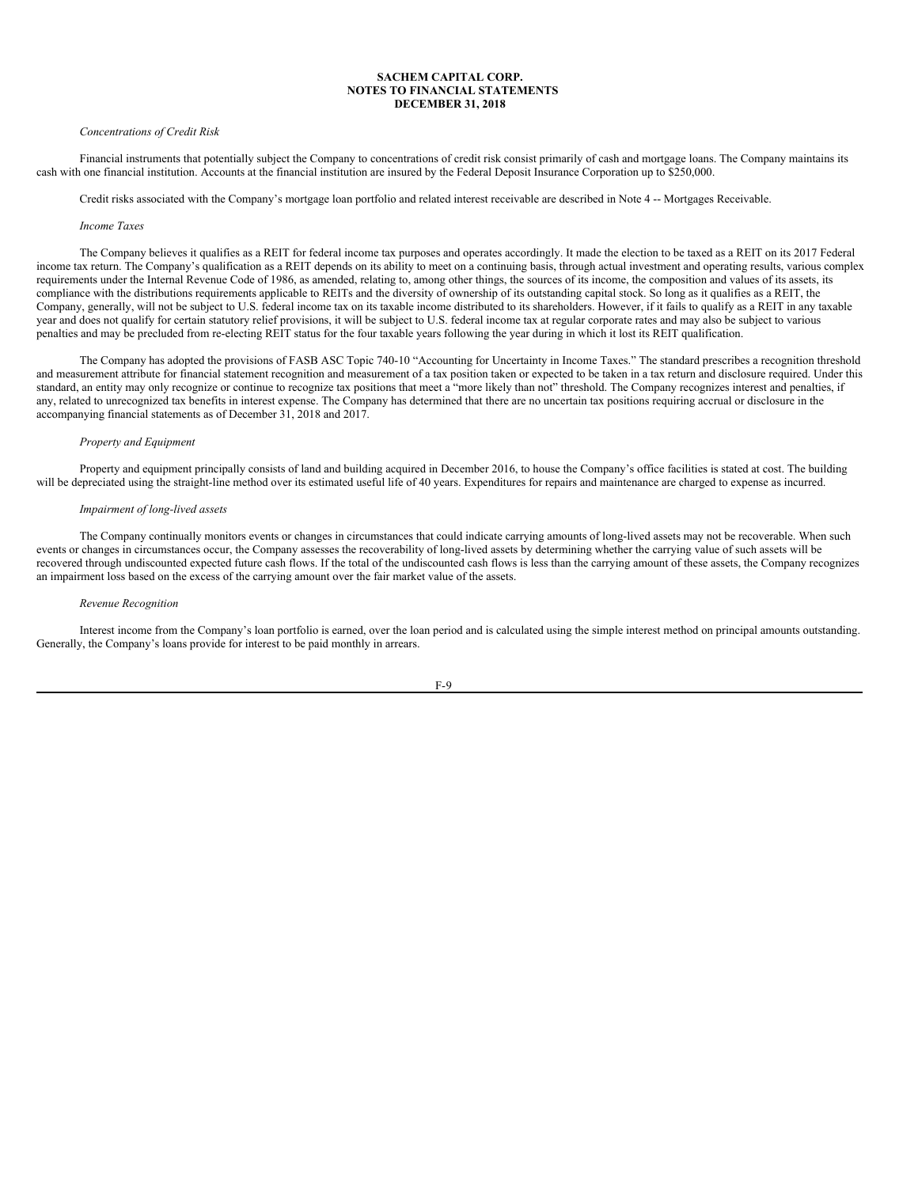*Concentrations of Credit Risk*

Financial instruments that potentially subject the Company to concentrations of credit risk consist primarily of cash and mortgage loans. The Company maintains its cash with one financial institution. Accounts at the financial institution are insured by the Federal Deposit Insurance Corporation up to $250,000.

Credit risks associated with the Company's mortgage loan portfolio and related interest receivable are described in Note 4 -- Mortgages Receivable.

*Income Taxes*

The Company believes it qualifies as a REIT for federal income tax purposes and operates accordingly. It made the election to be taxed as a REIT on its 2017 Federal income tax return. The Company's qualification as a REIT depends on its ability to meet on a continuing basis, through actual investment and operating results, various complex requirements under the Internal Revenue Code of 1986, as amended, relating to, among other things, the sources of its income, the composition and values of its assets, its compliance with the distributions requirements applicable to REITs and the diversity of ownership of its outstanding capital stock. So long as it qualifies as a REIT, the Company, generally, will not be subject to U.S. federal income tax on its taxable income distributed to its shareholders. However, if it fails to qualify as a REIT in any taxable year and does not qualify for certain statutory relief provisions, it will be subject to U.S. federal income tax at regular corporate rates and may also be subject to various penalties and may be precluded from re-electing REIT status for the four taxable years following the year during in which it lost its REIT qualification.

The Company has adopted the provisions of FASB ASC Topic 740-10 "Accounting for Uncertainty in Income Taxes." The standard prescribes a recognition threshold and measurement attribute for financial statement recognition and measurement of a tax position taken or expected to be taken in a tax return and disclosure required. Under this standard, an entity may only recognize or continue to recognize tax positions that meet a "more likely than not" threshold. The Company recognizes interest and penalties, if any, related to unrecognized tax benefits in interest expense. The Company has determined that there are no uncertain tax positions requiring accrual or disclosure in the accompanying financial statements as of December 31, 2018 and 2017.

*Property and Equipment*

Property and equipment principally consists of land and building acquired in December 2016, to house the Company's office facilities is stated at cost. The building will be depreciated using the straight-line method over its estimated useful life of 40 years. Expenditures for repairs and maintenance are charged to expense as incurred.

*Impairment of long-lived assets*

The Company continually monitors events or changes in circumstances that could indicate carrying amounts of long-lived assets may not be recoverable. When such events or changes in circumstances occur, the Company assesses the recoverability of long-lived assets by determining whether the carrying value of such assets will be recovered through undiscounted expected future cash flows. If the total of the undiscounted cash flows is less than the carrying amount of these assets, the Company recognizes an impairment loss based on the excess of the carrying amount over the fair market value of the assets.

*Revenue Recognition*

Interest income from the Company's loan portfolio is earned, over the loan period and is calculated using the simple interest method on principal amounts outstanding. Generally, the Company's loans provide for interest to be paid monthly in arrears.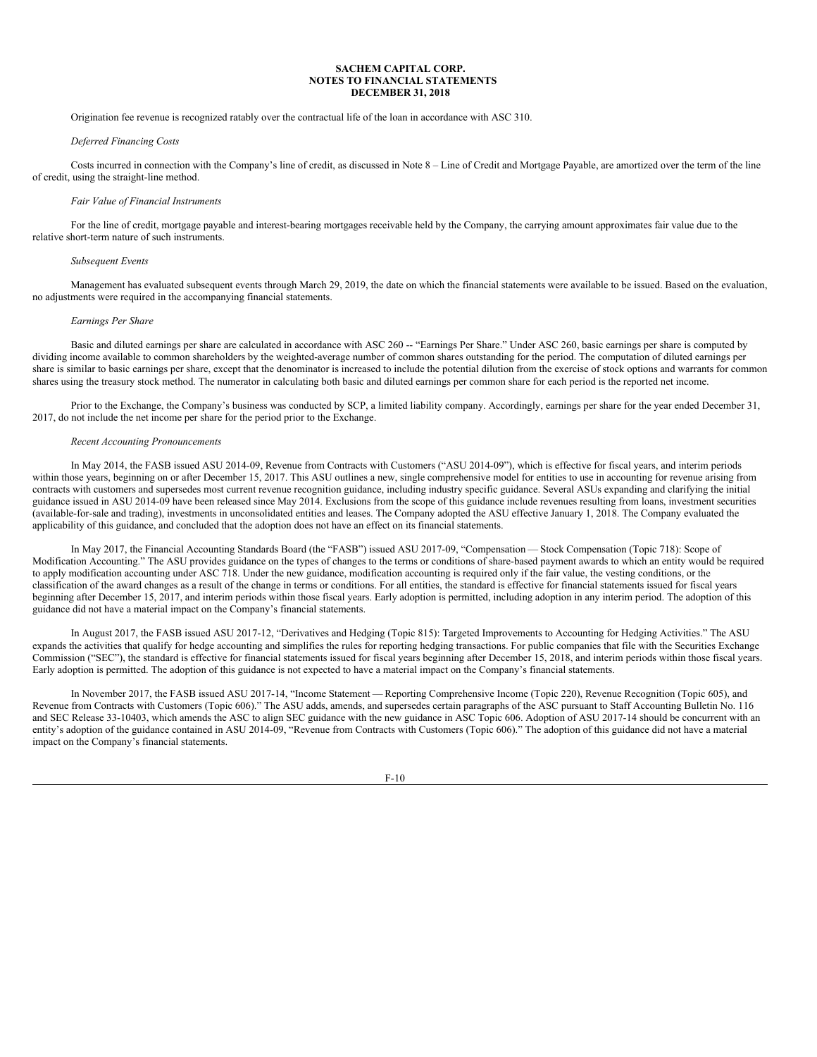Origination fee revenue is recognized ratably over the contractual life of the loan in accordance with ASC 310.

*Deferred Financing Costs*

Costs incurred in connection with the Company's line of credit, as discussed in Note 8 – Line of Credit and Mortgage Payable, are amortized over the term of the line of credit, using the straight-line method.

*Fair Value of Financial Instruments*

For the line of credit, mortgage payable and interest-bearing mortgages receivable held by the Company, the carrying amount approximates fair value due to the relative short-term nature of such instruments.

*Subsequent Events*

Management has evaluated subsequent events through March 29, 2019, the date on which the financial statements were available to be issued. Based on the evaluation, no adjustments were required in the accompanying financial statements.

*Earnings Per Share*

Basic and diluted earnings per share are calculated in accordance with ASC 260 -- "Earnings Per Share." Under ASC 260, basic earnings per share is computed by dividing income available to common shareholders by the weighted-average number of common shares outstanding for the period. The computation of diluted earnings per share is similar to basic earnings per share, except that the denominator is increased to include the potential dilution from the exercise of stock options and warrants for common shares using the treasury stock method. The numerator in calculating both basic and diluted earnings per common share for each period is the reported net income.

Prior to the Exchange, the Company's business was conducted by SCP, a limited liability company. Accordingly, earnings per share for the year ended December 31, 2017, do not include the net income per share for the period prior to the Exchange.

*Recent Accounting Pronouncements*

In May 2014, the FASB issued ASU 2014-09, Revenue from Contracts with Customers ("ASU 2014-09"), which is effective for fiscal years, and interim periods within those years, beginning on or after December 15, 2017. This ASU outlines a new, single comprehensive model for entities to use in accounting for revenue arising from contracts with customers and supersedes most current revenue recognition guidance, including industry specific guidance. Several ASUs expanding and clarifying the initial guidance issued in ASU 2014-09 have been released since May 2014. Exclusions from the scope of this guidance include revenues resulting from loans, investment securities (available-for-sale and trading), investments in unconsolidated entities and leases. The Company adopted the ASU effective January 1, 2018. The Company evaluated the applicability of this guidance, and concluded that the adoption does not have an effect on its financial statements.

In May 2017, the Financial Accounting Standards Board (the "FASB") issued ASU 2017-09, "Compensation — Stock Compensation (Topic 718): Scope of Modification Accounting." The ASU provides guidance on the types of changes to the terms or conditions of share-based payment awards to which an entity would be required to apply modification accounting under ASC 718. Under the new guidance, modification accounting is required only if the fair value, the vesting conditions, or the classification of the award changes as a result of the change in terms or conditions. For all entities, the standard is effective for financial statements issued for fiscal years beginning after December 15, 2017, and interim periods within those fiscal years. Early adoption is permitted, including adoption in any interim period. The adoption of this guidance did not have a material impact on the Company's financial statements.

In August 2017, the FASB issued ASU 2017-12, "Derivatives and Hedging (Topic 815): Targeted Improvements to Accounting for Hedging Activities." The ASU expands the activities that qualify for hedge accounting and simplifies the rules for reporting hedging transactions. For public companies that file with the Securities Exchange Commission ("SEC"), the standard is effective for financial statements issued for fiscal years beginning after December 15, 2018, and interim periods within those fiscal years. Early adoption is permitted. The adoption of this guidance is not expected to have a material impact on the Company's financial statements.

In November 2017, the FASB issued ASU 2017-14, "Income Statement — Reporting Comprehensive Income (Topic 220), Revenue Recognition (Topic 605), and Revenue from Contracts with Customers (Topic 606)." The ASU adds, amends, and supersedes certain paragraphs of the ASC pursuant to Staff Accounting Bulletin No. 116 and SEC Release 33-10403, which amends the ASC to align SEC guidance with the new guidance in ASC Topic 606. Adoption of ASU 2017-14 should be concurrent with an entity's adoption of the guidance contained in ASU 2014-09, "Revenue from Contracts with Customers (Topic 606)." The adoption of this guidance did not have a material impact on the Company's financial statements.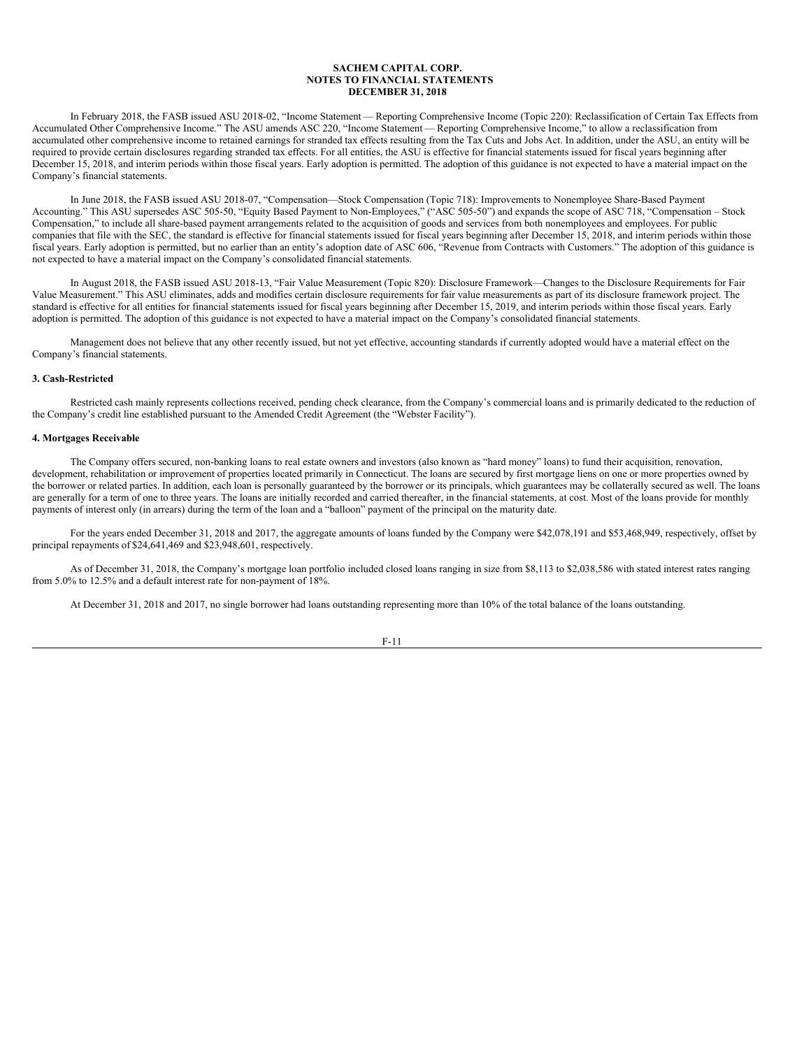In February 2018, the FASB issued ASU 2018-02, "Income Statement — Reporting Comprehensive Income (Topic 220): Reclassification of Certain Tax Effects from Accumulated Other Comprehensive Income." The ASU amends ASC 220, "Income Statement — Reporting Comprehensive Income," to allow a reclassification from accumulated other comprehensive income to retained earnings for stranded tax effects resulting from the Tax Cuts and Jobs Act. In addition, under the ASU, an entity will be required to provide certain disclosures regarding stranded tax effects. For all entities, the ASU is effective for financial statements issued for fiscal years beginning after December 15, 2018, and interim periods within those fiscal years. Early adoption is permitted. The adoption of this guidance is not expected to have a material impact on the Company's financial statements.

In June 2018, the FASB issued ASU 2018-07, "Compensation—Stock Compensation (Topic 718): Improvements to Nonemployee Share-Based Payment Accounting." This ASU supersedes ASC 505-50, "Equity Based Payment to Non-Employees," ("ASC 505-50") and expands the scope of ASC 718, "Compensation – Stock Compensation," to include all share-based payment arrangements related to the acquisition of goods and services from both nonemployees and employees. For public companies that file with the SEC, the standard is effective for financial statements issued for fiscal years beginning after December 15, 2018, and interim periods within those fiscal years. Early adoption is permitted, but no earlier than an entity's adoption date of ASC 606, "Revenue from Contracts with Customers." The adoption of this guidance is not expected to have a material impact on the Company's consolidated financial statements.

In August 2018, the FASB issued ASU 2018-13, "Fair Value Measurement (Topic 820): Disclosure Framework—Changes to the Disclosure Requirements for Fair Value Measurement." This ASU eliminates, adds and modifies certain disclosure requirements for fair value measurements as part of its disclosure framework project. The standard is effective for all entities for financial statements issued for fiscal years beginning after December 15, 2019, and interim periods within those fiscal years. Early adoption is permitted. The adoption of this guidance is not expected to have a material impact on the Company's consolidated financial statements.

Management does not believe that any other recently issued, but not yet effective, accounting standards if currently adopted would have a material effect on the Company's financial statements.

**3. Cash-Restricted**

Restricted cash mainly represents collections received, pending check clearance, from the Company's commercial loans and is primarily dedicated to the reduction of the Company's credit line established pursuant to the Amended Credit Agreement (the "Webster Facility").

**4. Mortgages Receivable**

The Company offers secured, non-banking loans to real estate owners and investors (also known as "hard money" loans) to fund their acquisition, renovation, development, rehabilitation or improvement of properties located primarily in Connecticut. The loans are secured by first mortgage liens on one or more properties owned by the borrower or related parties. In addition, each loan is personally guaranteed by the borrower or its principals, which guarantees may be collaterally secured as well. The loans are generally for a term of one to three years. The loans are initially recorded and carried thereafter, in the financial statements, at cost. Most of the loans provide for monthly payments of interest only (in arrears) during the term of the loan and a "balloon" payment of the principal on the maturity date.

For the years ended December 31, 2018 and 2017, the aggregate amounts of loans funded by the Company were $42,078,191 and $53,468,949, respectively, offset by principal repayments of $24,641,469 and $23,948,601, respectively.

As of December 31, 2018, the Company's mortgage loan portfolio included closed loans ranging in size from $8,113 to $2,038,586 with stated interest rates ranging from 5.0% to 12.5% and a default interest rate for non-payment of 18%.

At December 31, 2018 and 2017, no single borrower had loans outstanding representing more than 10% of the total balance of the loans outstanding.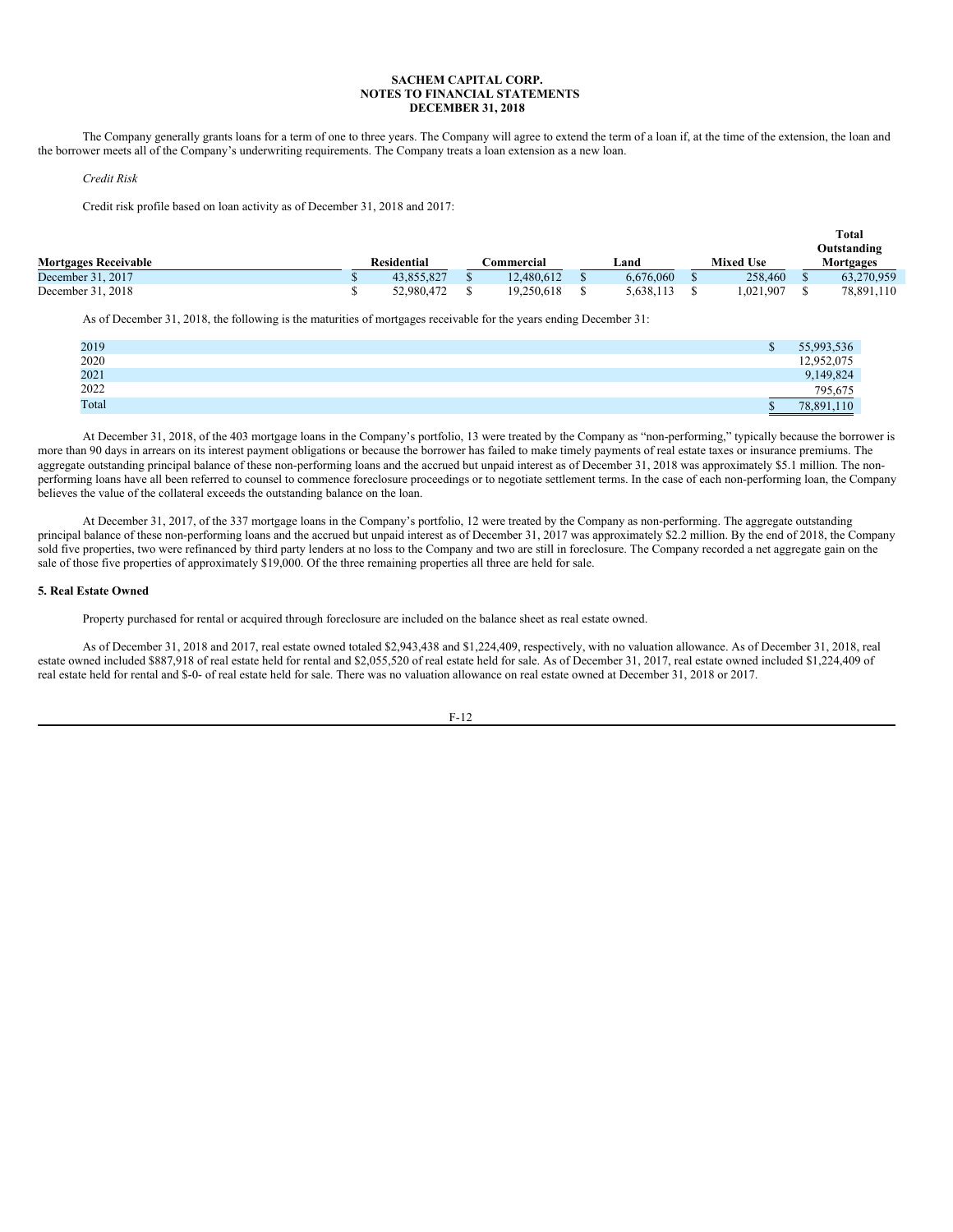**SACHEM CAPITAL CORP.**
**NOTES TO FINANCIAL STATEMENTS**
**DECEMBER 31, 2018**

The Company generally grants loans for a term of one to three years. The Company will agree to extend the term of a loan if, at the time of the extension, the loan and the borrower meets all of the Company's underwriting requirements. The Company treats a loan extension as a new loan.

*Credit Risk*

Credit risk profile based on loan activity as of December 31, 2018 and 2017:

| Mortgages Receivable | Residential | Commercial | Land | Mixed Use | Total Outstanding Mortgages |
|---|---|---|---|---|---|
| December 31, 2017 | $ 43,855,827 | $ 12,480,612 | $ 6,676,060 | $ 258,460 | $ 63,270,959 |
| December 31, 2018 | $ 52,980,472 | $ 19,250,618 | $ 5,638,113 | $ 1,021,907 | $ 78,891,110 |

As of December 31, 2018, the following is the maturities of mortgages receivable for the years ending December 31:

| | |
|---|---|
| 2019 | $ 55,993,536 |
| 2020 | 12,952,075 |
| 2021 | 9,149,824 |
| 2022 | 795,675 |
| Total | $ 78,891,110 |

At December 31, 2018, of the 403 mortgage loans in the Company's portfolio, 13 were treated by the Company as "non-performing," typically because the borrower is more than 90 days in arrears on its interest payment obligations or because the borrower has failed to make timely payments of real estate taxes or insurance premiums. The aggregate outstanding principal balance of these non-performing loans and the accrued but unpaid interest as of December 31, 2018 was approximately $5.1 million. The non-performing loans have all been referred to counsel to commence foreclosure proceedings or to negotiate settlement terms. In the case of each non-performing loan, the Company believes the value of the collateral exceeds the outstanding balance on the loan.

At December 31, 2017, of the 337 mortgage loans in the Company's portfolio, 12 were treated by the Company as non-performing. The aggregate outstanding principal balance of these non-performing loans and the accrued but unpaid interest as of December 31, 2017 was approximately $2.2 million. By the end of 2018, the Company sold five properties, two were refinanced by third party lenders at no loss to the Company and two are still in foreclosure. The Company recorded a net aggregate gain on the sale of those five properties of approximately $19,000. Of the three remaining properties all three are held for sale.

**5. Real Estate Owned**

Property purchased for rental or acquired through foreclosure are included on the balance sheet as real estate owned.

As of December 31, 2018 and 2017, real estate owned totaled $2,943,438 and $1,224,409, respectively, with no valuation allowance. As of December 31, 2018, real estate owned included $887,918 of real estate held for rental and $2,055,520 of real estate held for sale. As of December 31, 2017, real estate owned included $1,224,409 of real estate held for rental and $-0- of real estate held for sale. There was no valuation allowance on real estate owned at December 31, 2018 or 2017.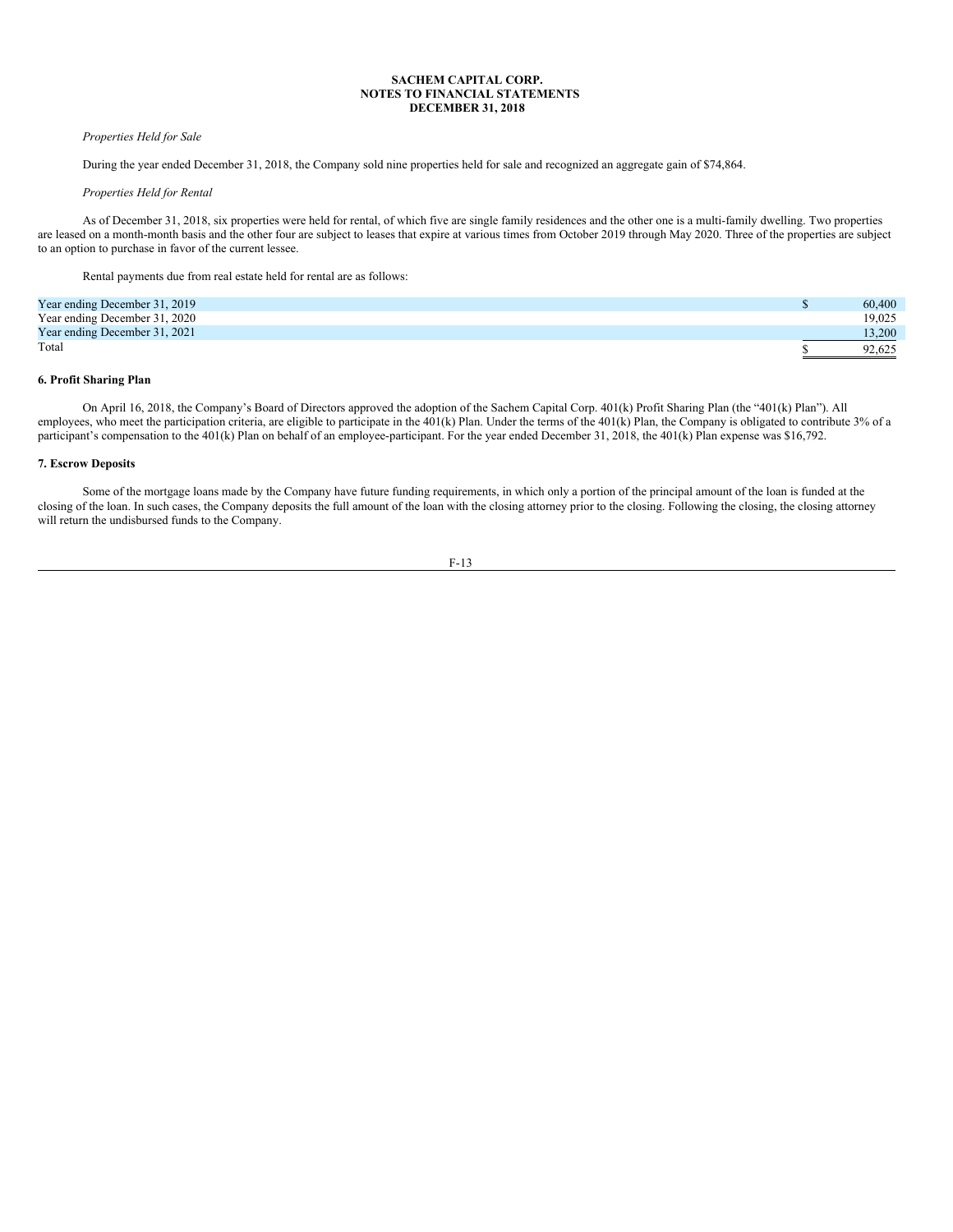**SACHEM CAPITAL CORP.**
**NOTES TO FINANCIAL STATEMENTS**
**DECEMBER 31, 2018**

*Properties Held for Sale*

During the year ended December 31, 2018, the Company sold nine properties held for sale and recognized an aggregate gain of $74,864.

*Properties Held for Rental*

As of December 31, 2018, six properties were held for rental, of which five are single family residences and the other one is a multi-family dwelling. Two properties are leased on a month-month basis and the other four are subject to leases that expire at various times from October 2019 through May 2020. Three of the properties are subject to an option to purchase in favor of the current lessee.

Rental payments due from real estate held for rental are as follows:

| | |
|---|---|
| Year ending December 31, 2019 | $ 60,400 |
| Year ending December 31, 2020 | 19,025 |
| Year ending December 31, 2021 | 13,200 |
| Total | $ 92,625 |

**6. Profit Sharing Plan**

On April 16, 2018, the Company's Board of Directors approved the adoption of the Sachem Capital Corp. 401(k) Profit Sharing Plan (the "401(k) Plan"). All employees, who meet the participation criteria, are eligible to participate in the 401(k) Plan. Under the terms of the 401(k) Plan, the Company is obligated to contribute 3% of a participant's compensation to the 401(k) Plan on behalf of an employee-participant. For the year ended December 31, 2018, the 401(k) Plan expense was $16,792.

**7. Escrow Deposits**

Some of the mortgage loans made by the Company have future funding requirements, in which only a portion of the principal amount of the loan is funded at the closing of the loan. In such cases, the Company deposits the full amount of the loan with the closing attorney prior to the closing. Following the closing, the closing attorney will return the undisbursed funds to the Company.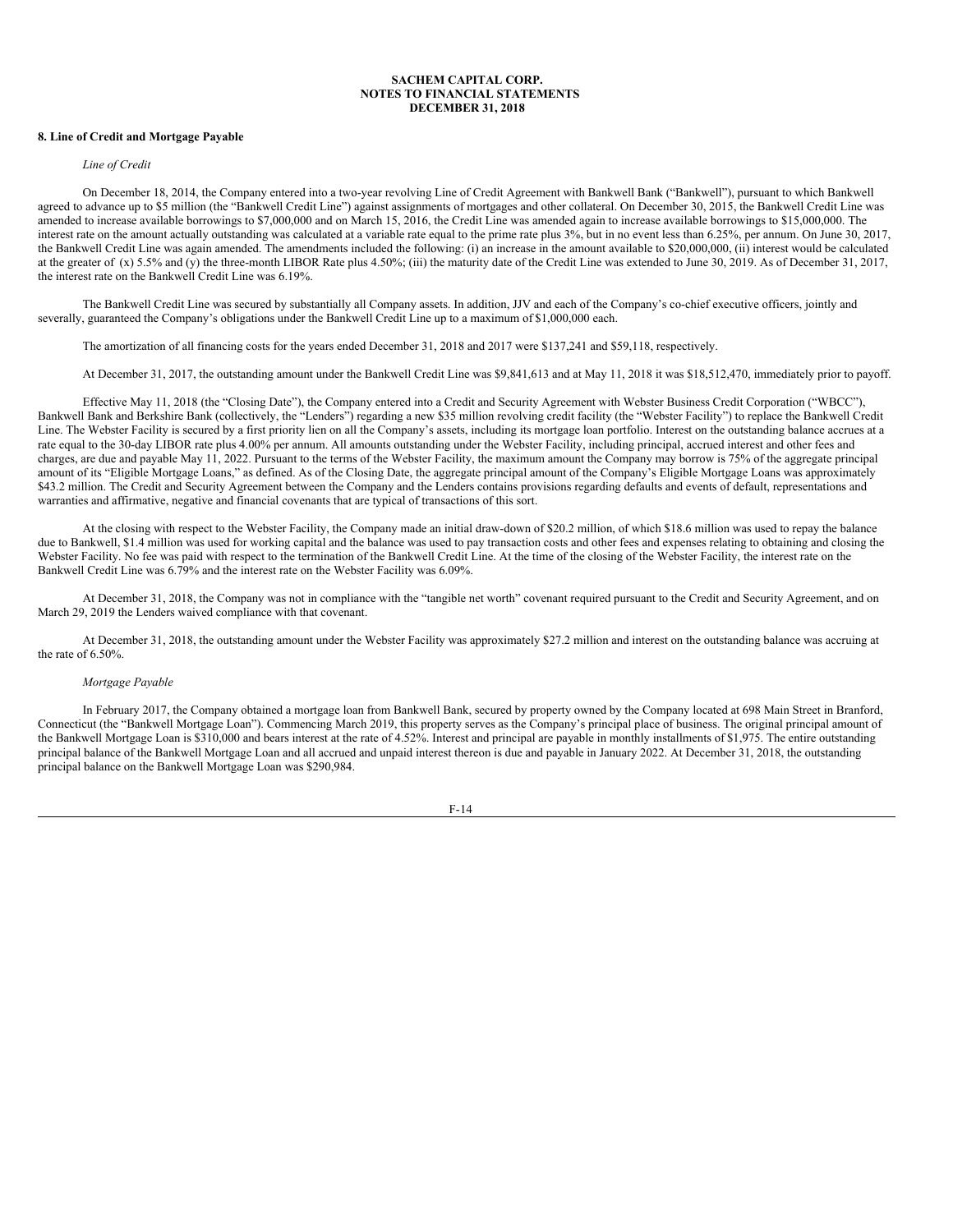## 8. Line of Credit and Mortgage Payable

*Line of Credit*

On December 18, 2014, the Company entered into a two-year revolving Line of Credit Agreement with Bankwell Bank ("Bankwell"), pursuant to which Bankwell agreed to advance up to $5 million (the "Bankwell Credit Line") against assignments of mortgages and other collateral. On December 30, 2015, the Bankwell Credit Line was amended to increase available borrowings to $7,000,000 and on March 15, 2016, the Credit Line was amended again to increase available borrowings to $15,000,000. The interest rate on the amount actually outstanding was calculated at a variable rate equal to the prime rate plus 3%, but in no event less than 6.25%, per annum. On June 30, 2017, the Bankwell Credit Line was again amended. The amendments included the following: (i) an increase in the amount available to $20,000,000, (ii) interest would be calculated at the greater of (x) 5.5% and (y) the three-month LIBOR Rate plus 4.50%; (iii) the maturity date of the Credit Line was extended to June 30, 2019. As of December 31, 2017, the interest rate on the Bankwell Credit Line was 6.19%.

The Bankwell Credit Line was secured by substantially all Company assets. In addition, JJV and each of the Company's co-chief executive officers, jointly and severally, guaranteed the Company's obligations under the Bankwell Credit Line up to a maximum of $1,000,000 each.

The amortization of all financing costs for the years ended December 31, 2018 and 2017 were $137,241 and $59,118, respectively.

At December 31, 2017, the outstanding amount under the Bankwell Credit Line was $9,841,613 and at May 11, 2018 it was $18,512,470, immediately prior to payoff.

Effective May 11, 2018 (the "Closing Date"), the Company entered into a Credit and Security Agreement with Webster Business Credit Corporation ("WBCC"), Bankwell Bank and Berkshire Bank (collectively, the "Lenders") regarding a new $35 million revolving credit facility (the "Webster Facility") to replace the Bankwell Credit Line. The Webster Facility is secured by a first priority lien on all the Company's assets, including its mortgage loan portfolio. Interest on the outstanding balance accrues at a rate equal to the 30-day LIBOR rate plus 4.00% per annum. All amounts outstanding under the Webster Facility, including principal, accrued interest and other fees and charges, are due and payable May 11, 2022. Pursuant to the terms of the Webster Facility, the maximum amount the Company may borrow is 75% of the aggregate principal amount of its "Eligible Mortgage Loans," as defined. As of the Closing Date, the aggregate principal amount of the Company's Eligible Mortgage Loans was approximately $43.2 million. The Credit and Security Agreement between the Company and the Lenders contains provisions regarding defaults and events of default, representations and warranties and affirmative, negative and financial covenants that are typical of transactions of this sort.

At the closing with respect to the Webster Facility, the Company made an initial draw-down of $20.2 million, of which $18.6 million was used to repay the balance due to Bankwell, $1.4 million was used for working capital and the balance was used to pay transaction costs and other fees and expenses relating to obtaining and closing the Webster Facility. No fee was paid with respect to the termination of the Bankwell Credit Line. At the time of the closing of the Webster Facility, the interest rate on the Bankwell Credit Line was 6.79% and the interest rate on the Webster Facility was 6.09%.

At December 31, 2018, the Company was not in compliance with the "tangible net worth" covenant required pursuant to the Credit and Security Agreement, and on March 29, 2019 the Lenders waived compliance with that covenant.

At December 31, 2018, the outstanding amount under the Webster Facility was approximately $27.2 million and interest on the outstanding balance was accruing at the rate of 6.50%.

*Mortgage Payable*

In February 2017, the Company obtained a mortgage loan from Bankwell Bank, secured by property owned by the Company located at 698 Main Street in Branford, Connecticut (the "Bankwell Mortgage Loan"). Commencing March 2019, this property serves as the Company's principal place of business. The original principal amount of the Bankwell Mortgage Loan is $310,000 and bears interest at the rate of 4.52%. Interest and principal are payable in monthly installments of $1,975. The entire outstanding principal balance of the Bankwell Mortgage Loan and all accrued and unpaid interest thereon is due and payable in January 2022. At December 31, 2018, the outstanding principal balance on the Bankwell Mortgage Loan was $290,984.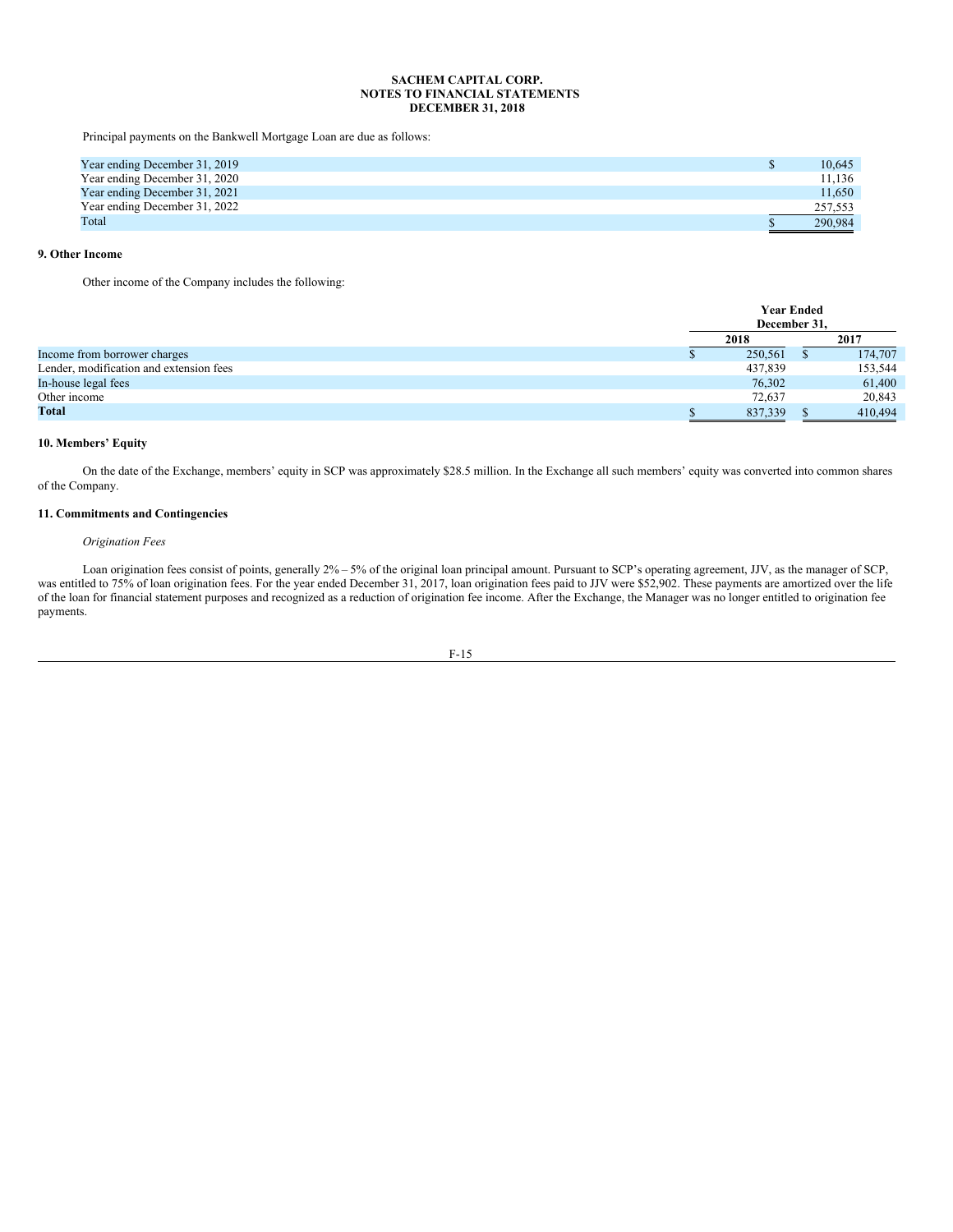Principal payments on the Bankwell Mortgage Loan are due as follows:

| | |
|---|---|
| Year ending December 31, 2019 | $ 10,645 |
| Year ending December 31, 2020 | 11,136 |
| Year ending December 31, 2021 | 11,650 |
| Year ending December 31, 2022 | 257,553 |
| Total | $ 290,984 |

### 9. Other Income

Other income of the Company includes the following:

| | Year Ended December 31, | |
|---|---|---|
| | 2018 | 2017 |
| Income from borrower charges | $ 250,561 | $ 174,707 |
| Lender, modification and extension fees | 437,839 | 153,544 |
| In-house legal fees | 76,302 | 61,400 |
| Other income | 72,637 | 20,843 |
| **Total** | $ 837,339 | $ 410,494 |

### 10. Members' Equity

On the date of the Exchange, members' equity in SCP was approximately $28.5 million. In the Exchange all such members' equity was converted into common shares of the Company.

### 11. Commitments and Contingencies

*Origination Fees*

Loan origination fees consist of points, generally 2% – 5% of the original loan principal amount. Pursuant to SCP's operating agreement, JJV, as the manager of SCP, was entitled to 75% of loan origination fees. For the year ended December 31, 2017, loan origination fees paid to JJV were $52,902. These payments are amortized over the life of the loan for financial statement purposes and recognized as a reduction of origination fee income. After the Exchange, the Manager was no longer entitled to origination fee payments.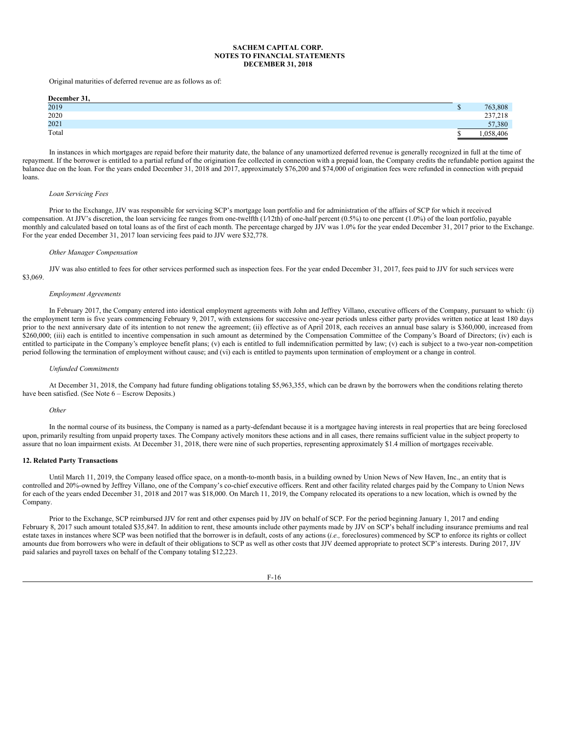Original maturities of deferred revenue are as follows as of:

| December 31, | | |
|---|---|---|
| 2019 | $ | 763,808 |
| 2020 | | 237,218 |
| 2021 | | 57,380 |
| Total | $ | 1,058,406 |

In instances in which mortgages are repaid before their maturity date, the balance of any unamortized deferred revenue is generally recognized in full at the time of repayment. If the borrower is entitled to a partial refund of the origination fee collected in connection with a prepaid loan, the Company credits the refundable portion against the balance due on the loan. For the years ended December 31, 2018 and 2017, approximately $76,200 and $74,000 of origination fees were refunded in connection with prepaid loans.

*Loan Servicing Fees*

Prior to the Exchange, JJV was responsible for servicing SCP's mortgage loan portfolio and for administration of the affairs of SCP for which it received compensation. At JJV's discretion, the loan servicing fee ranges from one-twelfth (1⁄12th) of one-half percent (0.5%) to one percent (1.0%) of the loan portfolio, payable monthly and calculated based on total loans as of the first of each month. The percentage charged by JJV was 1.0% for the year ended December 31, 2017 prior to the Exchange. For the year ended December 31, 2017 loan servicing fees paid to JJV were $32,778.

*Other Manager Compensation*

JJV was also entitled to fees for other services performed such as inspection fees. For the year ended December 31, 2017, fees paid to JJV for such services were $3,069.

*Employment Agreements*

In February 2017, the Company entered into identical employment agreements with John and Jeffrey Villano, executive officers of the Company, pursuant to which: (i) the employment term is five years commencing February 9, 2017, with extensions for successive one-year periods unless either party provides written notice at least 180 days prior to the next anniversary date of its intention to not renew the agreement; (ii) effective as of April 2018, each receives an annual base salary is $360,000, increased from $260,000; (iii) each is entitled to incentive compensation in such amount as determined by the Compensation Committee of the Company's Board of Directors; (iv) each is entitled to participate in the Company's employee benefit plans; (v) each is entitled to full indemnification permitted by law; (v) each is subject to a two-year non-competition period following the termination of employment without cause; and (vi) each is entitled to payments upon termination of employment or a change in control.

*Unfunded Commitments*

At December 31, 2018, the Company had future funding obligations totaling $5,963,355, which can be drawn by the borrowers when the conditions relating thereto have been satisfied. (See Note 6 – Escrow Deposits.)

*Other*

In the normal course of its business, the Company is named as a party-defendant because it is a mortgagee having interests in real properties that are being foreclosed upon, primarily resulting from unpaid property taxes. The Company actively monitors these actions and in all cases, there remains sufficient value in the subject property to assure that no loan impairment exists. At December 31, 2018, there were nine of such properties, representing approximately $1.4 million of mortgages receivable.

**12. Related Party Transactions**

Until March 11, 2019, the Company leased office space, on a month-to-month basis, in a building owned by Union News of New Haven, Inc., an entity that is controlled and 20%-owned by Jeffrey Villano, one of the Company's co-chief executive officers. Rent and other facility related charges paid by the Company to Union News for each of the years ended December 31, 2018 and 2017 was $18,000. On March 11, 2019, the Company relocated its operations to a new location, which is owned by the Company.

Prior to the Exchange, SCP reimbursed JJV for rent and other expenses paid by JJV on behalf of SCP. For the period beginning January 1, 2017 and ending February 8, 2017 such amount totaled $35,847. In addition to rent, these amounts include other payments made by JJV on SCP's behalf including insurance premiums and real estate taxes in instances where SCP was been notified that the borrower is in default, costs of any actions (*i.e.,* foreclosures) commenced by SCP to enforce its rights or collect amounts due from borrowers who were in default of their obligations to SCP as well as other costs that JJV deemed appropriate to protect SCP's interests. During 2017, JJV paid salaries and payroll taxes on behalf of the Company totaling $12,223.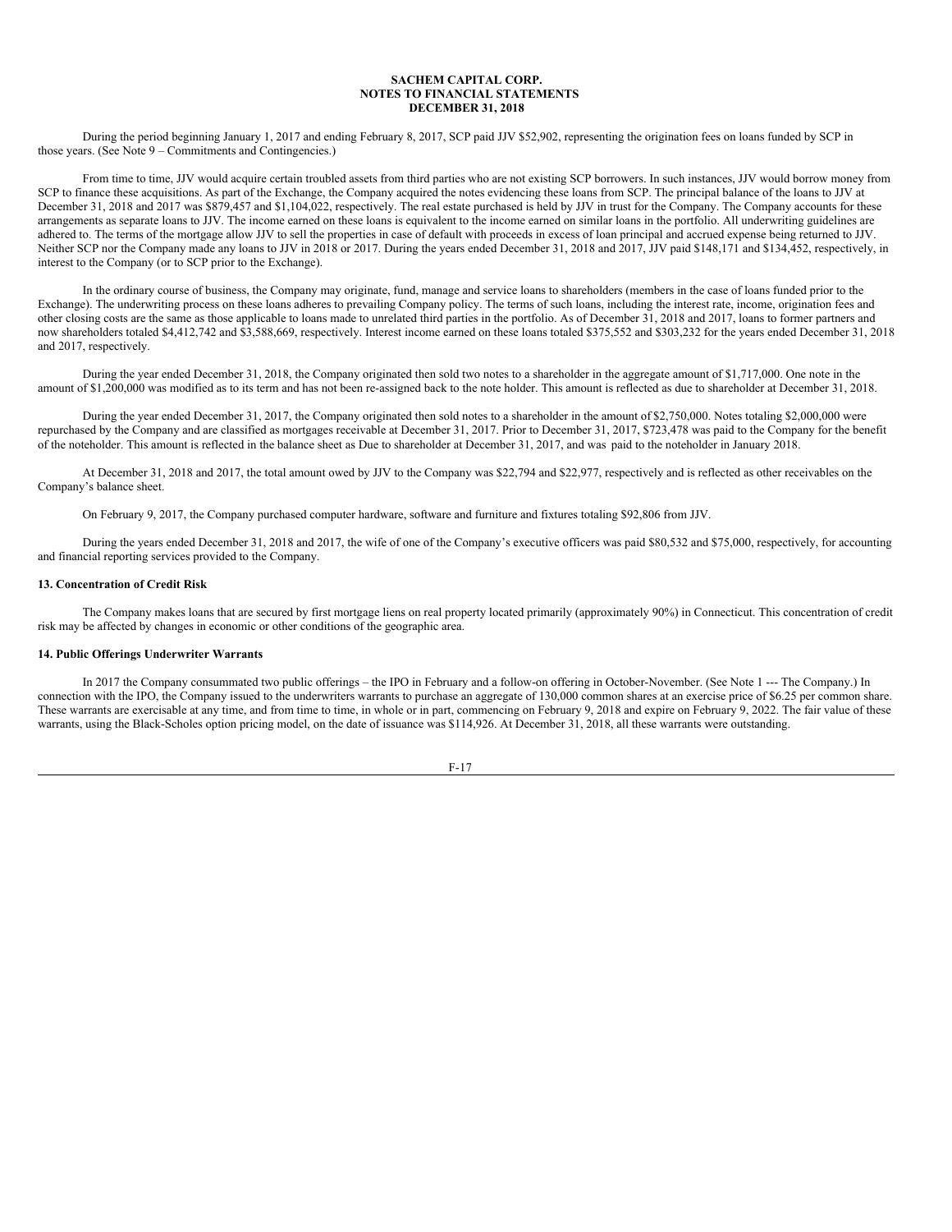During the period beginning January 1, 2017 and ending February 8, 2017, SCP paid JJV $52,902, representing the origination fees on loans funded by SCP in those years. (See Note 9 – Commitments and Contingencies.)

From time to time, JJV would acquire certain troubled assets from third parties who are not existing SCP borrowers. In such instances, JJV would borrow money from SCP to finance these acquisitions. As part of the Exchange, the Company acquired the notes evidencing these loans from SCP. The principal balance of the loans to JJV at December 31, 2018 and 2017 was $879,457 and $1,104,022, respectively. The real estate purchased is held by JJV in trust for the Company. The Company accounts for these arrangements as separate loans to JJV. The income earned on these loans is equivalent to the income earned on similar loans in the portfolio. All underwriting guidelines are adhered to. The terms of the mortgage allow JJV to sell the properties in case of default with proceeds in excess of loan principal and accrued expense being returned to JJV. Neither SCP nor the Company made any loans to JJV in 2018 or 2017. During the years ended December 31, 2018 and 2017, JJV paid $148,171 and $134,452, respectively, in interest to the Company (or to SCP prior to the Exchange).

In the ordinary course of business, the Company may originate, fund, manage and service loans to shareholders (members in the case of loans funded prior to the Exchange). The underwriting process on these loans adheres to prevailing Company policy. The terms of such loans, including the interest rate, income, origination fees and other closing costs are the same as those applicable to loans made to unrelated third parties in the portfolio. As of December 31, 2018 and 2017, loans to former partners and now shareholders totaled $4,412,742 and $3,588,669, respectively. Interest income earned on these loans totaled $375,552 and $303,232 for the years ended December 31, 2018 and 2017, respectively.

During the year ended December 31, 2018, the Company originated then sold two notes to a shareholder in the aggregate amount of $1,717,000. One note in the amount of $1,200,000 was modified as to its term and has not been re-assigned back to the note holder. This amount is reflected as due to shareholder at December 31, 2018.

During the year ended December 31, 2017, the Company originated then sold notes to a shareholder in the amount of $2,750,000. Notes totaling $2,000,000 were repurchased by the Company and are classified as mortgages receivable at December 31, 2017. Prior to December 31, 2017, $723,478 was paid to the Company for the benefit of the noteholder. This amount is reflected in the balance sheet as Due to shareholder at December 31, 2017, and was paid to the noteholder in January 2018.

At December 31, 2018 and 2017, the total amount owed by JJV to the Company was $22,794 and $22,977, respectively and is reflected as other receivables on the Company's balance sheet.

On February 9, 2017, the Company purchased computer hardware, software and furniture and fixtures totaling $92,806 from JJV.

During the years ended December 31, 2018 and 2017, the wife of one of the Company's executive officers was paid $80,532 and $75,000, respectively, for accounting and financial reporting services provided to the Company.

**13. Concentration of Credit Risk**

The Company makes loans that are secured by first mortgage liens on real property located primarily (approximately 90%) in Connecticut. This concentration of credit risk may be affected by changes in economic or other conditions of the geographic area.

**14. Public Offerings Underwriter Warrants**

In 2017 the Company consummated two public offerings – the IPO in February and a follow-on offering in October-November. (See Note 1 --- The Company.) In connection with the IPO, the Company issued to the underwriters warrants to purchase an aggregate of 130,000 common shares at an exercise price of $6.25 per common share. These warrants are exercisable at any time, and from time to time, in whole or in part, commencing on February 9, 2018 and expire on February 9, 2022. The fair value of these warrants, using the Black-Scholes option pricing model, on the date of issuance was $114,926. At December 31, 2018, all these warrants were outstanding.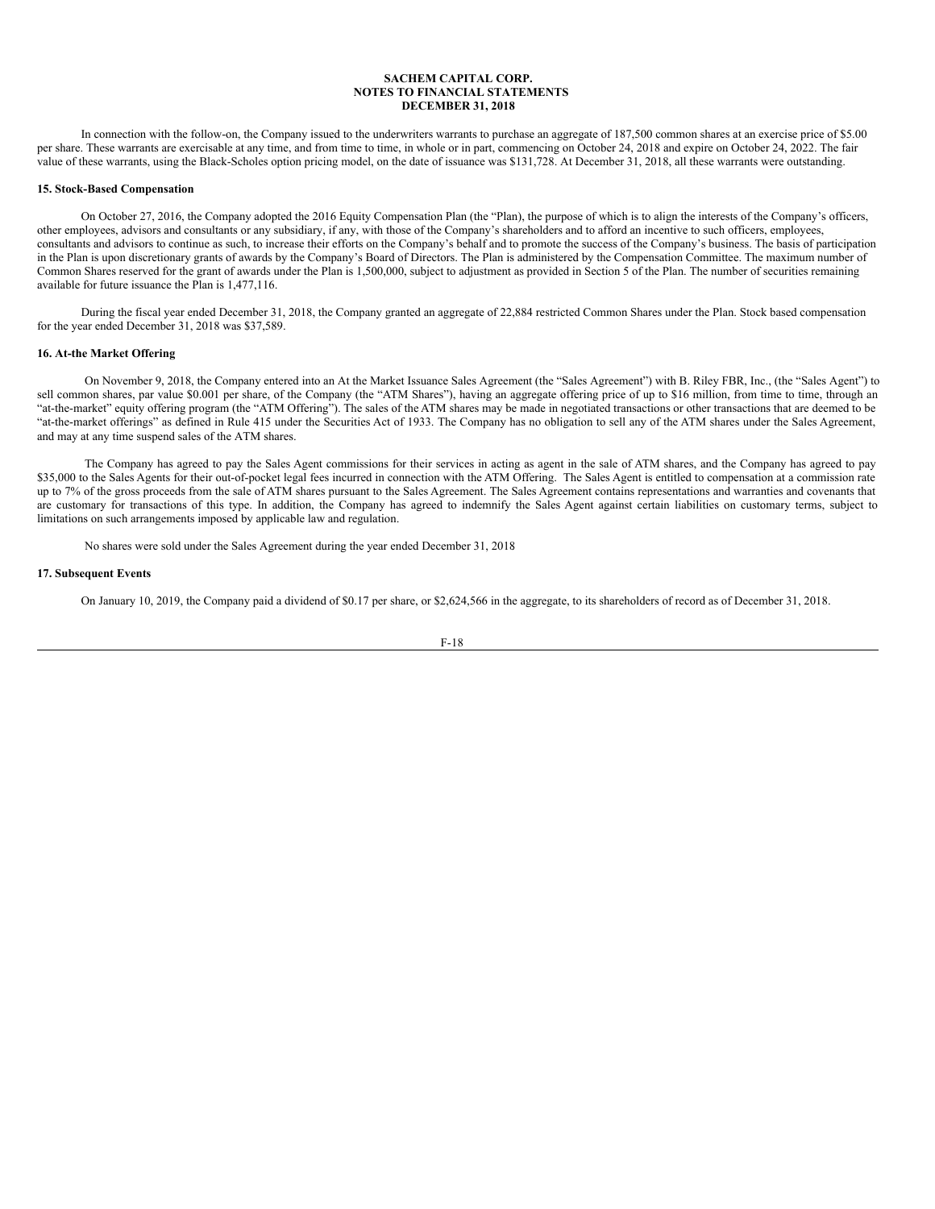In connection with the follow-on, the Company issued to the underwriters warrants to purchase an aggregate of 187,500 common shares at an exercise price of $5.00 per share. These warrants are exercisable at any time, and from time to time, in whole or in part, commencing on October 24, 2018 and expire on October 24, 2022. The fair value of these warrants, using the Black-Scholes option pricing model, on the date of issuance was $131,728. At December 31, 2018, all these warrants were outstanding.

**15. Stock-Based Compensation**

On October 27, 2016, the Company adopted the 2016 Equity Compensation Plan (the "Plan), the purpose of which is to align the interests of the Company's officers, other employees, advisors and consultants or any subsidiary, if any, with those of the Company's shareholders and to afford an incentive to such officers, employees, consultants and advisors to continue as such, to increase their efforts on the Company's behalf and to promote the success of the Company's business. The basis of participation in the Plan is upon discretionary grants of awards by the Company's Board of Directors. The Plan is administered by the Compensation Committee. The maximum number of Common Shares reserved for the grant of awards under the Plan is 1,500,000, subject to adjustment as provided in Section 5 of the Plan. The number of securities remaining available for future issuance the Plan is 1,477,116.

During the fiscal year ended December 31, 2018, the Company granted an aggregate of 22,884 restricted Common Shares under the Plan. Stock based compensation for the year ended December 31, 2018 was $37,589.

**16. At-the Market Offering**

On November 9, 2018, the Company entered into an At the Market Issuance Sales Agreement (the "Sales Agreement") with B. Riley FBR, Inc., (the "Sales Agent") to sell common shares, par value $0.001 per share, of the Company (the "ATM Shares"), having an aggregate offering price of up to $16 million, from time to time, through an "at-the-market" equity offering program (the "ATM Offering"). The sales of the ATM shares may be made in negotiated transactions or other transactions that are deemed to be "at-the-market offerings" as defined in Rule 415 under the Securities Act of 1933. The Company has no obligation to sell any of the ATM shares under the Sales Agreement, and may at any time suspend sales of the ATM shares.

The Company has agreed to pay the Sales Agent commissions for their services in acting as agent in the sale of ATM shares, and the Company has agreed to pay $35,000 to the Sales Agents for their out-of-pocket legal fees incurred in connection with the ATM Offering. The Sales Agent is entitled to compensation at a commission rate up to 7% of the gross proceeds from the sale of ATM shares pursuant to the Sales Agreement. The Sales Agreement contains representations and warranties and covenants that are customary for transactions of this type. In addition, the Company has agreed to indemnify the Sales Agent against certain liabilities on customary terms, subject to limitations on such arrangements imposed by applicable law and regulation.

No shares were sold under the Sales Agreement during the year ended December 31, 2018

**17. Subsequent Events**

On January 10, 2019, the Company paid a dividend of $0.17 per share, or $2,624,566 in the aggregate, to its shareholders of record as of December 31, 2018.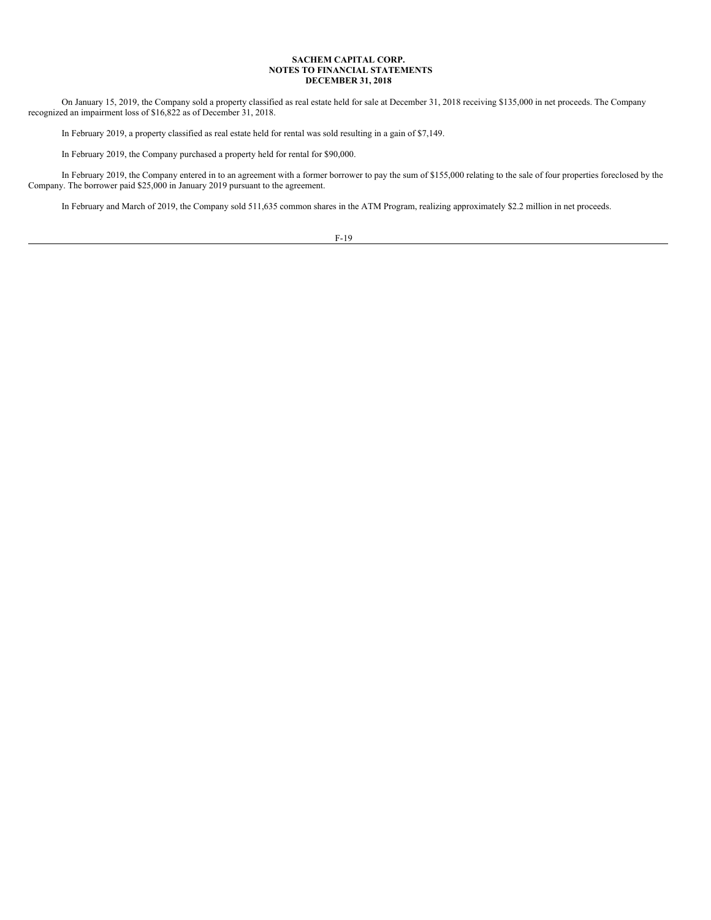On January 15, 2019, the Company sold a property classified as real estate held for sale at December 31, 2018 receiving $135,000 in net proceeds. The Company recognized an impairment loss of $16,822 as of December 31, 2018.

In February 2019, a property classified as real estate held for rental was sold resulting in a gain of $7,149.

In February 2019, the Company purchased a property held for rental for $90,000.

In February 2019, the Company entered in to an agreement with a former borrower to pay the sum of $155,000 relating to the sale of four properties foreclosed by the Company. The borrower paid $25,000 in January 2019 pursuant to the agreement.

In February and March of 2019, the Company sold 511,635 common shares in the ATM Program, realizing approximately $2.2 million in net proceeds.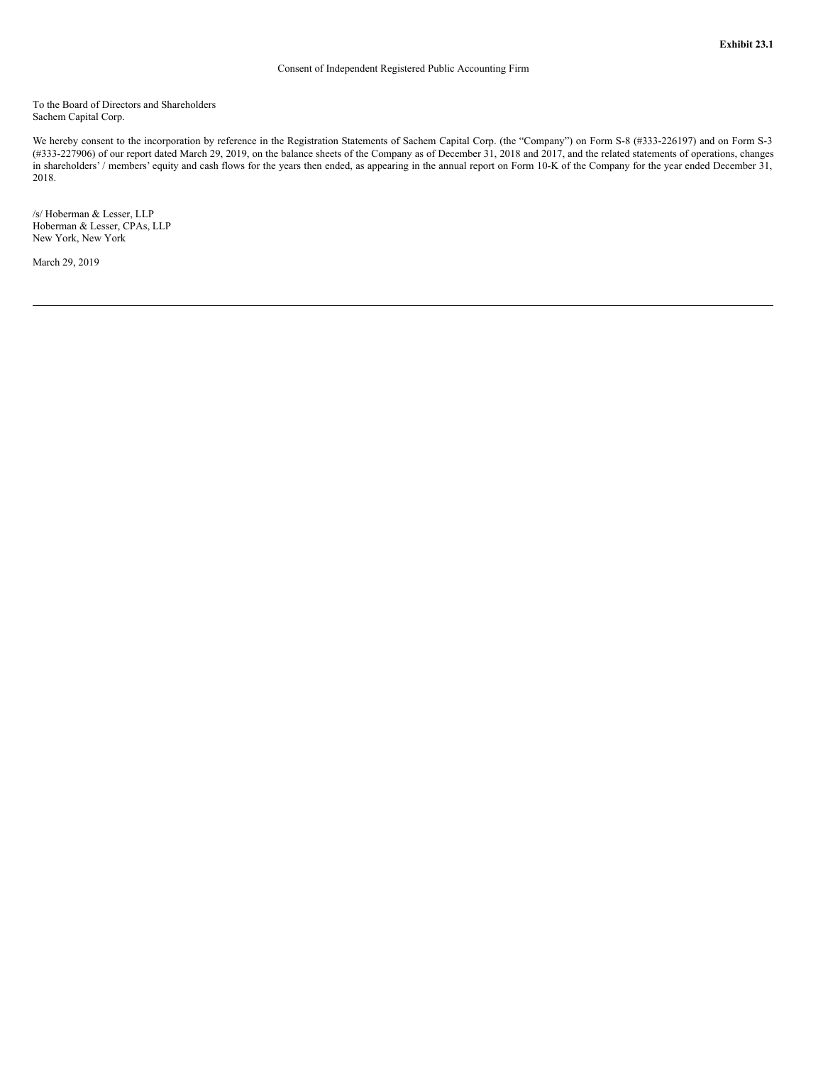**Exhibit 23.1**

Consent of Independent Registered Public Accounting Firm

To the Board of Directors and Shareholders
Sachem Capital Corp.

We hereby consent to the incorporation by reference in the Registration Statements of Sachem Capital Corp. (the "Company") on Form S-8 (#333-226197) and on Form S-3 (#333-227906) of our report dated March 29, 2019, on the balance sheets of the Company as of December 31, 2018 and 2017, and the related statements of operations, changes in shareholders' / members' equity and cash flows for the years then ended, as appearing in the annual report on Form 10-K of the Company for the year ended December 31, 2018.

/s/ Hoberman & Lesser, LLP
Hoberman & Lesser, CPAs, LLP
New York, New York

March 29, 2019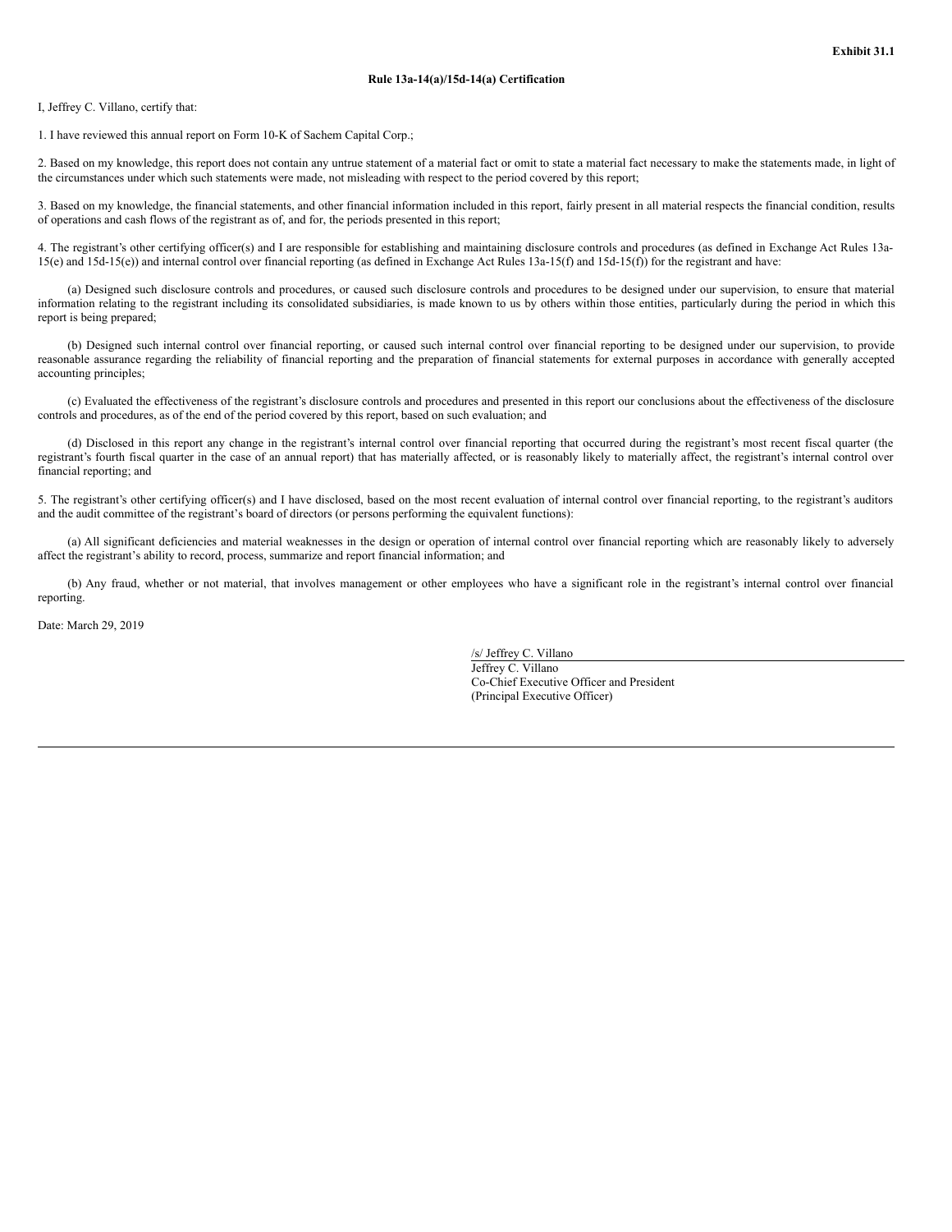**Exhibit 31.1**

**Rule 13a-14(a)/15d-14(a) Certification**

I, Jeffrey C. Villano, certify that:

1. I have reviewed this annual report on Form 10-K of Sachem Capital Corp.;

2. Based on my knowledge, this report does not contain any untrue statement of a material fact or omit to state a material fact necessary to make the statements made, in light of the circumstances under which such statements were made, not misleading with respect to the period covered by this report;

3. Based on my knowledge, the financial statements, and other financial information included in this report, fairly present in all material respects the financial condition, results of operations and cash flows of the registrant as of, and for, the periods presented in this report;

4. The registrant's other certifying officer(s) and I are responsible for establishing and maintaining disclosure controls and procedures (as defined in Exchange Act Rules 13a-15(e) and 15d-15(e)) and internal control over financial reporting (as defined in Exchange Act Rules 13a-15(f) and 15d-15(f)) for the registrant and have:

(a) Designed such disclosure controls and procedures, or caused such disclosure controls and procedures to be designed under our supervision, to ensure that material information relating to the registrant including its consolidated subsidiaries, is made known to us by others within those entities, particularly during the period in which this report is being prepared;

(b) Designed such internal control over financial reporting, or caused such internal control over financial reporting to be designed under our supervision, to provide reasonable assurance regarding the reliability of financial reporting and the preparation of financial statements for external purposes in accordance with generally accepted accounting principles;

(c) Evaluated the effectiveness of the registrant's disclosure controls and procedures and presented in this report our conclusions about the effectiveness of the disclosure controls and procedures, as of the end of the period covered by this report, based on such evaluation; and

(d) Disclosed in this report any change in the registrant's internal control over financial reporting that occurred during the registrant's most recent fiscal quarter (the registrant's fourth fiscal quarter in the case of an annual report) that has materially affected, or is reasonably likely to materially affect, the registrant's internal control over financial reporting; and

5. The registrant's other certifying officer(s) and I have disclosed, based on the most recent evaluation of internal control over financial reporting, to the registrant's auditors and the audit committee of the registrant's board of directors (or persons performing the equivalent functions):

(a) All significant deficiencies and material weaknesses in the design or operation of internal control over financial reporting which are reasonably likely to adversely affect the registrant's ability to record, process, summarize and report financial information; and

(b) Any fraud, whether or not material, that involves management or other employees who have a significant role in the registrant's internal control over financial reporting.

Date: March 29, 2019

/s/ Jeffrey C. Villano
Jeffrey C. Villano
Co-Chief Executive Officer and President
(Principal Executive Officer)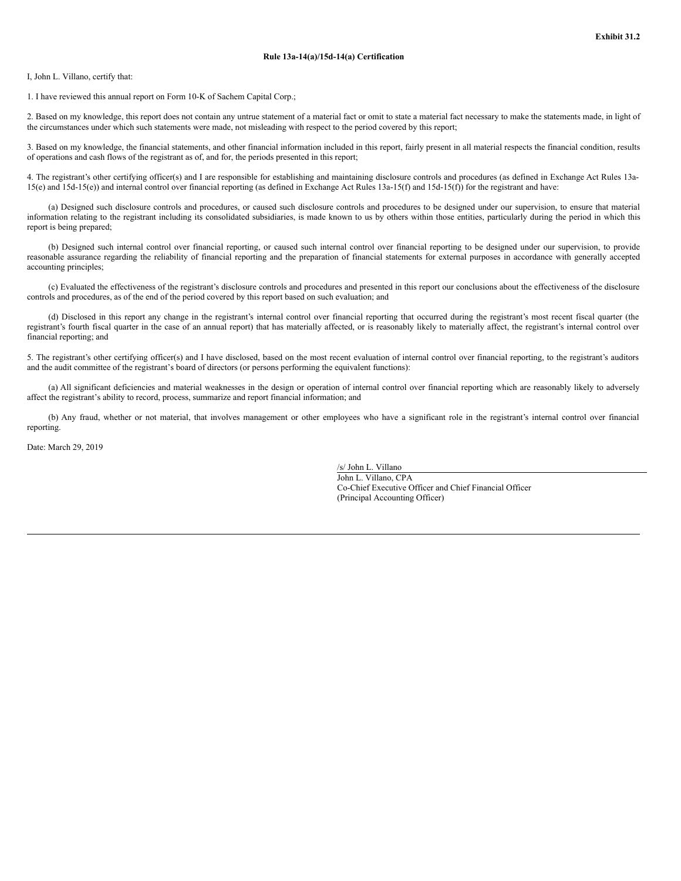**Exhibit 31.2**

**Rule 13a-14(a)/15d-14(a) Certification**

I, John L. Villano, certify that:

1. I have reviewed this annual report on Form 10-K of Sachem Capital Corp.;

2. Based on my knowledge, this report does not contain any untrue statement of a material fact or omit to state a material fact necessary to make the statements made, in light of the circumstances under which such statements were made, not misleading with respect to the period covered by this report;

3. Based on my knowledge, the financial statements, and other financial information included in this report, fairly present in all material respects the financial condition, results of operations and cash flows of the registrant as of, and for, the periods presented in this report;

4. The registrant's other certifying officer(s) and I are responsible for establishing and maintaining disclosure controls and procedures (as defined in Exchange Act Rules 13a-15(e) and 15d-15(e)) and internal control over financial reporting (as defined in Exchange Act Rules 13a-15(f) and 15d-15(f)) for the registrant and have:

(a) Designed such disclosure controls and procedures, or caused such disclosure controls and procedures to be designed under our supervision, to ensure that material information relating to the registrant including its consolidated subsidiaries, is made known to us by others within those entities, particularly during the period in which this report is being prepared;

(b) Designed such internal control over financial reporting, or caused such internal control over financial reporting to be designed under our supervision, to provide reasonable assurance regarding the reliability of financial reporting and the preparation of financial statements for external purposes in accordance with generally accepted accounting principles;

(c) Evaluated the effectiveness of the registrant's disclosure controls and procedures and presented in this report our conclusions about the effectiveness of the disclosure controls and procedures, as of the end of the period covered by this report based on such evaluation; and

(d) Disclosed in this report any change in the registrant's internal control over financial reporting that occurred during the registrant's most recent fiscal quarter (the registrant's fourth fiscal quarter in the case of an annual report) that has materially affected, or is reasonably likely to materially affect, the registrant's internal control over financial reporting; and

5. The registrant's other certifying officer(s) and I have disclosed, based on the most recent evaluation of internal control over financial reporting, to the registrant's auditors and the audit committee of the registrant's board of directors (or persons performing the equivalent functions):

(a) All significant deficiencies and material weaknesses in the design or operation of internal control over financial reporting which are reasonably likely to adversely affect the registrant's ability to record, process, summarize and report financial information; and

(b) Any fraud, whether or not material, that involves management or other employees who have a significant role in the registrant's internal control over financial reporting.

Date: March 29, 2019

/s/ John L. Villano

John L. Villano, CPA
Co-Chief Executive Officer and Chief Financial Officer
(Principal Accounting Officer)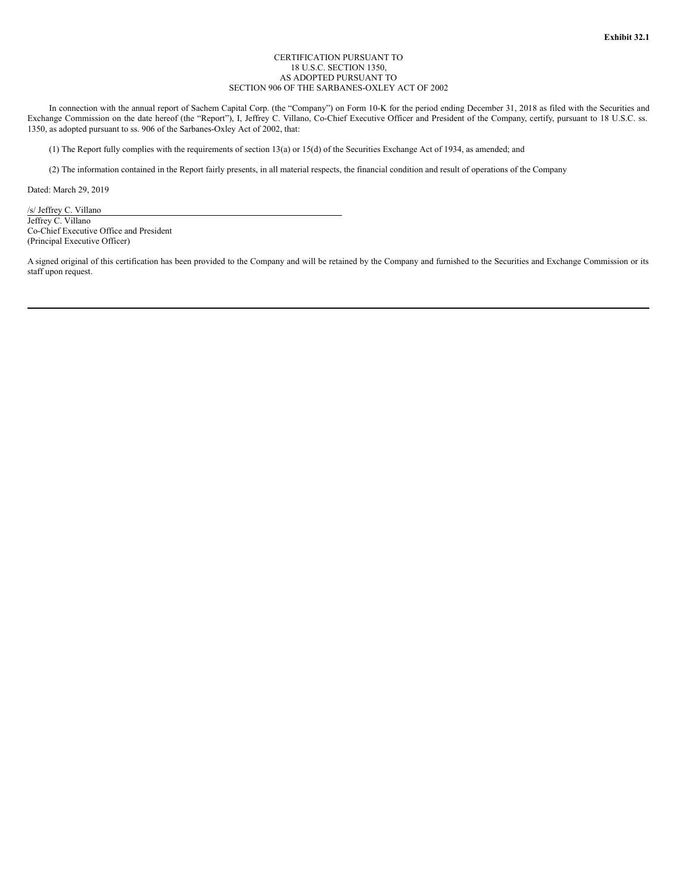**Exhibit 32.1**

CERTIFICATION PURSUANT TO
18 U.S.C. SECTION 1350,
AS ADOPTED PURSUANT TO
SECTION 906 OF THE SARBANES-OXLEY ACT OF 2002

In connection with the annual report of Sachem Capital Corp. (the "Company") on Form 10-K for the period ending December 31, 2018 as filed with the Securities and Exchange Commission on the date hereof (the "Report"), I, Jeffrey C. Villano, Co-Chief Executive Officer and President of the Company, certify, pursuant to 18 U.S.C. ss. 1350, as adopted pursuant to ss. 906 of the Sarbanes-Oxley Act of 2002, that:

(1) The Report fully complies with the requirements of section 13(a) or 15(d) of the Securities Exchange Act of 1934, as amended; and

(2) The information contained in the Report fairly presents, in all material respects, the financial condition and result of operations of the Company

Dated: March 29, 2019

/s/ Jeffrey C. Villano
Jeffrey C. Villano
Co-Chief Executive Office and President
(Principal Executive Officer)

A signed original of this certification has been provided to the Company and will be retained by the Company and furnished to the Securities and Exchange Commission or its staff upon request.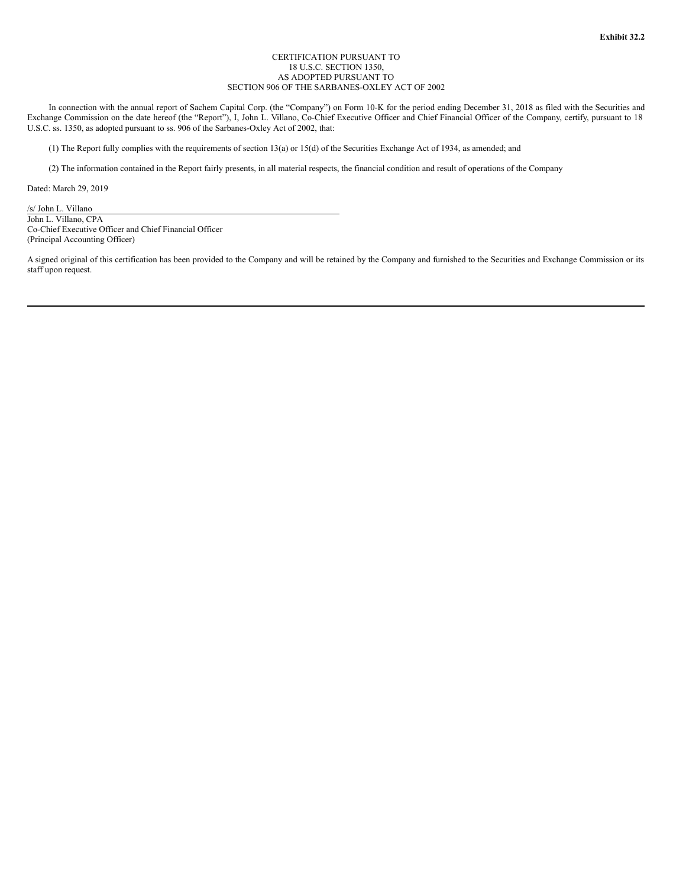**Exhibit 32.2**

CERTIFICATION PURSUANT TO
18 U.S.C. SECTION 1350,
AS ADOPTED PURSUANT TO
SECTION 906 OF THE SARBANES-OXLEY ACT OF 2002

In connection with the annual report of Sachem Capital Corp. (the "Company") on Form 10-K for the period ending December 31, 2018 as filed with the Securities and Exchange Commission on the date hereof (the "Report"), I, John L. Villano, Co-Chief Executive Officer and Chief Financial Officer of the Company, certify, pursuant to 18 U.S.C. ss. 1350, as adopted pursuant to ss. 906 of the Sarbanes-Oxley Act of 2002, that:

(1) The Report fully complies with the requirements of section 13(a) or 15(d) of the Securities Exchange Act of 1934, as amended; and

(2) The information contained in the Report fairly presents, in all material respects, the financial condition and result of operations of the Company

Dated: March 29, 2019

/s/ John L. Villano
John L. Villano, CPA
Co-Chief Executive Officer and Chief Financial Officer
(Principal Accounting Officer)

A signed original of this certification has been provided to the Company and will be retained by the Company and furnished to the Securities and Exchange Commission or its staff upon request.